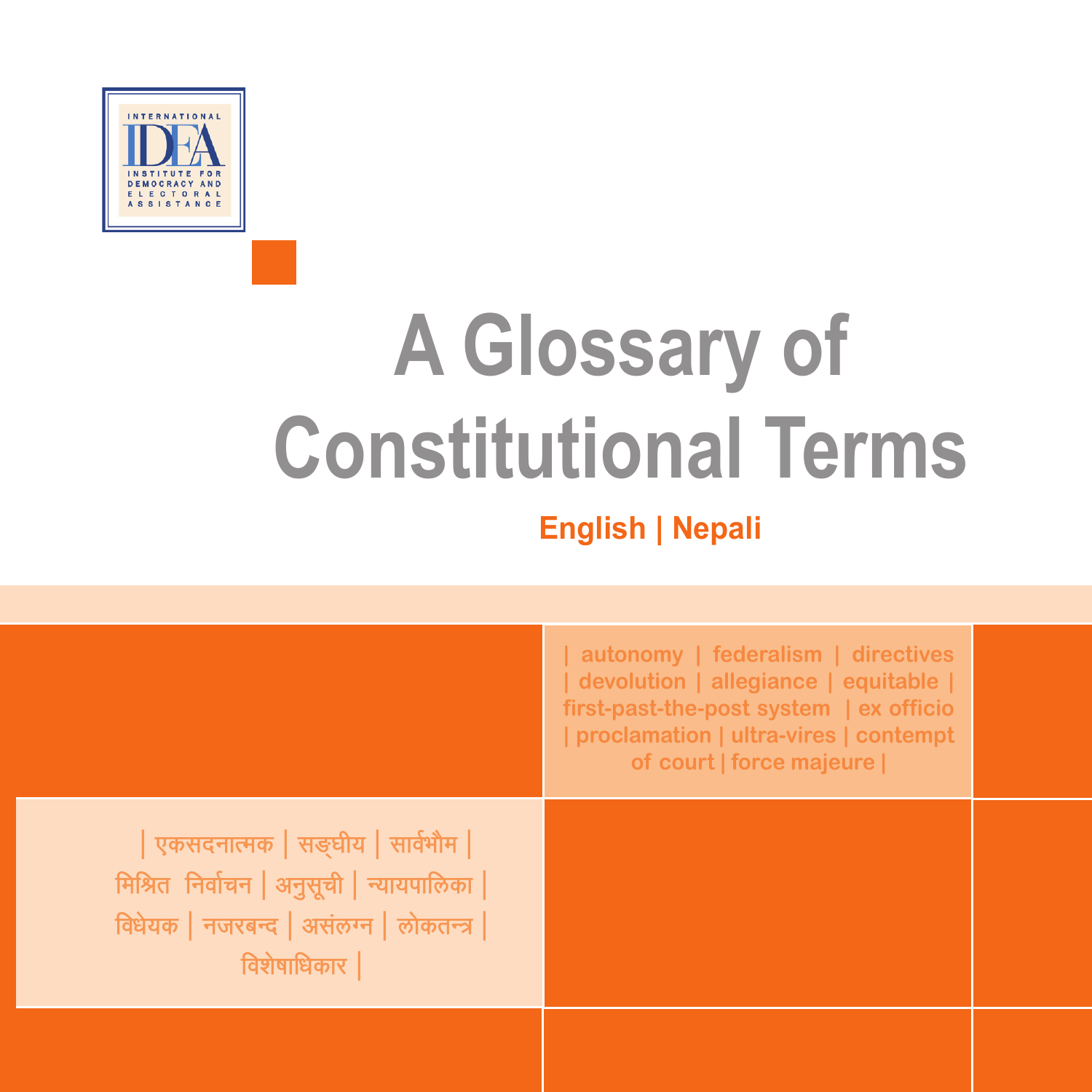INTERNATIONAL IDEA INSTITUTE FOR DEMOCRACY AND ELECTORAL ASSISTANCE

# A Glossary of Constitutional Terms

**English | Nepali**

| autonomy | federalism | directives | devolution | allegiance | equitable | first-past-the-post system | ex officio | proclamation | ultra-vires | contempt of court | force majeure |

| एकसदनात्मक | सङ्घीय | सार्वभौम | मिश्रित निर्वाचन | अनुसूची | न्यायपालिका | विधेयक | नजरबन्द | असंलग्न | लोकतन्त्र | विशेषाधिकार |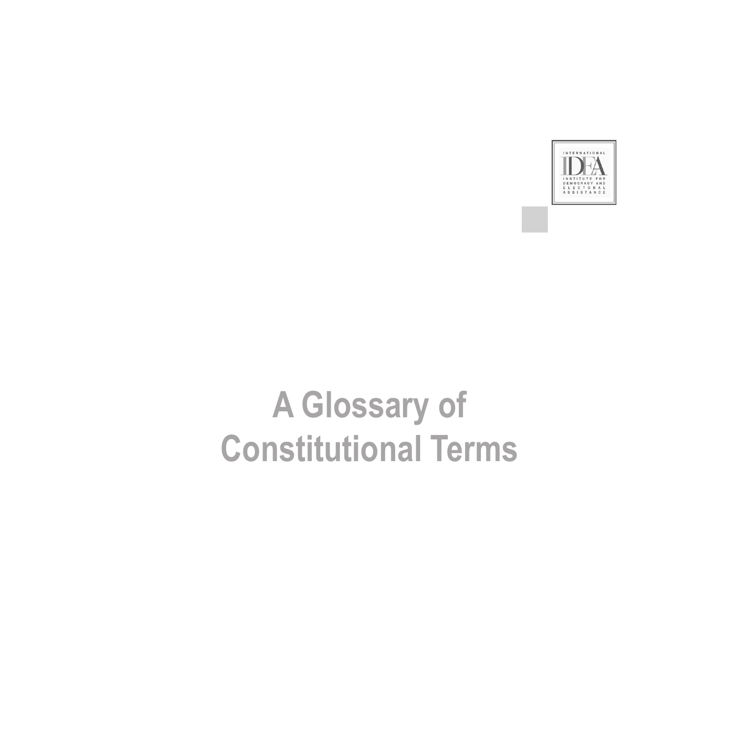INTERNATIONAL IDEA INSTITUTE FOR DEMOCRACY AND ELECTORAL ASSISTANCE

# A Glossary of Constitutional Terms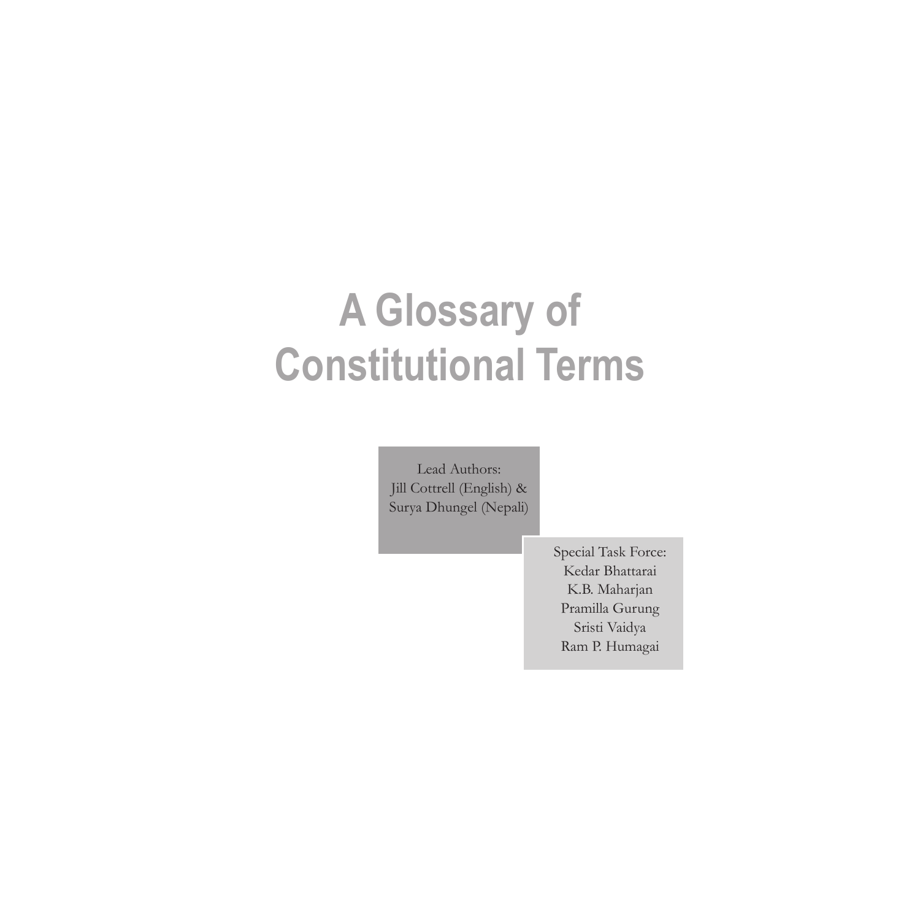# A Glossary of Constitutional Terms

Lead Authors:
Jill Cottrell (English) &
Surya Dhungel (Nepali)

Special Task Force:
Kedar Bhattarai
K.B. Maharjan
Pramilla Gurung
Sristi Vaidya
Ram P. Humagai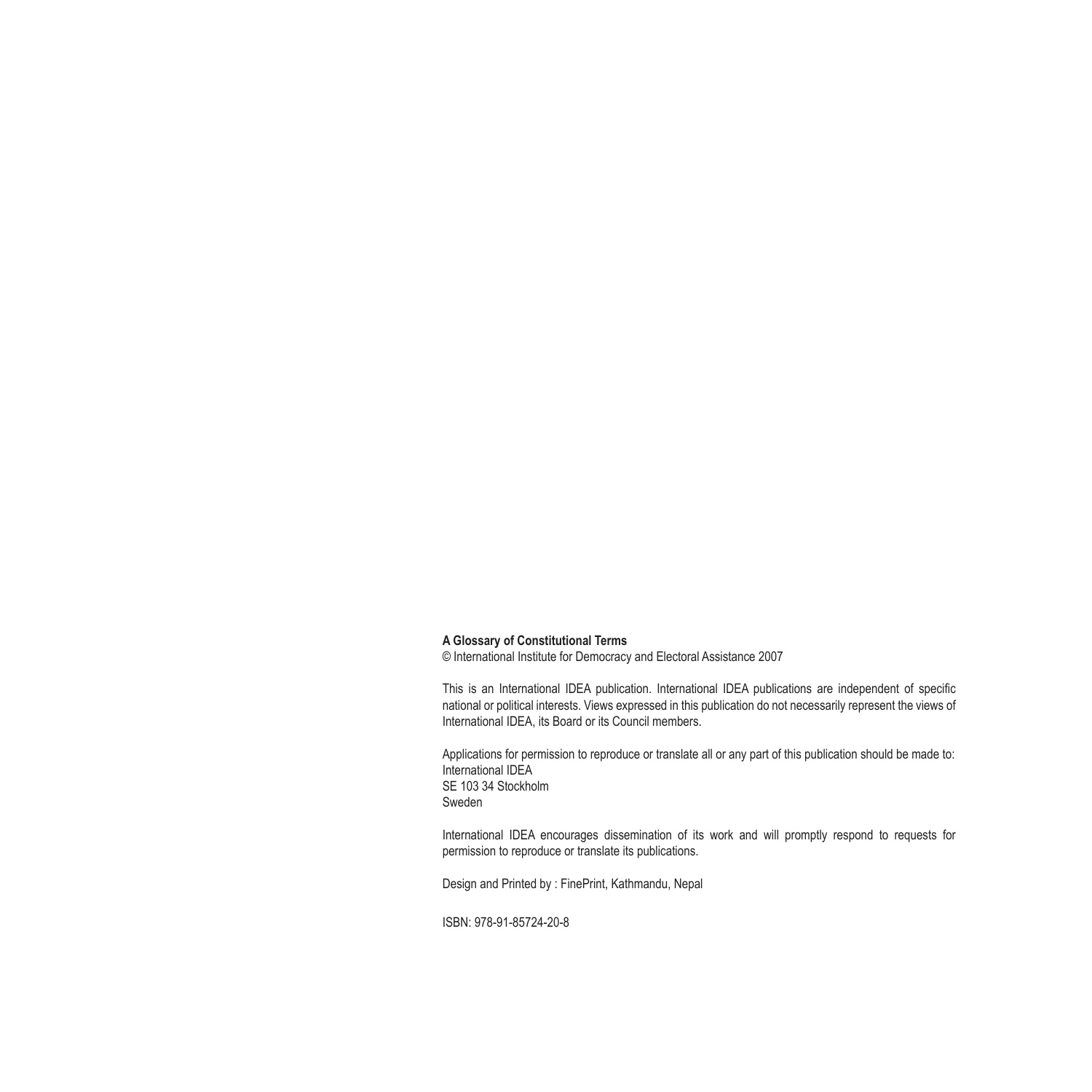**A Glossary of Constitutional Terms**
© International Institute for Democracy and Electoral Assistance 2007

This is an International IDEA publication. International IDEA publications are independent of specific national or political interests. Views expressed in this publication do not necessarily represent the views of International IDEA, its Board or its Council members.

Applications for permission to reproduce or translate all or any part of this publication should be made to:
International IDEA
SE 103 34 Stockholm
Sweden

International IDEA encourages dissemination of its work and will promptly respond to requests for permission to reproduce or translate its publications.

Design and Printed by : FinePrint, Kathmandu, Nepal

ISBN: 978-91-85724-20-8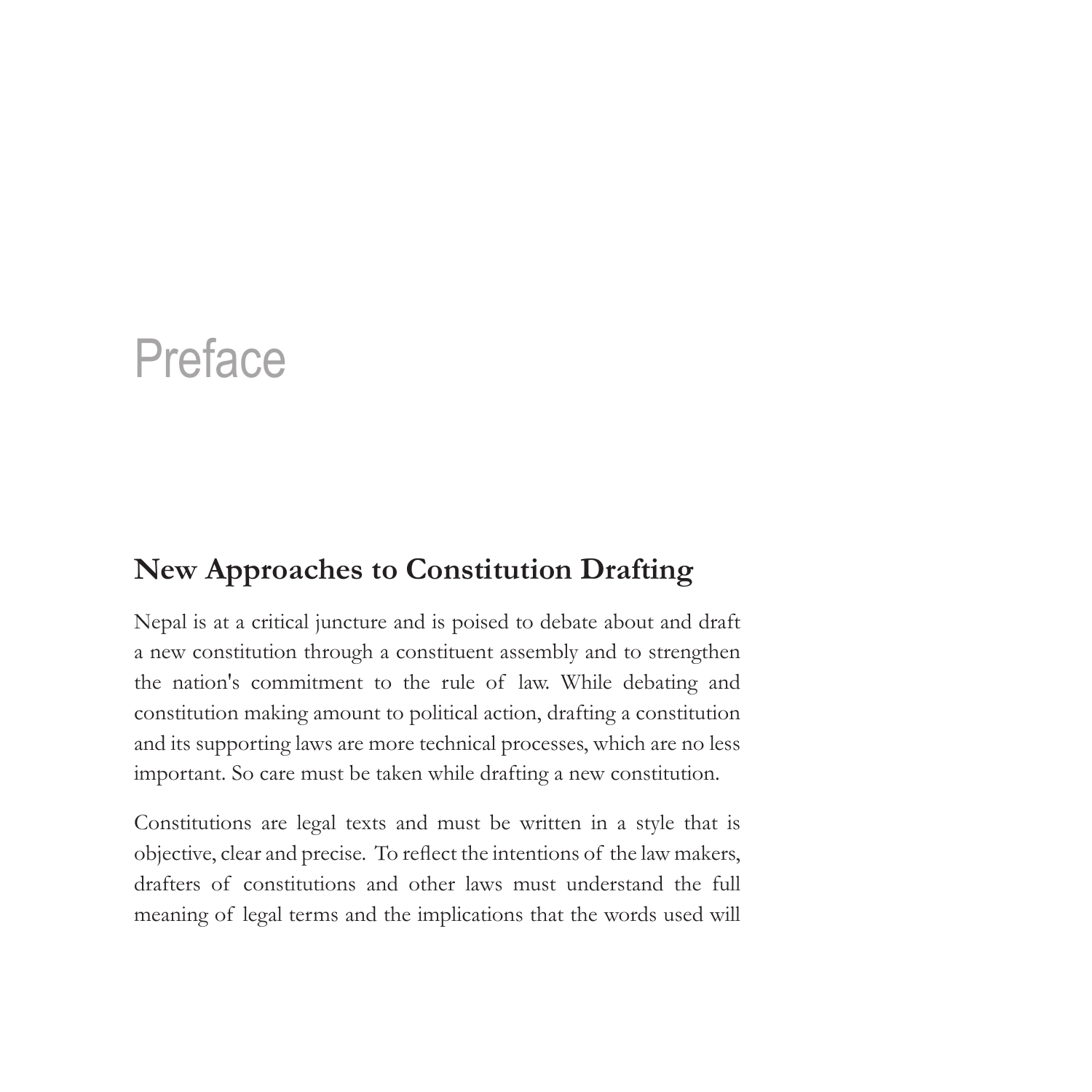# Preface

## New Approaches to Constitution Drafting

Nepal is at a critical juncture and is poised to debate about and draft a new constitution through a constituent assembly and to strengthen the nation's commitment to the rule of law. While debating and constitution making amount to political action, drafting a constitution and its supporting laws are more technical processes, which are no less important. So care must be taken while drafting a new constitution.

Constitutions are legal texts and must be written in a style that is objective, clear and precise. To reflect the intentions of the law makers, drafters of constitutions and other laws must understand the full meaning of legal terms and the implications that the words used will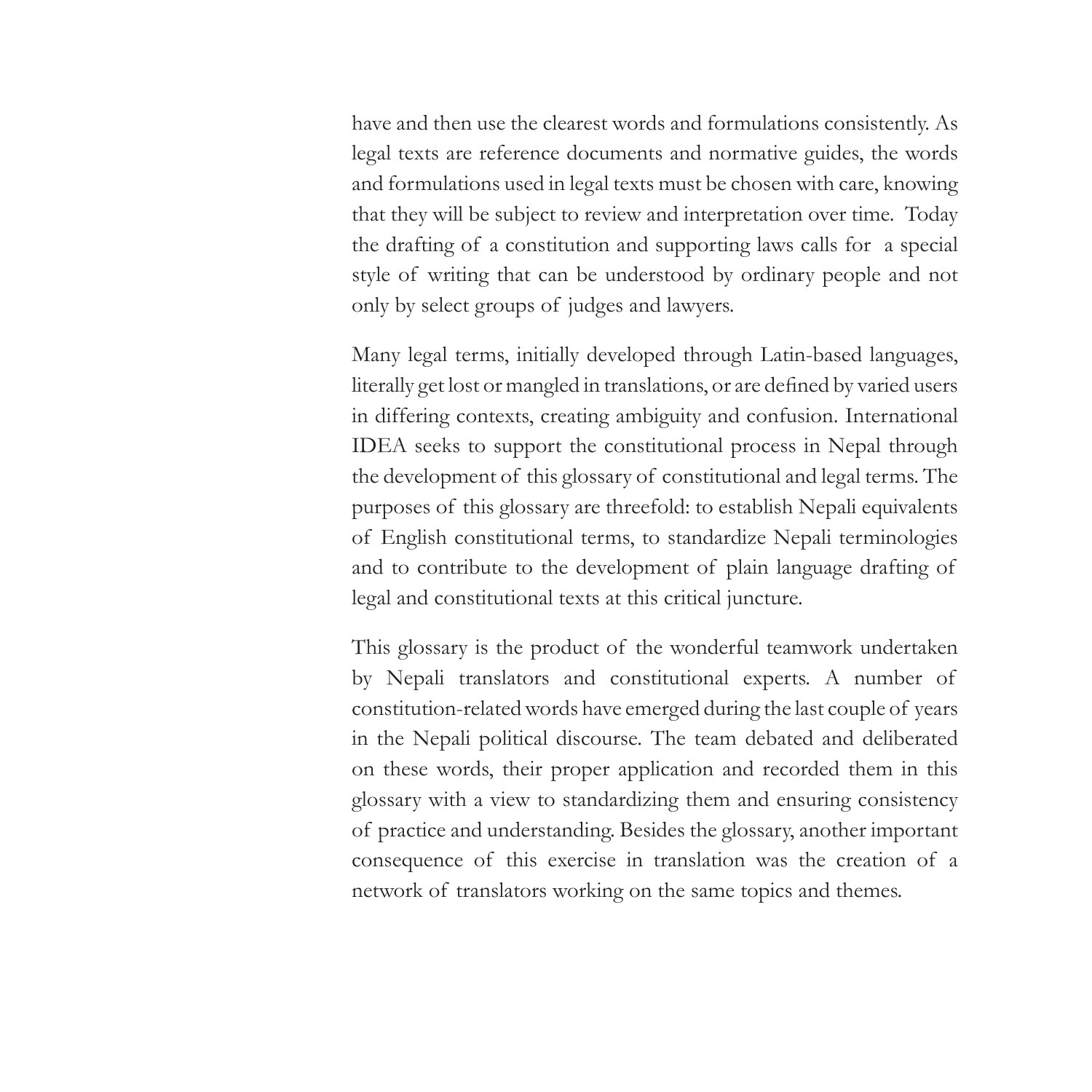have and then use the clearest words and formulations consistently. As legal texts are reference documents and normative guides, the words and formulations used in legal texts must be chosen with care, knowing that they will be subject to review and interpretation over time. Today the drafting of a constitution and supporting laws calls for a special style of writing that can be understood by ordinary people and not only by select groups of judges and lawyers.

Many legal terms, initially developed through Latin-based languages, literally get lost or mangled in translations, or are defined by varied users in differing contexts, creating ambiguity and confusion. International IDEA seeks to support the constitutional process in Nepal through the development of this glossary of constitutional and legal terms. The purposes of this glossary are threefold: to establish Nepali equivalents of English constitutional terms, to standardize Nepali terminologies and to contribute to the development of plain language drafting of legal and constitutional texts at this critical juncture.

This glossary is the product of the wonderful teamwork undertaken by Nepali translators and constitutional experts. A number of constitution-related words have emerged during the last couple of years in the Nepali political discourse. The team debated and deliberated on these words, their proper application and recorded them in this glossary with a view to standardizing them and ensuring consistency of practice and understanding. Besides the glossary, another important consequence of this exercise in translation was the creation of a network of translators working on the same topics and themes.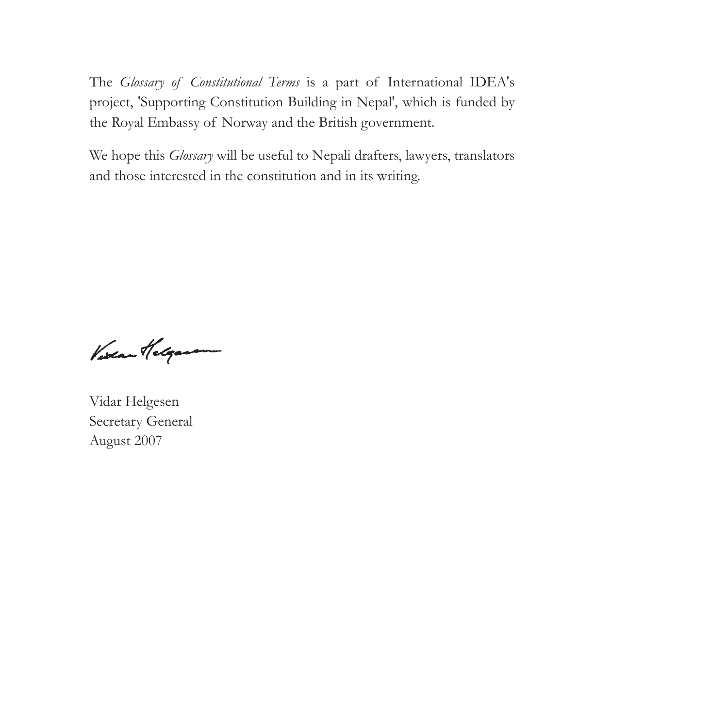The *Glossary of Constitutional Terms* is a part of International IDEA's project, 'Supporting Constitution Building in Nepal', which is funded by the Royal Embassy of Norway and the British government.

We hope this *Glossary* will be useful to Nepali drafters, lawyers, translators and those interested in the constitution and in its writing.

Vidar Helgesen
Secretary General
August 2007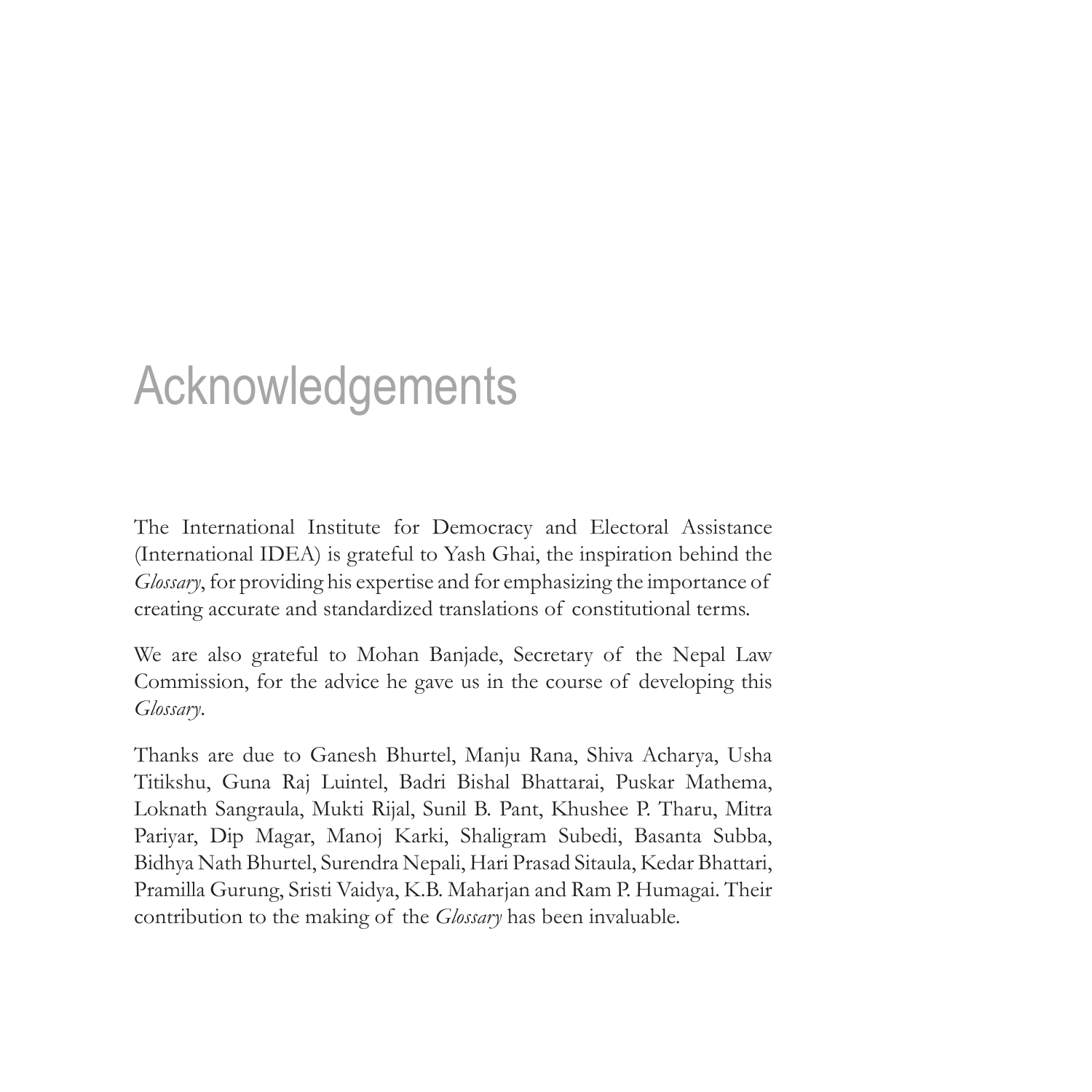# Acknowledgements

The International Institute for Democracy and Electoral Assistance (International IDEA) is grateful to Yash Ghai, the inspiration behind the *Glossary*, for providing his expertise and for emphasizing the importance of creating accurate and standardized translations of constitutional terms.

We are also grateful to Mohan Banjade, Secretary of the Nepal Law Commission, for the advice he gave us in the course of developing this *Glossary*.

Thanks are due to Ganesh Bhurtel, Manju Rana, Shiva Acharya, Usha Titikshu, Guna Raj Luintel, Badri Bishal Bhattarai, Puskar Mathema, Loknath Sangraula, Mukti Rijal, Sunil B. Pant, Khushee P. Tharu, Mitra Pariyar, Dip Magar, Manoj Karki, Shaligram Subedi, Basanta Subba, Bidhya Nath Bhurtel, Surendra Nepali, Hari Prasad Sitaula, Kedar Bhattari, Pramilla Gurung, Sristi Vaidya, K.B. Maharjan and Ram P. Humagai. Their contribution to the making of the *Glossary* has been invaluable.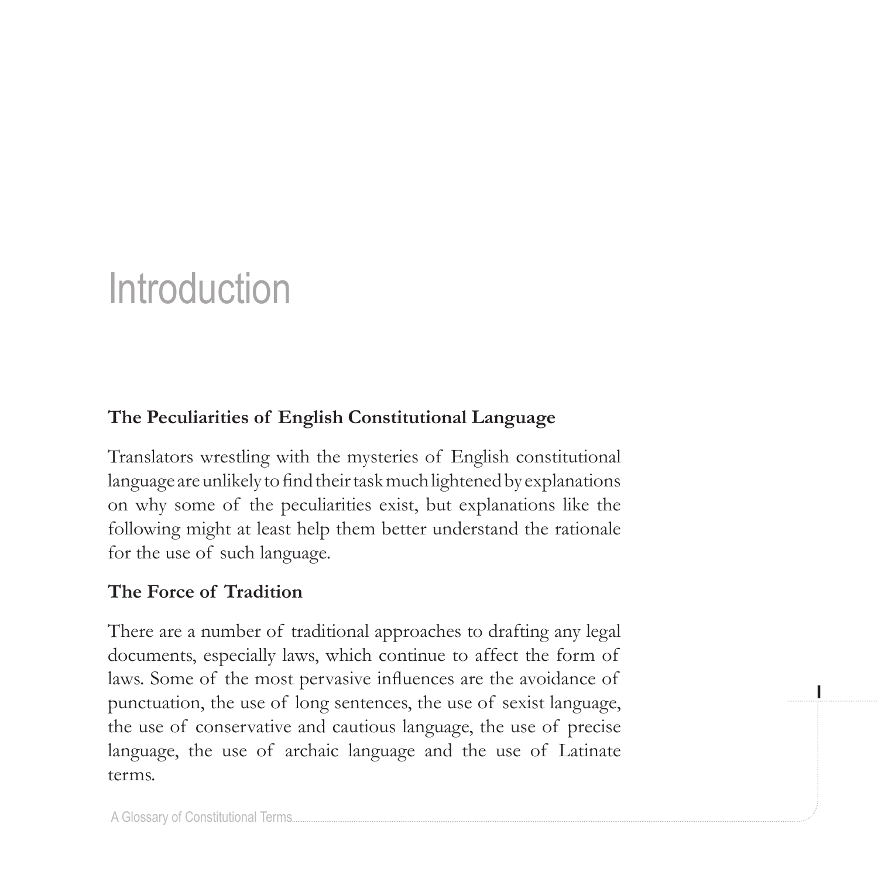# Introduction

## The Peculiarities of English Constitutional Language

Translators wrestling with the mysteries of English constitutional language are unlikely to find their task much lightened by explanations on why some of the peculiarities exist, but explanations like the following might at least help them better understand the rationale for the use of such language.

## The Force of Tradition

There are a number of traditional approaches to drafting any legal documents, especially laws, which continue to affect the form of laws. Some of the most pervasive influences are the avoidance of punctuation, the use of long sentences, the use of sexist language, the use of conservative and cautious language, the use of precise language, the use of archaic language and the use of Latinate terms.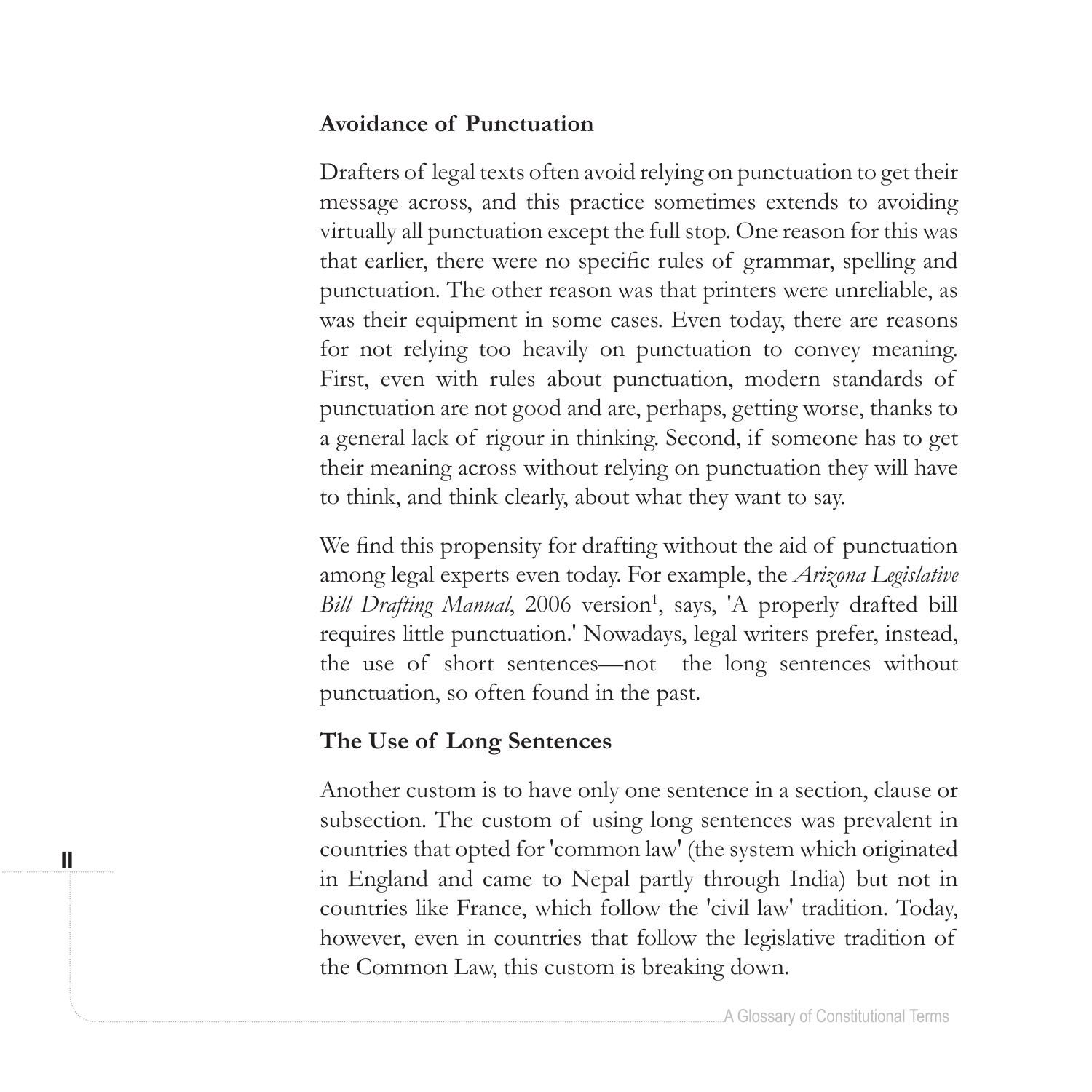## Avoidance of Punctuation

Drafters of legal texts often avoid relying on punctuation to get their message across, and this practice sometimes extends to avoiding virtually all punctuation except the full stop. One reason for this was that earlier, there were no specific rules of grammar, spelling and punctuation. The other reason was that printers were unreliable, as was their equipment in some cases. Even today, there are reasons for not relying too heavily on punctuation to convey meaning. First, even with rules about punctuation, modern standards of punctuation are not good and are, perhaps, getting worse, thanks to a general lack of rigour in thinking. Second, if someone has to get their meaning across without relying on punctuation they will have to think, and think clearly, about what they want to say.

We find this propensity for drafting without the aid of punctuation among legal experts even today. For example, the *Arizona Legislative Bill Drafting Manual*, 2006 version[1], says, 'A properly drafted bill requires little punctuation.' Nowadays, legal writers prefer, instead, the use of short sentences—not the long sentences without punctuation, so often found in the past.

## The Use of Long Sentences

Another custom is to have only one sentence in a section, clause or subsection. The custom of using long sentences was prevalent in countries that opted for 'common law' (the system which originated in England and came to Nepal partly through India) but not in countries like France, which follow the 'civil law' tradition. Today, however, even in countries that follow the legislative tradition of the Common Law, this custom is breaking down.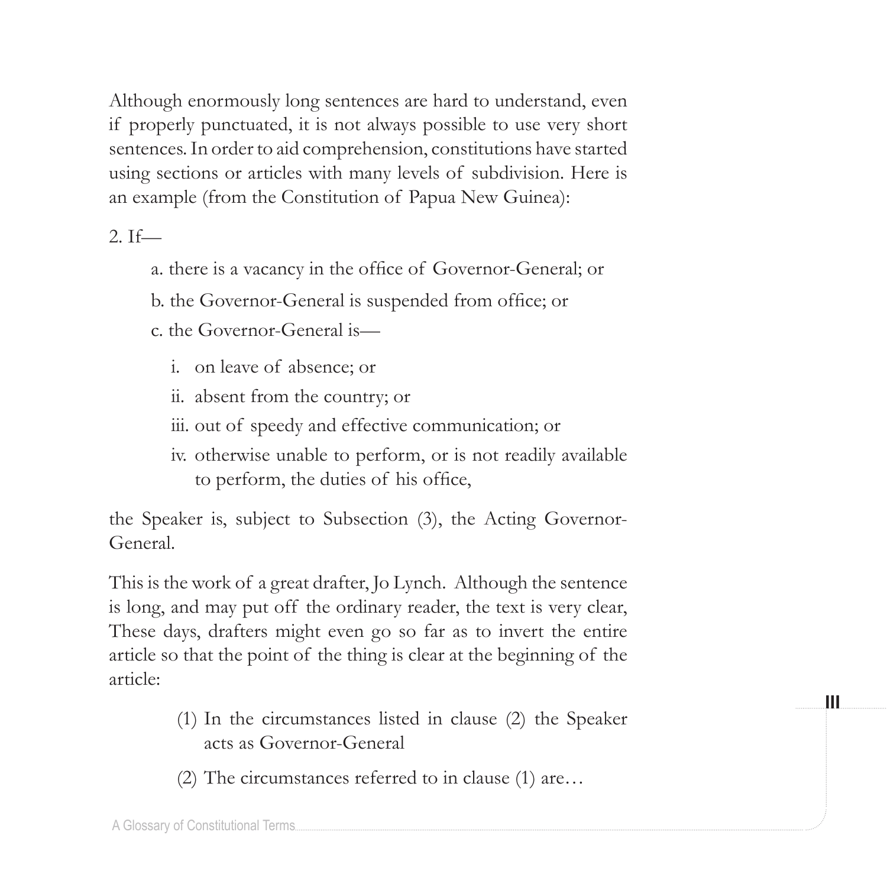Although enormously long sentences are hard to understand, even if properly punctuated, it is not always possible to use very short sentences. In order to aid comprehension, constitutions have started using sections or articles with many levels of subdivision. Here is an example (from the Constitution of Papua New Guinea):

2. If—

> a. there is a vacancy in the office of Governor-General; or
>
> b. the Governor-General is suspended from office; or
>
> c. the Governor-General is—
>
> > i. on leave of absence; or
> >
> > ii. absent from the country; or
> >
> > iii. out of speedy and effective communication; or
> >
> > iv. otherwise unable to perform, or is not readily available to perform, the duties of his office,

the Speaker is, subject to Subsection (3), the Acting Governor-General.

This is the work of a great drafter, Jo Lynch. Although the sentence is long, and may put off the ordinary reader, the text is very clear, These days, drafters might even go so far as to invert the entire article so that the point of the thing is clear at the beginning of the article:

> (1) In the circumstances listed in clause (2) the Speaker acts as Governor-General
>
> (2) The circumstances referred to in clause (1) are…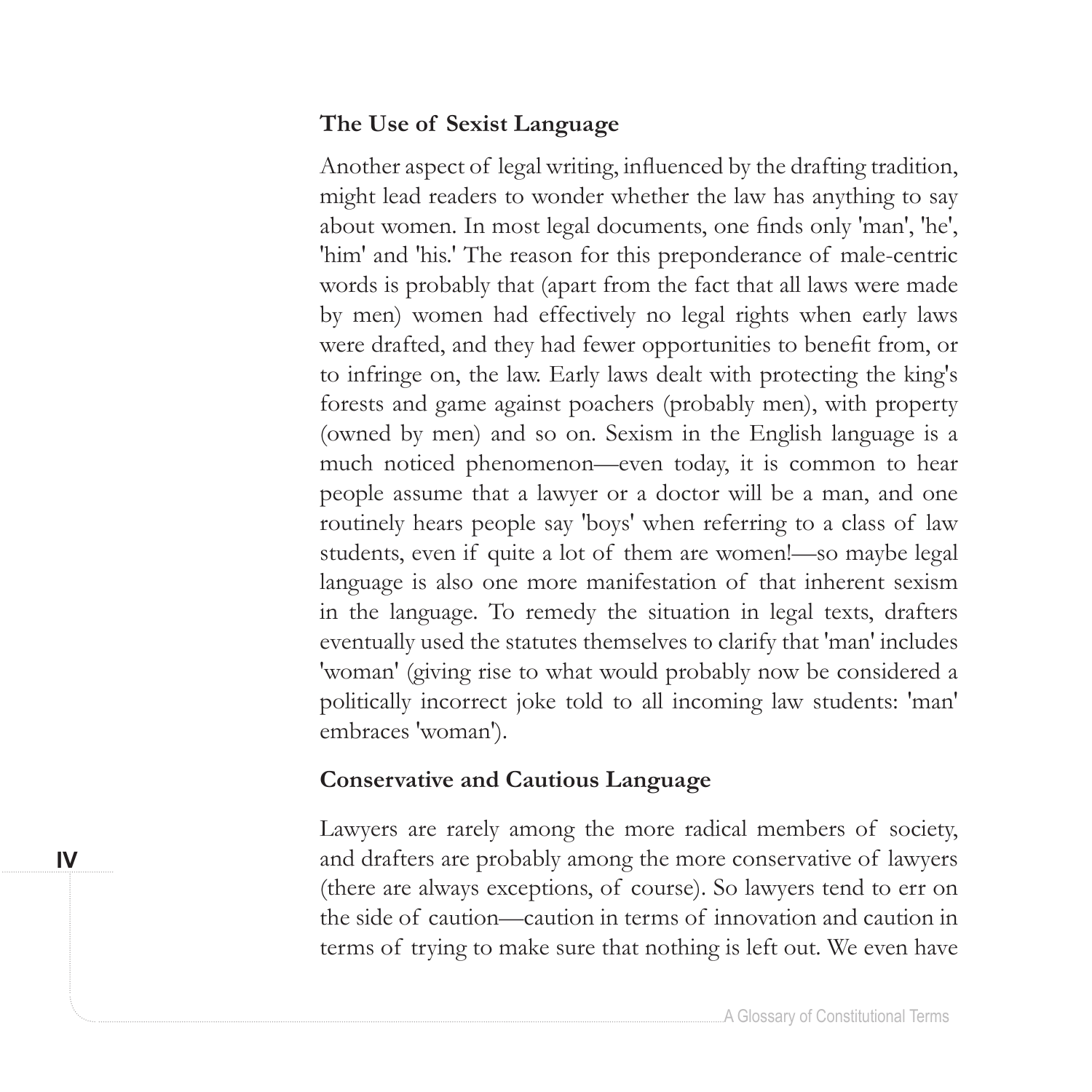## The Use of Sexist Language

Another aspect of legal writing, influenced by the drafting tradition, might lead readers to wonder whether the law has anything to say about women. In most legal documents, one finds only 'man', 'he', 'him' and 'his.' The reason for this preponderance of male-centric words is probably that (apart from the fact that all laws were made by men) women had effectively no legal rights when early laws were drafted, and they had fewer opportunities to benefit from, or to infringe on, the law. Early laws dealt with protecting the king's forests and game against poachers (probably men), with property (owned by men) and so on. Sexism in the English language is a much noticed phenomenon—even today, it is common to hear people assume that a lawyer or a doctor will be a man, and one routinely hears people say 'boys' when referring to a class of law students, even if quite a lot of them are women!—so maybe legal language is also one more manifestation of that inherent sexism in the language. To remedy the situation in legal texts, drafters eventually used the statutes themselves to clarify that 'man' includes 'woman' (giving rise to what would probably now be considered a politically incorrect joke told to all incoming law students: 'man' embraces 'woman').

## Conservative and Cautious Language

Lawyers are rarely among the more radical members of society, and drafters are probably among the more conservative of lawyers (there are always exceptions, of course). So lawyers tend to err on the side of caution—caution in terms of innovation and caution in terms of trying to make sure that nothing is left out. We even have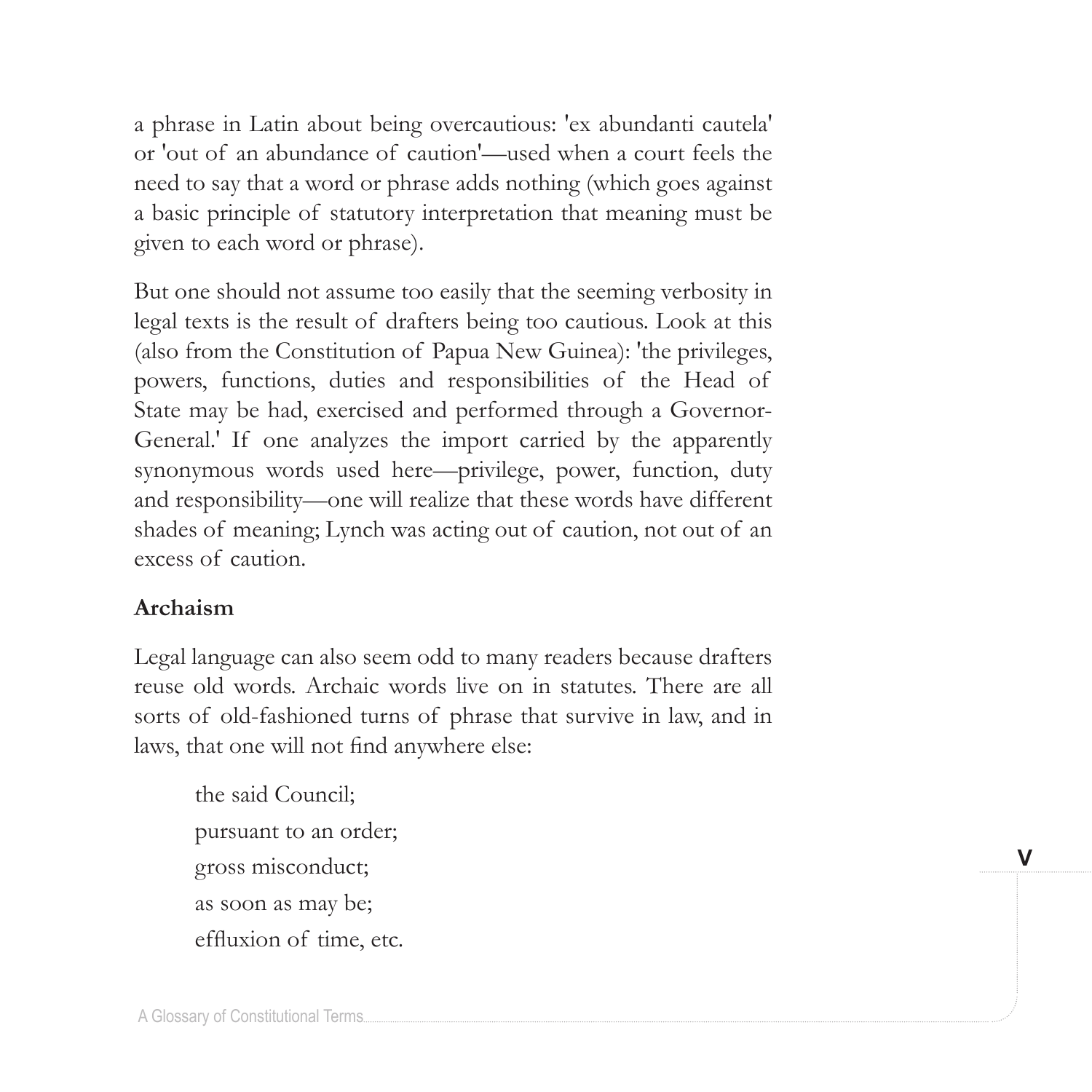a phrase in Latin about being overcautious: 'ex abundanti cautela' or 'out of an abundance of caution'—used when a court feels the need to say that a word or phrase adds nothing (which goes against a basic principle of statutory interpretation that meaning must be given to each word or phrase).

But one should not assume too easily that the seeming verbosity in legal texts is the result of drafters being too cautious. Look at this (also from the Constitution of Papua New Guinea): 'the privileges, powers, functions, duties and responsibilities of the Head of State may be had, exercised and performed through a Governor-General.' If one analyzes the import carried by the apparently synonymous words used here—privilege, power, function, duty and responsibility—one will realize that these words have different shades of meaning; Lynch was acting out of caution, not out of an excess of caution.

**Archaism**

Legal language can also seem odd to many readers because drafters reuse old words. Archaic words live on in statutes. There are all sorts of old-fashioned turns of phrase that survive in law, and in laws, that one will not find anywhere else:

> the said Council;
> pursuant to an order;
> gross misconduct;
> as soon as may be;
> effluxion of time, etc.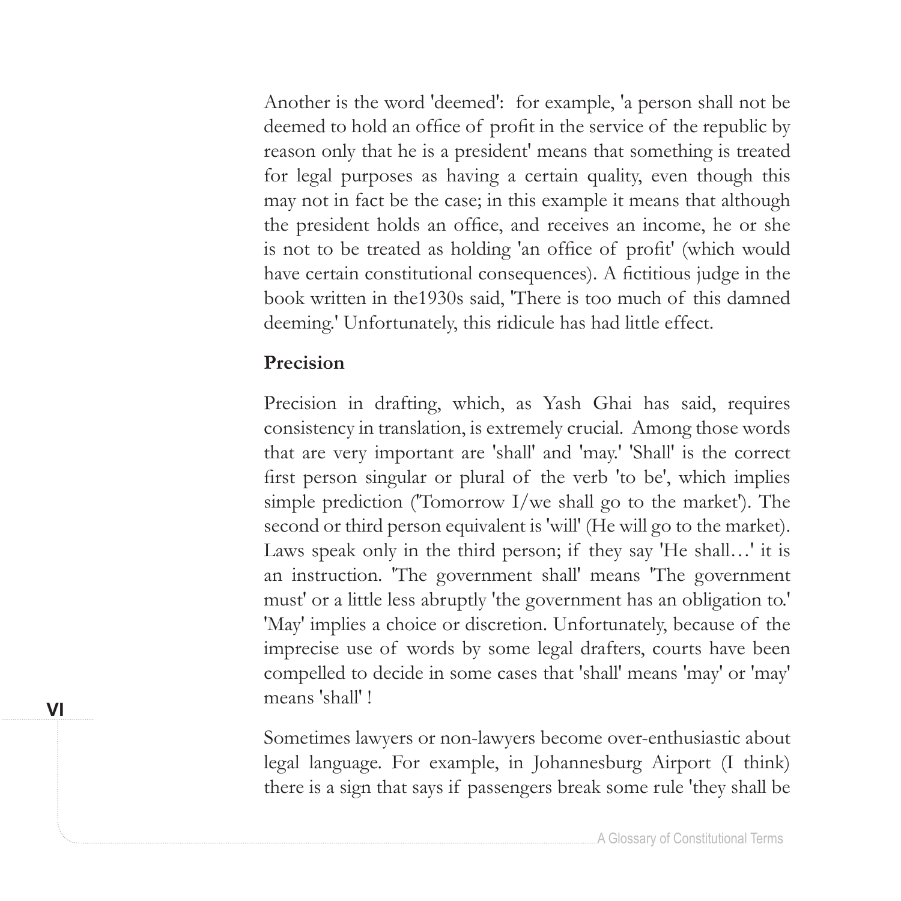Another is the word 'deemed': for example, 'a person shall not be deemed to hold an office of profit in the service of the republic by reason only that he is a president' means that something is treated for legal purposes as having a certain quality, even though this may not in fact be the case; in this example it means that although the president holds an office, and receives an income, he or she is not to be treated as holding 'an office of profit' (which would have certain constitutional consequences). A fictitious judge in the book written in the1930s said, 'There is too much of this damned deeming.' Unfortunately, this ridicule has had little effect.

**Precision**

Precision in drafting, which, as Yash Ghai has said, requires consistency in translation, is extremely crucial. Among those words that are very important are 'shall' and 'may.' 'Shall' is the correct first person singular or plural of the verb 'to be', which implies simple prediction ('Tomorrow I/we shall go to the market'). The second or third person equivalent is 'will' (He will go to the market). Laws speak only in the third person; if they say 'He shall…' it is an instruction. 'The government shall' means 'The government must' or a little less abruptly 'the government has an obligation to.' 'May' implies a choice or discretion. Unfortunately, because of the imprecise use of words by some legal drafters, courts have been compelled to decide in some cases that 'shall' means 'may' or 'may' means 'shall' !

Sometimes lawyers or non-lawyers become over-enthusiastic about legal language. For example, in Johannesburg Airport (I think) there is a sign that says if passengers break some rule 'they shall be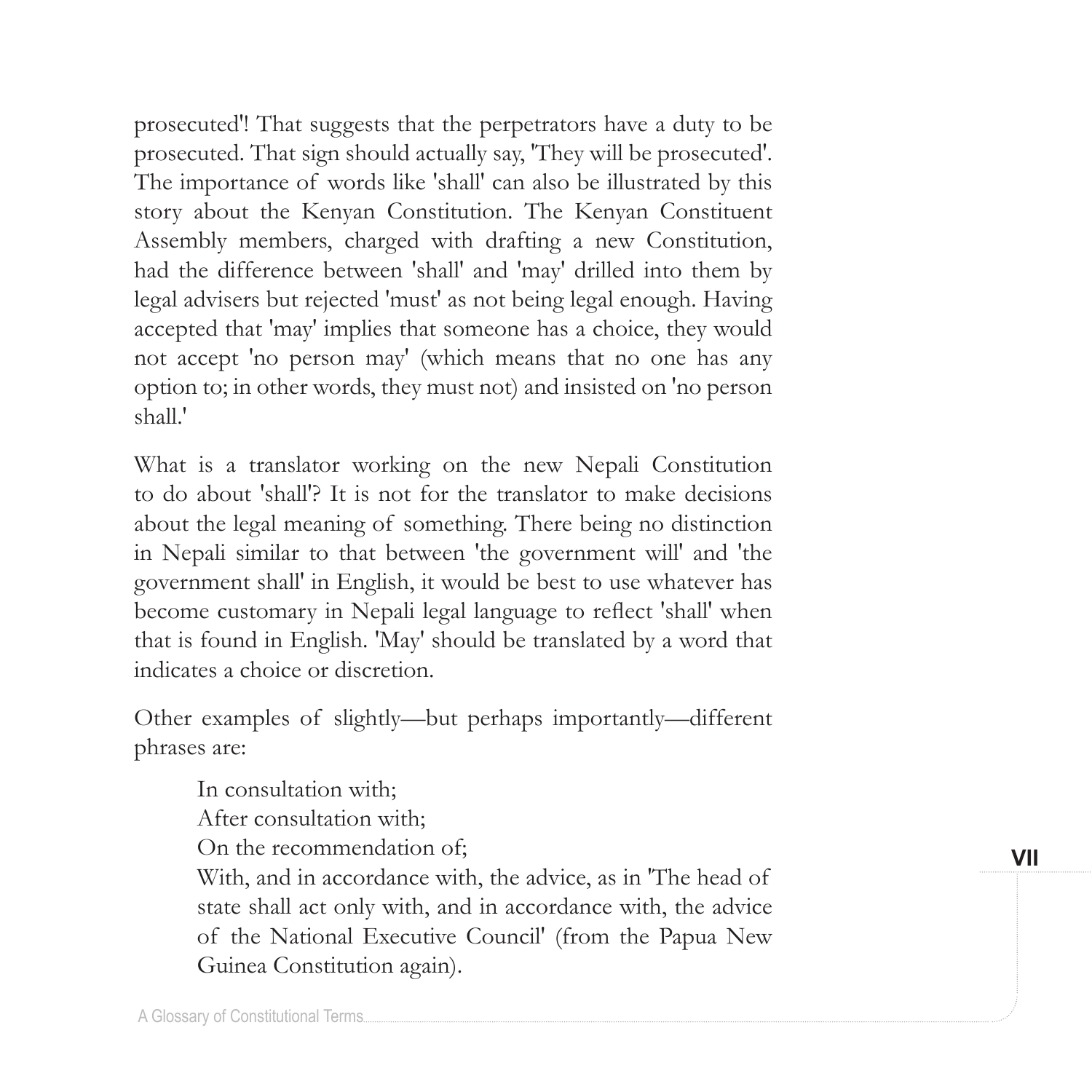prosecuted'! That suggests that the perpetrators have a duty to be prosecuted. That sign should actually say, 'They will be prosecuted'. The importance of words like 'shall' can also be illustrated by this story about the Kenyan Constitution. The Kenyan Constituent Assembly members, charged with drafting a new Constitution, had the difference between 'shall' and 'may' drilled into them by legal advisers but rejected 'must' as not being legal enough. Having accepted that 'may' implies that someone has a choice, they would not accept 'no person may' (which means that no one has any option to; in other words, they must not) and insisted on 'no person shall.'

What is a translator working on the new Nepali Constitution to do about 'shall'? It is not for the translator to make decisions about the legal meaning of something. There being no distinction in Nepali similar to that between 'the government will' and 'the government shall' in English, it would be best to use whatever has become customary in Nepali legal language to reflect 'shall' when that is found in English. 'May' should be translated by a word that indicates a choice or discretion.

Other examples of slightly—but perhaps importantly—different phrases are:

> In consultation with;
> After consultation with;
> On the recommendation of;
> With, and in accordance with, the advice, as in 'The head of state shall act only with, and in accordance with, the advice of the National Executive Council' (from the Papua New Guinea Constitution again).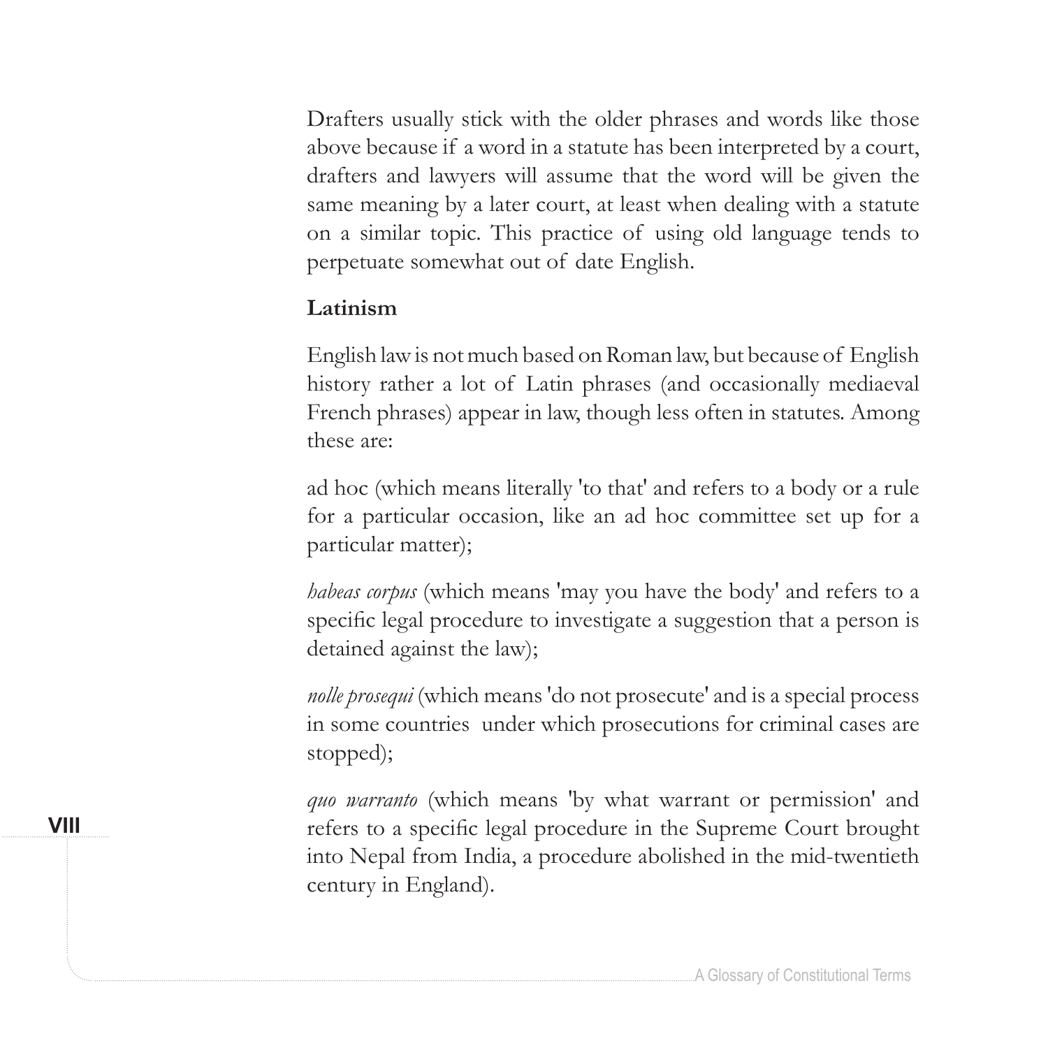Drafters usually stick with the older phrases and words like those above because if a word in a statute has been interpreted by a court, drafters and lawyers will assume that the word will be given the same meaning by a later court, at least when dealing with a statute on a similar topic. This practice of using old language tends to perpetuate somewhat out of date English.

**Latinism**

English law is not much based on Roman law, but because of English history rather a lot of Latin phrases (and occasionally mediaeval French phrases) appear in law, though less often in statutes. Among these are:

ad hoc (which means literally 'to that' and refers to a body or a rule for a particular occasion, like an ad hoc committee set up for a particular matter);

*habeas corpus* (which means 'may you have the body' and refers to a specific legal procedure to investigate a suggestion that a person is detained against the law);

*nolle prosequi* (which means 'do not prosecute' and is a special process in some countries under which prosecutions for criminal cases are stopped);

*quo warranto* (which means 'by what warrant or permission' and refers to a specific legal procedure in the Supreme Court brought into Nepal from India, a procedure abolished in the mid-twentieth century in England).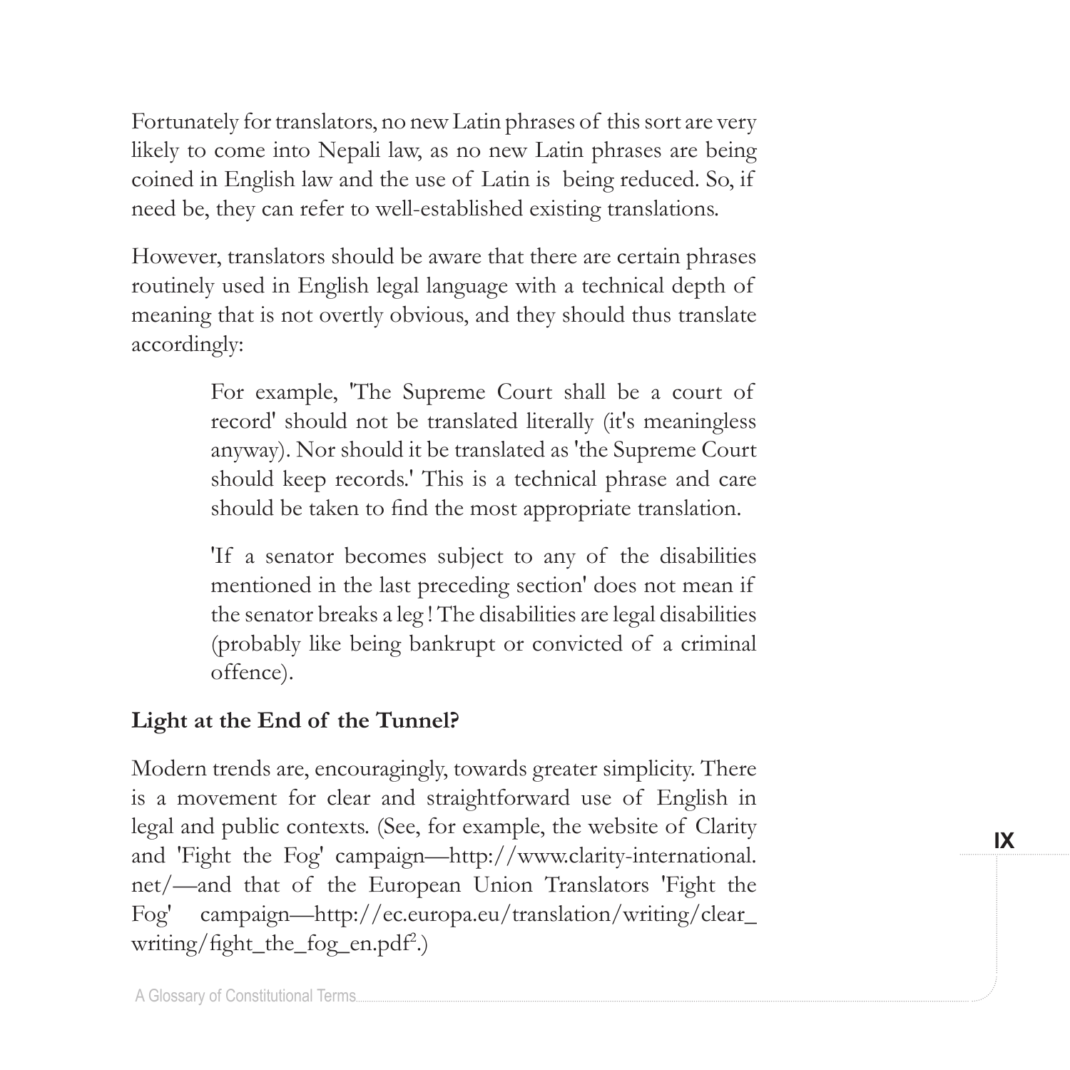Fortunately for translators, no new Latin phrases of this sort are very likely to come into Nepali law, as no new Latin phrases are being coined in English law and the use of Latin is being reduced. So, if need be, they can refer to well-established existing translations.

However, translators should be aware that there are certain phrases routinely used in English legal language with a technical depth of meaning that is not overtly obvious, and they should thus translate accordingly:

> For example, 'The Supreme Court shall be a court of record' should not be translated literally (it's meaningless anyway). Nor should it be translated as 'the Supreme Court should keep records.' This is a technical phrase and care should be taken to find the most appropriate translation.
>
> 'If a senator becomes subject to any of the disabilities mentioned in the last preceding section' does not mean if the senator breaks a leg ! The disabilities are legal disabilities (probably like being bankrupt or convicted of a criminal offence).

**Light at the End of the Tunnel?**

Modern trends are, encouragingly, towards greater simplicity. There is a movement for clear and straightforward use of English in legal and public contexts. (See, for example, the website of Clarity and 'Fight the Fog' campaign—http://www.clarity-international.net/—and that of the European Union Translators 'Fight the Fog' campaign—http://ec.europa.eu/translation/writing/clear_writing/fight_the_fog_en.pdf[2].)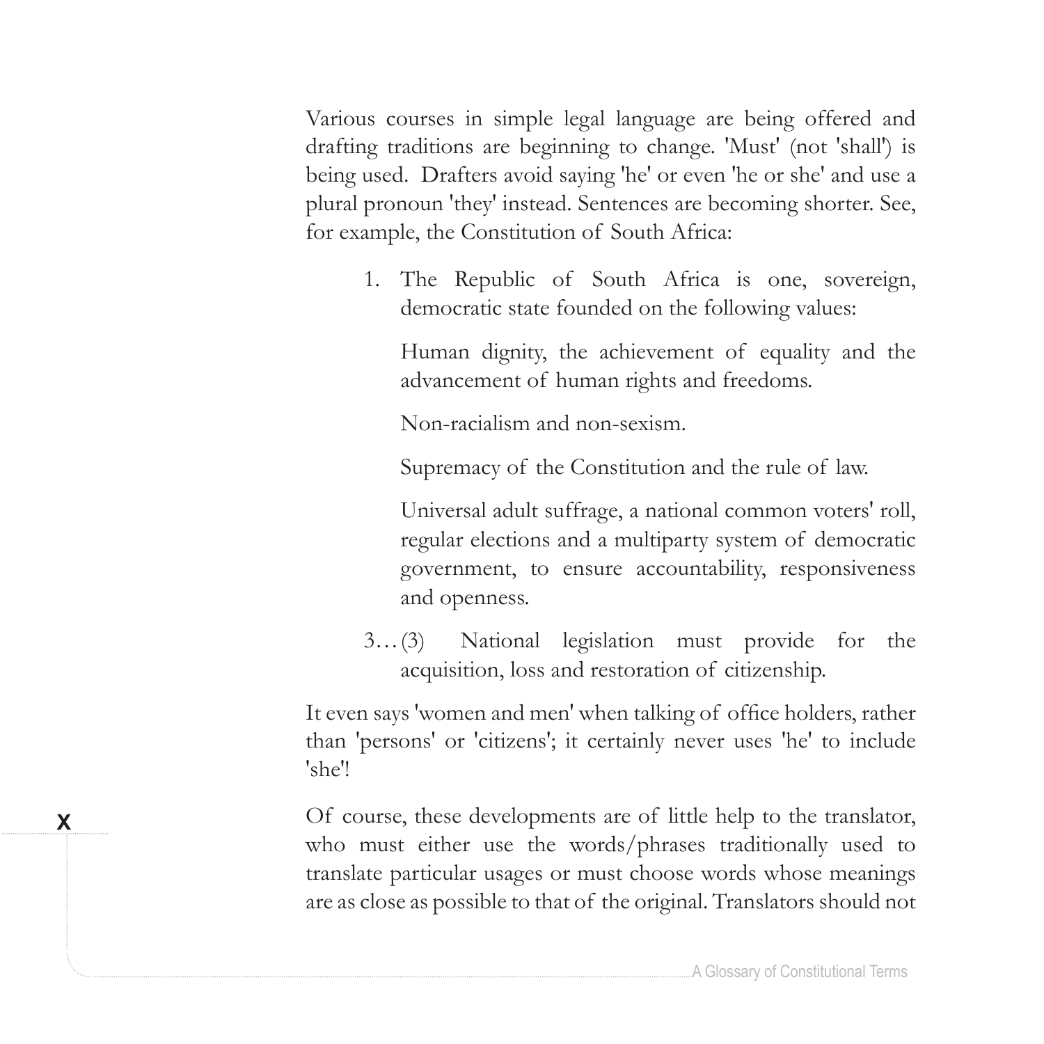Various courses in simple legal language are being offered and drafting traditions are beginning to change. 'Must' (not 'shall') is being used. Drafters avoid saying 'he' or even 'he or she' and use a plural pronoun 'they' instead. Sentences are becoming shorter. See, for example, the Constitution of South Africa:

> 1. The Republic of South Africa is one, sovereign, democratic state founded on the following values:
>
>    Human dignity, the achievement of equality and the advancement of human rights and freedoms.
>
>    Non-racialism and non-sexism.
>
>    Supremacy of the Constitution and the rule of law.
>
>    Universal adult suffrage, a national common voters' roll, regular elections and a multiparty system of democratic government, to ensure accountability, responsiveness and openness.
>
> 3… (3) National legislation must provide for the acquisition, loss and restoration of citizenship.

It even says 'women and men' when talking of office holders, rather than 'persons' or 'citizens'; it certainly never uses 'he' to include 'she'!

Of course, these developments are of little help to the translator, who must either use the words/phrases traditionally used to translate particular usages or must choose words whose meanings are as close as possible to that of the original. Translators should not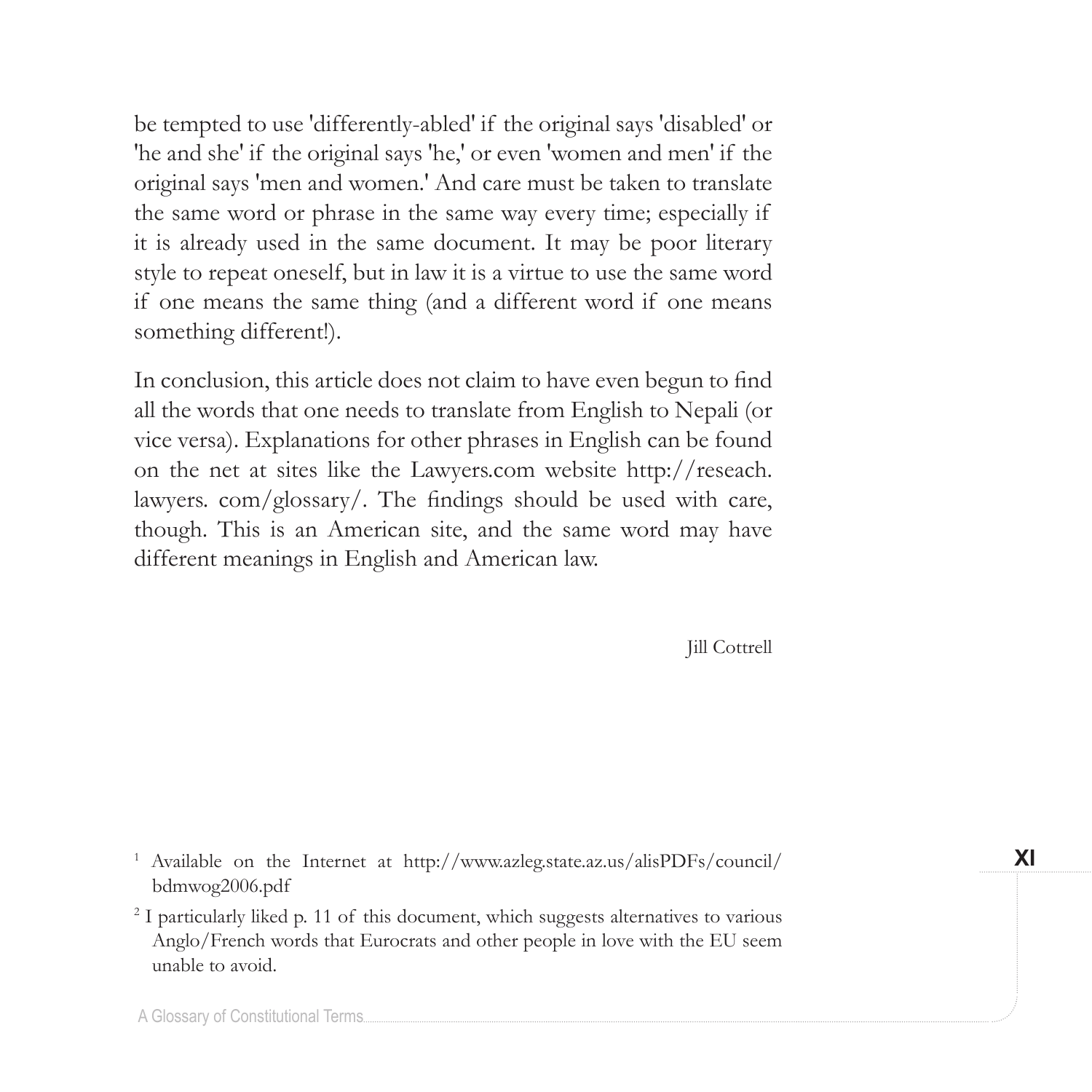be tempted to use 'differently-abled' if the original says 'disabled' or 'he and she' if the original says 'he,' or even 'women and men' if the original says 'men and women.' And care must be taken to translate the same word or phrase in the same way every time; especially if it is already used in the same document. It may be poor literary style to repeat oneself, but in law it is a virtue to use the same word if one means the same thing (and a different word if one means something different!).

In conclusion, this article does not claim to have even begun to find all the words that one needs to translate from English to Nepali (or vice versa). Explanations for other phrases in English can be found on the net at sites like the Lawyers.com website http://reseach. lawyers. com/glossary/. The findings should be used with care, though. This is an American site, and the same word may have different meanings in English and American law.

Jill Cottrell

[1] Available on the Internet at http://www.azleg.state.az.us/alisPDFs/council/bdmwog2006.pdf

[2] I particularly liked p. 11 of this document, which suggests alternatives to various Anglo/French words that Eurocrats and other people in love with the EU seem unable to avoid.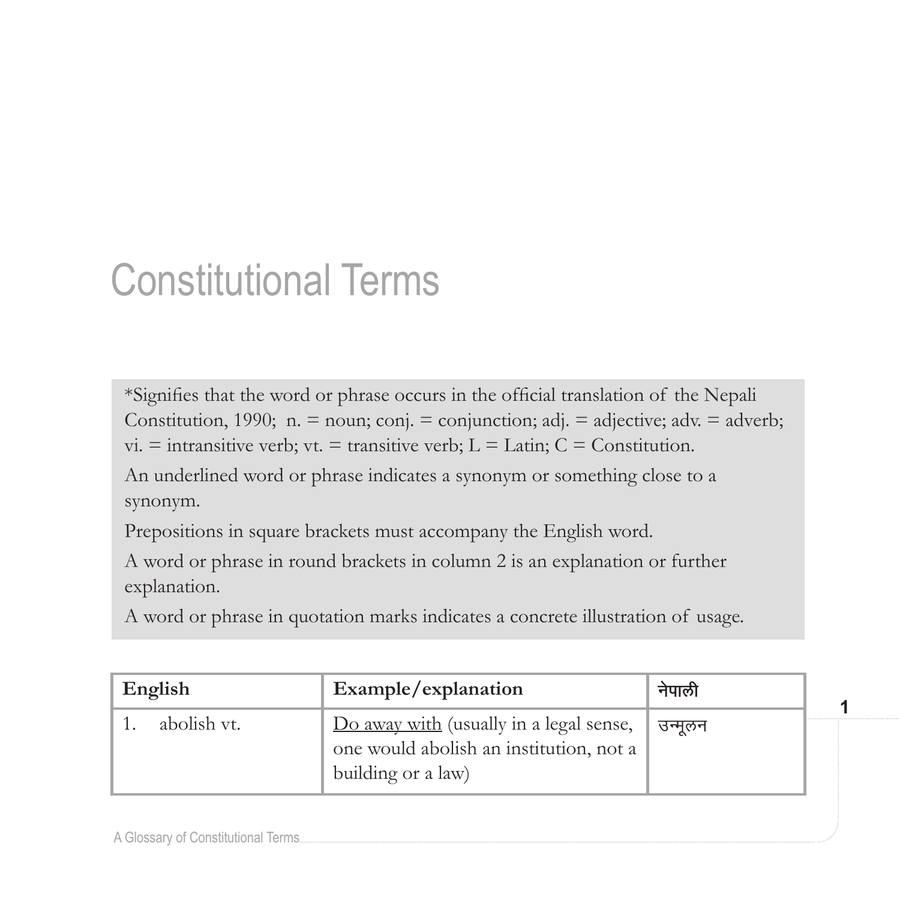# Constitutional Terms

*Signifies that the word or phrase occurs in the official translation of the Nepali Constitution, 1990; n. = noun; conj. = conjunction; adj. = adjective; adv. = adverb; vi. = intransitive verb; vt. = transitive verb; L = Latin; C = Constitution.

An underlined word or phrase indicates a synonym or something close to a synonym.

Prepositions in square brackets must accompany the English word.

A word or phrase in round brackets in column 2 is an explanation or further explanation.

A word or phrase in quotation marks indicates a concrete illustration of usage.

| English | Example/explanation | नेपाली |
|---|---|---|
| 1. abolish vt. | <u>Do away with</u> (usually in a legal sense, one would abolish an institution, not a building or a law) | उन्मूलन |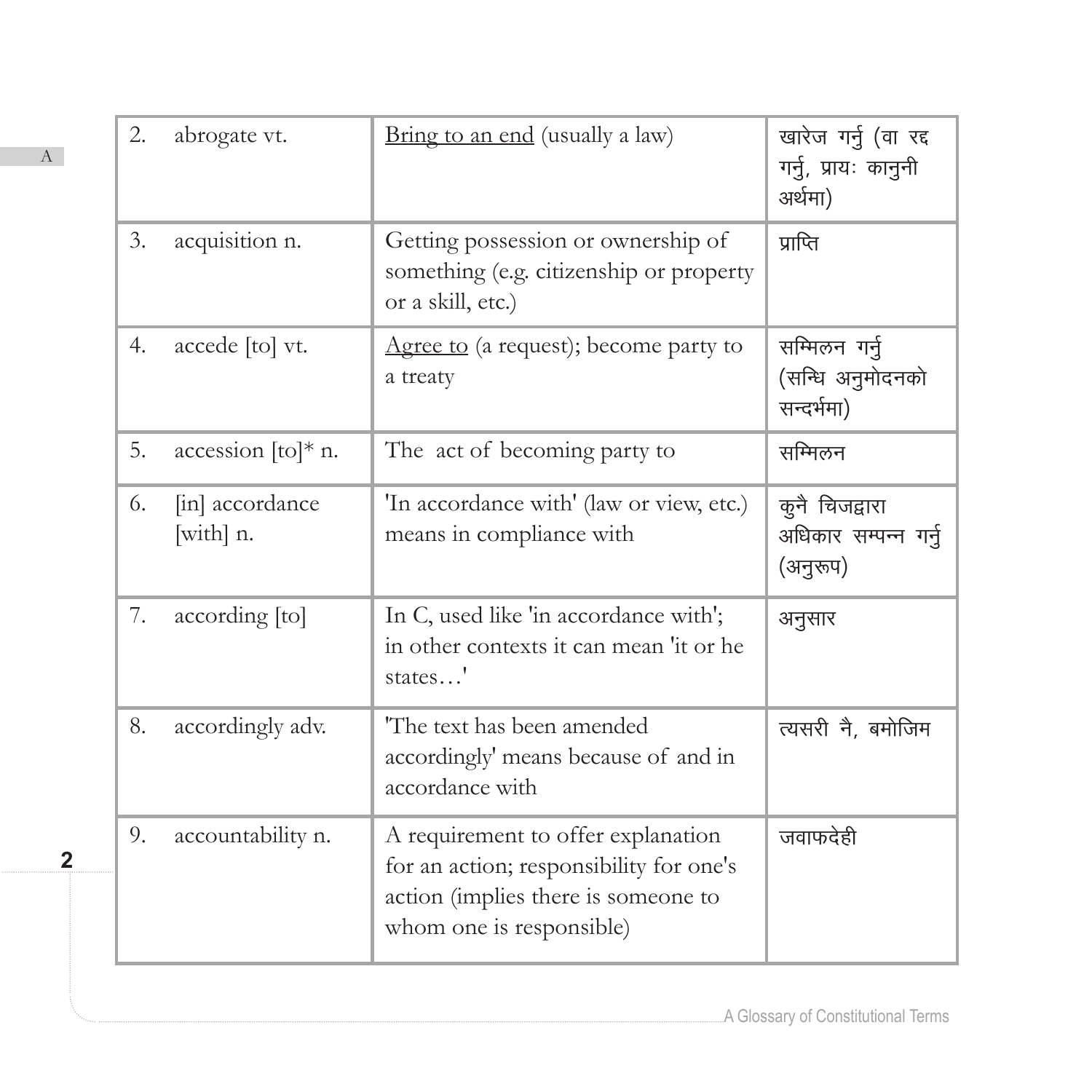| | | |
|---|---|---|
| 2. abrogate vt. | <u>Bring to an end</u> (usually a law) | खारेज गर्नु (वा रद्द गर्नु, प्रायः कानुनी अर्थमा) |
| 3. acquisition n. | Getting possession or ownership of something (e.g. citizenship or property or a skill, etc.) | प्राप्ति |
| 4. accede [to] vt. | <u>Agree to</u> (a request); become party to a treaty | सम्मिलन गर्नु (सन्धि अनुमोदनको सन्दर्भमा) |
| 5. accession [to]* n. | The act of becoming party to | सम्मिलन |
| 6. [in] accordance [with] n. | 'In accordance with' (law or view, etc.) means in compliance with | कुनै चिजद्वारा अधिकार सम्पन्न गर्नु (अनुरूप) |
| 7. according [to] | In C, used like 'in accordance with'; in other contexts it can mean 'it or he states…' | अनुसार |
| 8. accordingly adv. | 'The text has been amended accordingly' means because of and in accordance with | त्यसरी नै, बमोजिम |
| 9. accountability n. | A requirement to offer explanation for an action; responsibility for one's action (implies there is someone to whom one is responsible) | जवाफदेही |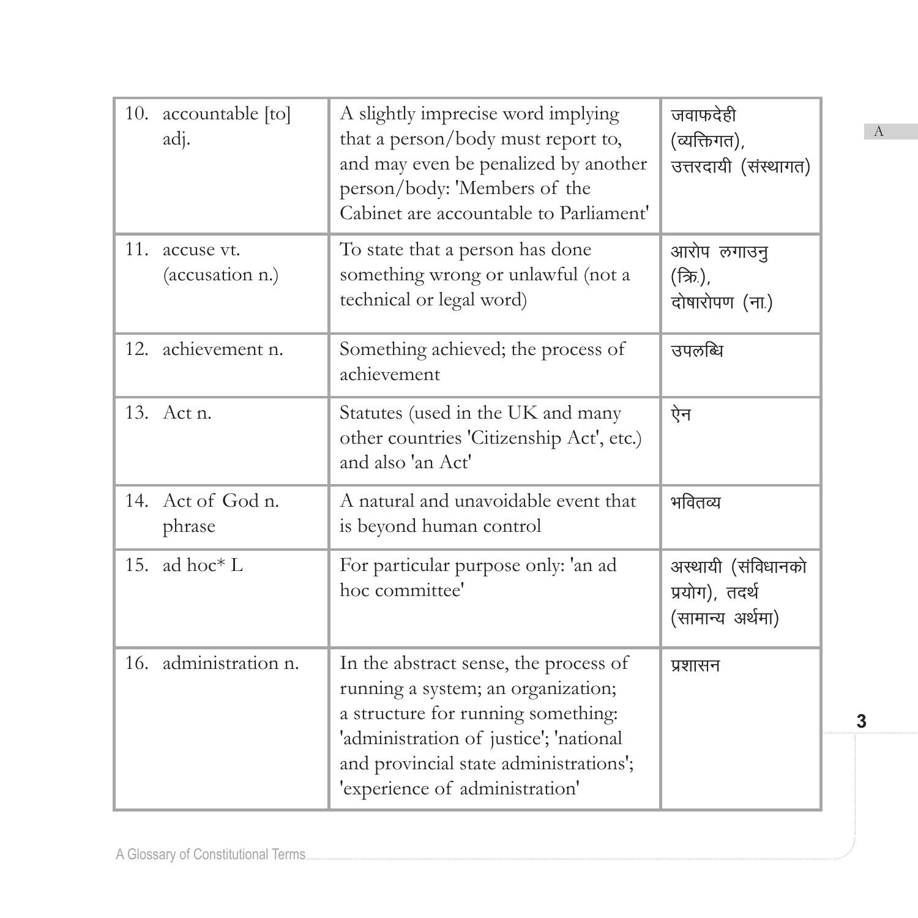| | | |
|---|---|---|
| 10. accountable [to] adj. | A slightly imprecise word implying that a person/body must report to, and may even be penalized by another person/body: 'Members of the Cabinet are accountable to Parliament' | जवाफदेही (व्यक्तिगत), उत्तरदायी (संस्थागत) |
| 11. accuse vt. (accusation n.) | To state that a person has done something wrong or unlawful (not a technical or legal word) | आरोप लगाउनु (क्रि.), दोषारोपण (ना.) |
| 12. achievement n. | Something achieved; the process of achievement | उपलब्धि |
| 13. Act n. | Statutes (used in the UK and many other countries 'Citizenship Act', etc.) and also 'an Act' | ऐन |
| 14. Act of God n. phrase | A natural and unavoidable event that is beyond human control | भवितव्य |
| 15. ad hoc* L | For particular purpose only: 'an ad hoc committee' | अस्थायी (संविधानको प्रयोग), तदर्थ (सामान्य अर्थमा) |
| 16. administration n. | In the abstract sense, the process of running a system; an organization; a structure for running something: 'administration of justice'; 'national and provincial state administrations'; 'experience of administration' | प्रशासन |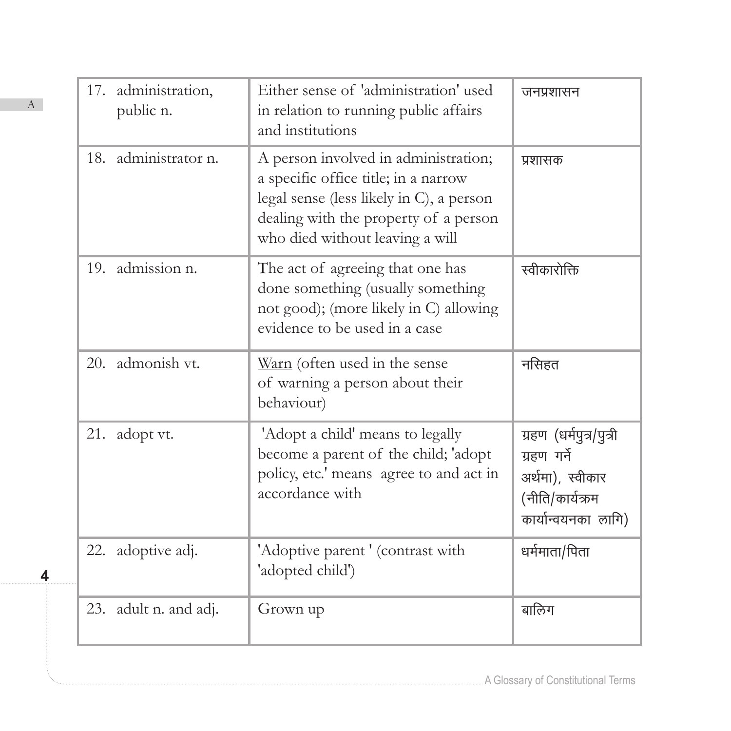| 17. administration, public n. | Either sense of 'administration' used in relation to running public affairs and institutions | जनप्रशासन |
|---|---|---|
| 18. administrator n. | A person involved in administration; a specific office title; in a narrow legal sense (less likely in C), a person dealing with the property of a person who died without leaving a will | प्रशासक |
| 19. admission n. | The act of agreeing that one has done something (usually something not good); (more likely in C) allowing evidence to be used in a case | स्वीकारोक्ति |
| 20. admonish vt. | Warn (often used in the sense of warning a person about their behaviour) | नसिहत |
| 21. adopt vt. | 'Adopt a child' means to legally become a parent of the child; 'adopt policy, etc.' means agree to and act in accordance with | ग्रहण (धर्मपुत्र/पुत्री ग्रहण गर्ने अर्थमा), स्वीकार (नीति/कार्यक्रम कार्यान्वयनका लागि) |
| 22. adoptive adj. | 'Adoptive parent ' (contrast with 'adopted child') | धर्ममाता/पिता |
| 23. adult n. and adj. | Grown up | बालिग |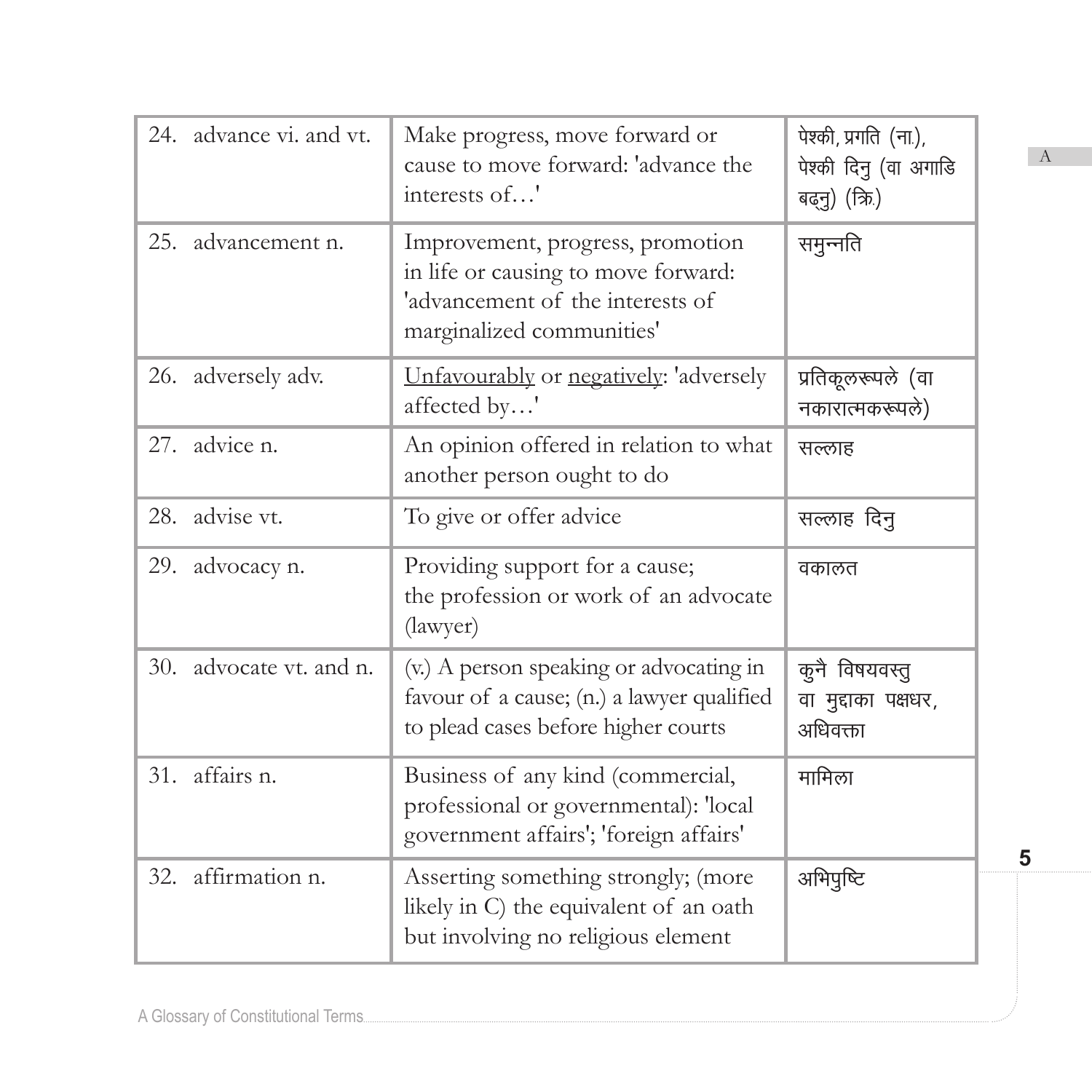| 24. advance vi. and vt. | Make progress, move forward or cause to move forward: 'advance the interests of…' | पेश्की, प्रगति (ना.), पेश्की दिनु (वा अगाडि बढ्नु) (क्रि.) |
|---|---|---|
| 25. advancement n. | Improvement, progress, promotion in life or causing to move forward: 'advancement of the interests of marginalized communities' | समुन्नति |
| 26. adversely adv. | <u>Unfavourably</u> or <u>negatively</u>: 'adversely affected by…' | प्रतिकूलरूपले (वा नकारात्मकरूपले) |
| 27. advice n. | An opinion offered in relation to what another person ought to do | सल्लाह |
| 28. advise vt. | To give or offer advice | सल्लाह दिनु |
| 29. advocacy n. | Providing support for a cause; the profession or work of an advocate (lawyer) | वकालत |
| 30. advocate vt. and n. | (v.) A person speaking or advocating in favour of a cause; (n.) a lawyer qualified to plead cases before higher courts | कुनै विषयवस्तु वा मुद्दाका पक्षधर, अधिवक्ता |
| 31. affairs n. | Business of any kind (commercial, professional or governmental): 'local government affairs'; 'foreign affairs' | मामिला |
| 32. affirmation n. | Asserting something strongly; (more likely in C) the equivalent of an oath but involving no religious element | अभिपुष्टि |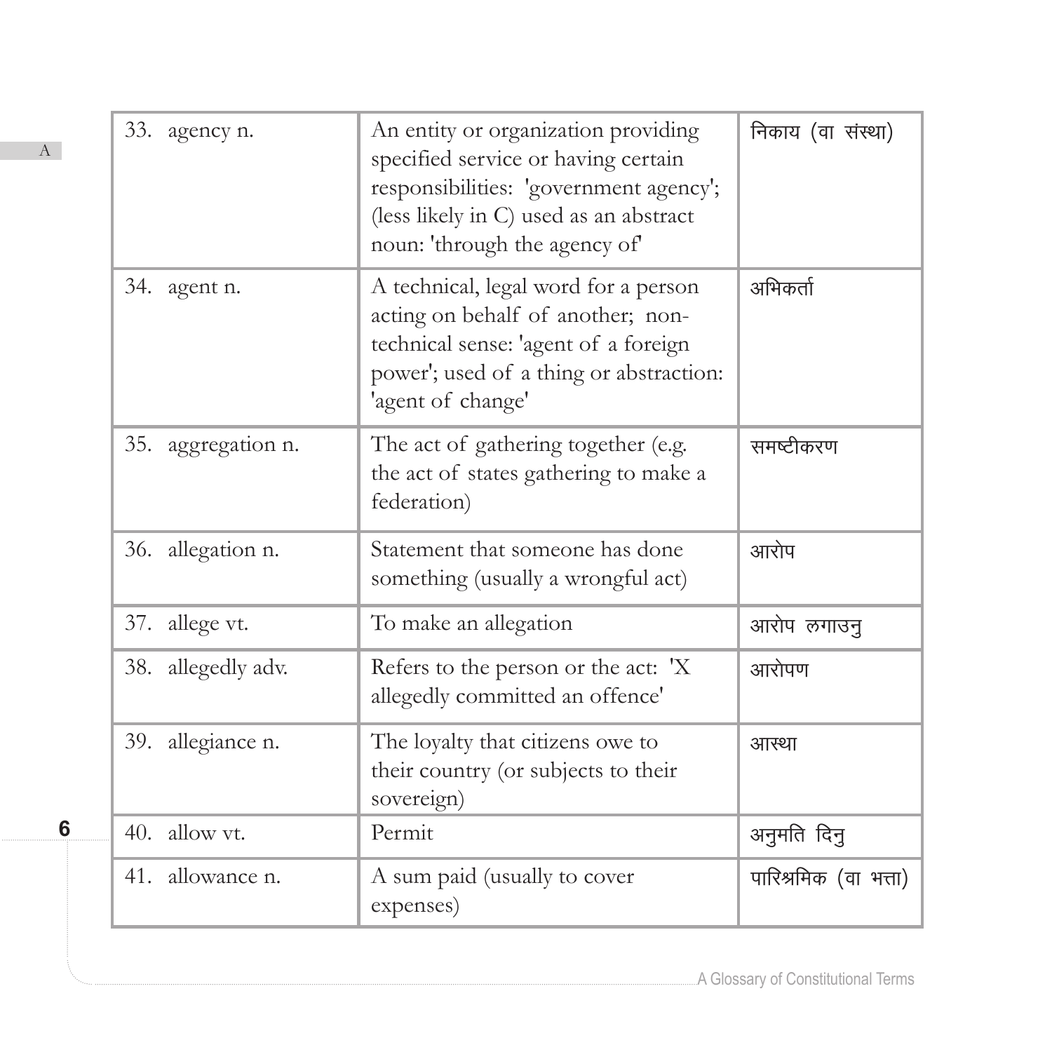| 33. agency n. | An entity or organization providing specified service or having certain responsibilities: 'government agency'; (less likely in C) used as an abstract noun: 'through the agency of' | निकाय (वा संस्था) |
|---|---|---|
| 34. agent n. | A technical, legal word for a person acting on behalf of another; non-technical sense: 'agent of a foreign power'; used of a thing or abstraction: 'agent of change' | अभिकर्ता |
| 35. aggregation n. | The act of gathering together (e.g. the act of states gathering to make a federation) | समष्टीकरण |
| 36. allegation n. | Statement that someone has done something (usually a wrongful act) | आरोप |
| 37. allege vt. | To make an allegation | आरोप लगाउनु |
| 38. allegedly adv. | Refers to the person or the act: 'X allegedly committed an offence' | आरोपण |
| 39. allegiance n. | The loyalty that citizens owe to their country (or subjects to their sovereign) | आस्था |
| 40. allow vt. | Permit | अनुमति दिनु |
| 41. allowance n. | A sum paid (usually to cover expenses) | पारिश्रमिक (वा भत्ता) |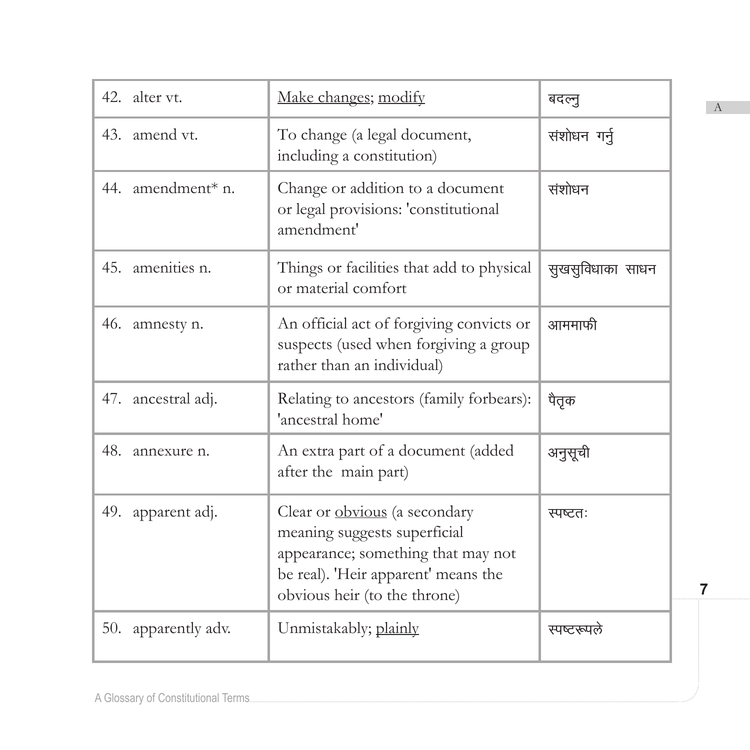| | | |
|---|---|---|
| 42. alter vt. | Make changes; modify | बदल्नु |
| 43. amend vt. | To change (a legal document, including a constitution) | संशोधन गर्नु |
| 44. amendment* n. | Change or addition to a document or legal provisions: 'constitutional amendment' | संशोधन |
| 45. amenities n. | Things or facilities that add to physical or material comfort | सुखसुविधाका साधन |
| 46. amnesty n. | An official act of forgiving convicts or suspects (used when forgiving a group rather than an individual) | आममाफी |
| 47. ancestral adj. | Relating to ancestors (family forbears): 'ancestral home' | पैतृक |
| 48. annexure n. | An extra part of a document (added after the main part) | अनुसूची |
| 49. apparent adj. | Clear or obvious (a secondary meaning suggests superficial appearance; something that may not be real). 'Heir apparent' means the obvious heir (to the throne) | स्पष्टतः |
| 50. apparently adv. | Unmistakably; plainly | स्पष्टरूपले |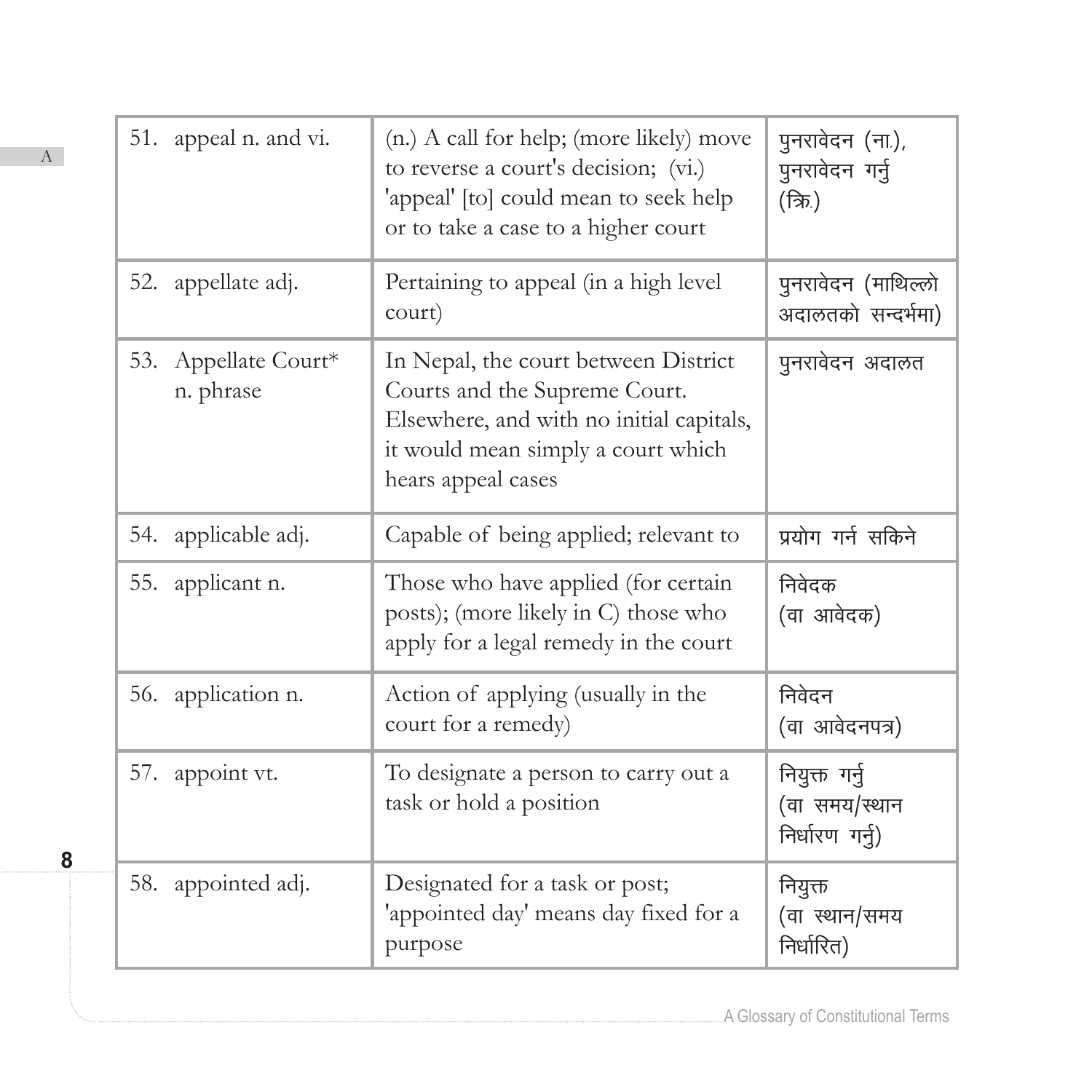| | | |
|---|---|---|
| 51. appeal n. and vi. | (n.) A call for help; (more likely) move to reverse a court's decision; (vi.) 'appeal' [to] could mean to seek help or to take a case to a higher court | पुनरावेदन (ना.), पुनरावेदन गर्नु (क्रि.) |
| 52. appellate adj. | Pertaining to appeal (in a high level court) | पुनरावेदन (माथिल्लो अदालतको सन्दर्भमा) |
| 53. Appellate Court* n. phrase | In Nepal, the court between District Courts and the Supreme Court. Elsewhere, and with no initial capitals, it would mean simply a court which hears appeal cases | पुनरावेदन अदालत |
| 54. applicable adj. | Capable of being applied; relevant to | प्रयोग गर्न सकिने |
| 55. applicant n. | Those who have applied (for certain posts); (more likely in C) those who apply for a legal remedy in the court | निवेदक (वा आवेदक) |
| 56. application n. | Action of applying (usually in the court for a remedy) | निवेदन (वा आवेदनपत्र) |
| 57. appoint vt. | To designate a person to carry out a task or hold a position | नियुक्त गर्नु (वा समय/स्थान निर्धारण गर्नु) |
| 58. appointed adj. | Designated for a task or post; 'appointed day' means day fixed for a purpose | नियुक्त (वा स्थान/समय निर्धारित) |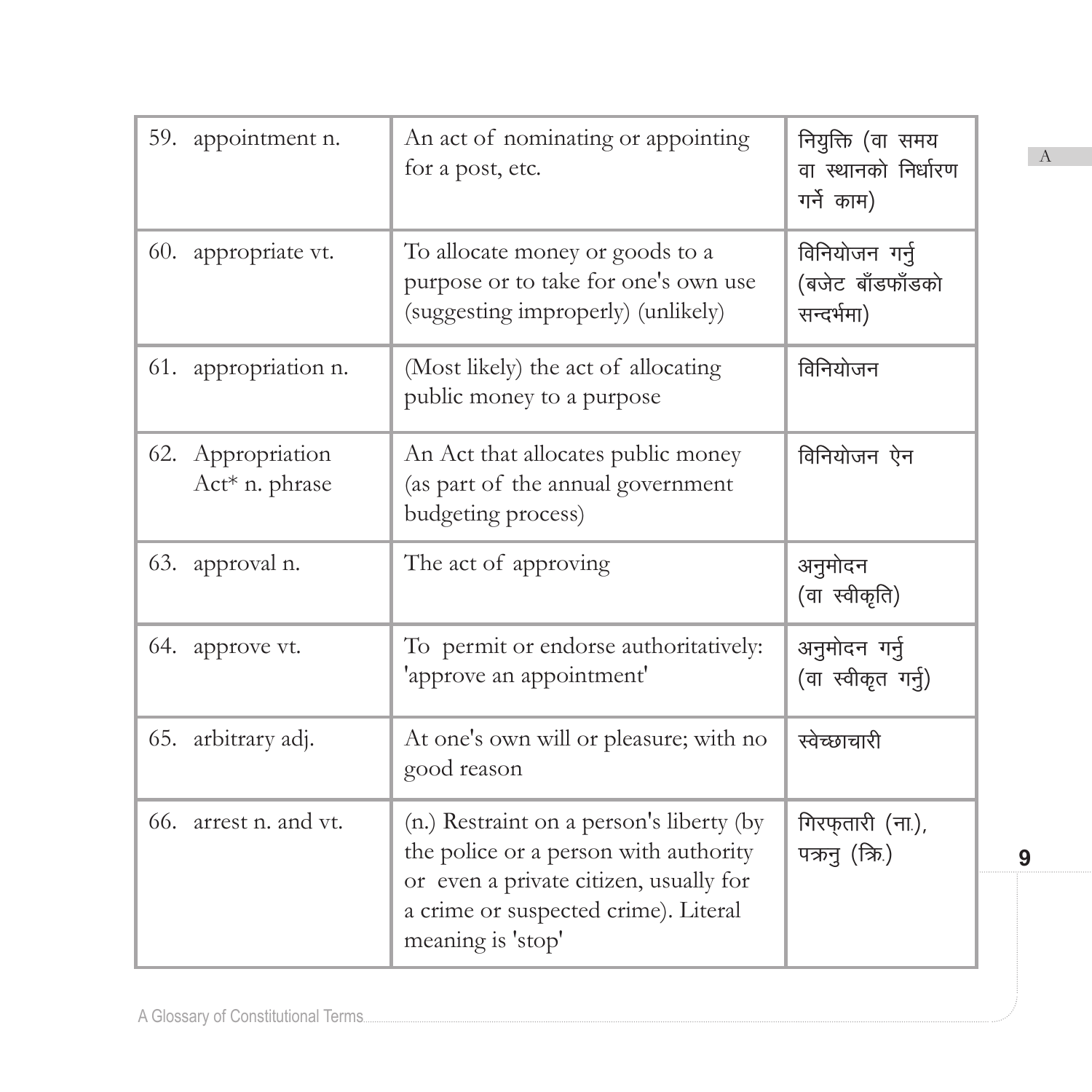| 59. appointment n. | An act of nominating or appointing for a post, etc. | नियुक्ति (वा समय वा स्थानको निर्धारण गर्ने काम) |
|---|---|---|
| 60. appropriate vt. | To allocate money or goods to a purpose or to take for one's own use (suggesting improperly) (unlikely) | विनियोजन गर्नु (बजेट बाँडफाँडको सन्दर्भमा) |
| 61. appropriation n. | (Most likely) the act of allocating public money to a purpose | विनियोजन |
| 62. Appropriation Act* n. phrase | An Act that allocates public money (as part of the annual government budgeting process) | विनियोजन ऐन |
| 63. approval n. | The act of approving | अनुमोदन (वा स्वीकृति) |
| 64. approve vt. | To permit or endorse authoritatively: 'approve an appointment' | अनुमोदन गर्नु (वा स्वीकृत गर्नु) |
| 65. arbitrary adj. | At one's own will or pleasure; with no good reason | स्वेच्छाचारी |
| 66. arrest n. and vt. | (n.) Restraint on a person's liberty (by the police or a person with authority or even a private citizen, usually for a crime or suspected crime). Literal meaning is 'stop' | गिरफ्तारी (ना.), पक्रनु (क्रि.) |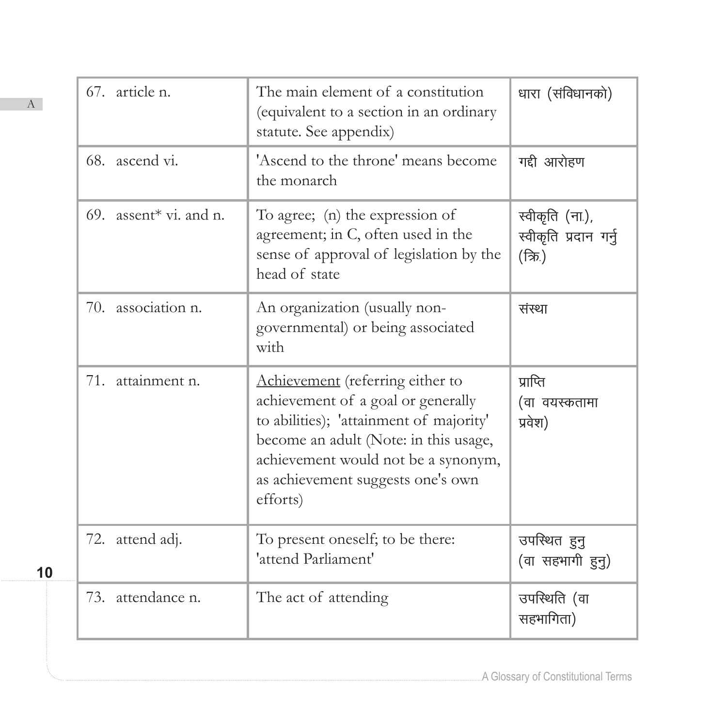| | | |
|---|---|---|
| 67. article n. | The main element of a constitution (equivalent to a section in an ordinary statute. See appendix) | धारा (संविधानको) |
| 68. ascend vi. | 'Ascend to the throne' means become the monarch | गद्दी आरोहण |
| 69. assent* vi. and n. | To agree; (n) the expression of agreement; in C, often used in the sense of approval of legislation by the head of state | स्वीकृति (ना.), स्वीकृति प्रदान गर्नु (क्रि.) |
| 70. association n. | An organization (usually non-governmental) or being associated with | संस्था |
| 71. attainment n. | Achievement (referring either to achievement of a goal or generally to abilities); 'attainment of majority' become an adult (Note: in this usage, achievement would not be a synonym, as achievement suggests one's own efforts) | प्राप्ति (वा वयस्कतामा प्रवेश) |
| 72. attend adj. | To present oneself; to be there: 'attend Parliament' | उपस्थित हुनु (वा सहभागी हुनु) |
| 73. attendance n. | The act of attending | उपस्थिति (वा सहभागिता) |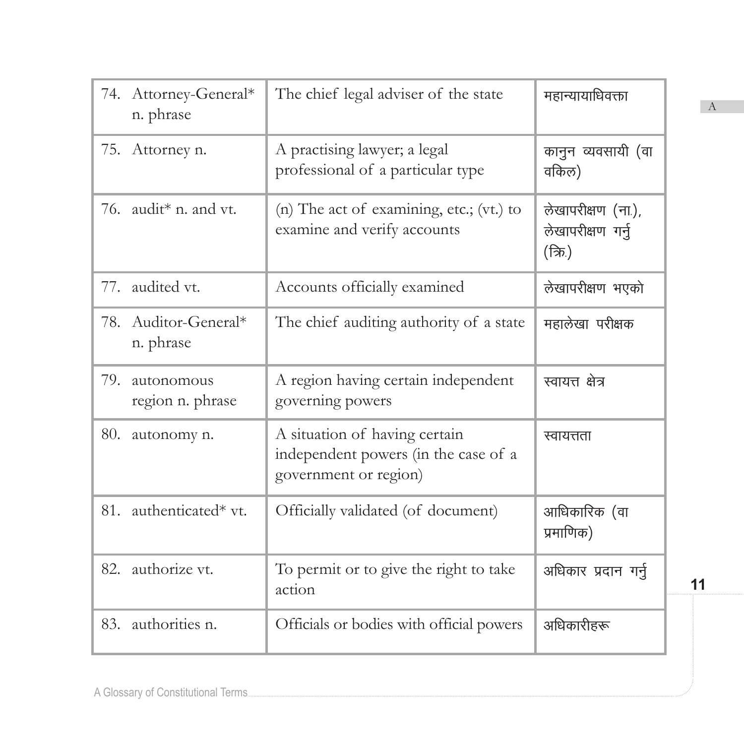| 74. Attorney-General* n. phrase | The chief legal adviser of the state | महान्यायाधिवक्ता |
|---|---|---|
| 75. Attorney n. | A practising lawyer; a legal professional of a particular type | कानुन व्यवसायी (वा वकिल) |
| 76. audit* n. and vt. | (n) The act of examining, etc.; (vt.) to examine and verify accounts | लेखापरीक्षण (ना.), लेखापरीक्षण गर्नु (क्रि.) |
| 77. audited vt. | Accounts officially examined | लेखापरीक्षण भएको |
| 78. Auditor-General* n. phrase | The chief auditing authority of a state | महालेखा परीक्षक |
| 79. autonomous region n. phrase | A region having certain independent governing powers | स्वायत्त क्षेत्र |
| 80. autonomy n. | A situation of having certain independent powers (in the case of a government or region) | स्वायत्तता |
| 81. authenticated* vt. | Officially validated (of document) | आधिकारिक (वा प्रमाणिक) |
| 82. authorize vt. | To permit or to give the right to take action | अधिकार प्रदान गर्नु |
| 83. authorities n. | Officials or bodies with official powers | अधिकारीहरू |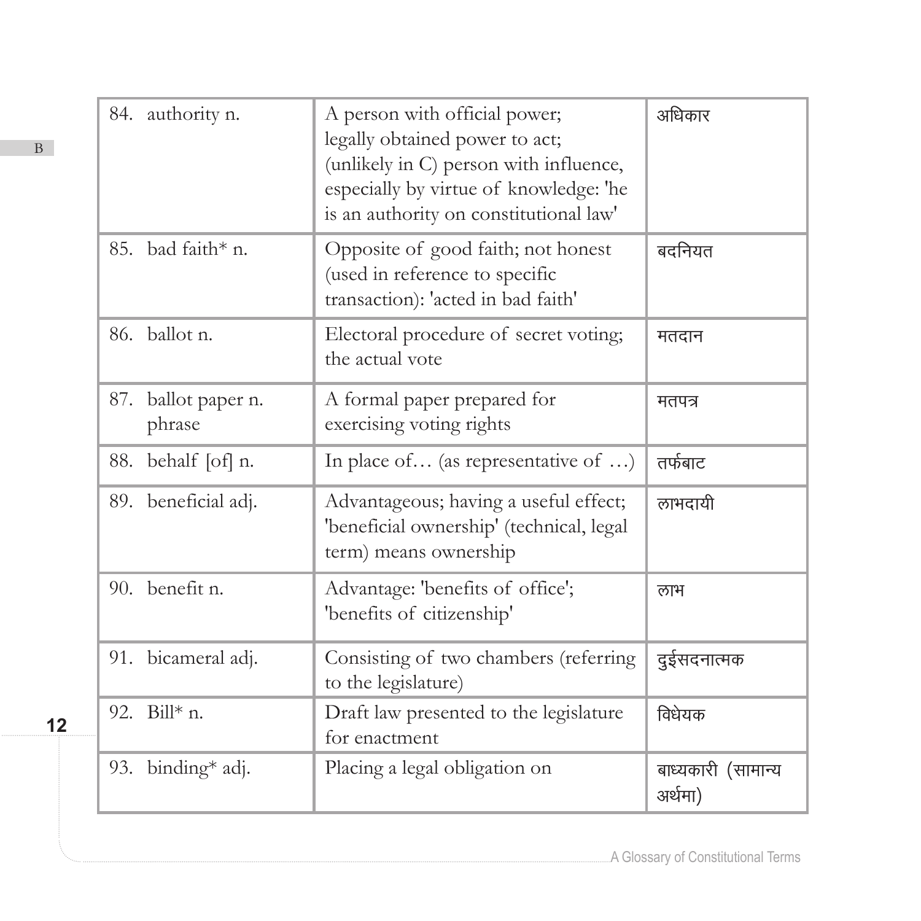| | | |
|---|---|---|
| 84. authority n. | A person with official power; legally obtained power to act; (unlikely in C) person with influence, especially by virtue of knowledge: 'he is an authority on constitutional law' | अधिकार |
| 85. bad faith* n. | Opposite of good faith; not honest (used in reference to specific transaction): 'acted in bad faith' | बदनियत |
| 86. ballot n. | Electoral procedure of secret voting; the actual vote | मतदान |
| 87. ballot paper n. phrase | A formal paper prepared for exercising voting rights | मतपत्र |
| 88. behalf [of] n. | In place of… (as representative of …) | तर्फबाट |
| 89. beneficial adj. | Advantageous; having a useful effect; 'beneficial ownership' (technical, legal term) means ownership | लाभदायी |
| 90. benefit n. | Advantage: 'benefits of office'; 'benefits of citizenship' | लाभ |
| 91. bicameral adj. | Consisting of two chambers (referring to the legislature) | दुईसदनात्मक |
| 92. Bill* n. | Draft law presented to the legislature for enactment | विधेयक |
| 93. binding* adj. | Placing a legal obligation on | बाध्यकारी (सामान्य अर्थमा) |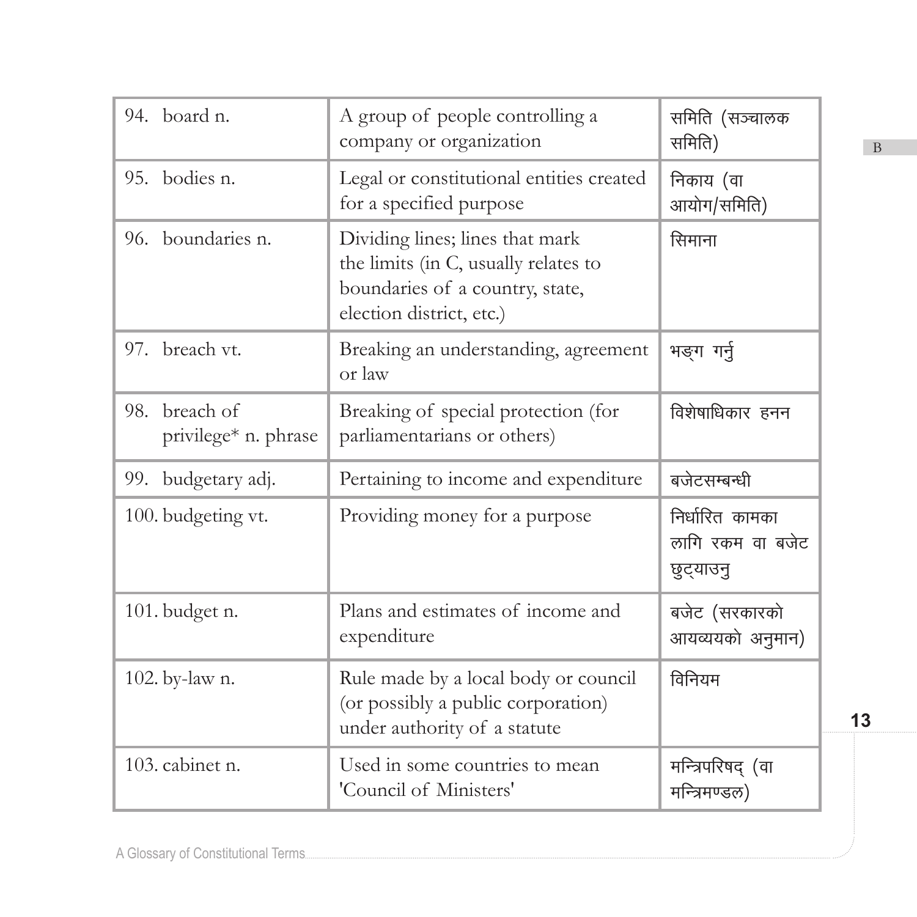| | | |
|---|---|---|
| 94. board n. | A group of people controlling a company or organization | समिति (सञ्चालक समिति) |
| 95. bodies n. | Legal or constitutional entities created for a specified purpose | निकाय (वा आयोग/समिति) |
| 96. boundaries n. | Dividing lines; lines that mark the limits (in C, usually relates to boundaries of a country, state, election district, etc.) | सिमाना |
| 97. breach vt. | Breaking an understanding, agreement or law | भङ्ग गर्नु |
| 98. breach of privilege* n. phrase | Breaking of special protection (for parliamentarians or others) | विशेषाधिकार हनन |
| 99. budgetary adj. | Pertaining to income and expenditure | बजेटसम्बन्धी |
| 100. budgeting vt. | Providing money for a purpose | निर्धारित कामका लागि रकम वा बजेट छुट्याउनु |
| 101. budget n. | Plans and estimates of income and expenditure | बजेट (सरकारको आयव्ययको अनुमान) |
| 102. by-law n. | Rule made by a local body or council (or possibly a public corporation) under authority of a statute | विनियम |
| 103. cabinet n. | Used in some countries to mean 'Council of Ministers' | मन्त्रिपरिषद् (वा मन्त्रिमण्डल) |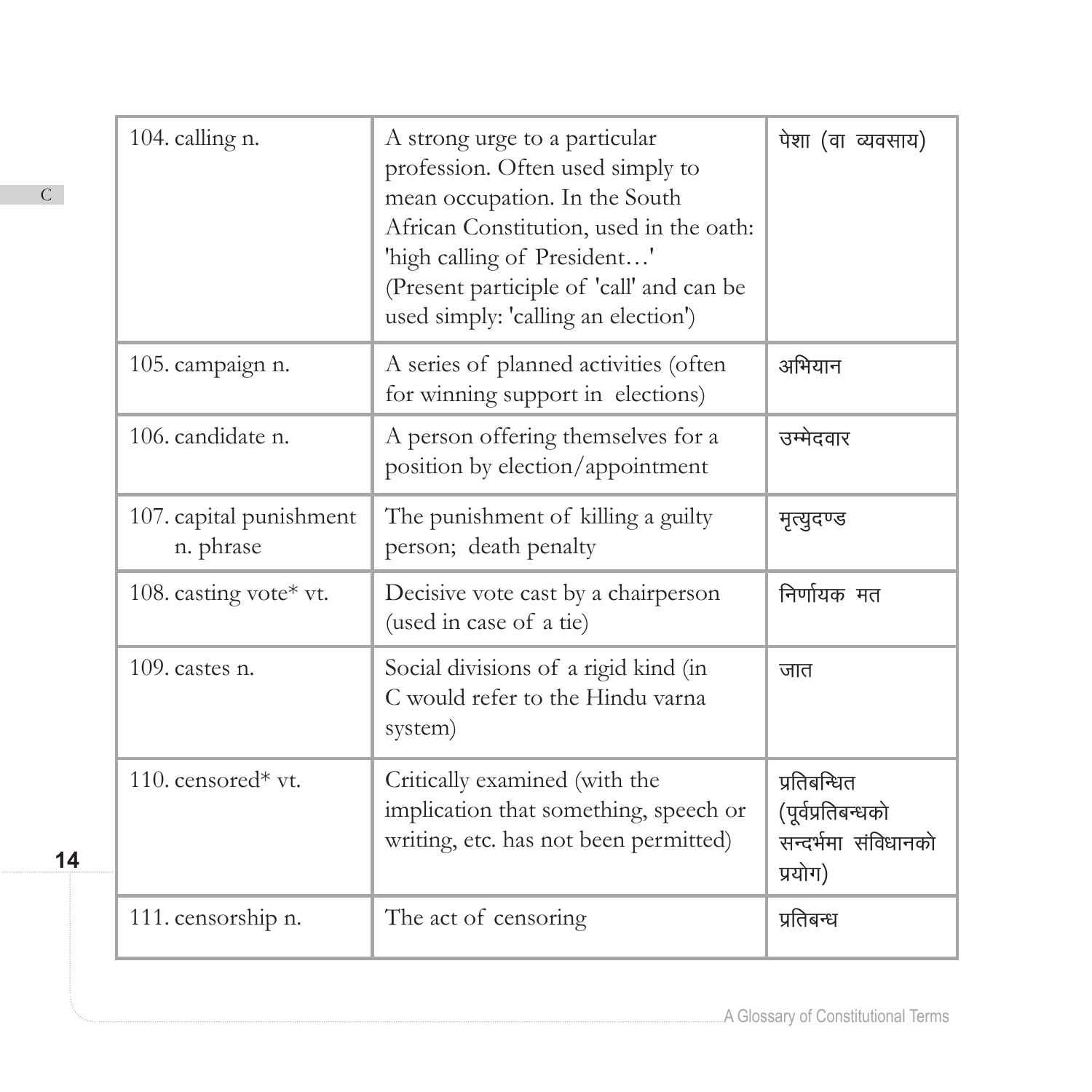| | | |
|---|---|---|
| 104. calling n. | A strong urge to a particular profession. Often used simply to mean occupation. In the South African Constitution, used in the oath: 'high calling of President…' (Present participle of 'call' and can be used simply: 'calling an election') | पेशा (वा व्यवसाय) |
| 105. campaign n. | A series of planned activities (often for winning support in elections) | अभियान |
| 106. candidate n. | A person offering themselves for a position by election/appointment | उम्मेदवार |
| 107. capital punishment n. phrase | The punishment of killing a guilty person; death penalty | मृत्युदण्ड |
| 108. casting vote* vt. | Decisive vote cast by a chairperson (used in case of a tie) | निर्णायक मत |
| 109. castes n. | Social divisions of a rigid kind (in C would refer to the Hindu varna system) | जात |
| 110. censored* vt. | Critically examined (with the implication that something, speech or writing, etc. has not been permitted) | प्रतिबन्धित (पूर्वप्रतिबन्धको सन्दर्भमा संविधानको प्रयोग) |
| 111. censorship n. | The act of censoring | प्रतिबन्ध |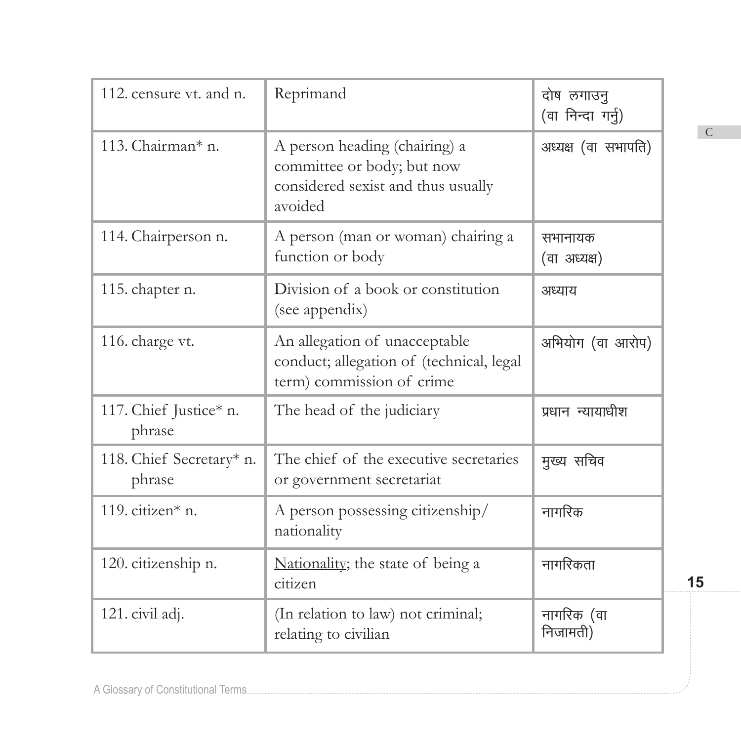| 112. censure vt. and n. | Reprimand | दोष लगाउनु (वा निन्दा गर्नु) |
|---|---|---|
| 113. Chairman* n. | A person heading (chairing) a committee or body; but now considered sexist and thus usually avoided | अध्यक्ष (वा सभापति) |
| 114. Chairperson n. | A person (man or woman) chairing a function or body | सभानायक (वा अध्यक्ष) |
| 115. chapter n. | Division of a book or constitution (see appendix) | अध्याय |
| 116. charge vt. | An allegation of unacceptable conduct; allegation of (technical, legal term) commission of crime | अभियोग (वा आरोप) |
| 117. Chief Justice* n. phrase | The head of the judiciary | प्रधान न्यायाधीश |
| 118. Chief Secretary* n. phrase | The chief of the executive secretaries or government secretariat | मुख्य सचिव |
| 119. citizen* n. | A person possessing citizenship/ nationality | नागरिक |
| 120. citizenship n. | <u>Nationality</u>; the state of being a citizen | नागरिकता |
| 121. civil adj. | (In relation to law) not criminal; relating to civilian | नागरिक (वा निजामती) |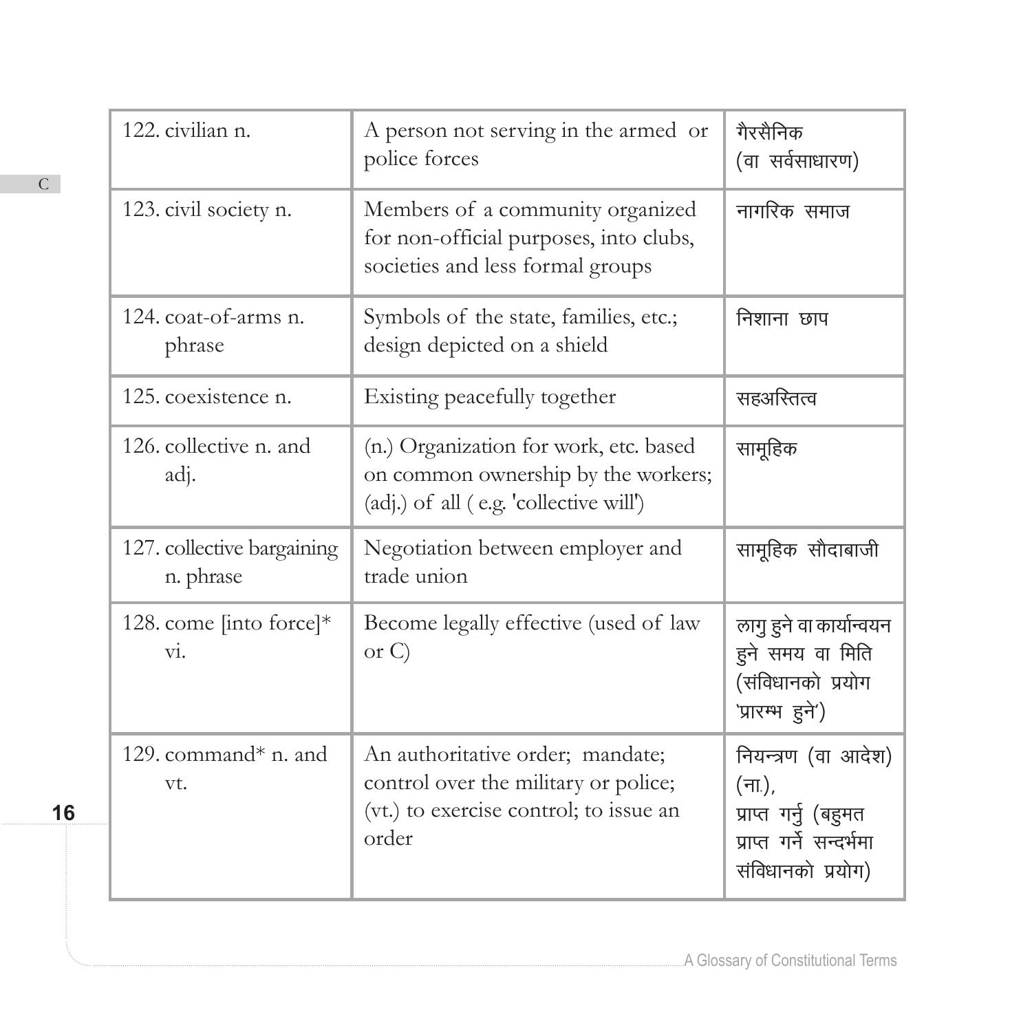| 122. civilian n. | A person not serving in the armed or police forces | गैरसैनिक (वा सर्वसाधारण) |
|---|---|---|
| 123. civil society n. | Members of a community organized for non-official purposes, into clubs, societies and less formal groups | नागरिक समाज |
| 124. coat-of-arms n. phrase | Symbols of the state, families, etc.; design depicted on a shield | निशाना छाप |
| 125. coexistence n. | Existing peacefully together | सहअस्तित्व |
| 126. collective n. and adj. | (n.) Organization for work, etc. based on common ownership by the workers; (adj.) of all ( e.g. 'collective will') | सामूहिक |
| 127. collective bargaining n. phrase | Negotiation between employer and trade union | सामूहिक सौदाबाजी |
| 128. come [into force]* vi. | Become legally effective (used of law or C) | लागु हुने वा कार्यान्वयन हुने समय वा मिति (संविधानको प्रयोग 'प्रारम्भ हुने') |
| 129. command* n. and vt. | An authoritative order; mandate; control over the military or police; (vt.) to exercise control; to issue an order | नियन्त्रण (वा आदेश) (ना.), प्राप्त गर्नु (बहुमत प्राप्त गर्ने सन्दर्भमा संविधानको प्रयोग) |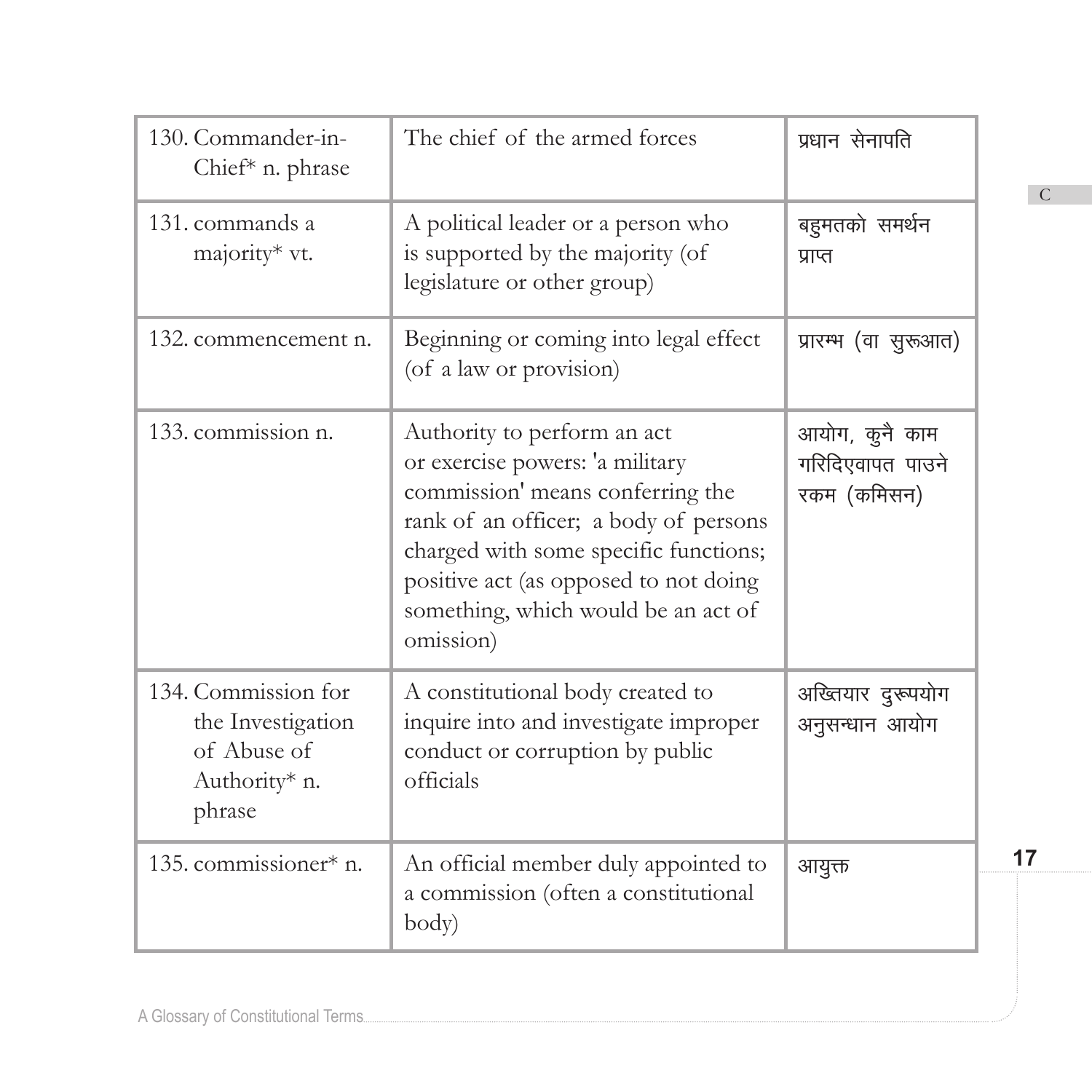| | | |
|---|---|---|
| 130. Commander-in-Chief* n. phrase | The chief of the armed forces | प्रधान सेनापति |
| 131. commands a majority* vt. | A political leader or a person who is supported by the majority (of legislature or other group) | बहुमतको समर्थन प्राप्त |
| 132. commencement n. | Beginning or coming into legal effect (of a law or provision) | प्रारम्भ (वा सुरूआत) |
| 133. commission n. | Authority to perform an act or exercise powers: 'a military commission' means conferring the rank of an officer; a body of persons charged with some specific functions; positive act (as opposed to not doing something, which would be an act of omission) | आयोग, कुनै काम गरिदिएवापत पाउने रकम (कमिसन) |
| 134. Commission for the Investigation of Abuse of Authority* n. phrase | A constitutional body created to inquire into and investigate improper conduct or corruption by public officials | अख्तियार दुरूपयोग अनुसन्धान आयोग |
| 135. commissioner* n. | An official member duly appointed to a commission (often a constitutional body) | आयुक्त |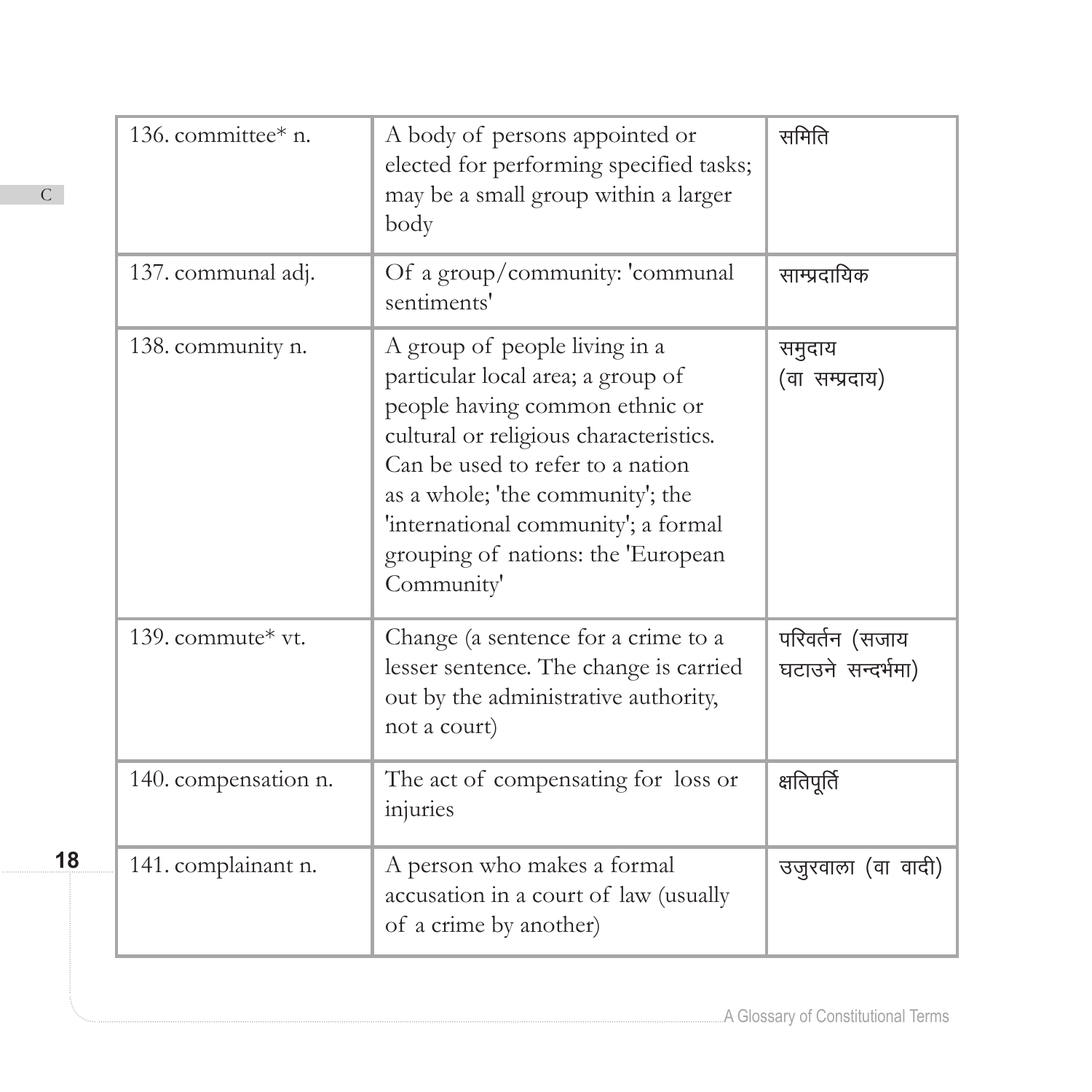| | | |
|---|---|---|
| 136. committee* n. | A body of persons appointed or elected for performing specified tasks; may be a small group within a larger body | समिति |
| 137. communal adj. | Of a group/community: 'communal sentiments' | साम्प्रदायिक |
| 138. community n. | A group of people living in a particular local area; a group of people having common ethnic or cultural or religious characteristics. Can be used to refer to a nation as a whole; 'the community'; the 'international community'; a formal grouping of nations: the 'European Community' | समुदाय (वा सम्प्रदाय) |
| 139. commute* vt. | Change (a sentence for a crime to a lesser sentence. The change is carried out by the administrative authority, not a court) | परिवर्तन (सजाय घटाउने सन्दर्भमा) |
| 140. compensation n. | The act of compensating for loss or injuries | क्षतिपूर्ति |
| 141. complainant n. | A person who makes a formal accusation in a court of law (usually of a crime by another) | उजुरवाला (वा वादी) |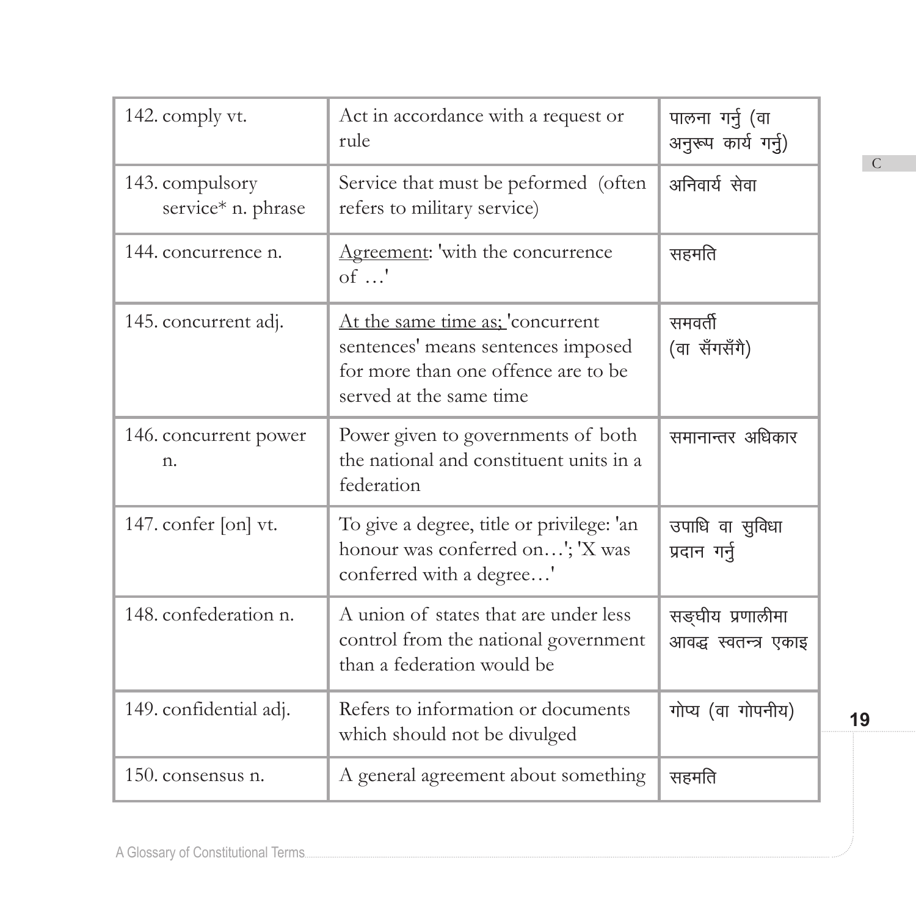| 142. comply vt. | Act in accordance with a request or rule | पालना गर्नु (वा अनुरूप कार्य गर्नु) |
|---|---|---|
| 143. compulsory service* n. phrase | Service that must be peformed (often refers to military service) | अनिवार्य सेवा |
| 144. concurrence n. | Agreement: 'with the concurrence of …' | सहमति |
| 145. concurrent adj. | At the same time as; 'concurrent sentences' means sentences imposed for more than one offence are to be served at the same time | समवर्ती (वा सँगसँगै) |
| 146. concurrent power n. | Power given to governments of both the national and constituent units in a federation | समानान्तर अधिकार |
| 147. confer [on] vt. | To give a degree, title or privilege: 'an honour was conferred on…'; 'X was conferred with a degree…' | उपाधि वा सुविधा प्रदान गर्नु |
| 148. confederation n. | A union of states that are under less control from the national government than a federation would be | सङ्घीय प्रणालीमा आवद्ध स्वतन्त्र एकाइ |
| 149. confidential adj. | Refers to information or documents which should not be divulged | गोप्य (वा गोपनीय) |
| 150. consensus n. | A general agreement about something | सहमति |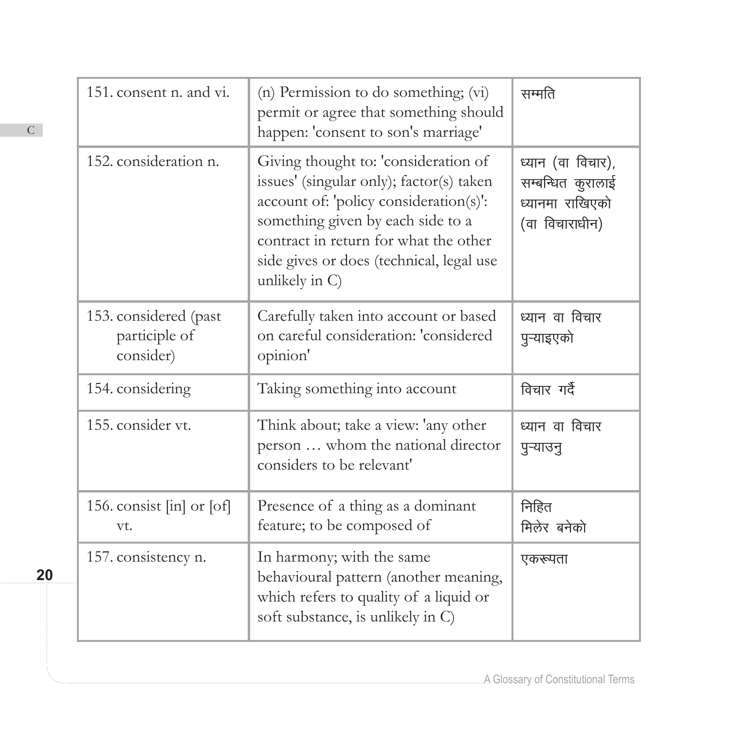| 151. consent n. and vi. | (n) Permission to do something; (vi) permit or agree that something should happen: 'consent to son's marriage' | सम्मति |
|---|---|---|
| 152. consideration n. | Giving thought to: 'consideration of issues' (singular only); factor(s) taken account of: 'policy consideration(s)': something given by each side to a contract in return for what the other side gives or does (technical, legal use unlikely in C) | ध्यान (वा विचार), सम्बन्धित कुरालाई ध्यानमा राखिएको (वा विचाराधीन) |
| 153. considered (past participle of consider) | Carefully taken into account or based on careful consideration: 'considered opinion' | ध्यान वा विचार पुऱ्याइएको |
| 154. considering | Taking something into account | विचार गर्दै |
| 155. consider vt. | Think about; take a view: 'any other person … whom the national director considers to be relevant' | ध्यान वा विचार पुऱ्याउनु |
| 156. consist [in] or [of] vt. | Presence of a thing as a dominant feature; to be composed of | निहित<br>मिलेर बनेको |
| 157. consistency n. | In harmony; with the same behavioural pattern (another meaning, which refers to quality of a liquid or soft substance, is unlikely in C) | एकरूपता |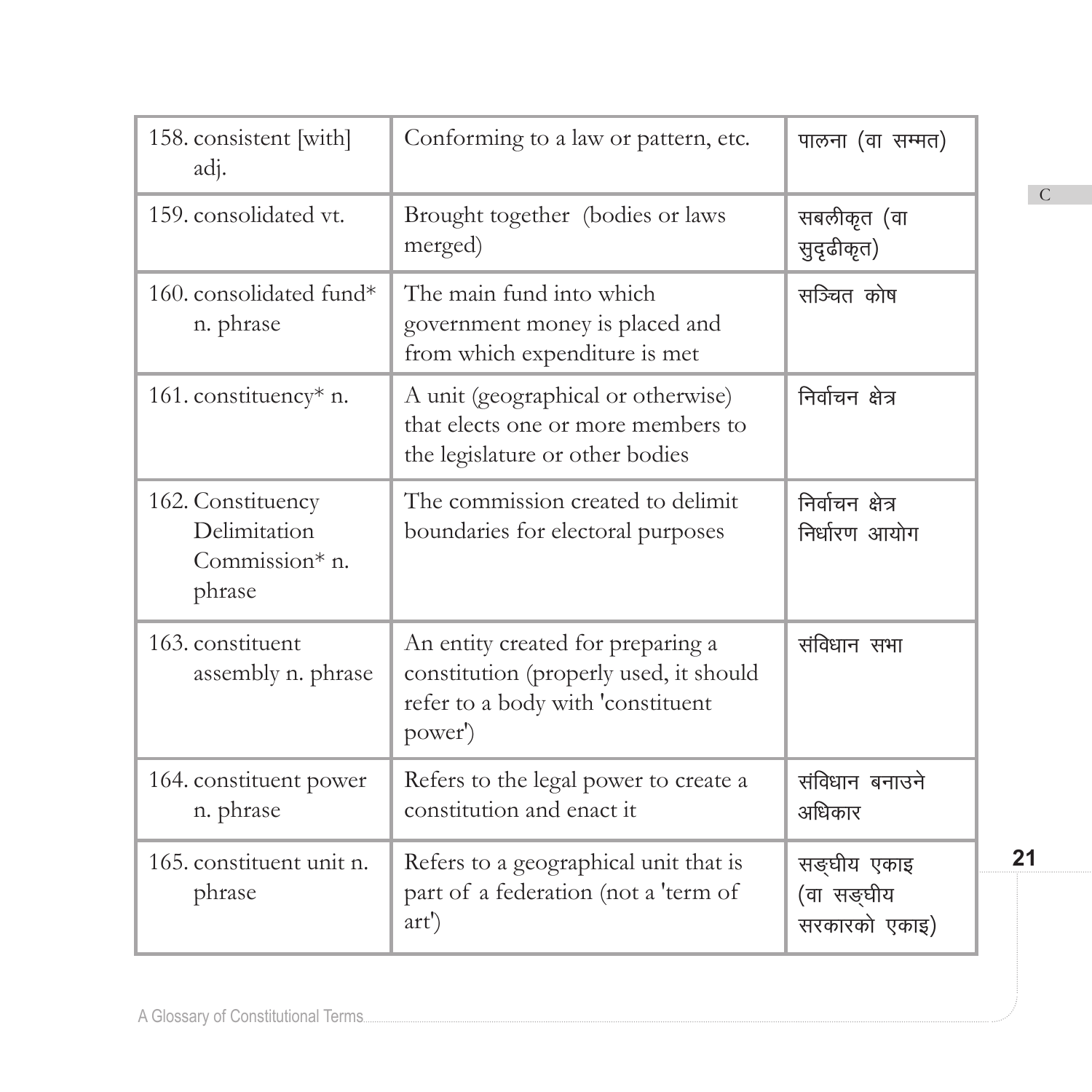| 158. consistent [with] adj. | Conforming to a law or pattern, etc. | पालना (वा सम्मत) |
|---|---|---|
| 159. consolidated vt. | Brought together (bodies or laws merged) | सबलीकृत (वा सुदृढीकृत) |
| 160. consolidated fund* n. phrase | The main fund into which government money is placed and from which expenditure is met | सञ्चित कोष |
| 161. constituency* n. | A unit (geographical or otherwise) that elects one or more members to the legislature or other bodies | निर्वाचन क्षेत्र |
| 162. Constituency Delimitation Commission* n. phrase | The commission created to delimit boundaries for electoral purposes | निर्वाचन क्षेत्र निर्धारण आयोग |
| 163. constituent assembly n. phrase | An entity created for preparing a constitution (properly used, it should refer to a body with 'constituent power') | संविधान सभा |
| 164. constituent power n. phrase | Refers to the legal power to create a constitution and enact it | संविधान बनाउने अधिकार |
| 165. constituent unit n. phrase | Refers to a geographical unit that is part of a federation (not a 'term of art') | सङ्घीय एकाइ (वा सङ्घीय सरकारको एकाइ) |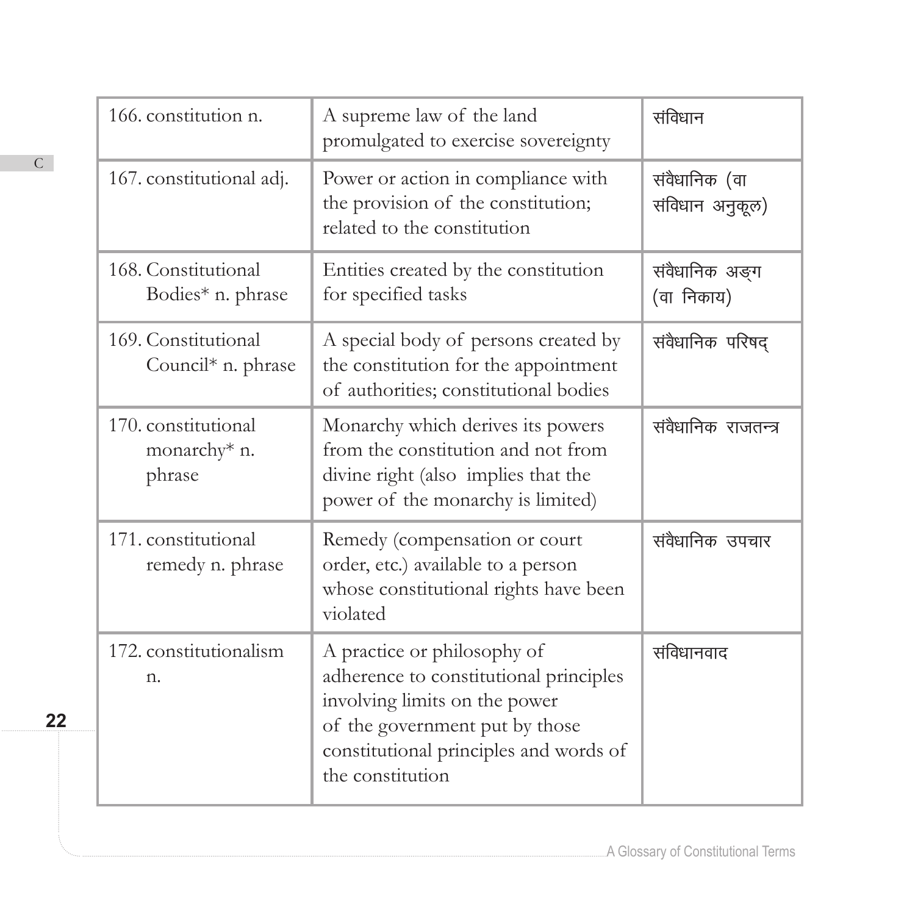| | | |
|---|---|---|
| 166. constitution n. | A supreme law of the land promulgated to exercise sovereignty | संविधान |
| 167. constitutional adj. | Power or action in compliance with the provision of the constitution; related to the constitution | संवैधानिक (वा संविधान अनुकूल) |
| 168. Constitutional Bodies* n. phrase | Entities created by the constitution for specified tasks | संवैधानिक अङ्ग (वा निकाय) |
| 169. Constitutional Council* n. phrase | A special body of persons created by the constitution for the appointment of authorities; constitutional bodies | संवैधानिक परिषद् |
| 170. constitutional monarchy* n. phrase | Monarchy which derives its powers from the constitution and not from divine right (also implies that the power of the monarchy is limited) | संवैधानिक राजतन्त्र |
| 171. constitutional remedy n. phrase | Remedy (compensation or court order, etc.) available to a person whose constitutional rights have been violated | संवैधानिक उपचार |
| 172. constitutionalism n. | A practice or philosophy of adherence to constitutional principles involving limits on the power of the government put by those constitutional principles and words of the constitution | संविधानवाद |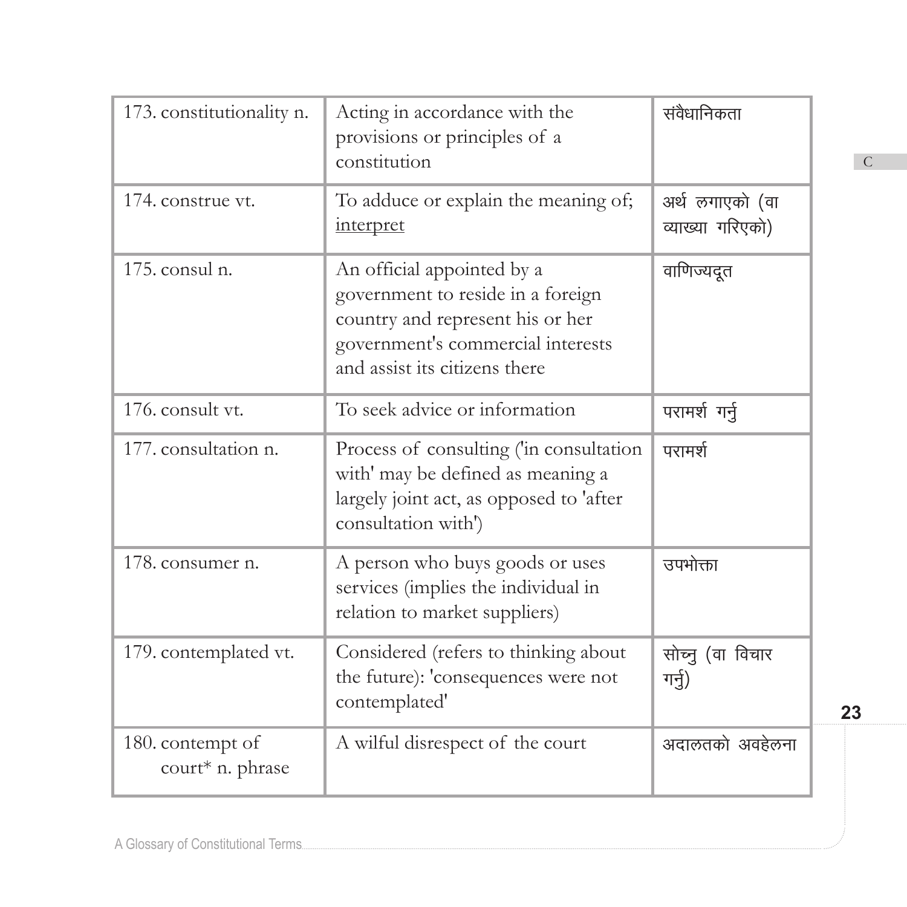| | | |
|---|---|---|
| 173. constitutionality n. | Acting in accordance with the provisions or principles of a constitution | संवैधानिकता |
| 174. construe vt. | To adduce or explain the meaning of; interpret | अर्थ लगाएको (वा व्याख्या गरिएको) |
| 175. consul n. | An official appointed by a government to reside in a foreign country and represent his or her government's commercial interests and assist its citizens there | वाणिज्यदूत |
| 176. consult vt. | To seek advice or information | परामर्श गर्नु |
| 177. consultation n. | Process of consulting ('in consultation with' may be defined as meaning a largely joint act, as opposed to 'after consultation with') | परामर्श |
| 178. consumer n. | A person who buys goods or uses services (implies the individual in relation to market suppliers) | उपभोक्ता |
| 179. contemplated vt. | Considered (refers to thinking about the future): 'consequences were not contemplated' | सोच्नु (वा विचार गर्नु) |
| 180. contempt of court* n. phrase | A wilful disrespect of the court | अदालतको अवहेलना |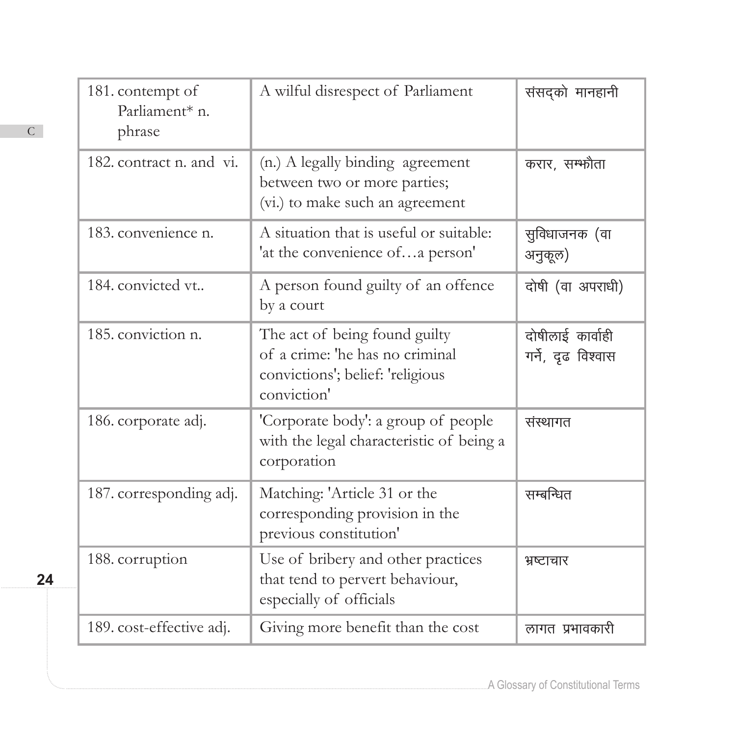| 181. contempt of Parliament* n. phrase | A wilful disrespect of Parliament | संसद्को मानहानी |
|---|---|---|
| 182. contract n. and vi. | (n.) A legally binding agreement between two or more parties; (vi.) to make such an agreement | करार, सम्झौता |
| 183. convenience n. | A situation that is useful or suitable: 'at the convenience of…a person' | सुविधाजनक (वा अनुकूल) |
| 184. convicted vt.. | A person found guilty of an offence by a court | दोषी (वा अपराधी) |
| 185. conviction n. | The act of being found guilty of a crime: 'he has no criminal convictions'; belief: 'religious conviction' | दोषीलाई कार्वाही गर्ने, दृढ विश्वास |
| 186. corporate adj. | 'Corporate body': a group of people with the legal characteristic of being a corporation | संस्थागत |
| 187. corresponding adj. | Matching: 'Article 31 or the corresponding provision in the previous constitution' | सम्बन्धित |
| 188. corruption | Use of bribery and other practices that tend to pervert behaviour, especially of officials | भ्रष्टाचार |
| 189. cost-effective adj. | Giving more benefit than the cost | लागत प्रभावकारी |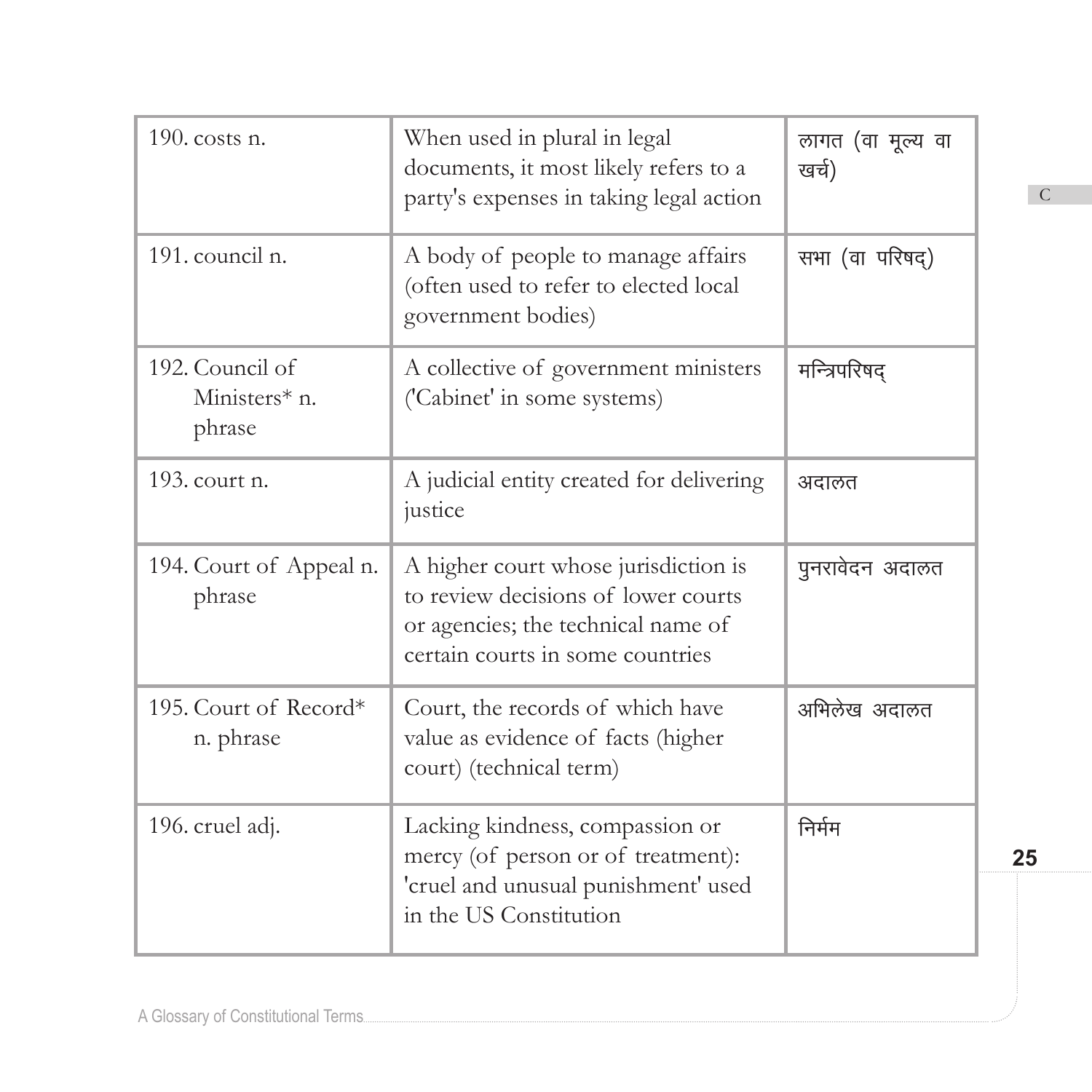| | | |
|---|---|---|
| 190. costs n. | When used in plural in legal documents, it most likely refers to a party's expenses in taking legal action | लागत (वा मूल्य वा खर्च) |
| 191. council n. | A body of people to manage affairs (often used to refer to elected local government bodies) | सभा (वा परिषद्) |
| 192. Council of Ministers* n. phrase | A collective of government ministers ('Cabinet' in some systems) | मन्त्रिपरिषद् |
| 193. court n. | A judicial entity created for delivering justice | अदालत |
| 194. Court of Appeal n. phrase | A higher court whose jurisdiction is to review decisions of lower courts or agencies; the technical name of certain courts in some countries | पुनरावेदन अदालत |
| 195. Court of Record* n. phrase | Court, the records of which have value as evidence of facts (higher court) (technical term) | अभिलेख अदालत |
| 196. cruel adj. | Lacking kindness, compassion or mercy (of person or of treatment): 'cruel and unusual punishment' used in the US Constitution | निर्मम |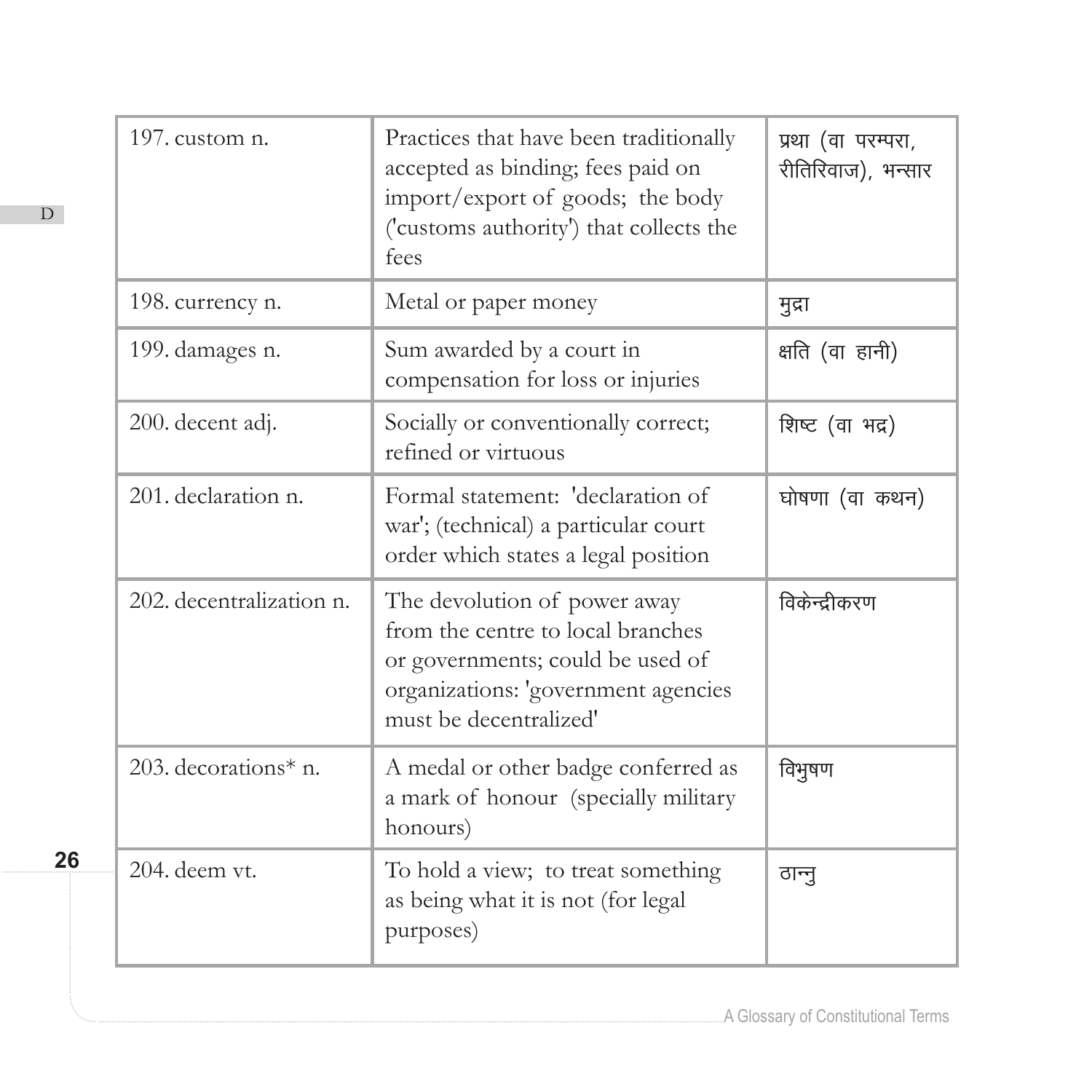| 197. custom n. | Practices that have been traditionally accepted as binding; fees paid on import/export of goods; the body ('customs authority') that collects the fees | प्रथा (वा परम्परा, रीतिरिवाज), भन्सार |
|---|---|---|
| 198. currency n. | Metal or paper money | मुद्रा |
| 199. damages n. | Sum awarded by a court in compensation for loss or injuries | क्षति (वा हानी) |
| 200. decent adj. | Socially or conventionally correct; refined or virtuous | शिष्ट (वा भद्र) |
| 201. declaration n. | Formal statement: 'declaration of war'; (technical) a particular court order which states a legal position | घोषणा (वा कथन) |
| 202. decentralization n. | The devolution of power away from the centre to local branches or governments; could be used of organizations: 'government agencies must be decentralized' | विकेन्द्रीकरण |
| 203. decorations* n. | A medal or other badge conferred as a mark of honour (specially military honours) | विभुषण |
| 204. deem vt. | To hold a view; to treat something as being what it is not (for legal purposes) | ठान्नु |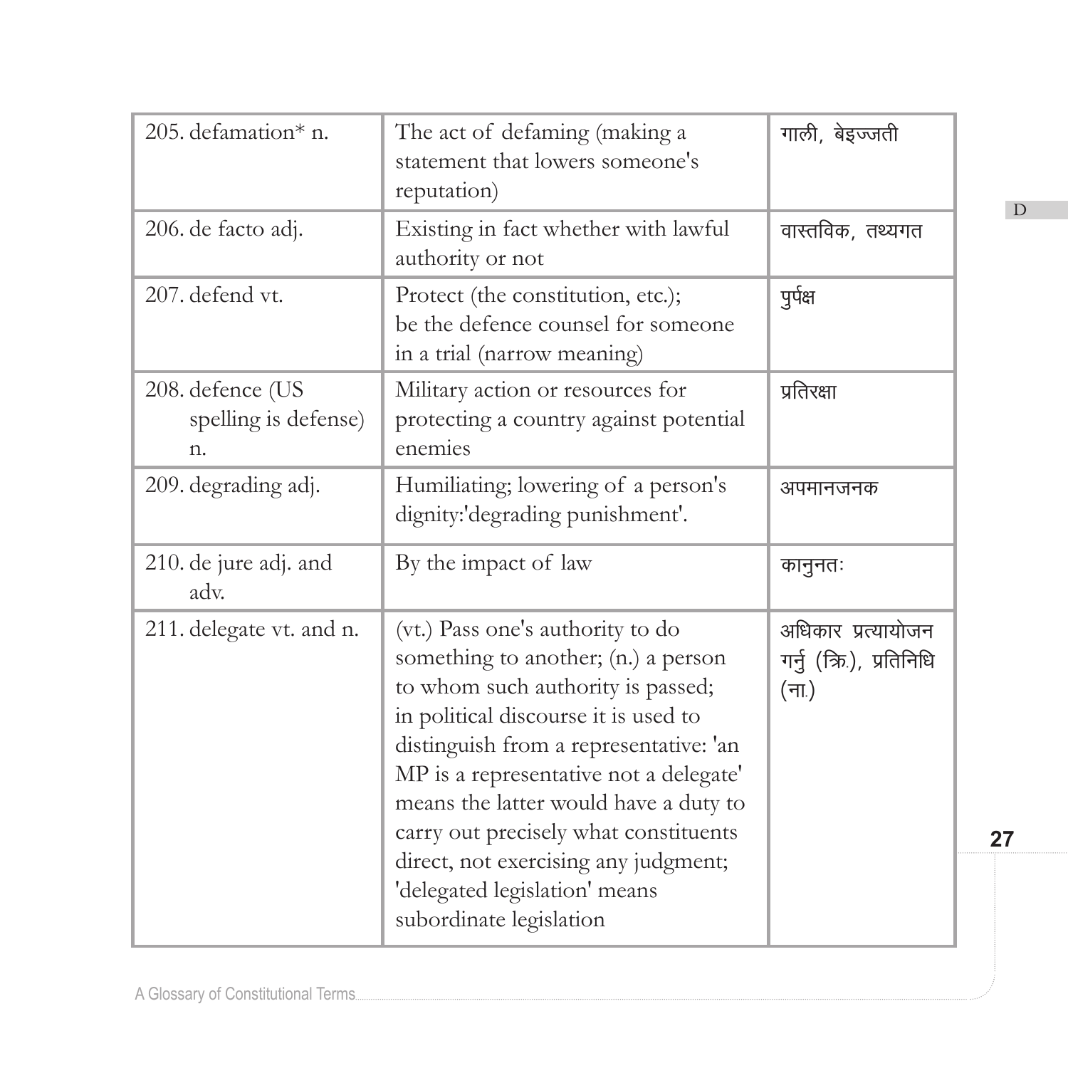| 205. defamation* n. | The act of defaming (making a statement that lowers someone's reputation) | गाली, बेइज्जती |
|---|---|---|
| 206. de facto adj. | Existing in fact whether with lawful authority or not | वास्तविक, तथ्यगत |
| 207. defend vt. | Protect (the constitution, etc.); be the defence counsel for someone in a trial (narrow meaning) | पुर्पक्ष |
| 208. defence (US spelling is defense) n. | Military action or resources for protecting a country against potential enemies | प्रतिरक्षा |
| 209. degrading adj. | Humiliating; lowering of a person's dignity:'degrading punishment'. | अपमानजनक |
| 210. de jure adj. and adv. | By the impact of law | कानुनतः |
| 211. delegate vt. and n. | (vt.) Pass one's authority to do something to another; (n.) a person to whom such authority is passed; in political discourse it is used to distinguish from a representative: 'an MP is a representative not a delegate' means the latter would have a duty to carry out precisely what constituents direct, not exercising any judgment; 'delegated legislation' means subordinate legislation | अधिकार प्रत्यायोजन गर्नु (क्रि.), प्रतिनिधि (ना.) |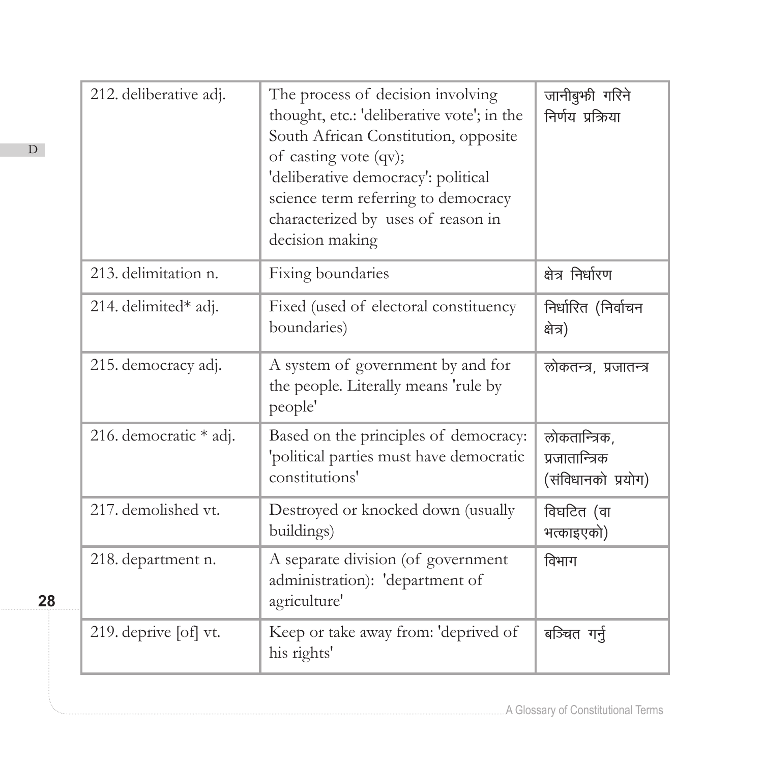| | | |
|---|---|---|
| 212. deliberative adj. | The process of decision involving thought, etc.: 'deliberative vote'; in the South African Constitution, opposite of casting vote (qv); 'deliberative democracy': political science term referring to democracy characterized by uses of reason in decision making | जानीबुझी गरिने निर्णय प्रक्रिया |
| 213. delimitation n. | Fixing boundaries | क्षेत्र निर्धारण |
| 214. delimited* adj. | Fixed (used of electoral constituency boundaries) | निर्धारित (निर्वाचन क्षेत्र) |
| 215. democracy adj. | A system of government by and for the people. Literally means 'rule by people' | लोकतन्त्र, प्रजातन्त्र |
| 216. democratic * adj. | Based on the principles of democracy: 'political parties must have democratic constitutions' | लोकतान्त्रिक, प्रजातान्त्रिक (संविधानको प्रयोग) |
| 217. demolished vt. | Destroyed or knocked down (usually buildings) | विघटित (वा भत्काइएको) |
| 218. department n. | A separate division (of government administration): 'department of agriculture' | विभाग |
| 219. deprive [of] vt. | Keep or take away from: 'deprived of his rights' | बञ्चित गर्नु |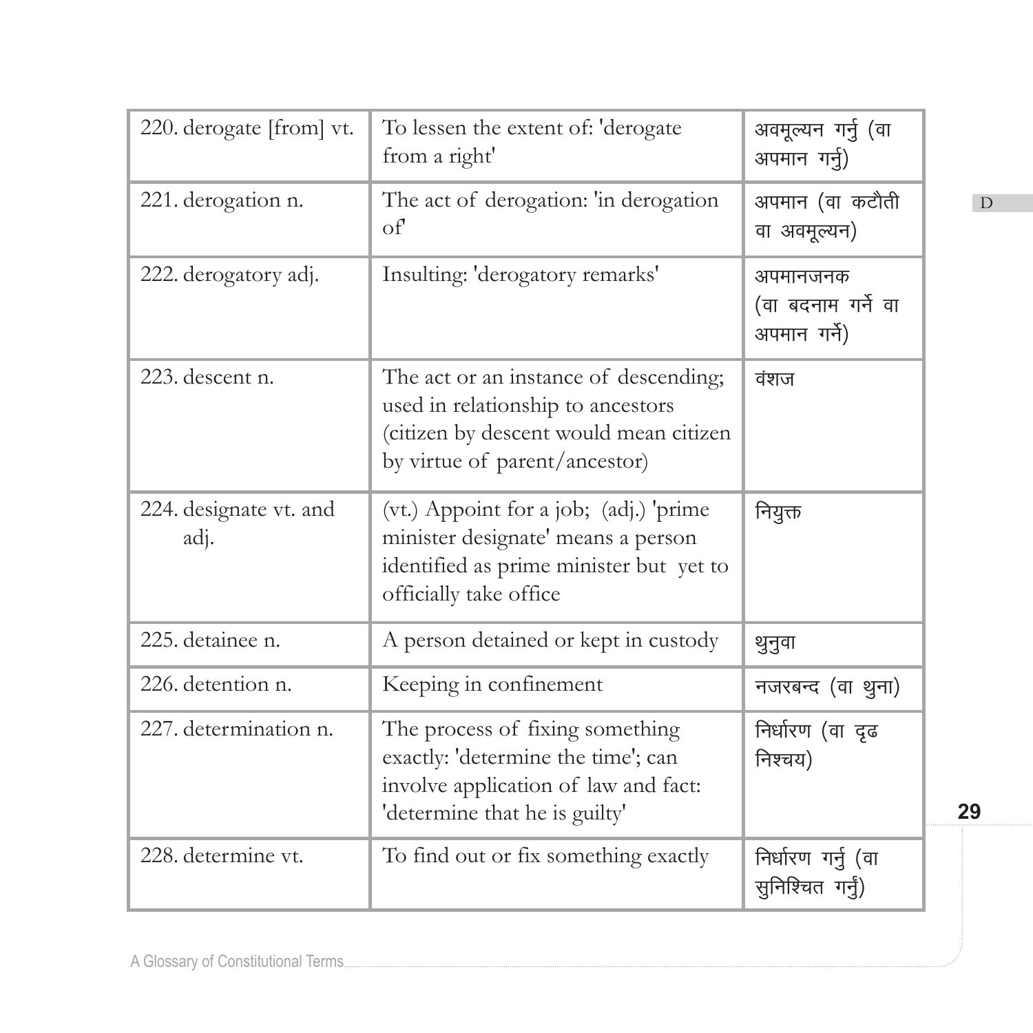| | | |
|---|---|---|
| 220. derogate [from] vt. | To lessen the extent of: 'derogate from a right' | अवमूल्यन गर्नु (वा अपमान गर्नु) |
| 221. derogation n. | The act of derogation: 'in derogation of' | अपमान (वा कटौती वा अवमूल्यन) |
| 222. derogatory adj. | Insulting: 'derogatory remarks' | अपमानजनक (वा बदनाम गर्ने वा अपमान गर्ने) |
| 223. descent n. | The act or an instance of descending; used in relationship to ancestors (citizen by descent would mean citizen by virtue of parent/ancestor) | वंशज |
| 224. designate vt. and adj. | (vt.) Appoint for a job; (adj.) 'prime minister designate' means a person identified as prime minister but yet to officially take office | नियुक्त |
| 225. detainee n. | A person detained or kept in custody | थुनुवा |
| 226. detention n. | Keeping in confinement | नजरबन्द (वा थुना) |
| 227. determination n. | The process of fixing something exactly: 'determine the time'; can involve application of law and fact: 'determine that he is guilty' | निर्धारण (वा दृढ निश्चय) |
| 228. determine vt. | To find out or fix something exactly | निर्धारण गर्नु (वा सुनिश्चित गर्नुं) |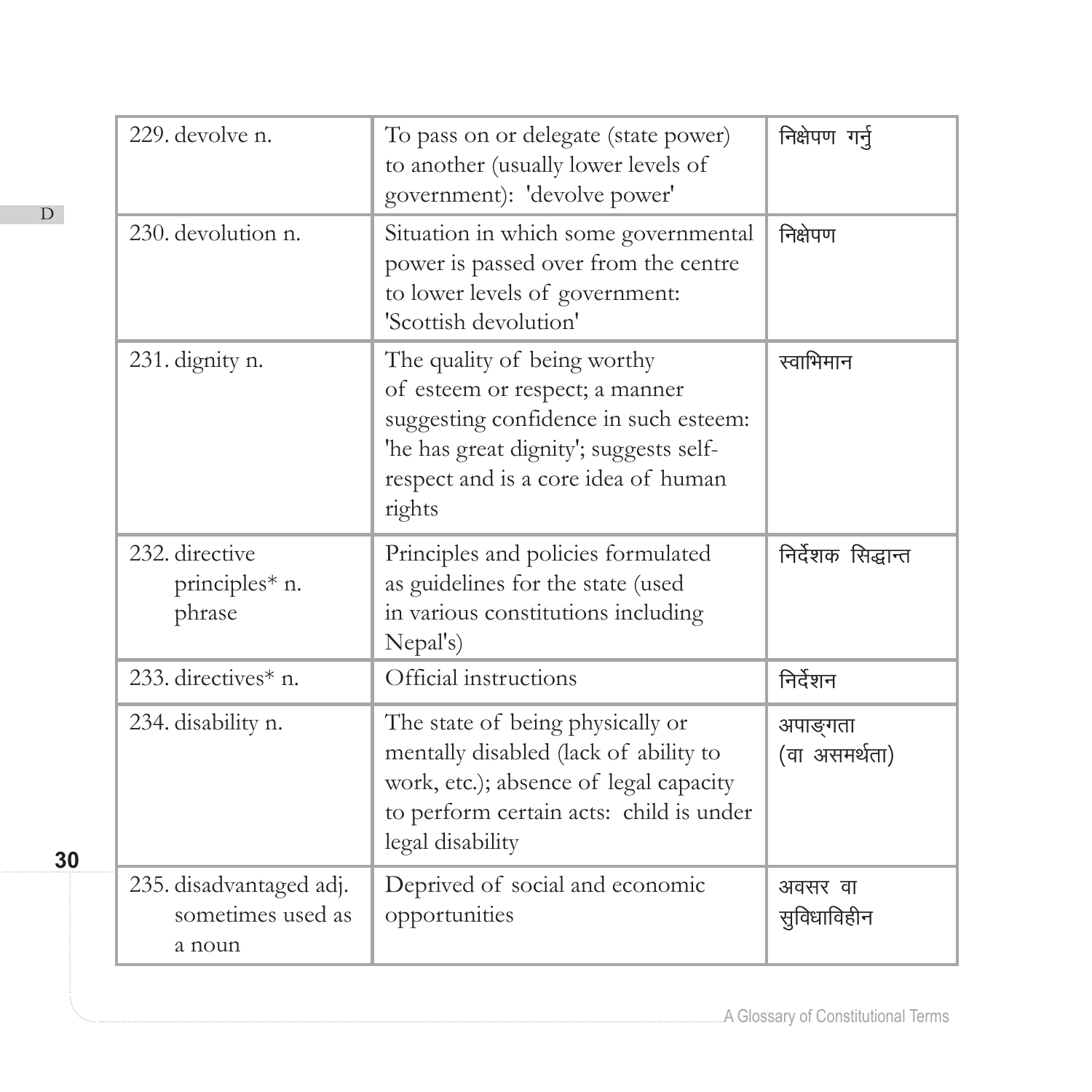| | | |
|---|---|---|
| 229. devolve n. | To pass on or delegate (state power) to another (usually lower levels of government): 'devolve power' | निक्षेपण गर्नु |
| 230. devolution n. | Situation in which some governmental power is passed over from the centre to lower levels of government: 'Scottish devolution' | निक्षेपण |
| 231. dignity n. | The quality of being worthy of esteem or respect; a manner suggesting confidence in such esteem: 'he has great dignity'; suggests self-respect and is a core idea of human rights | स्वाभिमान |
| 232. directive principles* n. phrase | Principles and policies formulated as guidelines for the state (used in various constitutions including Nepal's) | निर्देशक सिद्धान्त |
| 233. directives* n. | Official instructions | निर्देशन |
| 234. disability n. | The state of being physically or mentally disabled (lack of ability to work, etc.); absence of legal capacity to perform certain acts: child is under legal disability | अपाङ्गता (वा असमर्थता) |
| 235. disadvantaged adj. sometimes used as a noun | Deprived of social and economic opportunities | अवसर वा सुविधाविहीन |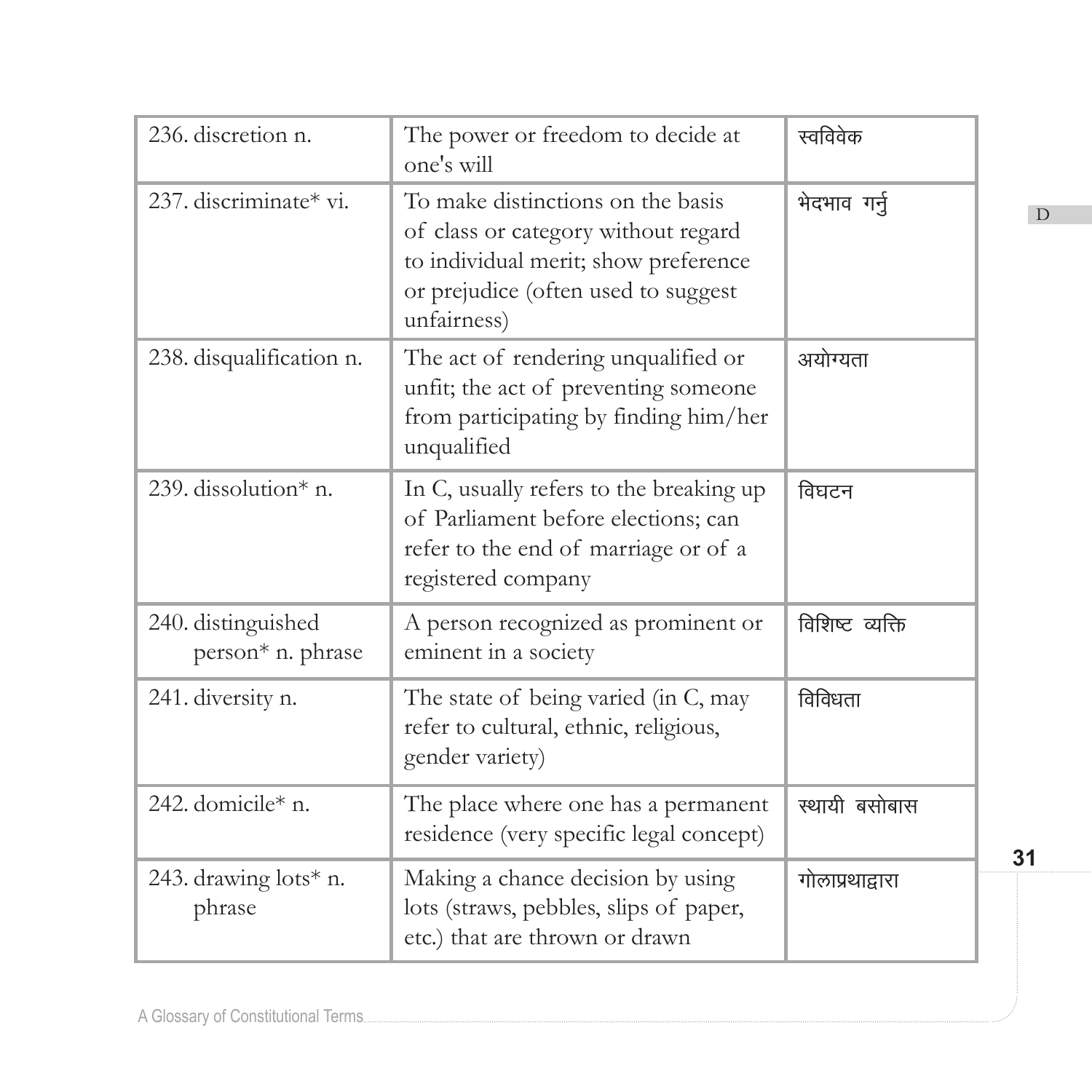| | | |
|---|---|---|
| 236. discretion n. | The power or freedom to decide at one's will | स्वविवेक |
| 237. discriminate* vi. | To make distinctions on the basis of class or category without regard to individual merit; show preference or prejudice (often used to suggest unfairness) | भेदभाव गर्नु |
| 238. disqualification n. | The act of rendering unqualified or unfit; the act of preventing someone from participating by finding him/her unqualified | अयोग्यता |
| 239. dissolution* n. | In C, usually refers to the breaking up of Parliament before elections; can refer to the end of marriage or of a registered company | विघटन |
| 240. distinguished person* n. phrase | A person recognized as prominent or eminent in a society | विशिष्ट व्यक्ति |
| 241. diversity n. | The state of being varied (in C, may refer to cultural, ethnic, religious, gender variety) | विविधता |
| 242. domicile* n. | The place where one has a permanent residence (very specific legal concept) | स्थायी बसोबास |
| 243. drawing lots* n. phrase | Making a chance decision by using lots (straws, pebbles, slips of paper, etc.) that are thrown or drawn | गोलाप्रथाद्वारा |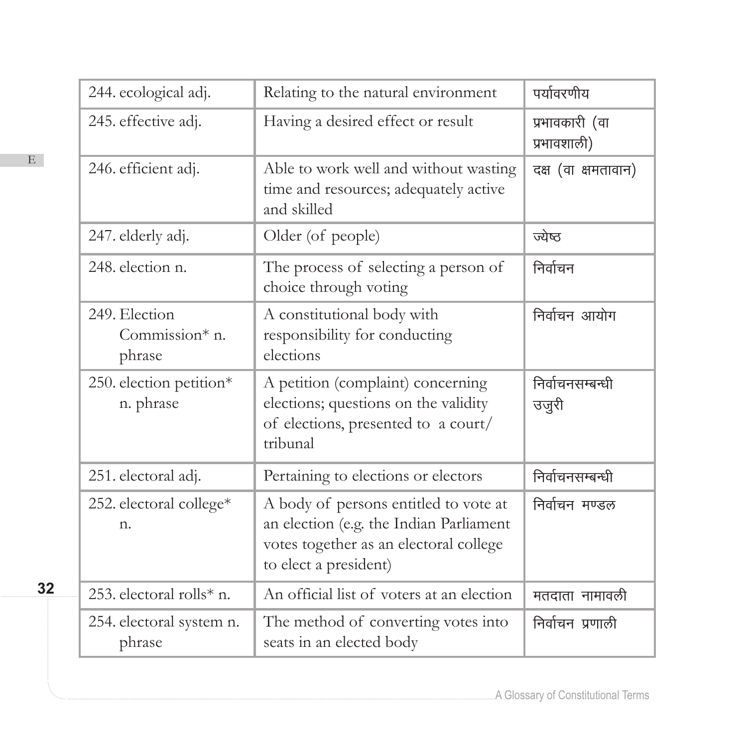| 244. ecological adj. | Relating to the natural environment | पर्यावरणीय |
|---|---|---|
| 245. effective adj. | Having a desired effect or result | प्रभावकारी (वा प्रभावशाली) |
| 246. efficient adj. | Able to work well and without wasting time and resources; adequately active and skilled | दक्ष (वा क्षमतावान) |
| 247. elderly adj. | Older (of people) | ज्येष्ठ |
| 248. election n. | The process of selecting a person of choice through voting | निर्वाचन |
| 249. Election Commission* n. phrase | A constitutional body with responsibility for conducting elections | निर्वाचन आयोग |
| 250. election petition* n. phrase | A petition (complaint) concerning elections; questions on the validity of elections, presented to a court/ tribunal | निर्वाचनसम्बन्धी उजुरी |
| 251. electoral adj. | Pertaining to elections or electors | निर्वाचनसम्बन्धी |
| 252. electoral college* n. | A body of persons entitled to vote at an election (e.g. the Indian Parliament votes together as an electoral college to elect a president) | निर्वाचन मण्डल |
| 253. electoral rolls* n. | An official list of voters at an election | मतदाता नामावली |
| 254. electoral system n. phrase | The method of converting votes into seats in an elected body | निर्वाचन प्रणाली |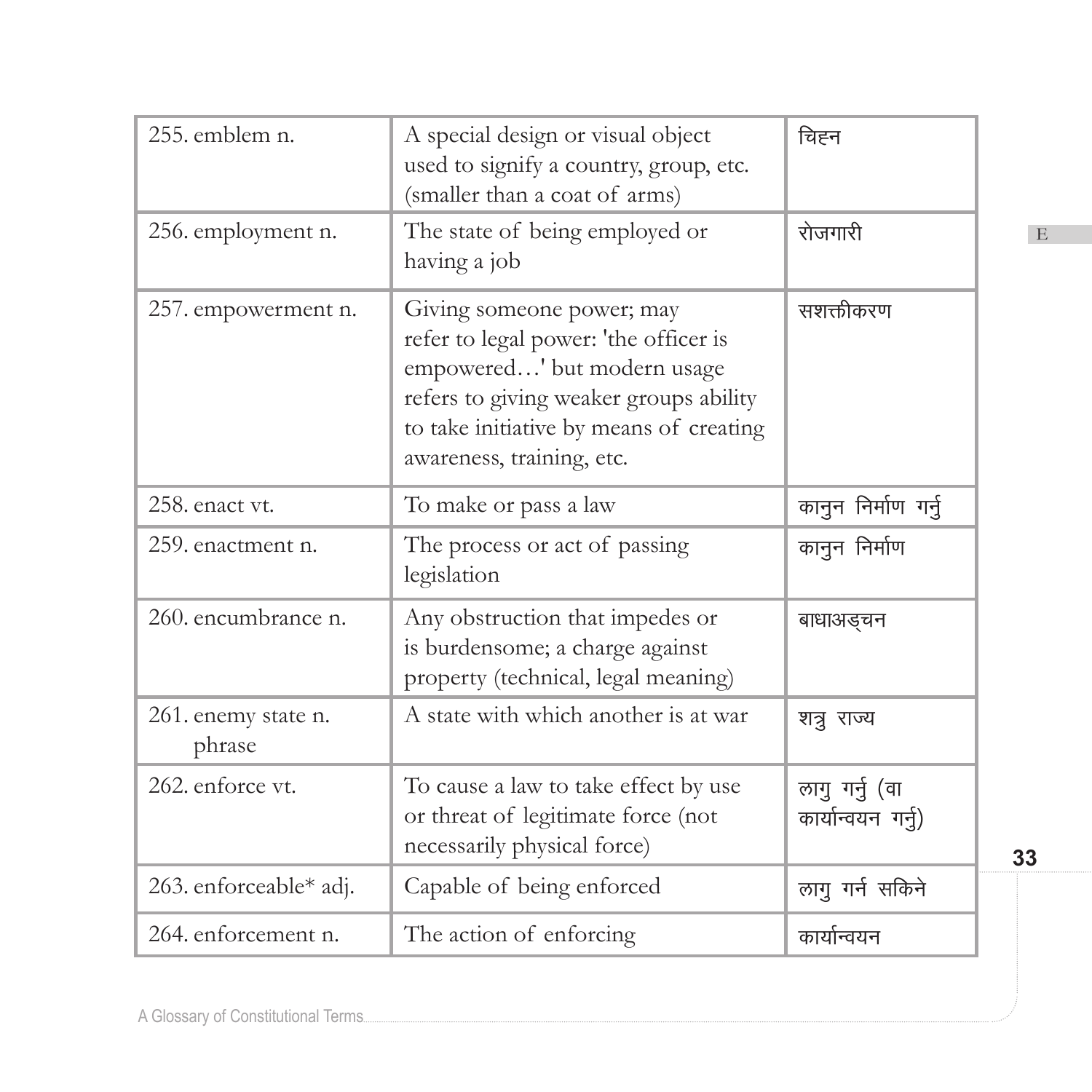| | | |
|---|---|---|
| 255. emblem n. | A special design or visual object used to signify a country, group, etc. (smaller than a coat of arms) | चिह्न |
| 256. employment n. | The state of being employed or having a job | रोजगारी |
| 257. empowerment n. | Giving someone power; may refer to legal power: 'the officer is empowered…' but modern usage refers to giving weaker groups ability to take initiative by means of creating awareness, training, etc. | सशक्तीकरण |
| 258. enact vt. | To make or pass a law | कानुन निर्माण गर्नु |
| 259. enactment n. | The process or act of passing legislation | कानुन निर्माण |
| 260. encumbrance n. | Any obstruction that impedes or is burdensome; a charge against property (technical, legal meaning) | बाधाअड्चन |
| 261. enemy state n. phrase | A state with which another is at war | शत्रु राज्य |
| 262. enforce vt. | To cause a law to take effect by use or threat of legitimate force (not necessarily physical force) | लागु गर्नु (वा कार्यान्वयन गर्नु) |
| 263. enforceable* adj. | Capable of being enforced | लागु गर्न सकिने |
| 264. enforcement n. | The action of enforcing | कार्यान्वयन |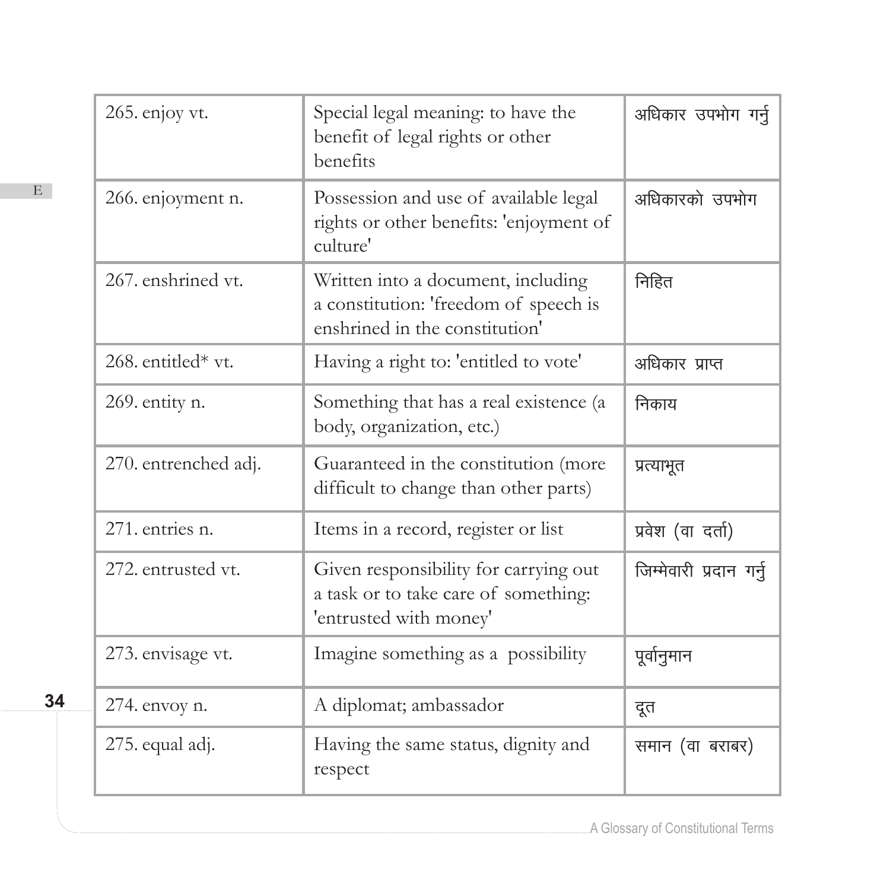| | | |
|---|---|---|
| 265. enjoy vt. | Special legal meaning: to have the benefit of legal rights or other benefits | अधिकार उपभोग गर्नु |
| 266. enjoyment n. | Possession and use of available legal rights or other benefits: 'enjoyment of culture' | अधिकारको उपभोग |
| 267. enshrined vt. | Written into a document, including a constitution: 'freedom of speech is enshrined in the constitution' | निहित |
| 268. entitled* vt. | Having a right to: 'entitled to vote' | अधिकार प्राप्त |
| 269. entity n. | Something that has a real existence (a body, organization, etc.) | निकाय |
| 270. entrenched adj. | Guaranteed in the constitution (more difficult to change than other parts) | प्रत्याभूत |
| 271. entries n. | Items in a record, register or list | प्रवेश (वा दर्ता) |
| 272. entrusted vt. | Given responsibility for carrying out a task or to take care of something: 'entrusted with money' | जिम्मेवारी प्रदान गर्नु |
| 273. envisage vt. | Imagine something as a possibility | पूर्वानुमान |
| 274. envoy n. | A diplomat; ambassador | दूत |
| 275. equal adj. | Having the same status, dignity and respect | समान (वा बराबर) |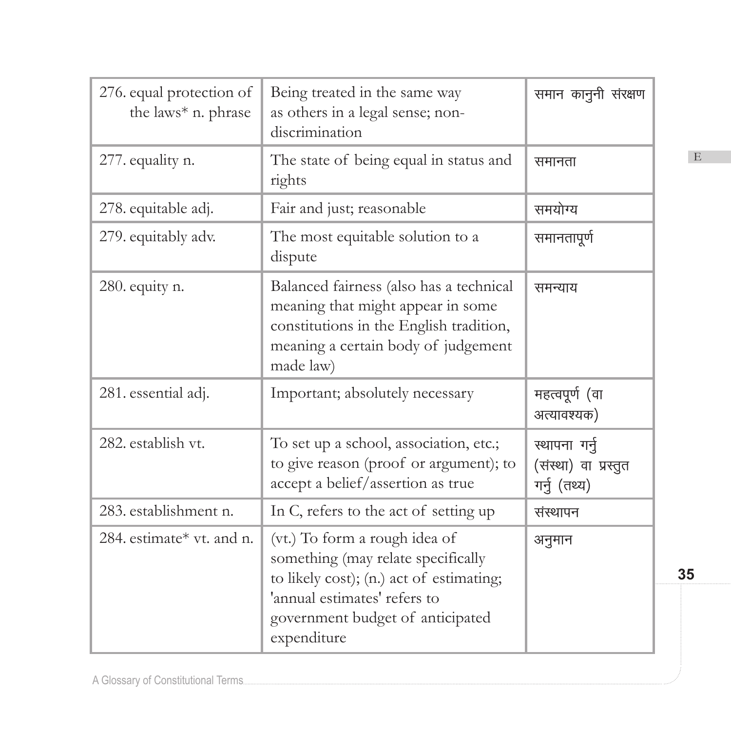| | | |
|---|---|---|
| 276. equal protection of the laws* n. phrase | Being treated in the same way as others in a legal sense; non-discrimination | समान कानुनी संरक्षण |
| 277. equality n. | The state of being equal in status and rights | समानता |
| 278. equitable adj. | Fair and just; reasonable | समयोग्य |
| 279. equitably adv. | The most equitable solution to a dispute | समानतापूर्ण |
| 280. equity n. | Balanced fairness (also has a technical meaning that might appear in some constitutions in the English tradition, meaning a certain body of judgement made law) | समन्याय |
| 281. essential adj. | Important; absolutely necessary | महत्वपूर्ण (वा अत्यावश्यक) |
| 282. establish vt. | To set up a school, association, etc.; to give reason (proof or argument); to accept a belief/assertion as true | स्थापना गर्नु (संस्था) वा प्रस्तुत गर्नु (तथ्य) |
| 283. establishment n. | In C, refers to the act of setting up | संस्थापन |
| 284. estimate* vt. and n. | (vt.) To form a rough idea of something (may relate specifically to likely cost); (n.) act of estimating; 'annual estimates' refers to government budget of anticipated expenditure | अनुमान |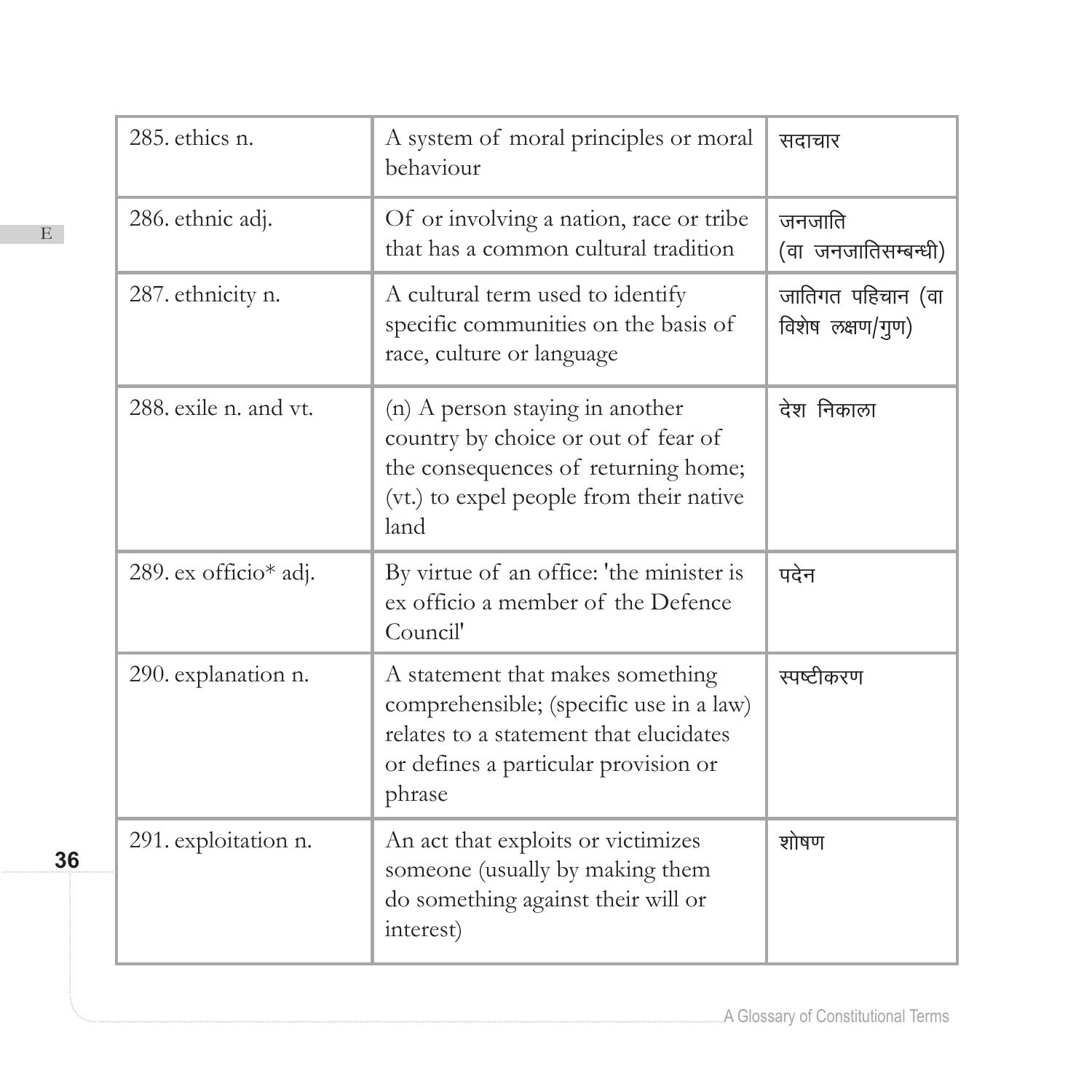| 285. ethics n. | A system of moral principles or moral behaviour | सदाचार |
|---|---|---|
| 286. ethnic adj. | Of or involving a nation, race or tribe that has a common cultural tradition | जनजाति (वा जनजातिसम्बन्धी) |
| 287. ethnicity n. | A cultural term used to identify specific communities on the basis of race, culture or language | जातिगत पहिचान (वा विशेष लक्षण/गुण) |
| 288. exile n. and vt. | (n) A person staying in another country by choice or out of fear of the consequences of returning home; (vt.) to expel people from their native land | देश निकाला |
| 289. ex officio* adj. | By virtue of an office: 'the minister is ex officio a member of the Defence Council' | पदेन |
| 290. explanation n. | A statement that makes something comprehensible; (specific use in a law) relates to a statement that elucidates or defines a particular provision or phrase | स्पष्टीकरण |
| 291. exploitation n. | An act that exploits or victimizes someone (usually by making them do something against their will or interest) | शोषण |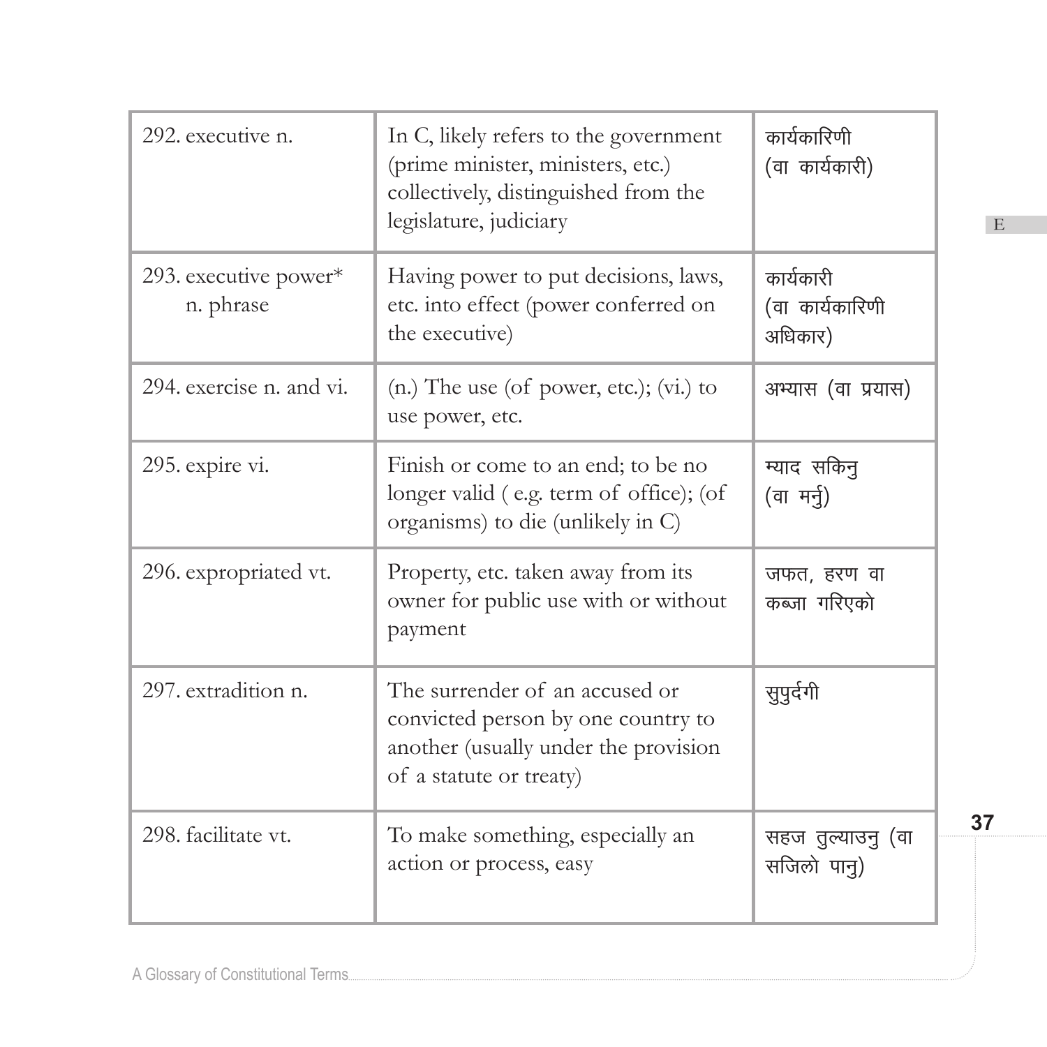| | | |
|---|---|---|
| 292. executive n. | In C, likely refers to the government (prime minister, ministers, etc.) collectively, distinguished from the legislature, judiciary | कार्यकारिणी (वा कार्यकारी) |
| 293. executive power* n. phrase | Having power to put decisions, laws, etc. into effect (power conferred on the executive) | कार्यकारी (वा कार्यकारिणी अधिकार) |
| 294. exercise n. and vi. | (n.) The use (of power, etc.); (vi.) to use power, etc. | अभ्यास (वा प्रयास) |
| 295. expire vi. | Finish or come to an end; to be no longer valid ( e.g. term of office); (of organisms) to die (unlikely in C) | म्याद सकिनु (वा मर्नु) |
| 296. expropriated vt. | Property, etc. taken away from its owner for public use with or without payment | जफत, हरण वा कब्जा गरिएको |
| 297. extradition n. | The surrender of an accused or convicted person by one country to another (usually under the provision of a statute or treaty) | सुपुर्दगी |
| 298. facilitate vt. | To make something, especially an action or process, easy | सहज तुल्याउनु (वा सजिलो पानु) |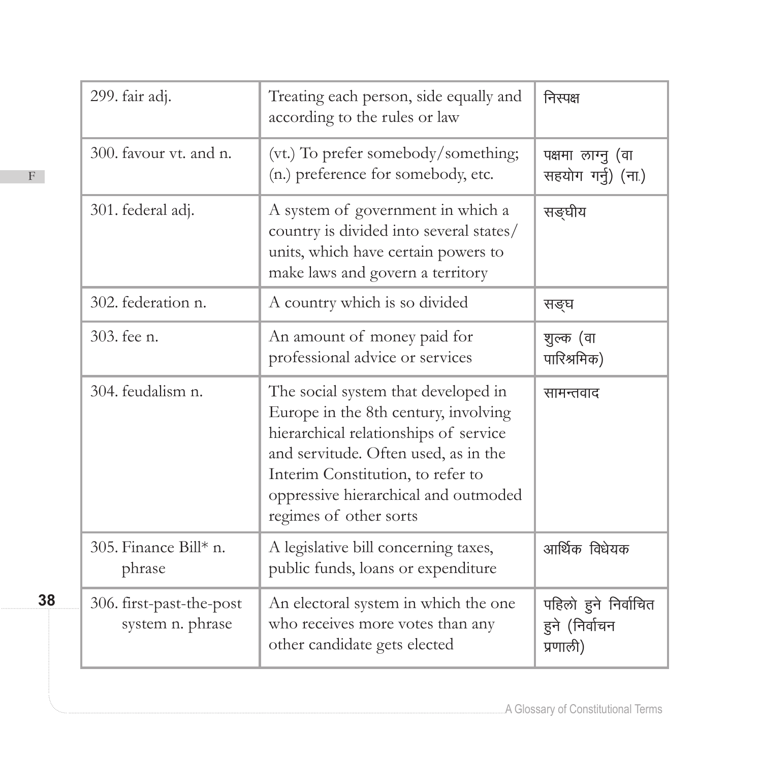| 299. fair adj. | Treating each person, side equally and according to the rules or law | निस्पक्ष |
|---|---|---|
| 300. favour vt. and n. | (vt.) To prefer somebody/something; (n.) preference for somebody, etc. | पक्षमा लाग्नु (वा सहयोग गर्नु) (ना.) |
| 301. federal adj. | A system of government in which a country is divided into several states/ units, which have certain powers to make laws and govern a territory | सङ्घीय |
| 302. federation n. | A country which is so divided | सङ्घ |
| 303. fee n. | An amount of money paid for professional advice or services | शुल्क (वा पारिश्रमिक) |
| 304. feudalism n. | The social system that developed in Europe in the 8th century, involving hierarchical relationships of service and servitude. Often used, as in the Interim Constitution, to refer to oppressive hierarchical and outmoded regimes of other sorts | सामन्तवाद |
| 305. Finance Bill* n. phrase | A legislative bill concerning taxes, public funds, loans or expenditure | आर्थिक विधेयक |
| 306. first-past-the-post system n. phrase | An electoral system in which the one who receives more votes than any other candidate gets elected | पहिलो हुने निर्वाचित हुने (निर्वाचन प्रणाली) |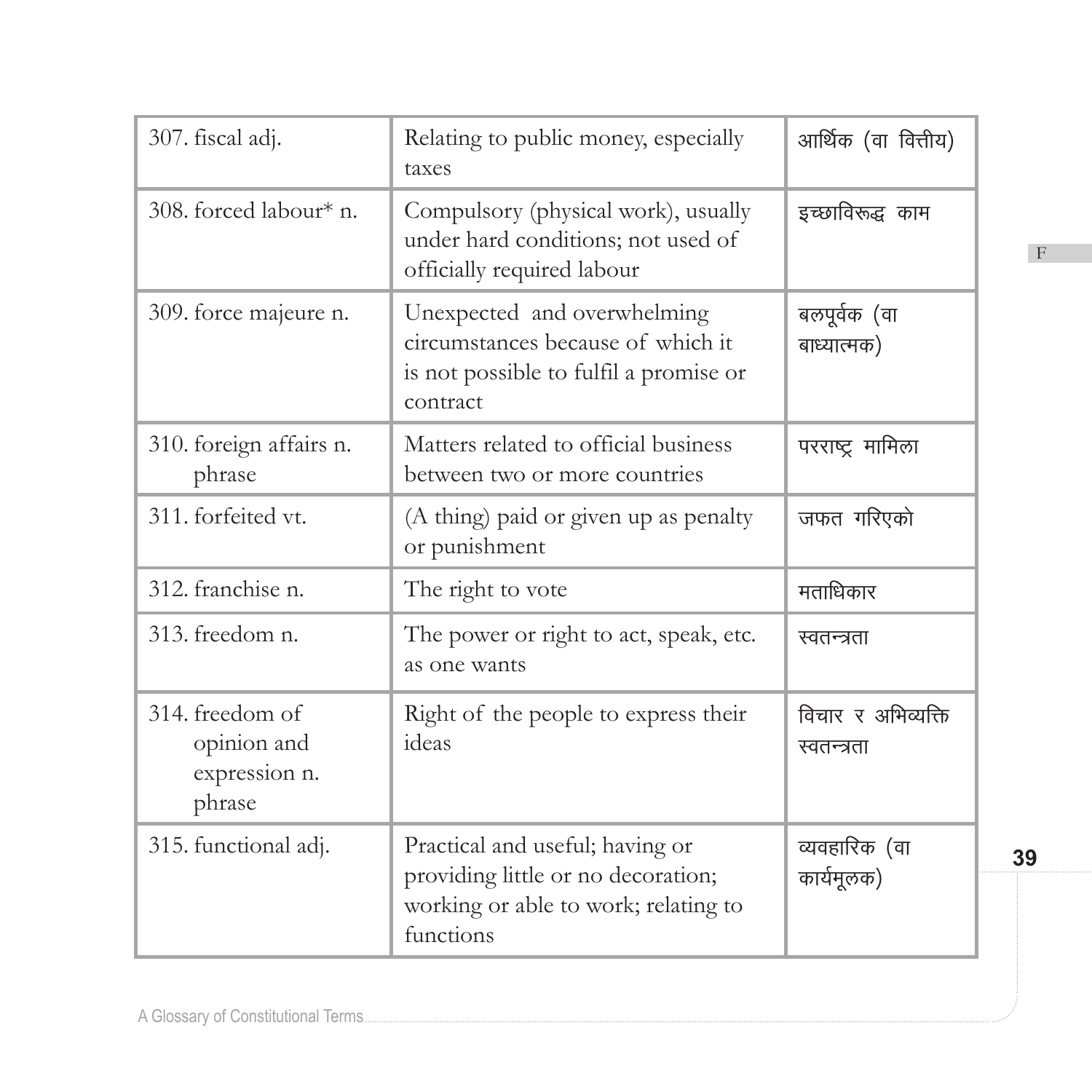| 307. fiscal adj. | Relating to public money, especially taxes | आर्थिक (वा वित्तीय) |
|---|---|---|
| 308. forced labour* n. | Compulsory (physical work), usually under hard conditions; not used of officially required labour | इच्छाविरूद्ध काम |
| 309. force majeure n. | Unexpected and overwhelming circumstances because of which it is not possible to fulfil a promise or contract | बलपूर्वक (वा बाध्यात्मक) |
| 310. foreign affairs n. phrase | Matters related to official business between two or more countries | परराष्ट्र मामिला |
| 311. forfeited vt. | (A thing) paid or given up as penalty or punishment | जफत गरिएको |
| 312. franchise n. | The right to vote | मताधिकार |
| 313. freedom n. | The power or right to act, speak, etc. as one wants | स्वतन्त्रता |
| 314. freedom of opinion and expression n. phrase | Right of the people to express their ideas | विचार र अभिव्यक्ति स्वतन्त्रता |
| 315. functional adj. | Practical and useful; having or providing little or no decoration; working or able to work; relating to functions | व्यवहारिक (वा कार्यमूलक) |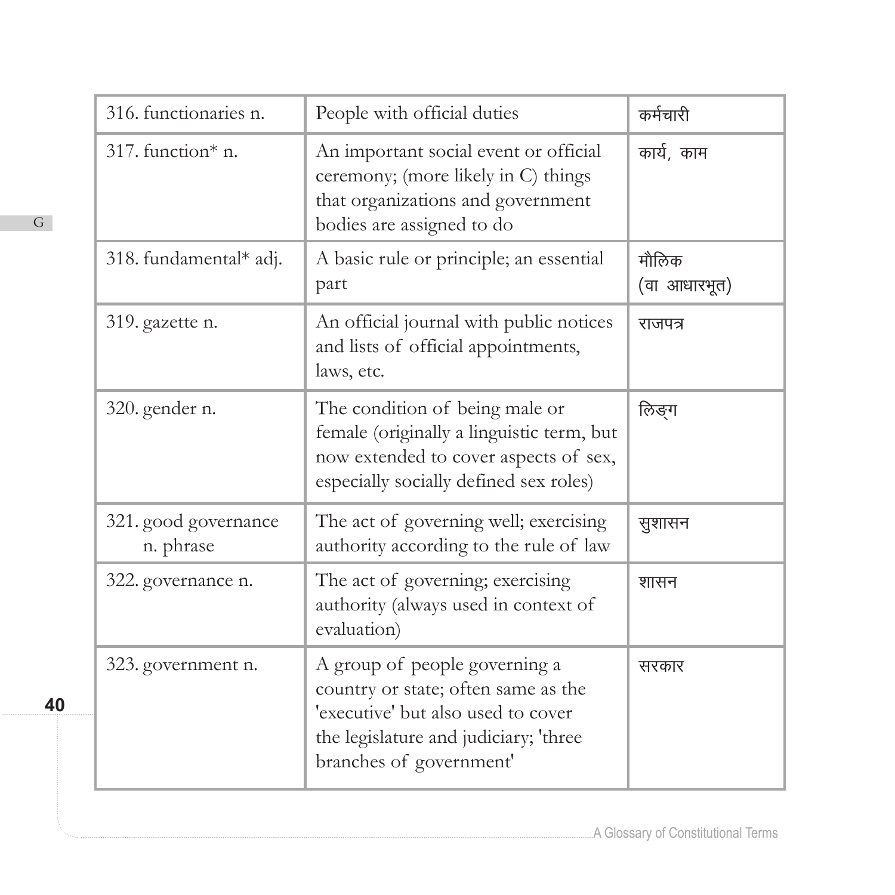| 316. functionaries n. | People with official duties | कर्मचारी |
|---|---|---|
| 317. function* n. | An important social event or official ceremony; (more likely in C) things that organizations and government bodies are assigned to do | कार्य, काम |
| 318. fundamental* adj. | A basic rule or principle; an essential part | मौलिक (वा आधारभूत) |
| 319. gazette n. | An official journal with public notices and lists of official appointments, laws, etc. | राजपत्र |
| 320. gender n. | The condition of being male or female (originally a linguistic term, but now extended to cover aspects of sex, especially socially defined sex roles) | लिङ्ग |
| 321. good governance n. phrase | The act of governing well; exercising authority according to the rule of law | सुशासन |
| 322. governance n. | The act of governing; exercising authority (always used in context of evaluation) | शासन |
| 323. government n. | A group of people governing a country or state; often same as the 'executive' but also used to cover the legislature and judiciary; 'three branches of government' | सरकार |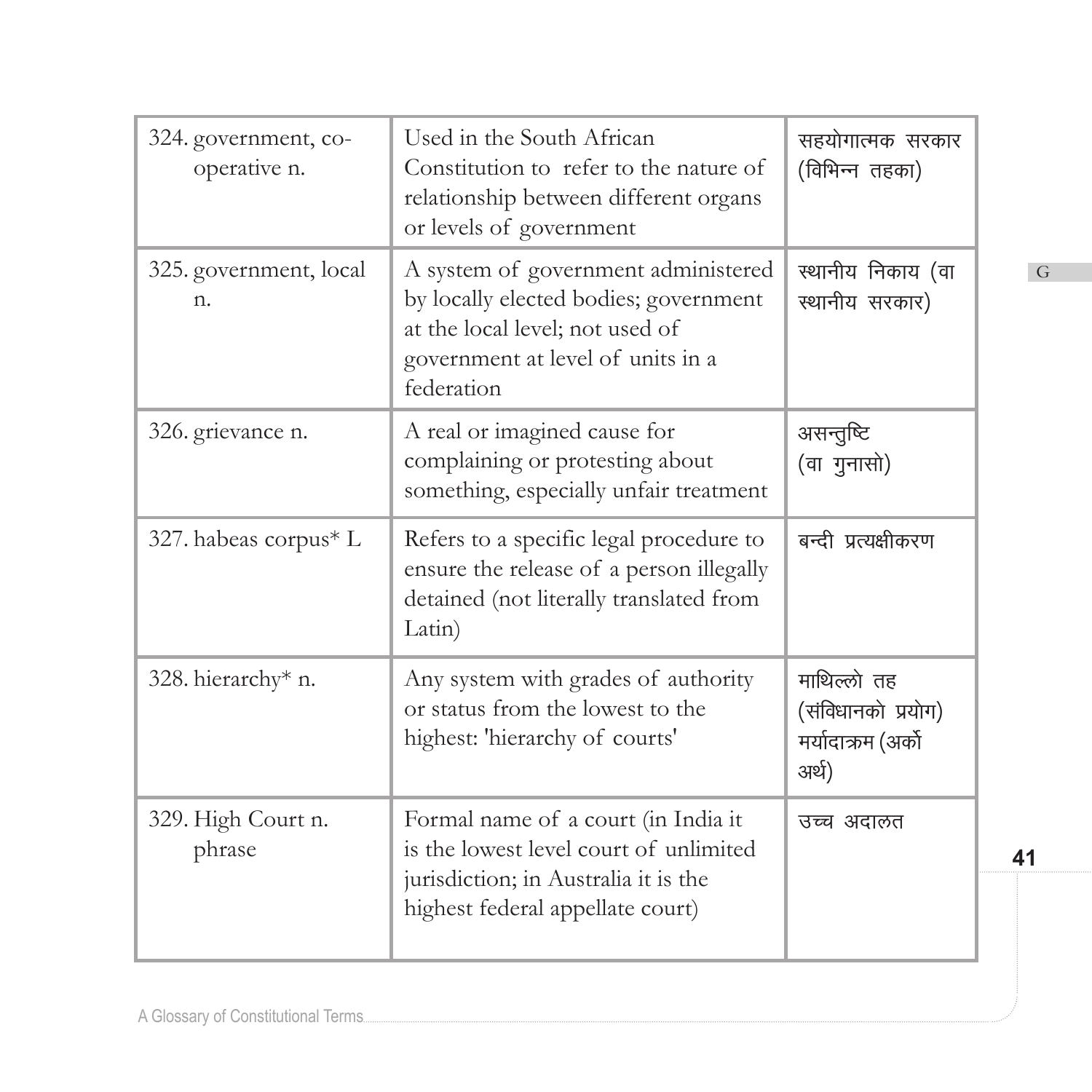| 324. government, co-operative n. | Used in the South African Constitution to refer to the nature of relationship between different organs or levels of government | सहयोगात्मक सरकार (विभिन्न तहका) |
|---|---|---|
| 325. government, local n. | A system of government administered by locally elected bodies; government at the local level; not used of government at level of units in a federation | स्थानीय निकाय (वा स्थानीय सरकार) |
| 326. grievance n. | A real or imagined cause for complaining or protesting about something, especially unfair treatment | असन्तुष्टि (वा गुनासो) |
| 327. habeas corpus* L | Refers to a specific legal procedure to ensure the release of a person illegally detained (not literally translated from Latin) | बन्दी प्रत्यक्षीकरण |
| 328. hierarchy* n. | Any system with grades of authority or status from the lowest to the highest: 'hierarchy of courts' | माथिल्लो तह (संविधानको प्रयोग) मर्यादाक्रम (अर्को अर्थ) |
| 329. High Court n. phrase | Formal name of a court (in India it is the lowest level court of unlimited jurisdiction; in Australia it is the highest federal appellate court) | उच्च अदालत |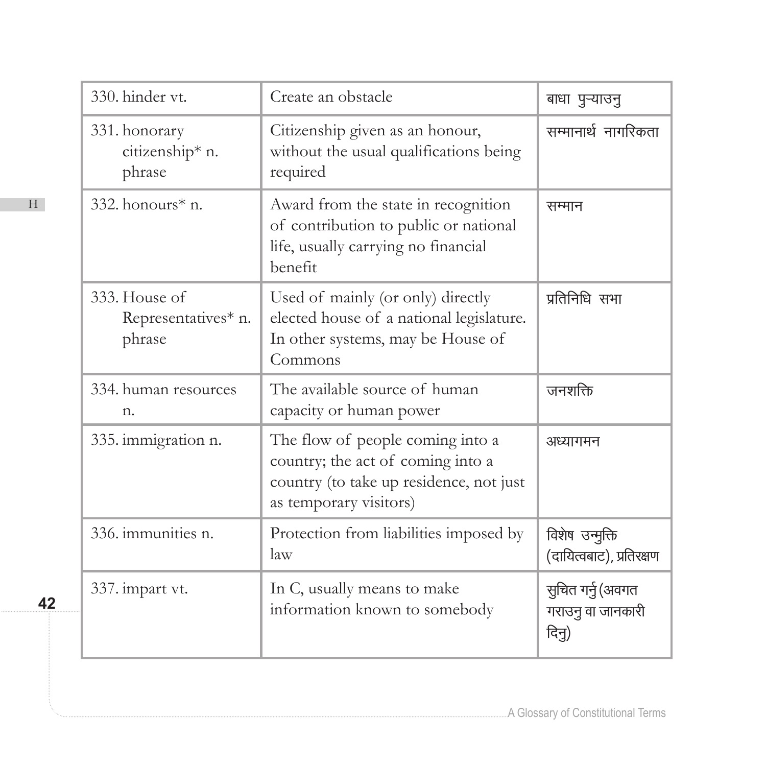| 330. hinder vt. | Create an obstacle | बाधा पुऱ्याउनु |
|---|---|---|
| 331. honorary citizenship* n. phrase | Citizenship given as an honour, without the usual qualifications being required | सम्मानार्थ नागरिकता |
| 332. honours* n. | Award from the state in recognition of contribution to public or national life, usually carrying no financial benefit | सम्मान |
| 333. House of Representatives* n. phrase | Used of mainly (or only) directly elected house of a national legislature. In other systems, may be House of Commons | प्रतिनिधि सभा |
| 334. human resources n. | The available source of human capacity or human power | जनशक्ति |
| 335. immigration n. | The flow of people coming into a country; the act of coming into a country (to take up residence, not just as temporary visitors) | अध्यागमन |
| 336. immunities n. | Protection from liabilities imposed by law | विशेष उन्मुक्ति (दायित्वबाट), प्रतिरक्षण |
| 337. impart vt. | In C, usually means to make information known to somebody | सुचित गर्नु (अवगत गराउनु वा जानकारी दिनु) |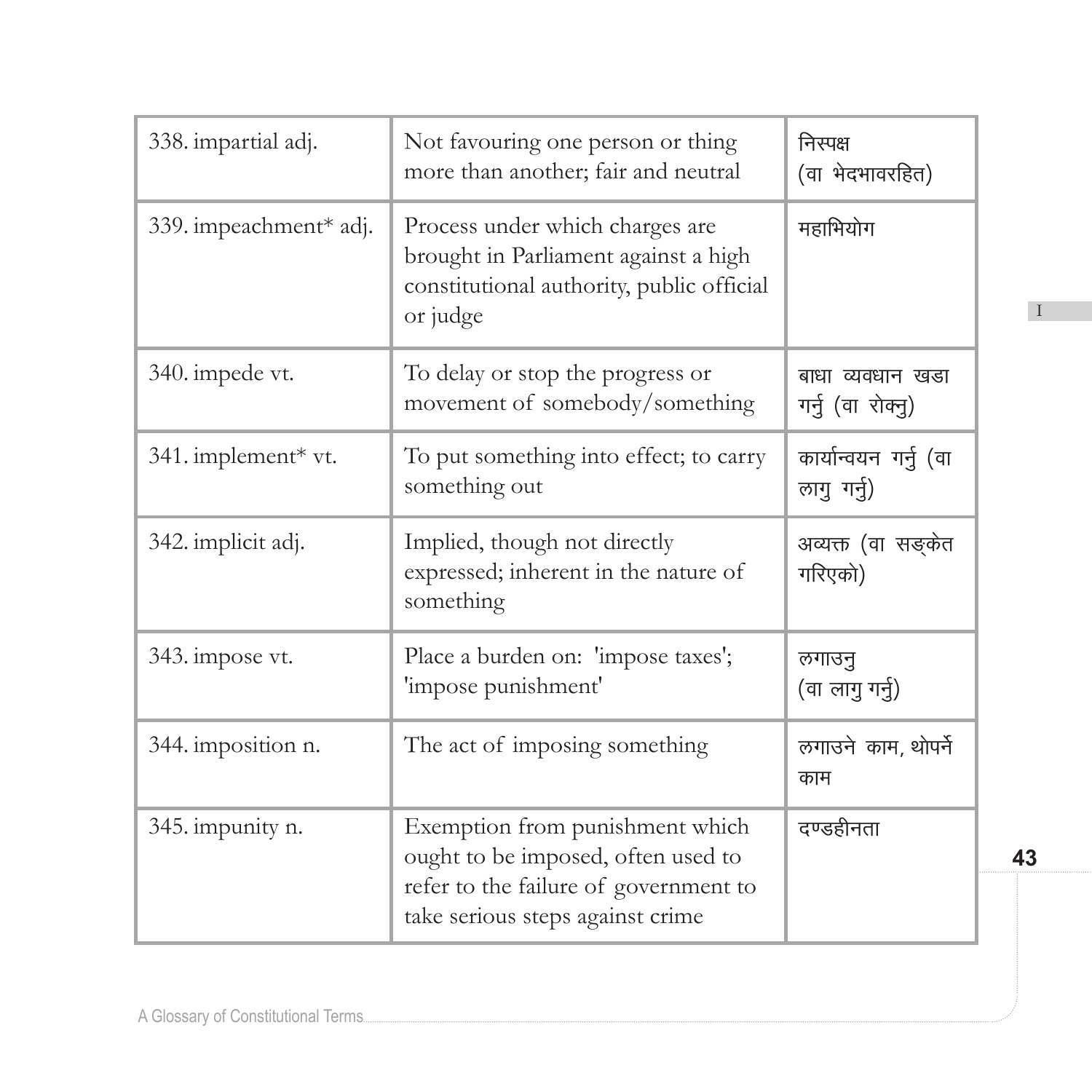| 338. impartial adj. | Not favouring one person or thing more than another; fair and neutral | निस्पक्ष (वा भेदभावरहित) |
|---|---|---|
| 339. impeachment* adj. | Process under which charges are brought in Parliament against a high constitutional authority, public official or judge | महाभियोग |
| 340. impede vt. | To delay or stop the progress or movement of somebody/something | बाधा व्यवधान खडा गर्नु (वा रोक्नु) |
| 341. implement* vt. | To put something into effect; to carry something out | कार्यान्वयन गर्नु (वा लागु गर्नु) |
| 342. implicit adj. | Implied, though not directly expressed; inherent in the nature of something | अव्यक्त (वा सङ्केत गरिएको) |
| 343. impose vt. | Place a burden on: 'impose taxes'; 'impose punishment' | लगाउनु (वा लागु गर्नु) |
| 344. imposition n. | The act of imposing something | लगाउने काम, थोपर्ने काम |
| 345. impunity n. | Exemption from punishment which ought to be imposed, often used to refer to the failure of government to take serious steps against crime | दण्डहीनता |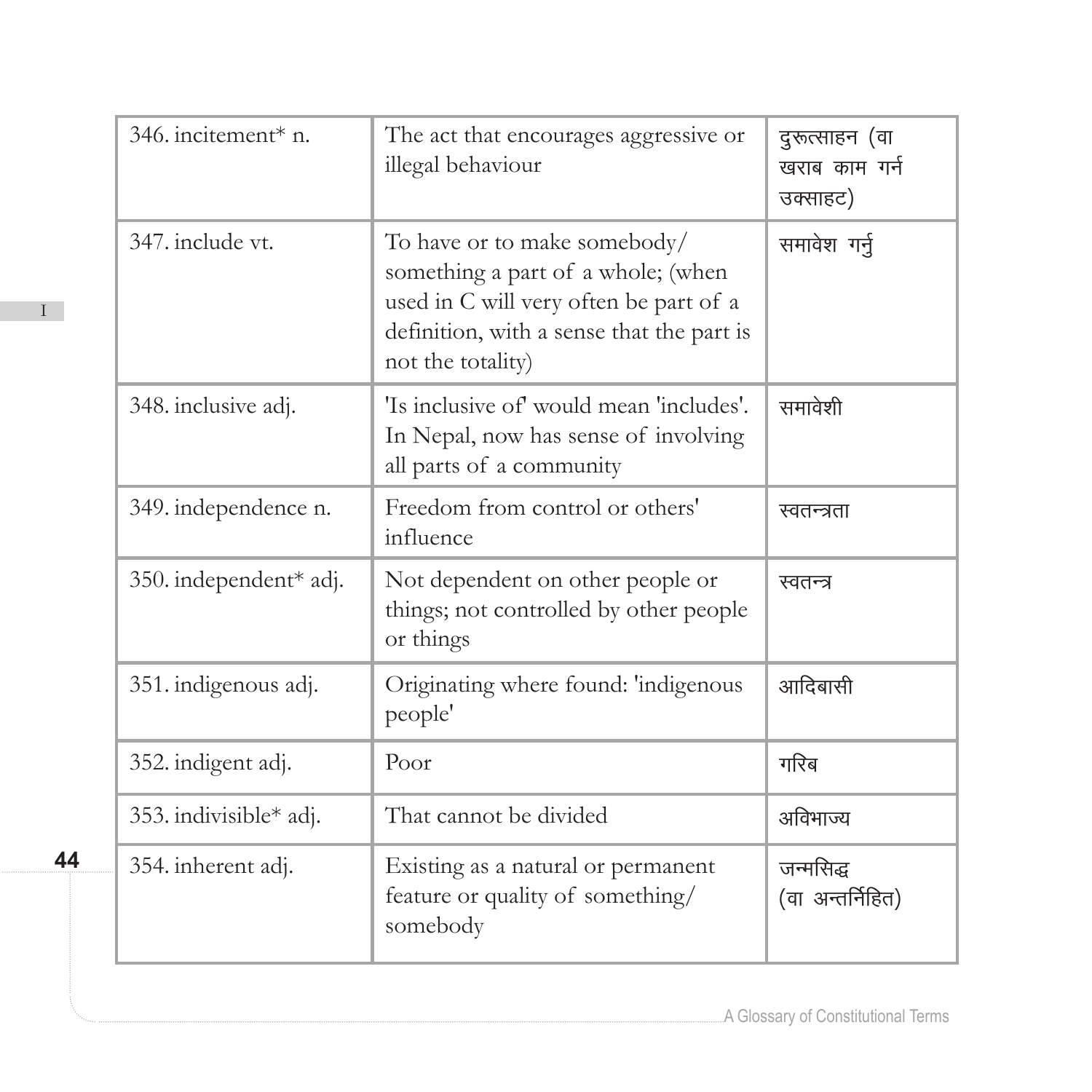| 346. incitement* n. | The act that encourages aggressive or illegal behaviour | दुरूत्साहन (वा खराब काम गर्न उक्साहट) |
|---|---|---|
| 347. include vt. | To have or to make somebody/ something a part of a whole; (when used in C will very often be part of a definition, with a sense that the part is not the totality) | समावेश गर्नु |
| 348. inclusive adj. | 'Is inclusive of' would mean 'includes'. In Nepal, now has sense of involving all parts of a community | समावेशी |
| 349. independence n. | Freedom from control or others' influence | स्वतन्त्रता |
| 350. independent* adj. | Not dependent on other people or things; not controlled by other people or things | स्वतन्त्र |
| 351. indigenous adj. | Originating where found: 'indigenous people' | आदिबासी |
| 352. indigent adj. | Poor | गरिब |
| 353. indivisible* adj. | That cannot be divided | अविभाज्य |
| 354. inherent adj. | Existing as a natural or permanent feature or quality of something/ somebody | जन्मसिद्ध (वा अन्तर्निहित) |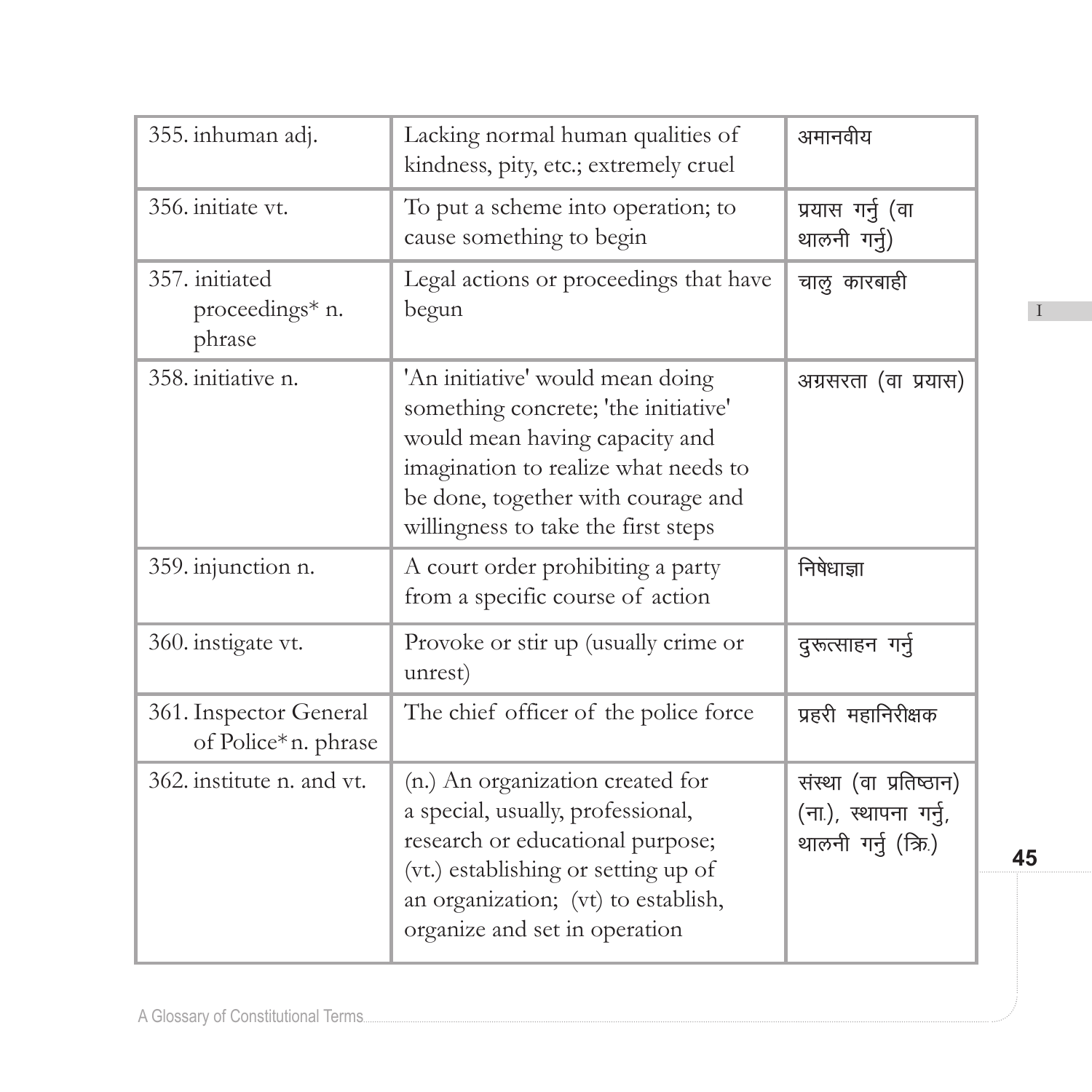| | | |
|---|---|---|
| 355. inhuman adj. | Lacking normal human qualities of kindness, pity, etc.; extremely cruel | अमानवीय |
| 356. initiate vt. | To put a scheme into operation; to cause something to begin | प्रयास गर्नु (वा थालनी गर्नु) |
| 357. initiated proceedings* n. phrase | Legal actions or proceedings that have begun | चालु कारबाही |
| 358. initiative n. | 'An initiative' would mean doing something concrete; 'the initiative' would mean having capacity and imagination to realize what needs to be done, together with courage and willingness to take the first steps | अग्रसरता (वा प्रयास) |
| 359. injunction n. | A court order prohibiting a party from a specific course of action | निषेधाज्ञा |
| 360. instigate vt. | Provoke or stir up (usually crime or unrest) | दुरूत्साहन गर्नु |
| 361. Inspector General of Police* n. phrase | The chief officer of the police force | प्रहरी महानिरीक्षक |
| 362. institute n. and vt. | (n.) An organization created for a special, usually, professional, research or educational purpose; (vt.) establishing or setting up of an organization; (vt) to establish, organize and set in operation | संस्था (वा प्रतिष्ठान) (ना.), स्थापना गर्नु, थालनी गर्नु (क्रि.) |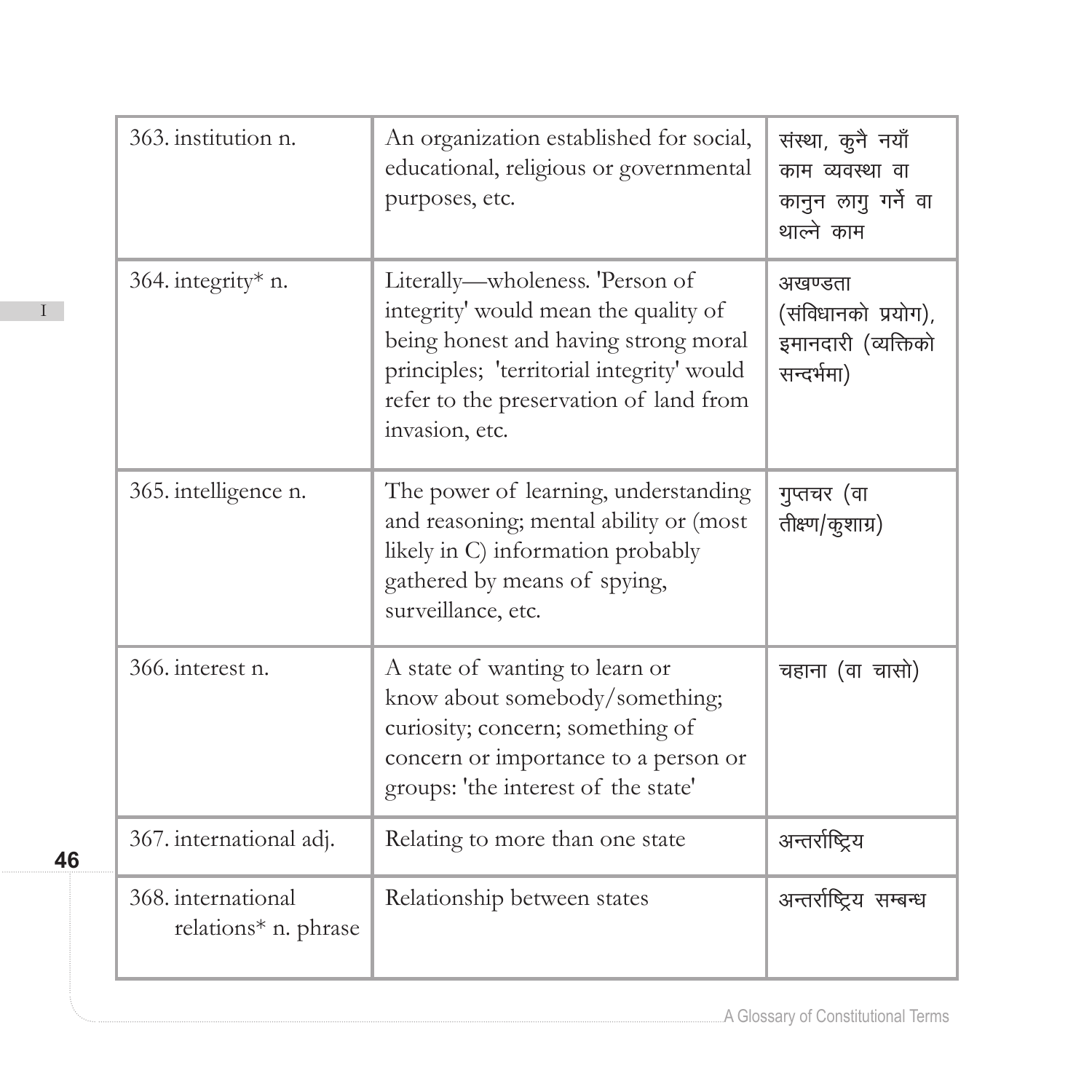| 363. institution n. | An organization established for social, educational, religious or governmental purposes, etc. | संस्था, कुनै नयाँ काम व्यवस्था वा कानुन लागु गर्ने वा थाल्ने काम |
|---|---|---|
| 364. integrity* n. | Literally—wholeness. 'Person of integrity' would mean the quality of being honest and having strong moral principles; 'territorial integrity' would refer to the preservation of land from invasion, etc. | अखण्डता (संविधानको प्रयोग), इमानदारी (व्यक्तिको सन्दर्भमा) |
| 365. intelligence n. | The power of learning, understanding and reasoning; mental ability or (most likely in C) information probably gathered by means of spying, surveillance, etc. | गुप्तचर (वा तीक्ष्ण/कुशाग्र) |
| 366. interest n. | A state of wanting to learn or know about somebody/something; curiosity; concern; something of concern or importance to a person or groups: 'the interest of the state' | चहाना (वा चासो) |
| 367. international adj. | Relating to more than one state | अन्तर्राष्ट्रिय |
| 368. international relations* n. phrase | Relationship between states | अन्तर्राष्ट्रिय सम्बन्ध |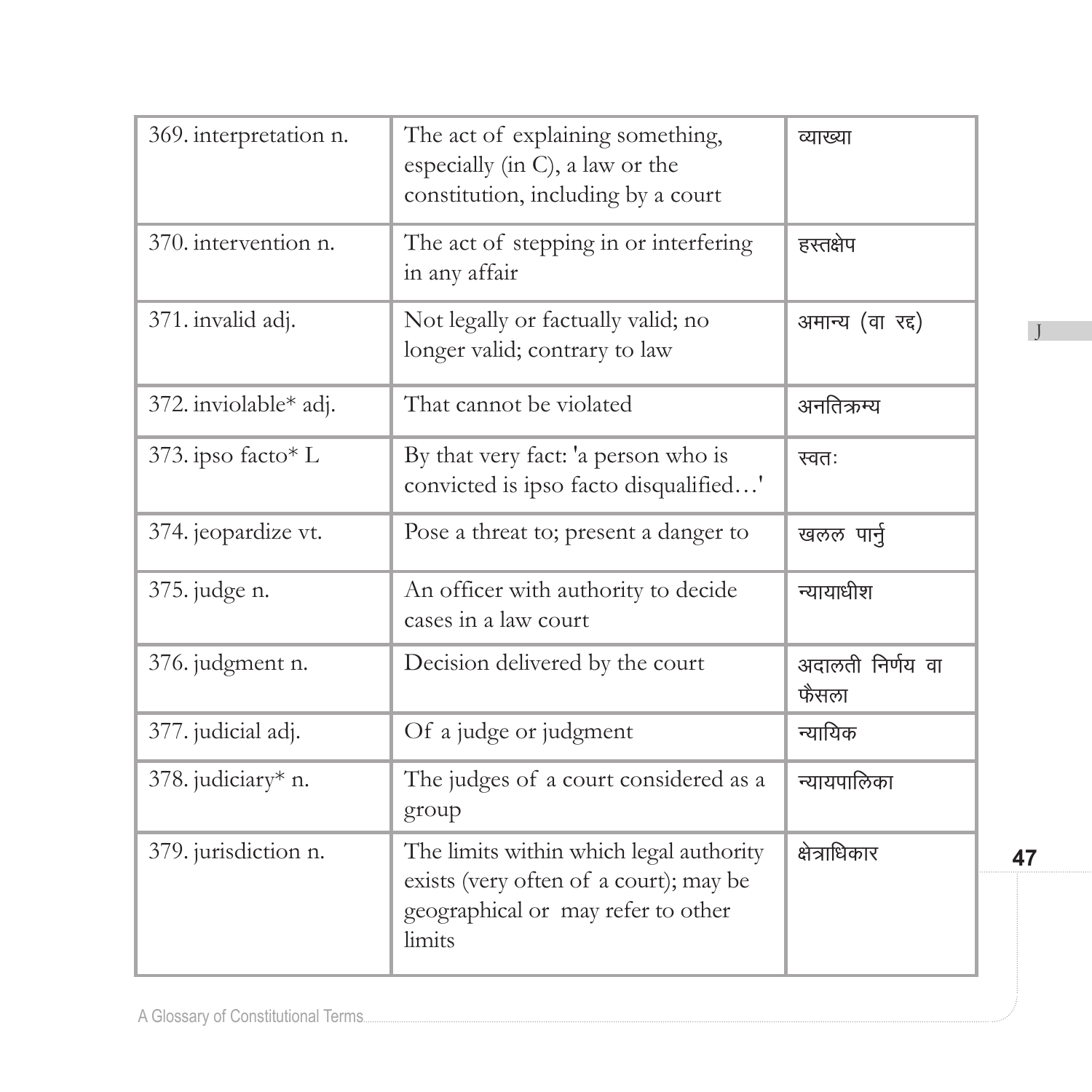| 369. interpretation n. | The act of explaining something, especially (in C), a law or the constitution, including by a court | व्याख्या |
|---|---|---|
| 370. intervention n. | The act of stepping in or interfering in any affair | हस्तक्षेप |
| 371. invalid adj. | Not legally or factually valid; no longer valid; contrary to law | अमान्य (वा रद्द) |
| 372. inviolable* adj. | That cannot be violated | अनतिक्रम्य |
| 373. ipso facto* L | By that very fact: 'a person who is convicted is ipso facto disqualified…' | स्वतः |
| 374. jeopardize vt. | Pose a threat to; present a danger to | खलल पार्नु |
| 375. judge n. | An officer with authority to decide cases in a law court | न्यायाधीश |
| 376. judgment n. | Decision delivered by the court | अदालती निर्णय वा फैसला |
| 377. judicial adj. | Of a judge or judgment | न्यायिक |
| 378. judiciary* n. | The judges of a court considered as a group | न्यायपालिका |
| 379. jurisdiction n. | The limits within which legal authority exists (very often of a court); may be geographical or may refer to other limits | क्षेत्राधिकार |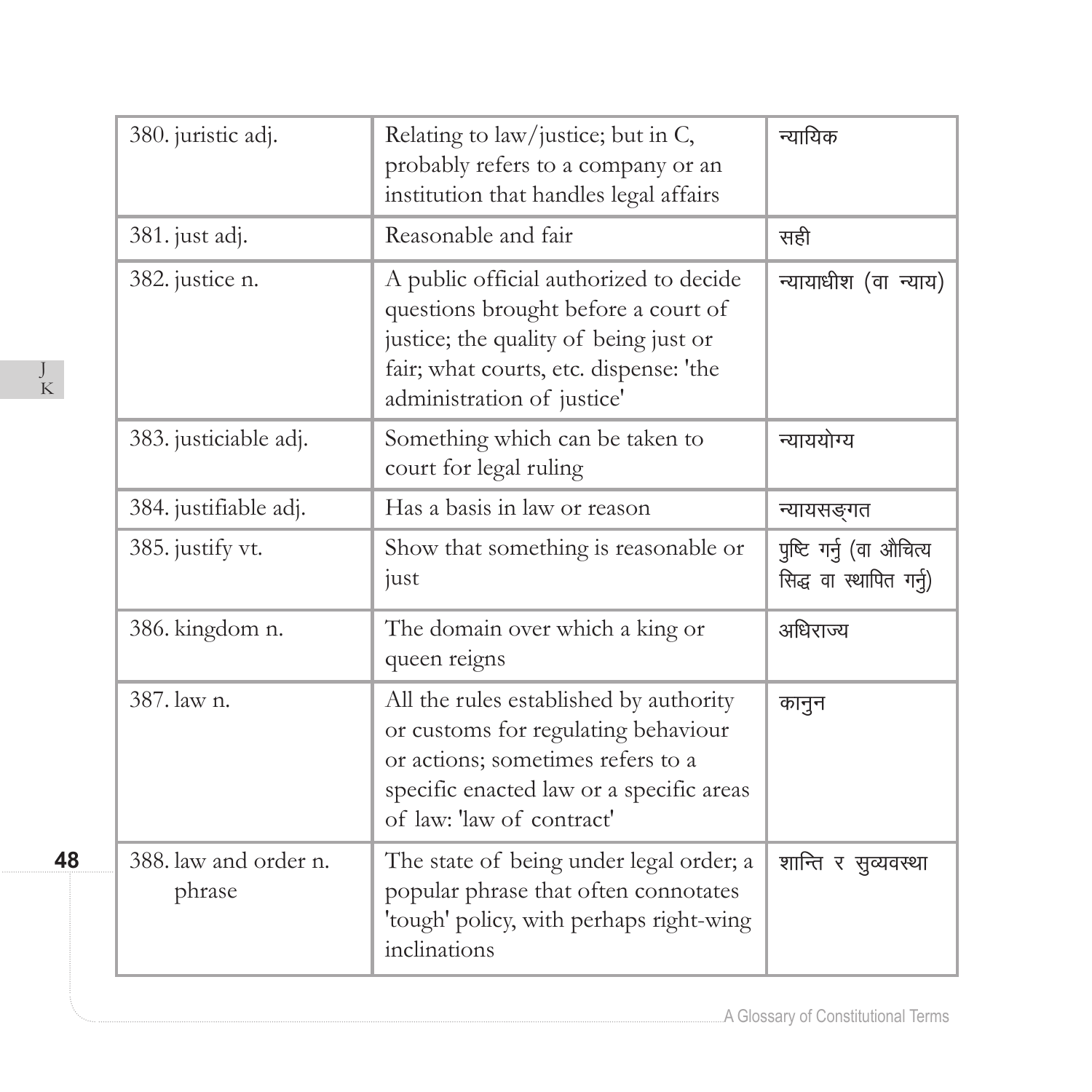| 380. juristic adj. | Relating to law/justice; but in C, probably refers to a company or an institution that handles legal affairs | न्यायिक |
|---|---|---|
| 381. just adj. | Reasonable and fair | सही |
| 382. justice n. | A public official authorized to decide questions brought before a court of justice; the quality of being just or fair; what courts, etc. dispense: 'the administration of justice' | न्यायाधीश (वा न्याय) |
| 383. justiciable adj. | Something which can be taken to court for legal ruling | न्याययोग्य |
| 384. justifiable adj. | Has a basis in law or reason | न्यायसङ्गत |
| 385. justify vt. | Show that something is reasonable or just | पुष्टि गर्नु (वा औचित्य सिद्ध वा स्थापित गर्नु) |
| 386. kingdom n. | The domain over which a king or queen reigns | अधिराज्य |
| 387. law n. | All the rules established by authority or customs for regulating behaviour or actions; sometimes refers to a specific enacted law or a specific areas of law: 'law of contract' | कानुन |
| 388. law and order n. phrase | The state of being under legal order; a popular phrase that often connotates 'tough' policy, with perhaps right-wing inclinations | शान्ति र सुव्यवस्था |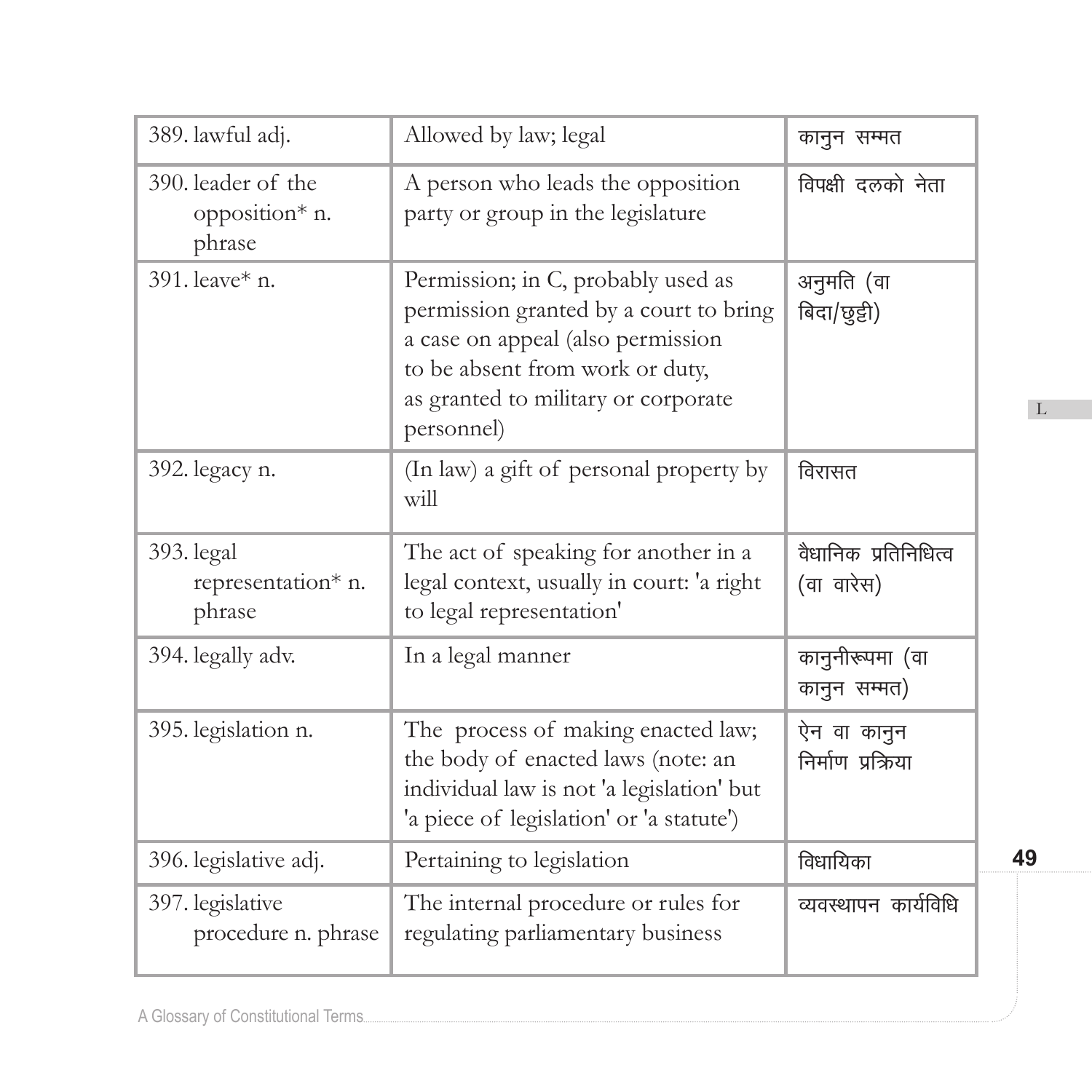| 389. lawful adj. | Allowed by law; legal | कानुन सम्मत |
|---|---|---|
| 390. leader of the opposition* n. phrase | A person who leads the opposition party or group in the legislature | विपक्षी दलको नेता |
| 391. leave* n. | Permission; in C, probably used as permission granted by a court to bring a case on appeal (also permission to be absent from work or duty, as granted to military or corporate personnel) | अनुमति (वा बिदा/छुट्टी) |
| 392. legacy n. | (In law) a gift of personal property by will | विरासत |
| 393. legal representation* n. phrase | The act of speaking for another in a legal context, usually in court: 'a right to legal representation' | वैधानिक प्रतिनिधित्व (वा वारेस) |
| 394. legally adv. | In a legal manner | कानुनीरूपमा (वा कानुन सम्मत) |
| 395. legislation n. | The process of making enacted law; the body of enacted laws (note: an individual law is not 'a legislation' but 'a piece of legislation' or 'a statute') | ऐन वा कानुन निर्माण प्रक्रिया |
| 396. legislative adj. | Pertaining to legislation | विधायिका |
| 397. legislative procedure n. phrase | The internal procedure or rules for regulating parliamentary business | व्यवस्थापन कार्यविधि |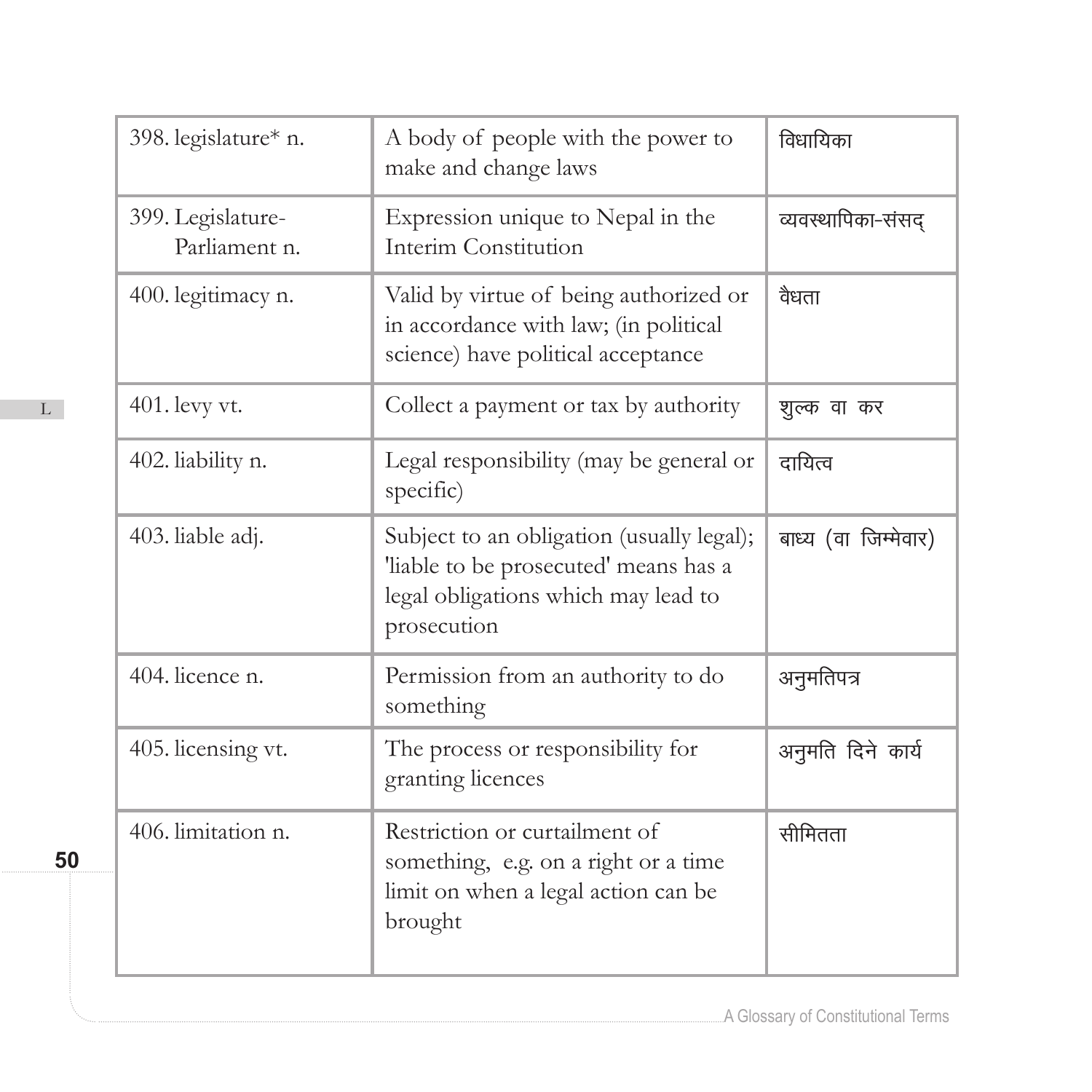| | | |
|---|---|---|
| 398. legislature* n. | A body of people with the power to make and change laws | विधायिका |
| 399. Legislature-Parliament n. | Expression unique to Nepal in the Interim Constitution | व्यवस्थापिका-संसद् |
| 400. legitimacy n. | Valid by virtue of being authorized or in accordance with law; (in political science) have political acceptance | वैधता |
| 401. levy vt. | Collect a payment or tax by authority | शुल्क वा कर |
| 402. liability n. | Legal responsibility (may be general or specific) | दायित्व |
| 403. liable adj. | Subject to an obligation (usually legal); 'liable to be prosecuted' means has a legal obligations which may lead to prosecution | बाध्य (वा जिम्मेवार) |
| 404. licence n. | Permission from an authority to do something | अनुमतिपत्र |
| 405. licensing vt. | The process or responsibility for granting licences | अनुमति दिने कार्य |
| 406. limitation n. | Restriction or curtailment of something, e.g. on a right or a time limit on when a legal action can be brought | सीमितता |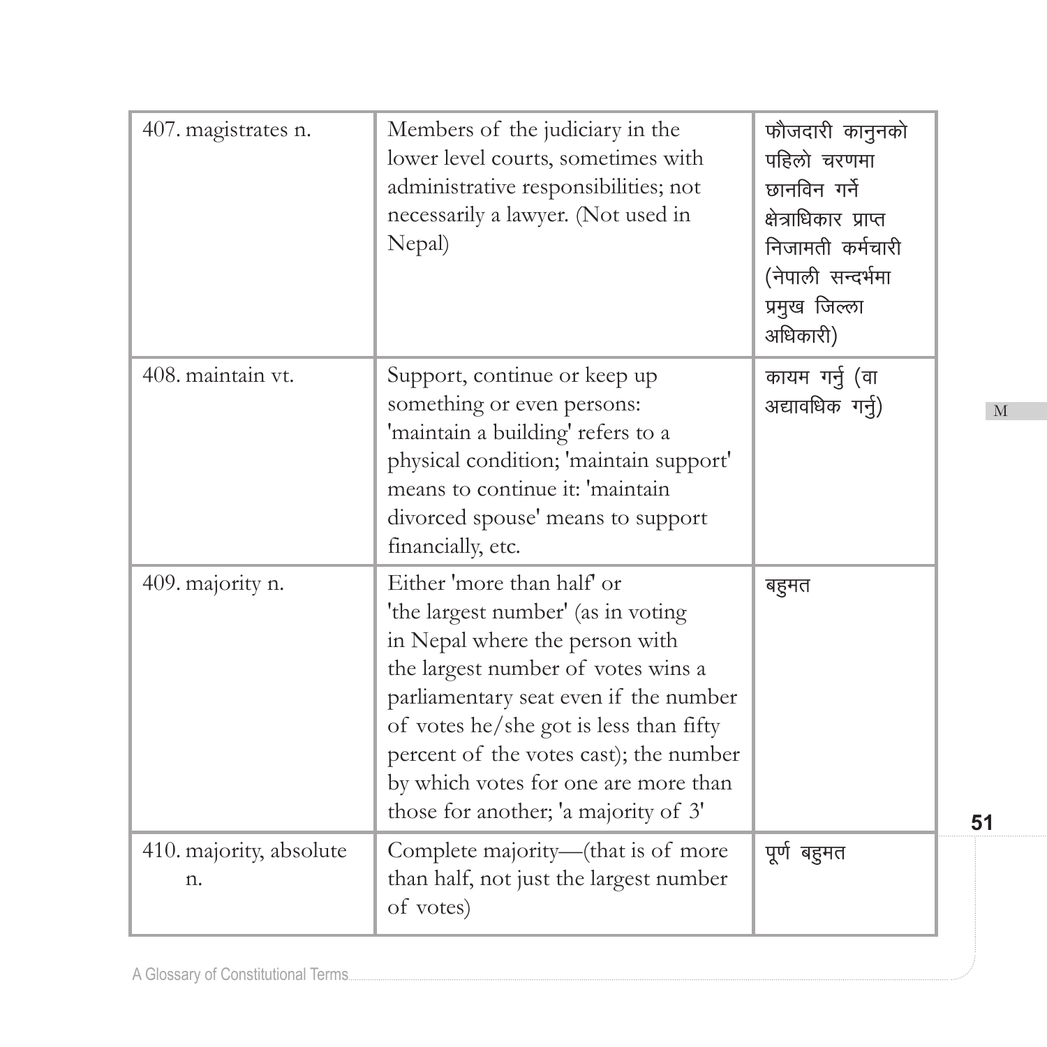| | | |
|---|---|---|
| 407. magistrates n. | Members of the judiciary in the lower level courts, sometimes with administrative responsibilities; not necessarily a lawyer. (Not used in Nepal) | फौजदारी कानुनको पहिलो चरणमा छानविन गर्ने क्षेत्राधिकार प्राप्त निजामती कर्मचारी (नेपाली सन्दर्भमा प्रमुख जिल्ला अधिकारी) |
| 408. maintain vt. | Support, continue or keep up something or even persons: 'maintain a building' refers to a physical condition; 'maintain support' means to continue it: 'maintain divorced spouse' means to support financially, etc. | कायम गर्नु (वा अद्यावधिक गर्नु) |
| 409. majority n. | Either 'more than half' or 'the largest number' (as in voting in Nepal where the person with the largest number of votes wins a parliamentary seat even if the number of votes he/she got is less than fifty percent of the votes cast); the number by which votes for one are more than those for another; 'a majority of 3' | बहुमत |
| 410. majority, absolute n. | Complete majority—(that is of more than half, not just the largest number of votes) | पूर्ण बहुमत |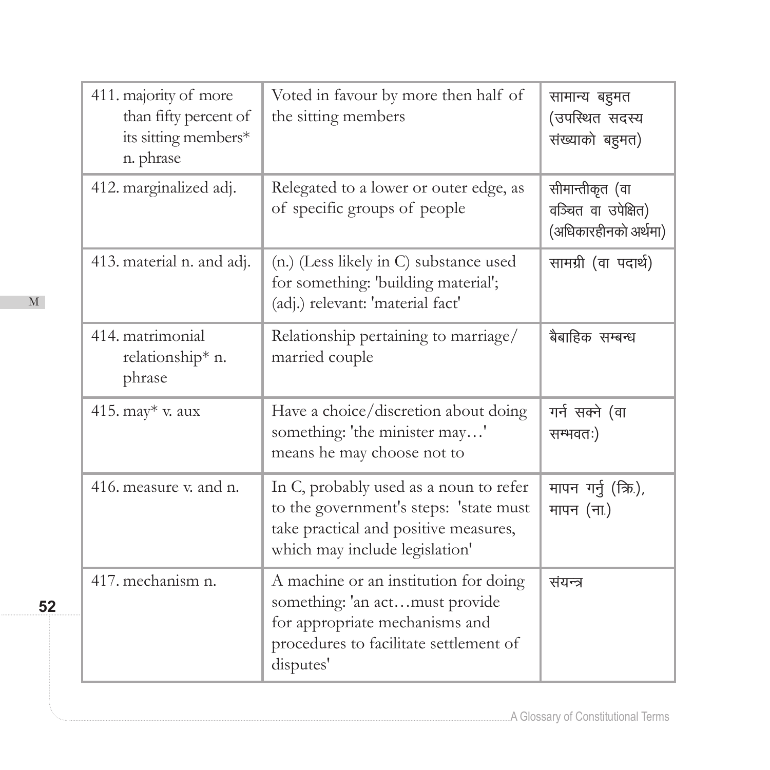| 411. majority of more than fifty percent of its sitting members* n. phrase | Voted in favour by more then half of the sitting members | सामान्य बहुमत (उपस्थित सदस्य संख्याको बहुमत) |
|---|---|---|
| 412. marginalized adj. | Relegated to a lower or outer edge, as of specific groups of people | सीमान्तीकृत (वा वञ्चित वा उपेक्षित) (अधिकारहीनको अर्थमा) |
| 413. material n. and adj. | (n.) (Less likely in C) substance used for something: 'building material'; (adj.) relevant: 'material fact' | सामग्री (वा पदार्थ) |
| 414. matrimonial relationship* n. phrase | Relationship pertaining to marriage/ married couple | बैबाहिक सम्बन्ध |
| 415. may* v. aux | Have a choice/discretion about doing something: 'the minister may…' means he may choose not to | गर्न सक्ने (वा सम्भवतः) |
| 416. measure v. and n. | In C, probably used as a noun to refer to the government's steps: 'state must take practical and positive measures, which may include legislation' | मापन गर्नु (क्रि.), मापन (ना.) |
| 417. mechanism n. | A machine or an institution for doing something: 'an act…must provide for appropriate mechanisms and procedures to facilitate settlement of disputes' | संयन्त्र |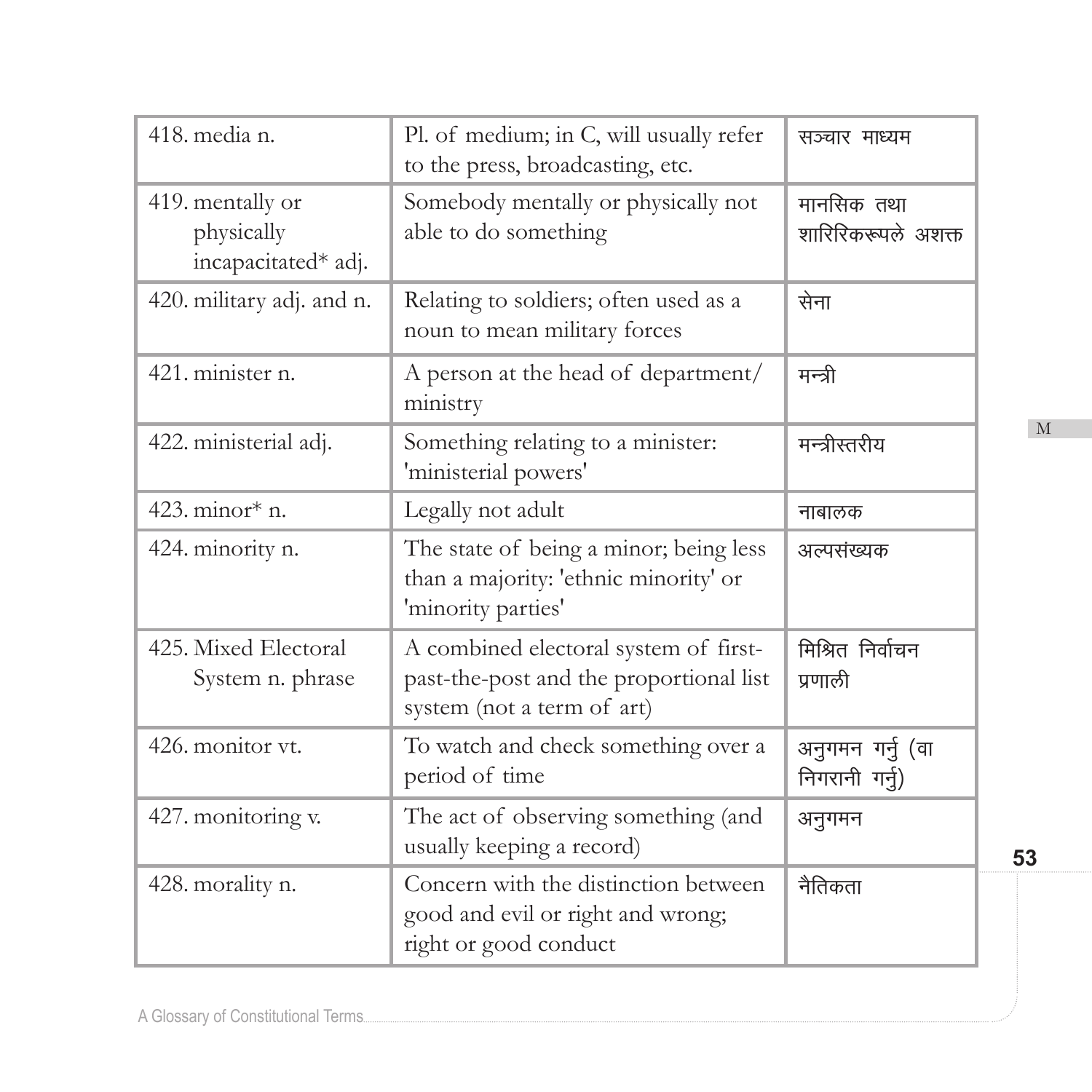| | | |
|---|---|---|
| 418. media n. | Pl. of medium; in C, will usually refer to the press, broadcasting, etc. | सञ्चार माध्यम |
| 419. mentally or physically incapacitated* adj. | Somebody mentally or physically not able to do something | मानसिक तथा शारिरिकरूपले अशक्त |
| 420. military adj. and n. | Relating to soldiers; often used as a noun to mean military forces | सेना |
| 421. minister n. | A person at the head of department/ ministry | मन्त्री |
| 422. ministerial adj. | Something relating to a minister: 'ministerial powers' | मन्त्रीस्तरीय |
| 423. minor* n. | Legally not adult | नाबालक |
| 424. minority n. | The state of being a minor; being less than a majority: 'ethnic minority' or 'minority parties' | अल्पसंख्यक |
| 425. Mixed Electoral System n. phrase | A combined electoral system of first-past-the-post and the proportional list system (not a term of art) | मिश्रित निर्वाचन प्रणाली |
| 426. monitor vt. | To watch and check something over a period of time | अनुगमन गर्नु (वा निगरानी गर्नु) |
| 427. monitoring v. | The act of observing something (and usually keeping a record) | अनुगमन |
| 428. morality n. | Concern with the distinction between good and evil or right and wrong; right or good conduct | नैतिकता |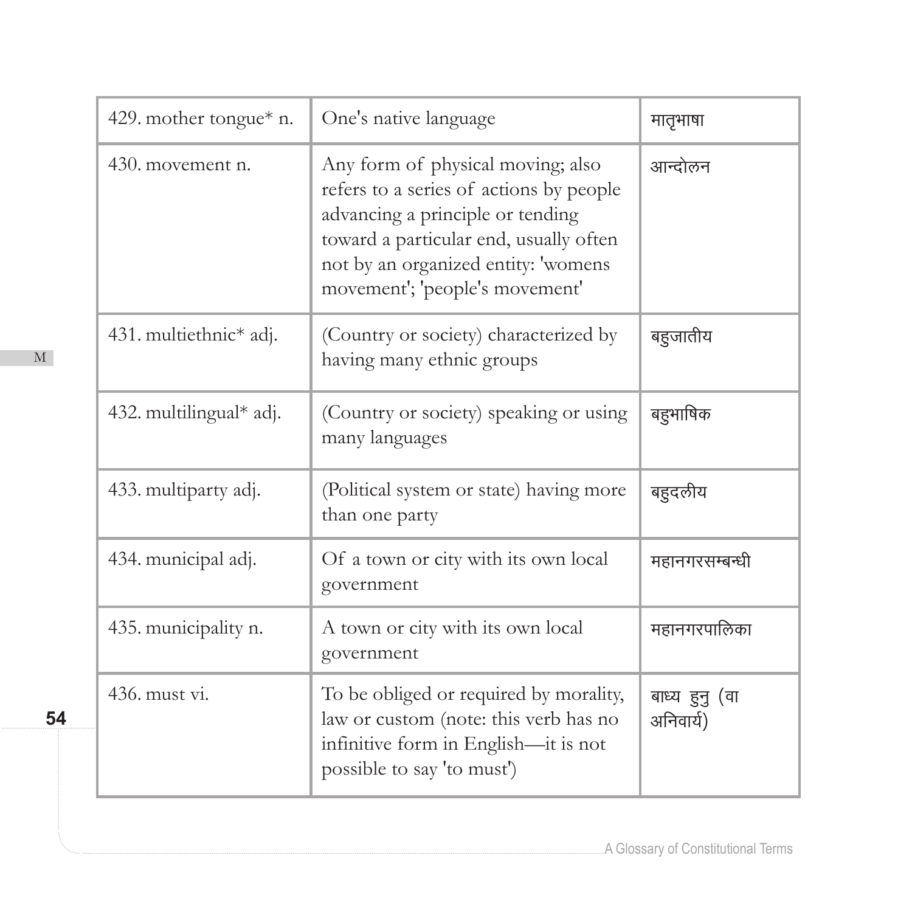| 429. mother tongue* n. | One's native language | मातृभाषा |
|---|---|---|
| 430. movement n. | Any form of physical moving; also refers to a series of actions by people advancing a principle or tending toward a particular end, usually often not by an organized entity: 'womens movement'; 'people's movement' | आन्दोलन |
| 431. multiethnic* adj. | (Country or society) characterized by having many ethnic groups | बहुजातीय |
| 432. multilingual* adj. | (Country or society) speaking or using many languages | बहुभाषिक |
| 433. multiparty adj. | (Political system or state) having more than one party | बहुदलीय |
| 434. municipal adj. | Of a town or city with its own local government | महानगरसम्बन्धी |
| 435. municipality n. | A town or city with its own local government | महानगरपालिका |
| 436. must vi. | To be obliged or required by morality, law or custom (note: this verb has no infinitive form in English—it is not possible to say 'to must') | बाध्य हुनु (वा अनिवार्य) |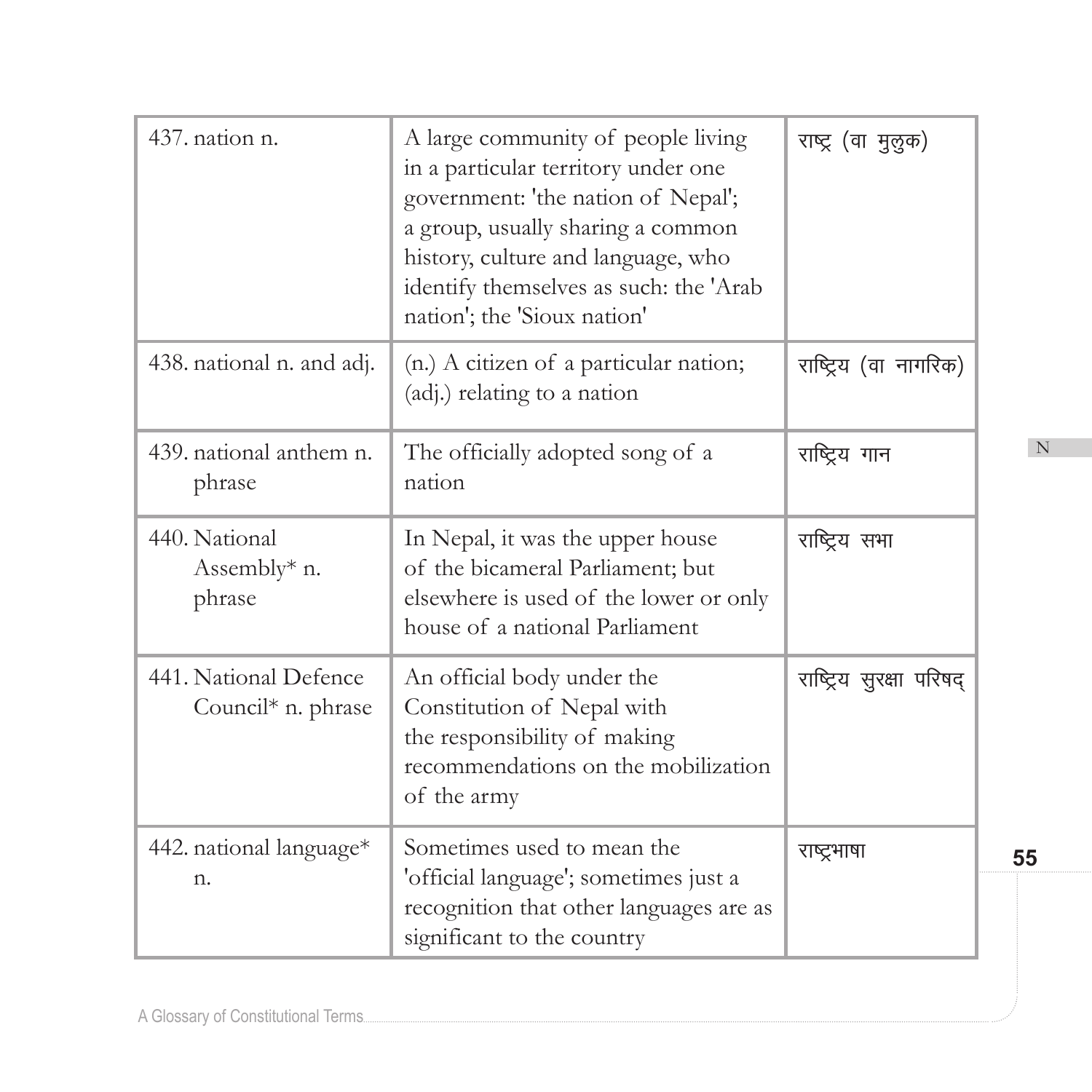| | | |
|---|---|---|
| 437. nation n. | A large community of people living in a particular territory under one government: 'the nation of Nepal'; a group, usually sharing a common history, culture and language, who identify themselves as such: the 'Arab nation'; the 'Sioux nation' | राष्ट्र (वा मुलुक) |
| 438. national n. and adj. | (n.) A citizen of a particular nation; (adj.) relating to a nation | राष्ट्रिय (वा नागरिक) |
| 439. national anthem n. phrase | The officially adopted song of a nation | राष्ट्रिय गान |
| 440. National Assembly* n. phrase | In Nepal, it was the upper house of the bicameral Parliament; but elsewhere is used of the lower or only house of a national Parliament | राष्ट्रिय सभा |
| 441. National Defence Council* n. phrase | An official body under the Constitution of Nepal with the responsibility of making recommendations on the mobilization of the army | राष्ट्रिय सुरक्षा परिषद् |
| 442. national language* n. | Sometimes used to mean the 'official language'; sometimes just a recognition that other languages are as significant to the country | राष्ट्रभाषा |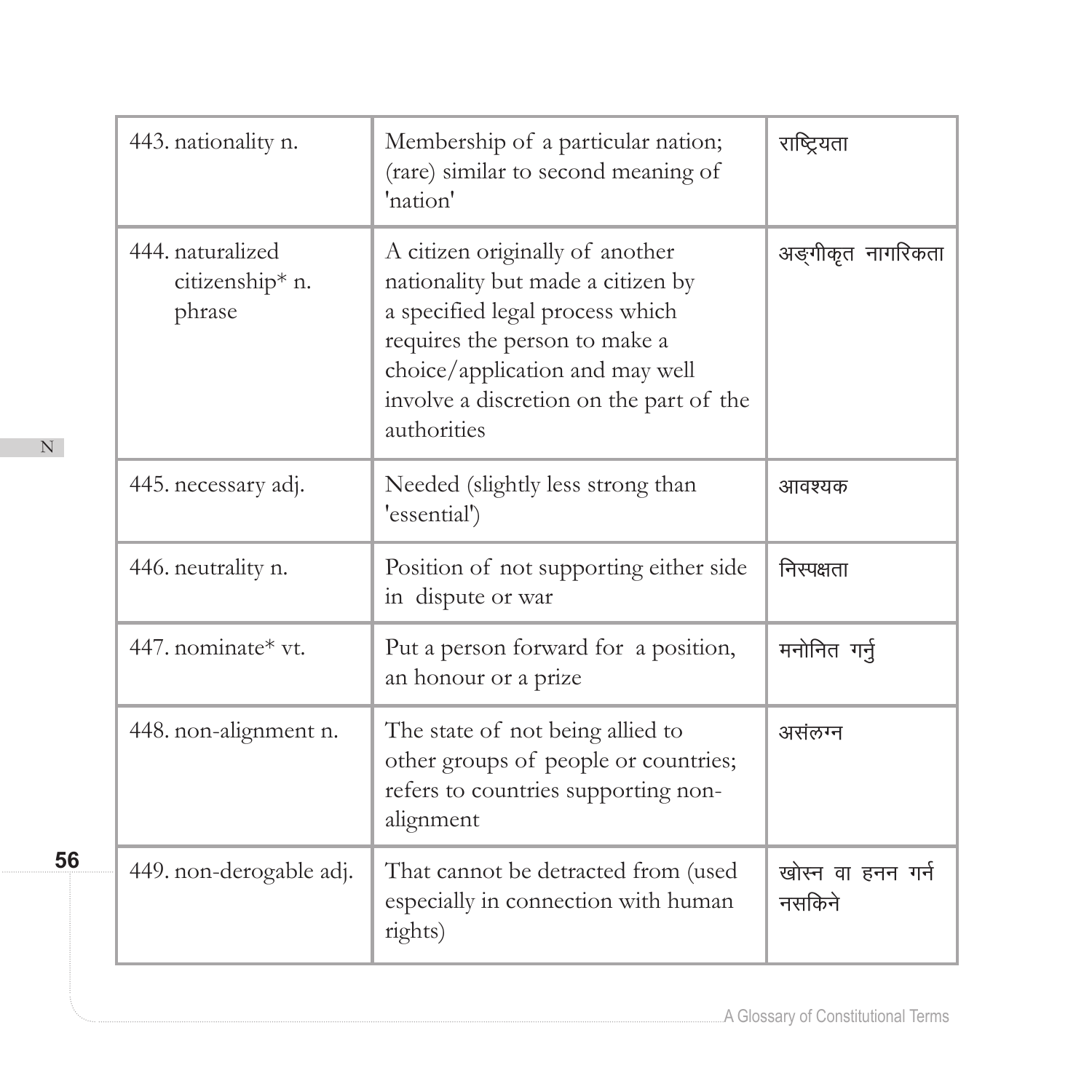| 443. nationality n. | Membership of a particular nation; (rare) similar to second meaning of 'nation' | राष्ट्रियता |
|---|---|---|
| 444. naturalized citizenship* n. phrase | A citizen originally of another nationality but made a citizen by a specified legal process which requires the person to make a choice/application and may well involve a discretion on the part of the authorities | अङ्गीकृत नागरिकता |
| 445. necessary adj. | Needed (slightly less strong than 'essential') | आवश्यक |
| 446. neutrality n. | Position of not supporting either side in dispute or war | निस्पक्षता |
| 447. nominate* vt. | Put a person forward for a position, an honour or a prize | मनोनित गर्नु |
| 448. non-alignment n. | The state of not being allied to other groups of people or countries; refers to countries supporting non-alignment | असंलग्न |
| 449. non-derogable adj. | That cannot be detracted from (used especially in connection with human rights) | खोस्न वा हनन गर्न नसकिने |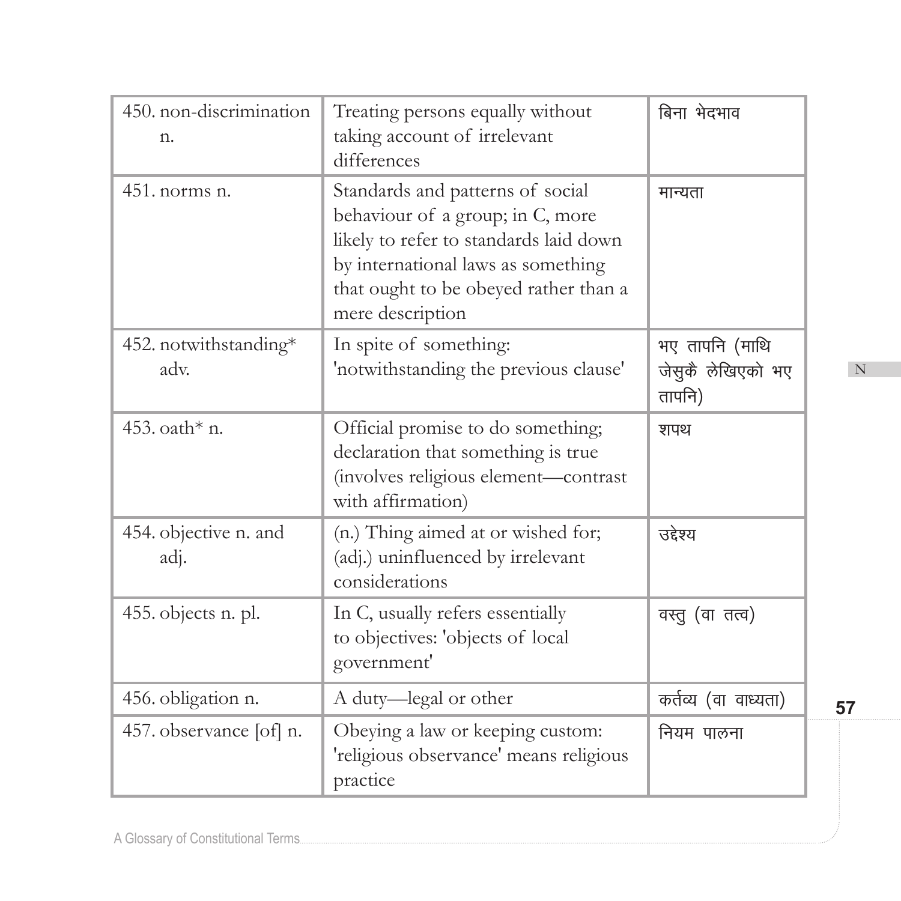| 450. non-discrimination n. | Treating persons equally without taking account of irrelevant differences | बिना भेदभाव |
|---|---|---|
| 451. norms n. | Standards and patterns of social behaviour of a group; in C, more likely to refer to standards laid down by international laws as something that ought to be obeyed rather than a mere description | मान्यता |
| 452. notwithstanding* adv. | In spite of something: 'notwithstanding the previous clause' | भए तापनि (माथि जेसुकै लेखिएको भए तापनि) |
| 453. oath* n. | Official promise to do something; declaration that something is true (involves religious element—contrast with affirmation) | शपथ |
| 454. objective n. and adj. | (n.) Thing aimed at or wished for; (adj.) uninfluenced by irrelevant considerations | उद्देश्य |
| 455. objects n. pl. | In C, usually refers essentially to objectives: 'objects of local government' | वस्तु (वा तत्व) |
| 456. obligation n. | A duty—legal or other | कर्तव्य (वा वाध्यता) |
| 457. observance [of] n. | Obeying a law or keeping custom: 'religious observance' means religious practice | नियम पालना |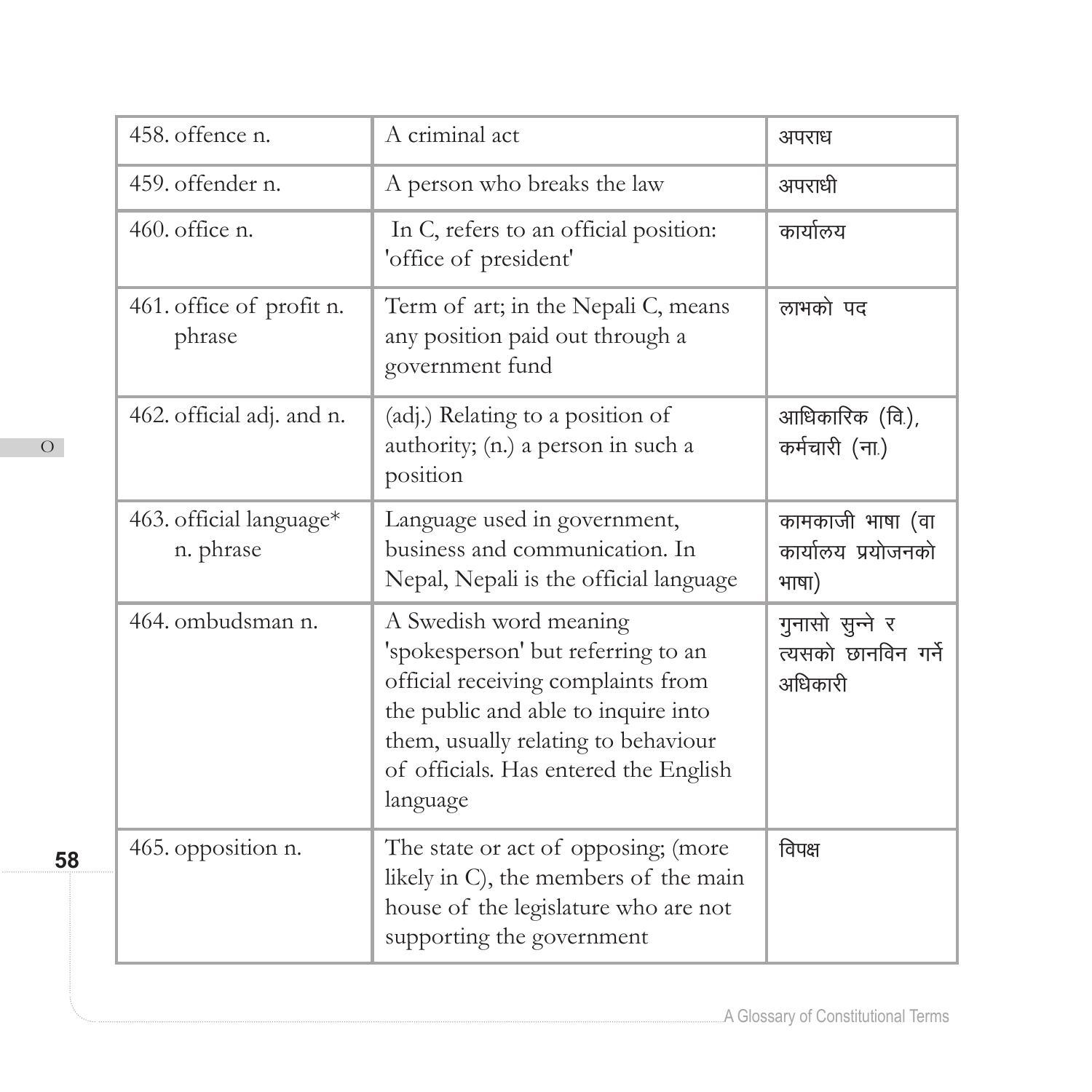| | | |
|---|---|---|
| 458. offence n. | A criminal act | अपराध |
| 459. offender n. | A person who breaks the law | अपराधी |
| 460. office n. | In C, refers to an official position: 'office of president' | कार्यालय |
| 461. office of profit n. phrase | Term of art; in the Nepali C, means any position paid out through a government fund | लाभको पद |
| 462. official adj. and n. | (adj.) Relating to a position of authority; (n.) a person in such a position | आधिकारिक (वि.), कर्मचारी (ना.) |
| 463. official language* n. phrase | Language used in government, business and communication. In Nepal, Nepali is the official language | कामकाजी भाषा (वा कार्यालय प्रयोजनको भाषा) |
| 464. ombudsman n. | A Swedish word meaning 'spokesperson' but referring to an official receiving complaints from the public and able to inquire into them, usually relating to behaviour of officials. Has entered the English language | गुनासो सुन्ने र त्यसको छानविन गर्ने अधिकारी |
| 465. opposition n. | The state or act of opposing; (more likely in C), the members of the main house of the legislature who are not supporting the government | विपक्ष |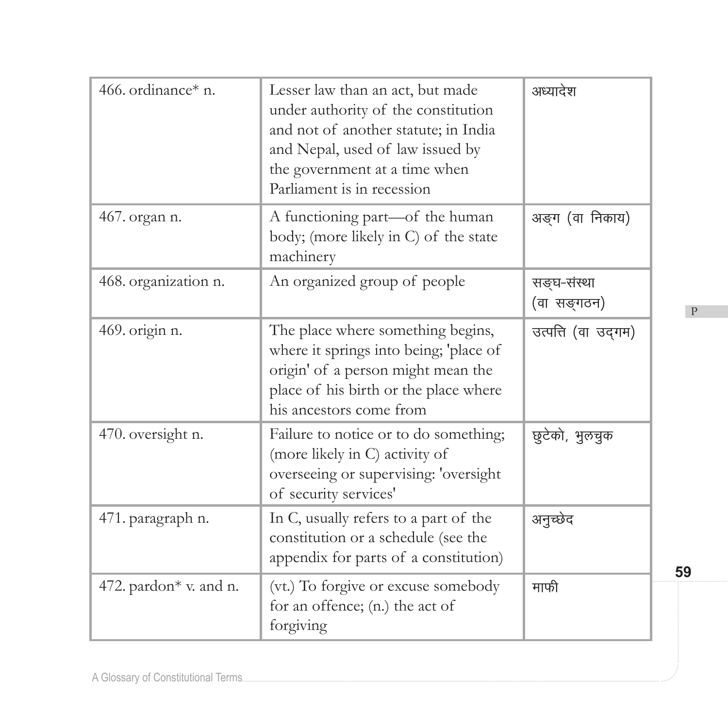| 466. ordinance* n. | Lesser law than an act, but made under authority of the constitution and not of another statute; in India and Nepal, used of law issued by the government at a time when Parliament is in recession | अध्यादेश |
|---|---|---|
| 467. organ n. | A functioning part—of the human body; (more likely in C) of the state machinery | अङ्ग (वा निकाय) |
| 468. organization n. | An organized group of people | सङ्घ-संस्था (वा सङ्गठन) |
| 469. origin n. | The place where something begins, where it springs into being; 'place of origin' of a person might mean the place of his birth or the place where his ancestors come from | उत्पत्ति (वा उद्गम) |
| 470. oversight n. | Failure to notice or to do something; (more likely in C) activity of overseeing or supervising: 'oversight of security services' | छुटेको, भुलचुक |
| 471. paragraph n. | In C, usually refers to a part of the constitution or a schedule (see the appendix for parts of a constitution) | अनुच्छेद |
| 472. pardon* v. and n. | (vt.) To forgive or excuse somebody for an offence; (n.) the act of forgiving | माफी |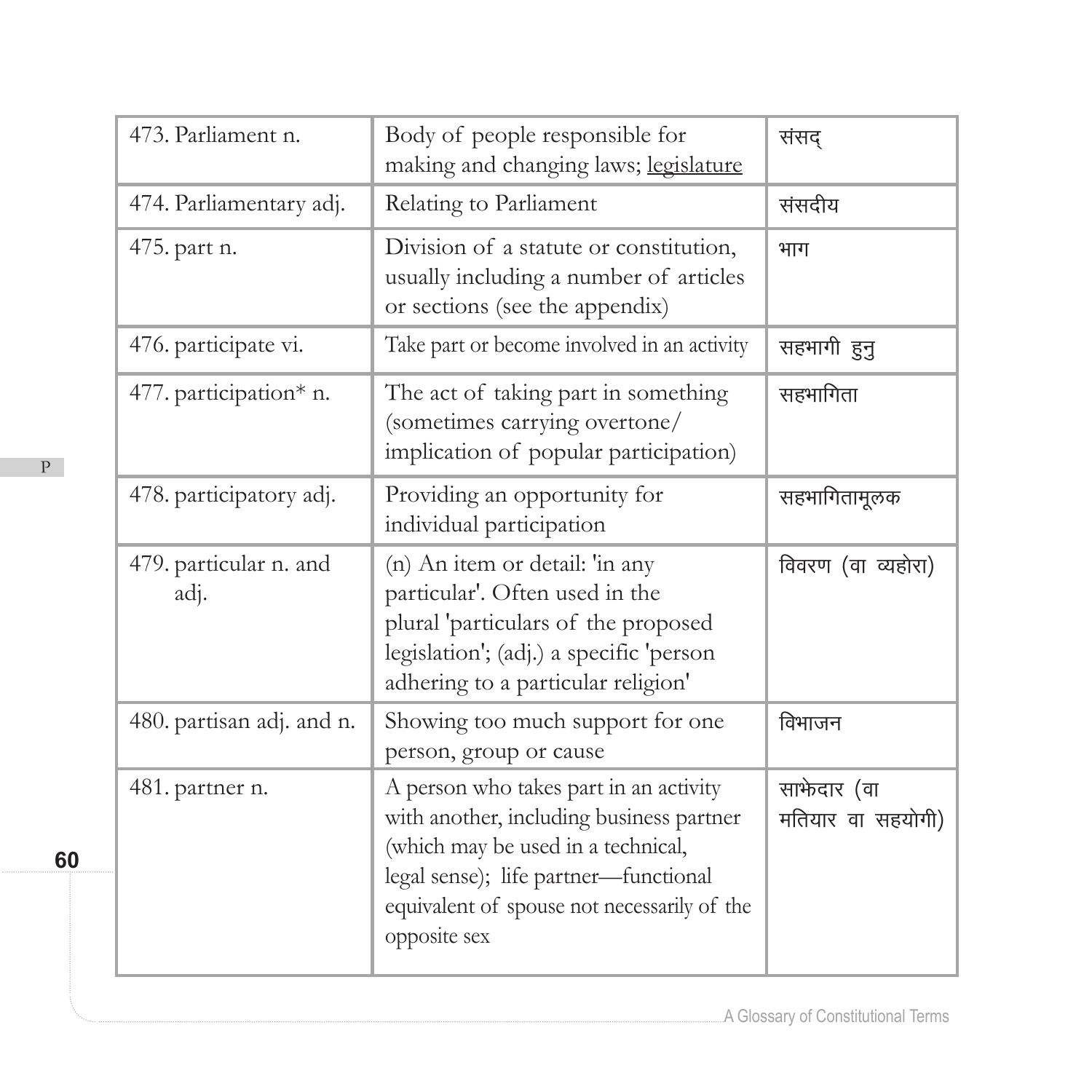| 473. Parliament n. | Body of people responsible for making and changing laws; <u>legislature</u> | संसद् |
|---|---|---|
| 474. Parliamentary adj. | Relating to Parliament | संसदीय |
| 475. part n. | Division of a statute or constitution, usually including a number of articles or sections (see the appendix) | भाग |
| 476. participate vi. | Take part or become involved in an activity | सहभागी हुनु |
| 477. participation* n. | The act of taking part in something (sometimes carrying overtone/ implication of popular participation) | सहभागिता |
| 478. participatory adj. | Providing an opportunity for individual participation | सहभागितामूलक |
| 479. particular n. and adj. | (n) An item or detail: 'in any particular'. Often used in the plural 'particulars of the proposed legislation'; (adj.) a specific 'person adhering to a particular religion' | विवरण (वा व्यहोरा) |
| 480. partisan adj. and n. | Showing too much support for one person, group or cause | विभाजन |
| 481. partner n. | A person who takes part in an activity with another, including business partner (which may be used in a technical, legal sense); life partner—functional equivalent of spouse not necessarily of the opposite sex | साझेदार (वा मतियार वा सहयोगी) |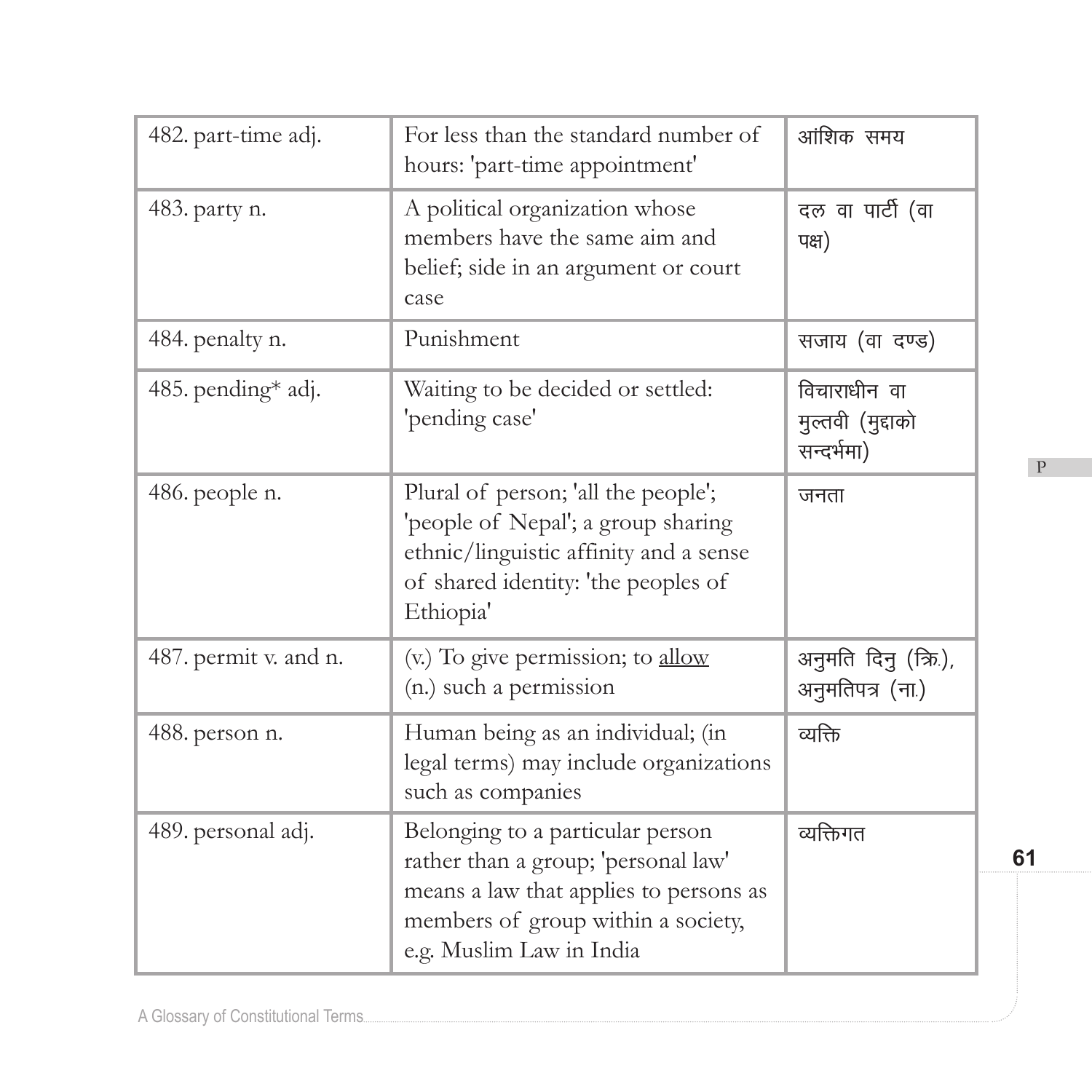| | | |
|---|---|---|
| 482. part-time adj. | For less than the standard number of hours: 'part-time appointment' | आंशिक समय |
| 483. party n. | A political organization whose members have the same aim and belief; side in an argument or court case | दल वा पार्टी (वा पक्ष) |
| 484. penalty n. | Punishment | सजाय (वा दण्ड) |
| 485. pending* adj. | Waiting to be decided or settled: 'pending case' | विचाराधीन वा मुल्तवी (मुद्दाको सन्दर्भमा) |
| 486. people n. | Plural of person; 'all the people'; 'people of Nepal'; a group sharing ethnic/linguistic affinity and a sense of shared identity: 'the peoples of Ethiopia' | जनता |
| 487. permit v. and n. | (v.) To give permission; to <u>allow</u> (n.) such a permission | अनुमति दिनु (क्रि.), अनुमतिपत्र (ना.) |
| 488. person n. | Human being as an individual; (in legal terms) may include organizations such as companies | व्यक्ति |
| 489. personal adj. | Belonging to a particular person rather than a group; 'personal law' means a law that applies to persons as members of group within a society, e.g. Muslim Law in India | व्यक्तिगत |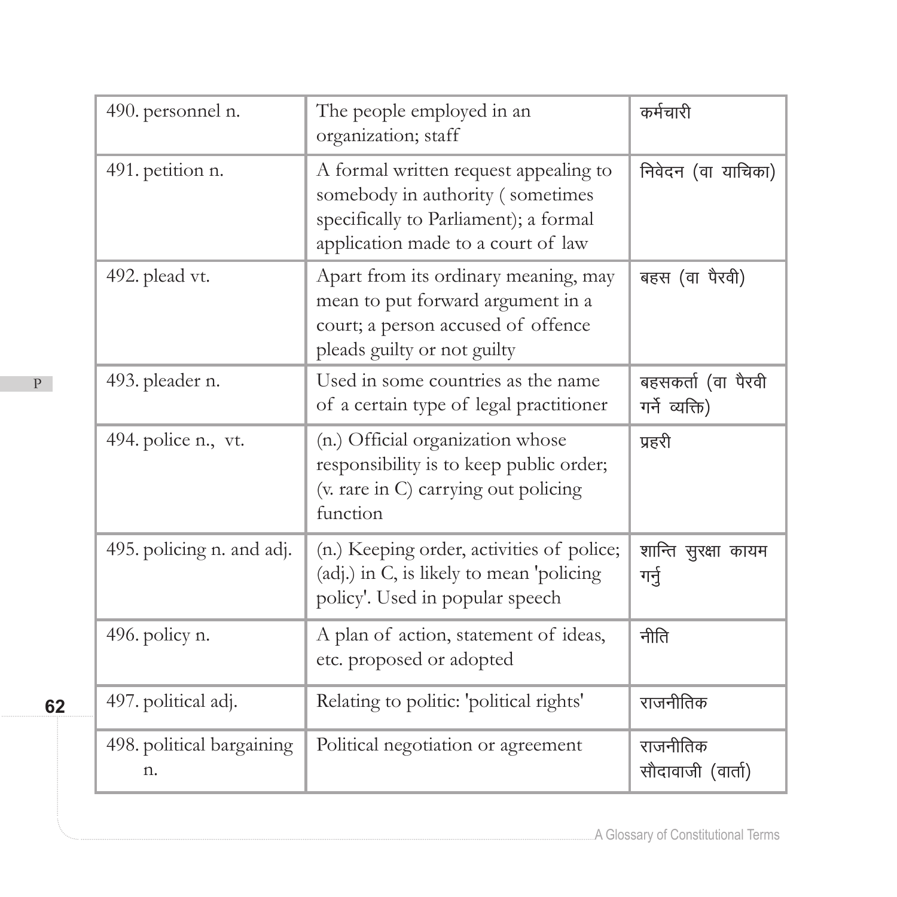| 490. personnel n. | The people employed in an organization; staff | कर्मचारी |
|---|---|---|
| 491. petition n. | A formal written request appealing to somebody in authority ( sometimes specifically to Parliament); a formal application made to a court of law | निवेदन (वा याचिका) |
| 492. plead vt. | Apart from its ordinary meaning, may mean to put forward argument in a court; a person accused of offence pleads guilty or not guilty | बहस (वा पैरवी) |
| 493. pleader n. | Used in some countries as the name of a certain type of legal practitioner | बहसकर्ता (वा पैरवी गर्ने व्यक्ति) |
| 494. police n., vt. | (n.) Official organization whose responsibility is to keep public order; (v. rare in C) carrying out policing function | प्रहरी |
| 495. policing n. and adj. | (n.) Keeping order, activities of police; (adj.) in C, is likely to mean 'policing policy'. Used in popular speech | शान्ति सुरक्षा कायम गर्नु |
| 496. policy n. | A plan of action, statement of ideas, etc. proposed or adopted | नीति |
| 497. political adj. | Relating to politic: 'political rights' | राजनीतिक |
| 498. political bargaining n. | Political negotiation or agreement | राजनीतिक सौदावाजी (वार्ता) |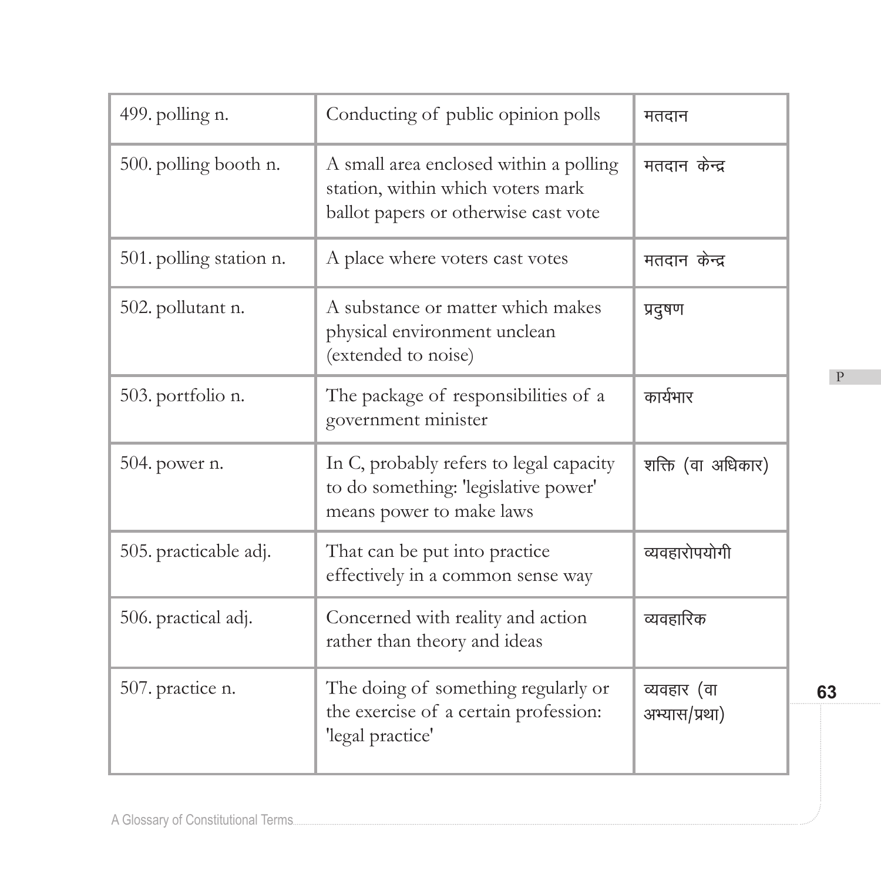| 499. polling n. | Conducting of public opinion polls | मतदान |
|---|---|---|
| 500. polling booth n. | A small area enclosed within a polling station, within which voters mark ballot papers or otherwise cast vote | मतदान केन्द्र |
| 501. polling station n. | A place where voters cast votes | मतदान केन्द्र |
| 502. pollutant n. | A substance or matter which makes physical environment unclean (extended to noise) | प्रदुषण |
| 503. portfolio n. | The package of responsibilities of a government minister | कार्यभार |
| 504. power n. | In C, probably refers to legal capacity to do something: 'legislative power' means power to make laws | शक्ति (वा अधिकार) |
| 505. practicable adj. | That can be put into practice effectively in a common sense way | व्यवहारोपयोगी |
| 506. practical adj. | Concerned with reality and action rather than theory and ideas | व्यवहारिक |
| 507. practice n. | The doing of something regularly or the exercise of a certain profession: 'legal practice' | व्यवहार (वा अभ्यास/प्रथा) |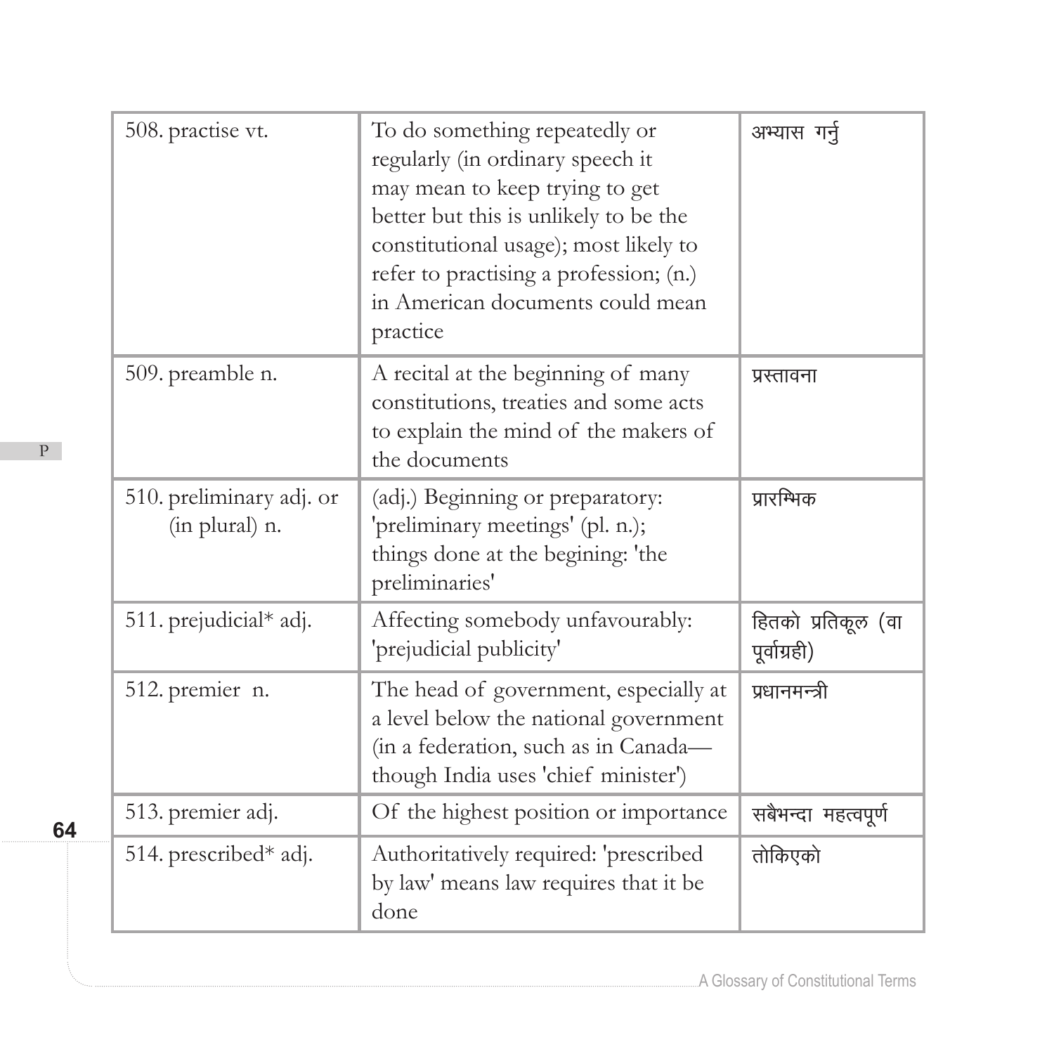| 508. practise vt. | To do something repeatedly or regularly (in ordinary speech it may mean to keep trying to get better but this is unlikely to be the constitutional usage); most likely to refer to practising a profession; (n.) in American documents could mean practice | अभ्यास गर्नु |
|---|---|---|
| 509. preamble n. | A recital at the beginning of many constitutions, treaties and some acts to explain the mind of the makers of the documents | प्रस्तावना |
| 510. preliminary adj. or (in plural) n. | (adj.) Beginning or preparatory: 'preliminary meetings' (pl. n.); things done at the begining: 'the preliminaries' | प्रारम्भिक |
| 511. prejudicial* adj. | Affecting somebody unfavourably: 'prejudicial publicity' | हितको प्रतिकूल (वा पूर्वाग्रही) |
| 512. premier n. | The head of government, especially at a level below the national government (in a federation, such as in Canada—though India uses 'chief minister') | प्रधानमन्त्री |
| 513. premier adj. | Of the highest position or importance | सबैभन्दा महत्वपूर्ण |
| 514. prescribed* adj. | Authoritatively required: 'prescribed by law' means law requires that it be done | तोकिएको |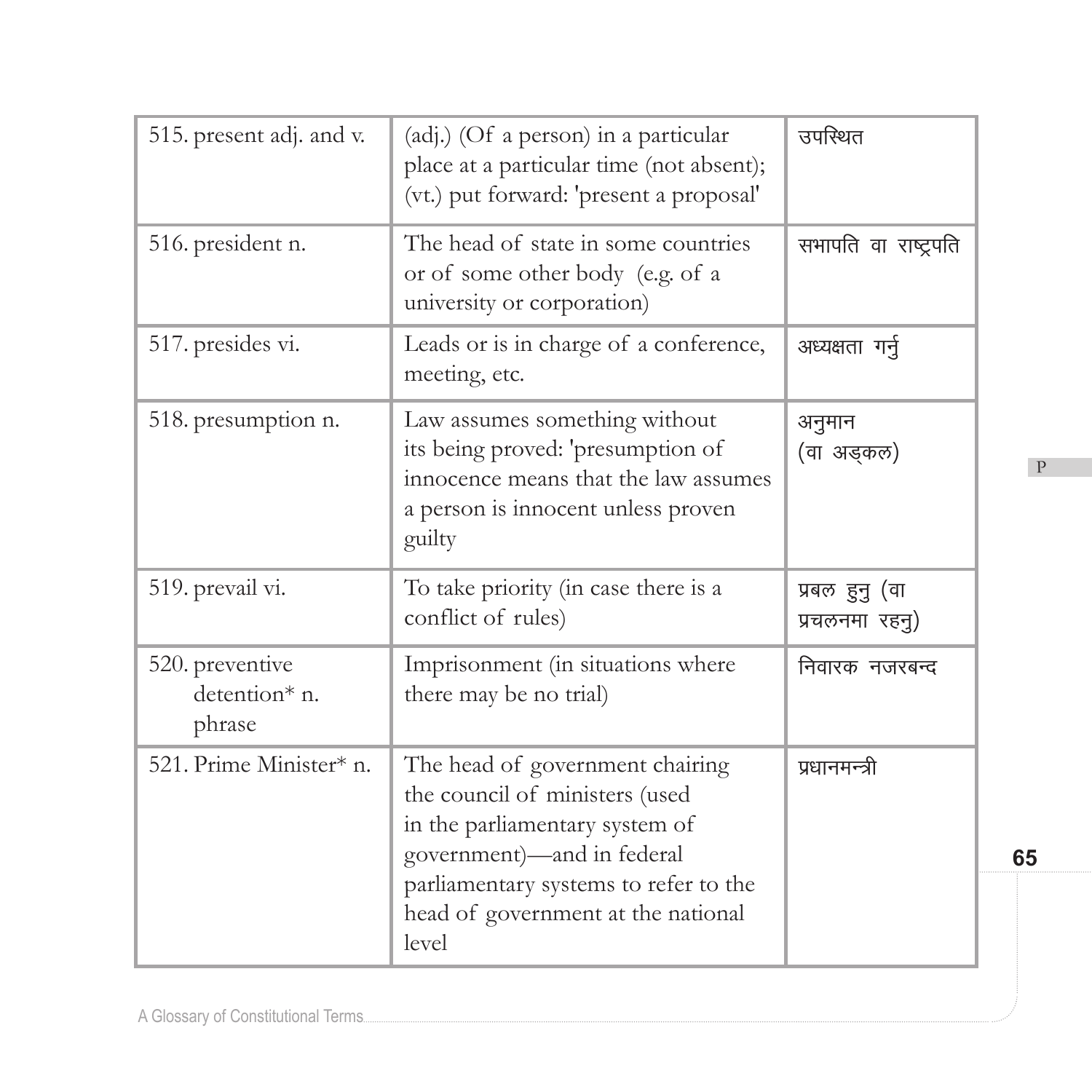| | | |
|---|---|---|
| 515. present adj. and v. | (adj.) (Of a person) in a particular place at a particular time (not absent); (vt.) put forward: 'present a proposal' | उपस्थित |
| 516. president n. | The head of state in some countries or of some other body (e.g. of a university or corporation) | सभापति वा राष्ट्रपति |
| 517. presides vi. | Leads or is in charge of a conference, meeting, etc. | अध्यक्षता गर्नु |
| 518. presumption n. | Law assumes something without its being proved: 'presumption of innocence means that the law assumes a person is innocent unless proven guilty | अनुमान (वा अड्कल) |
| 519. prevail vi. | To take priority (in case there is a conflict of rules) | प्रबल हुनु (वा प्रचलनमा रहनु) |
| 520. preventive detention* n. phrase | Imprisonment (in situations where there may be no trial) | निवारक नजरबन्द |
| 521. Prime Minister* n. | The head of government chairing the council of ministers (used in the parliamentary system of government)—and in federal parliamentary systems to refer to the head of government at the national level | प्रधानमन्त्री |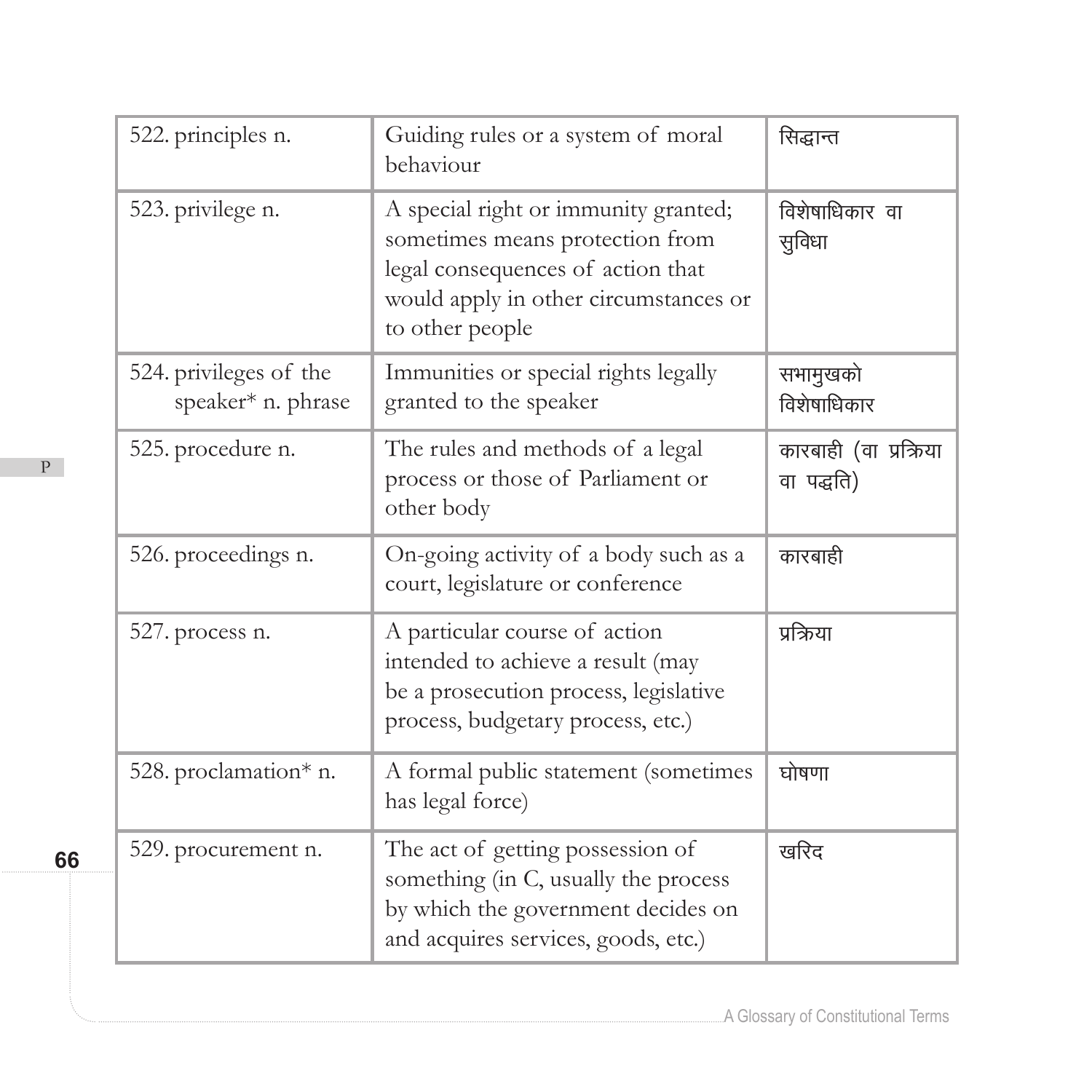| 522. principles n. | Guiding rules or a system of moral behaviour | सिद्धान्त |
|---|---|---|
| 523. privilege n. | A special right or immunity granted; sometimes means protection from legal consequences of action that would apply in other circumstances or to other people | विशेषाधिकार वा सुविधा |
| 524. privileges of the speaker* n. phrase | Immunities or special rights legally granted to the speaker | सभामुखको विशेषाधिकार |
| 525. procedure n. | The rules and methods of a legal process or those of Parliament or other body | कारबाही (वा प्रक्रिया वा पद्धति) |
| 526. proceedings n. | On-going activity of a body such as a court, legislature or conference | कारबाही |
| 527. process n. | A particular course of action intended to achieve a result (may be a prosecution process, legislative process, budgetary process, etc.) | प्रक्रिया |
| 528. proclamation* n. | A formal public statement (sometimes has legal force) | घोषणा |
| 529. procurement n. | The act of getting possession of something (in C, usually the process by which the government decides on and acquires services, goods, etc.) | खरिद |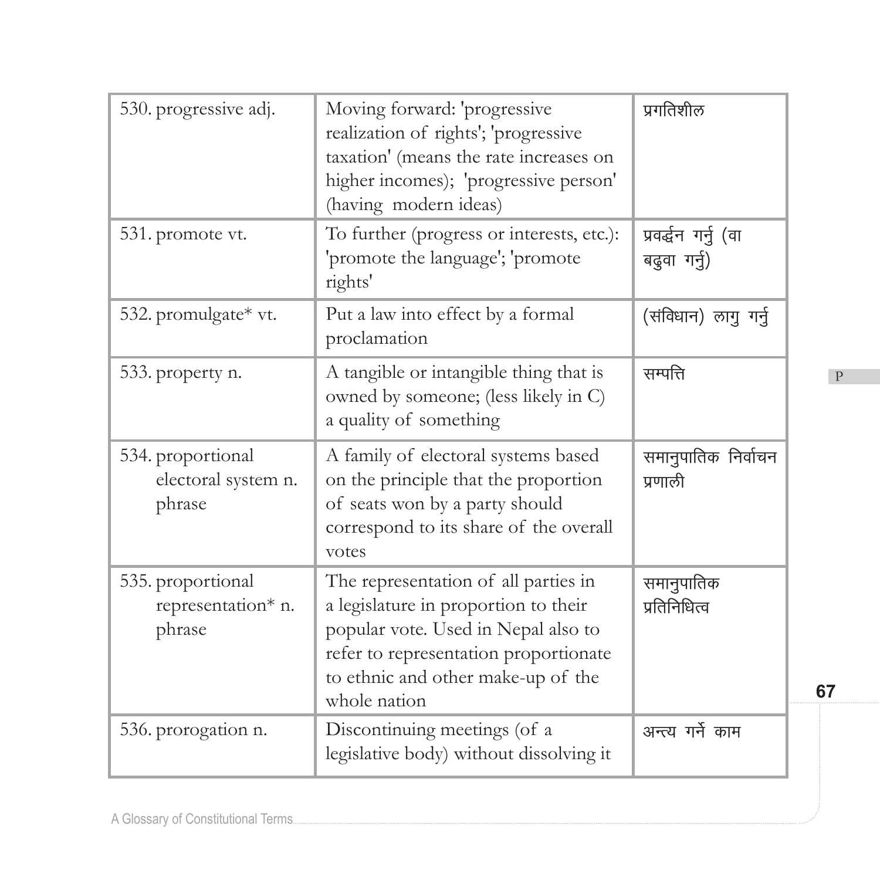| | | |
|---|---|---|
| 530. progressive adj. | Moving forward: 'progressive realization of rights'; 'progressive taxation' (means the rate increases on higher incomes); 'progressive person' (having modern ideas) | प्रगतिशील |
| 531. promote vt. | To further (progress or interests, etc.): 'promote the language'; 'promote rights' | प्रवर्द्धन गर्नु (वा बढुवा गर्नु) |
| 532. promulgate* vt. | Put a law into effect by a formal proclamation | (संविधान) लागु गर्नु |
| 533. property n. | A tangible or intangible thing that is owned by someone; (less likely in C) a quality of something | सम्पत्ति |
| 534. proportional electoral system n. phrase | A family of electoral systems based on the principle that the proportion of seats won by a party should correspond to its share of the overall votes | समानुपातिक निर्वाचन प्रणाली |
| 535. proportional representation* n. phrase | The representation of all parties in a legislature in proportion to their popular vote. Used in Nepal also to refer to representation proportionate to ethnic and other make-up of the whole nation | समानुपातिक प्रतिनिधित्व |
| 536. prorogation n. | Discontinuing meetings (of a legislative body) without dissolving it | अन्त्य गर्ने काम |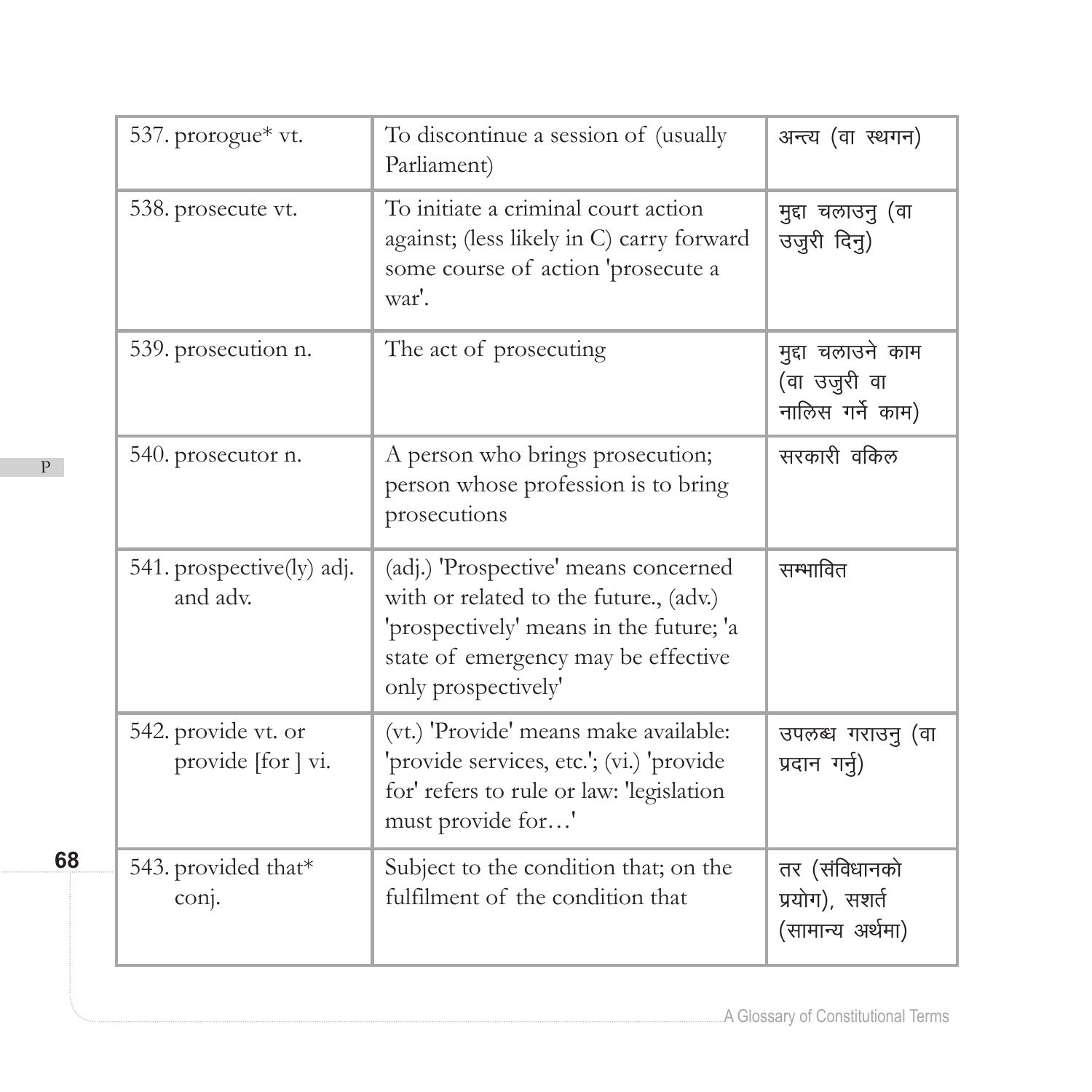| | | |
|---|---|---|
| 537. prorogue* vt. | To discontinue a session of (usually Parliament) | अन्त्य (वा स्थगन) |
| 538. prosecute vt. | To initiate a criminal court action against; (less likely in C) carry forward some course of action 'prosecute a war'. | मुद्दा चलाउनु (वा उजुरी दिनु) |
| 539. prosecution n. | The act of prosecuting | मुद्दा चलाउने काम (वा उजुरी वा नालिस गर्ने काम) |
| 540. prosecutor n. | A person who brings prosecution; person whose profession is to bring prosecutions | सरकारी वकिल |
| 541. prospective(ly) adj. and adv. | (adj.) 'Prospective' means concerned with or related to the future., (adv.) 'prospectively' means in the future; 'a state of emergency may be effective only prospectively' | सम्भावित |
| 542. provide vt. or provide [for ] vi. | (vt.) 'Provide' means make available: 'provide services, etc.'; (vi.) 'provide for' refers to rule or law: 'legislation must provide for…' | उपलब्ध गराउनु (वा प्रदान गर्नु) |
| 543. provided that* conj. | Subject to the condition that; on the fulfilment of the condition that | तर (संविधानको प्रयोग), सशर्त (सामान्य अर्थमा) |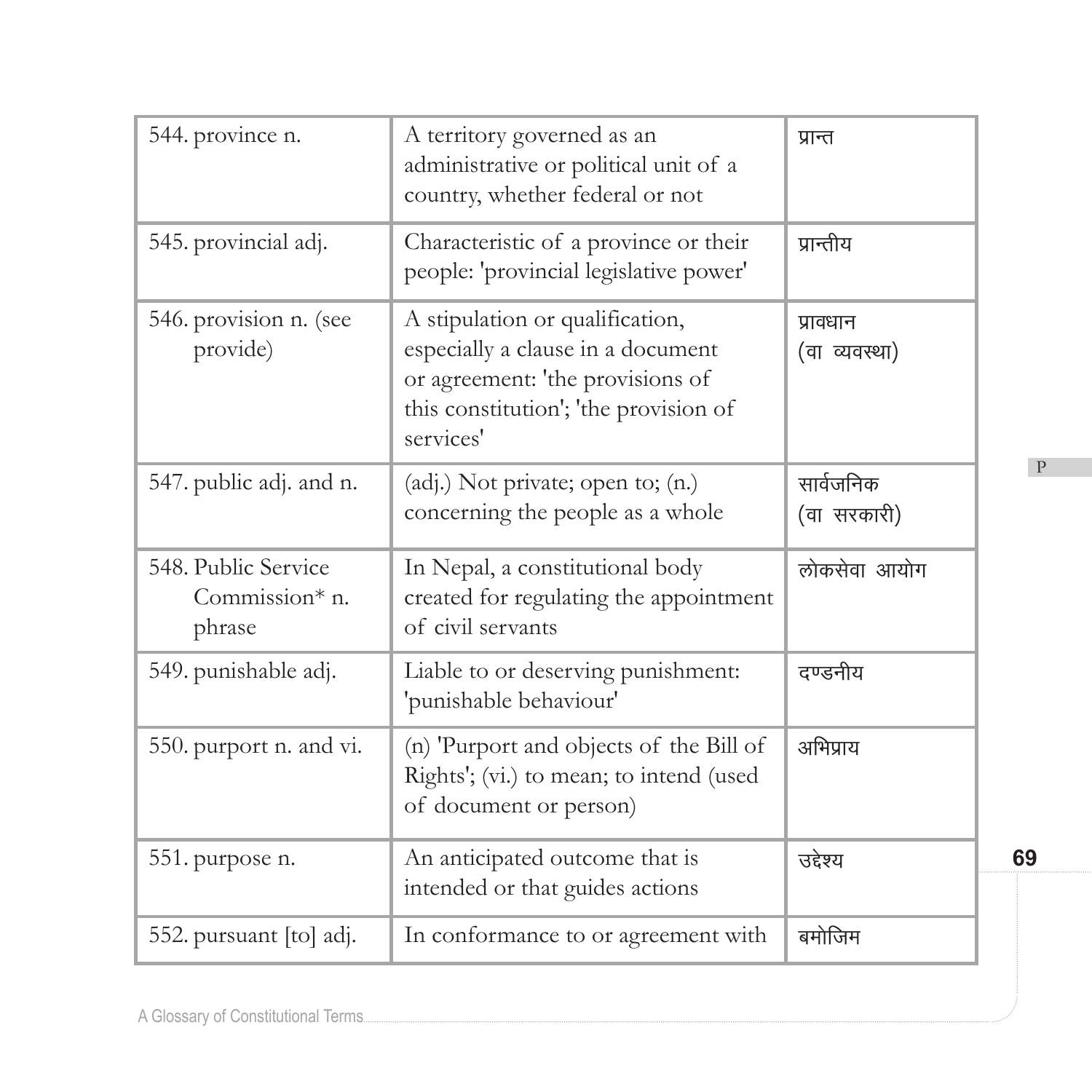| | | |
|---|---|---|
| 544. province n. | A territory governed as an administrative or political unit of a country, whether federal or not | प्रान्त |
| 545. provincial adj. | Characteristic of a province or their people: 'provincial legislative power' | प्रान्तीय |
| 546. provision n. (see provide) | A stipulation or qualification, especially a clause in a document or agreement: 'the provisions of this constitution'; 'the provision of services' | प्रावधान (वा व्यवस्था) |
| 547. public adj. and n. | (adj.) Not private; open to; (n.) concerning the people as a whole | सार्वजनिक (वा सरकारी) |
| 548. Public Service Commission* n. phrase | In Nepal, a constitutional body created for regulating the appointment of civil servants | लोकसेवा आयोग |
| 549. punishable adj. | Liable to or deserving punishment: 'punishable behaviour' | दण्डनीय |
| 550. purport n. and vi. | (n) 'Purport and objects of the Bill of Rights'; (vi.) to mean; to intend (used of document or person) | अभिप्राय |
| 551. purpose n. | An anticipated outcome that is intended or that guides actions | उद्देश्य |
| 552. pursuant [to] adj. | In conformance to or agreement with | बमोजिम |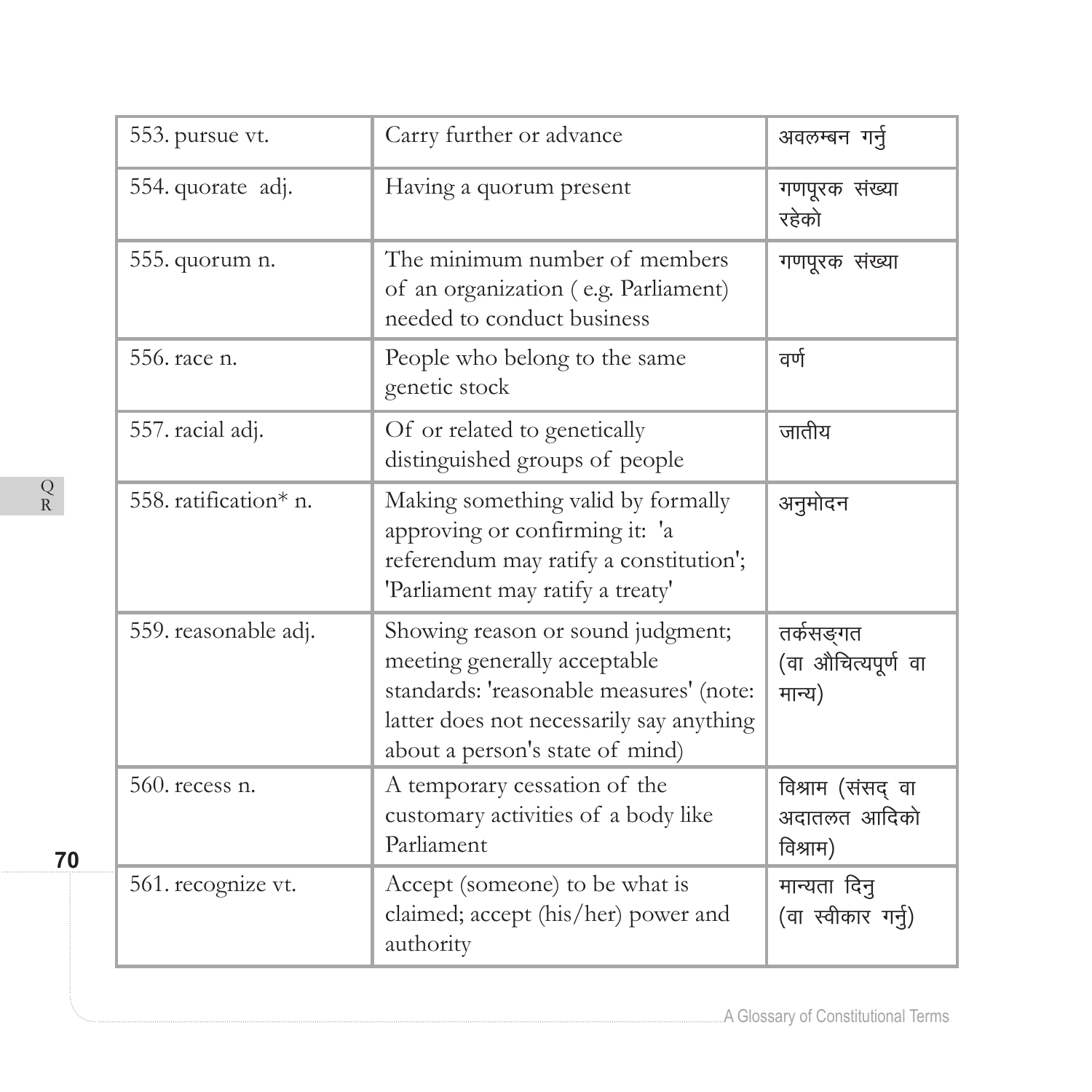| 553. pursue vt. | Carry further or advance | अवलम्बन गर्नु |
|---|---|---|
| 554. quorate adj. | Having a quorum present | गणपूरक संख्या रहेको |
| 555. quorum n. | The minimum number of members of an organization ( e.g. Parliament) needed to conduct business | गणपूरक संख्या |
| 556. race n. | People who belong to the same genetic stock | वर्ण |
| 557. racial adj. | Of or related to genetically distinguished groups of people | जातीय |
| 558. ratification* n. | Making something valid by formally approving or confirming it: 'a referendum may ratify a constitution'; 'Parliament may ratify a treaty' | अनुमोदन |
| 559. reasonable adj. | Showing reason or sound judgment; meeting generally acceptable standards: 'reasonable measures' (note: latter does not necessarily say anything about a person's state of mind) | तर्कसङ्गत (वा औचित्यपूर्ण वा मान्य) |
| 560. recess n. | A temporary cessation of the customary activities of a body like Parliament | विश्राम (संसद् वा अदातलत आदिको विश्राम) |
| 561. recognize vt. | Accept (someone) to be what is claimed; accept (his/her) power and authority | मान्यता दिनु (वा स्वीकार गर्नु) |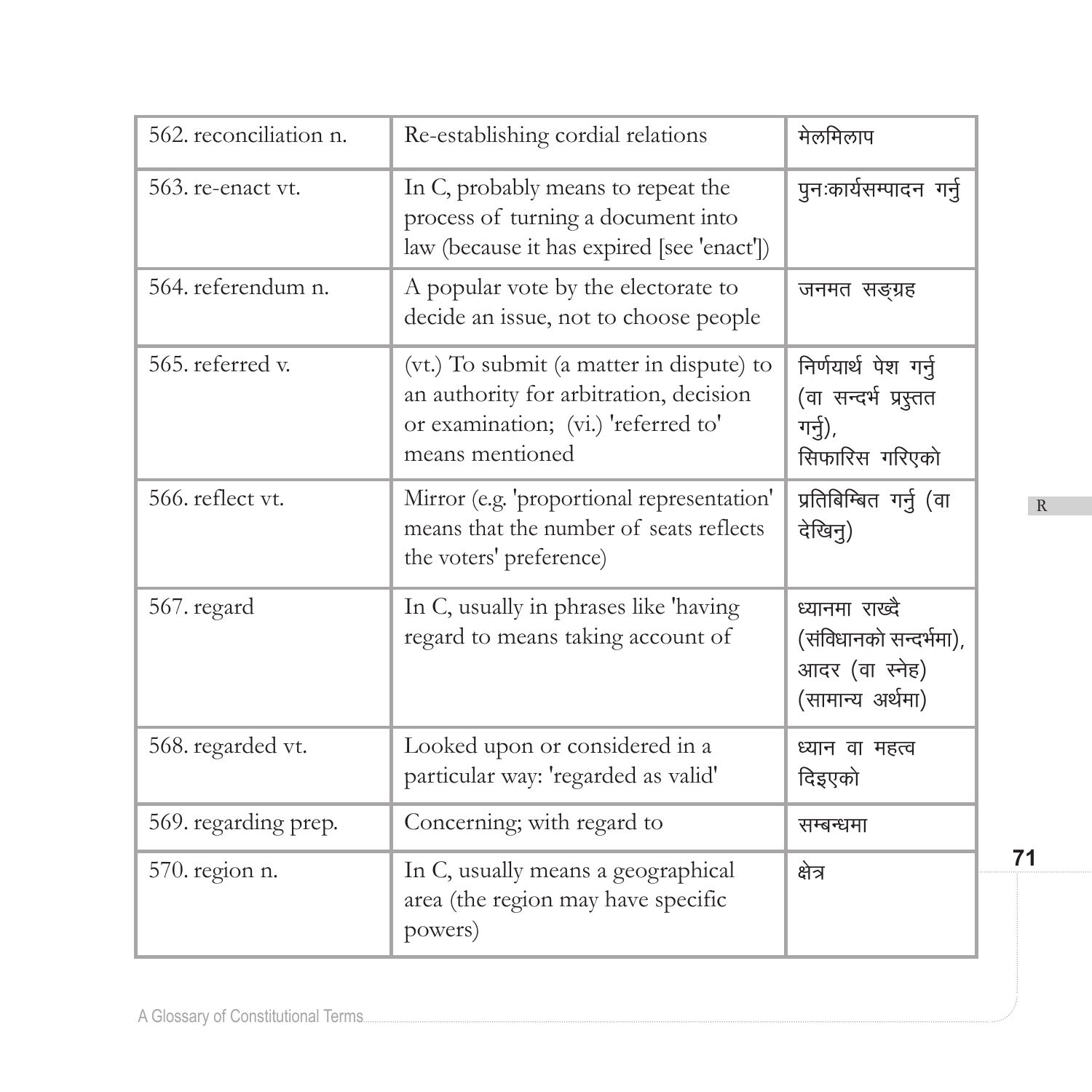| | | |
|---|---|---|
| 562. reconciliation n. | Re-establishing cordial relations | मेलमिलाप |
| 563. re-enact vt. | In C, probably means to repeat the process of turning a document into law (because it has expired [see 'enact']) | पुनःकार्यसम्पादन गर्नु |
| 564. referendum n. | A popular vote by the electorate to decide an issue, not to choose people | जनमत सङ्ग्रह |
| 565. referred v. | (vt.) To submit (a matter in dispute) to an authority for arbitration, decision or examination; (vi.) 'referred to' means mentioned | निर्णयार्थ पेश गर्नु (वा सन्दर्भ प्रस्तुत गर्नु), सिफारिस गरिएको |
| 566. reflect vt. | Mirror (e.g. 'proportional representation' means that the number of seats reflects the voters' preference) | प्रतिबिम्बित गर्नु (वा देखिनु) |
| 567. regard | In C, usually in phrases like 'having regard to means taking account of | ध्यानमा राख्दै (संविधानको सन्दर्भमा), आदर (वा स्नेह) (सामान्य अर्थमा) |
| 568. regarded vt. | Looked upon or considered in a particular way: 'regarded as valid' | ध्यान वा महत्व दिइएको |
| 569. regarding prep. | Concerning; with regard to | सम्बन्धमा |
| 570. region n. | In C, usually means a geographical area (the region may have specific powers) | क्षेत्र |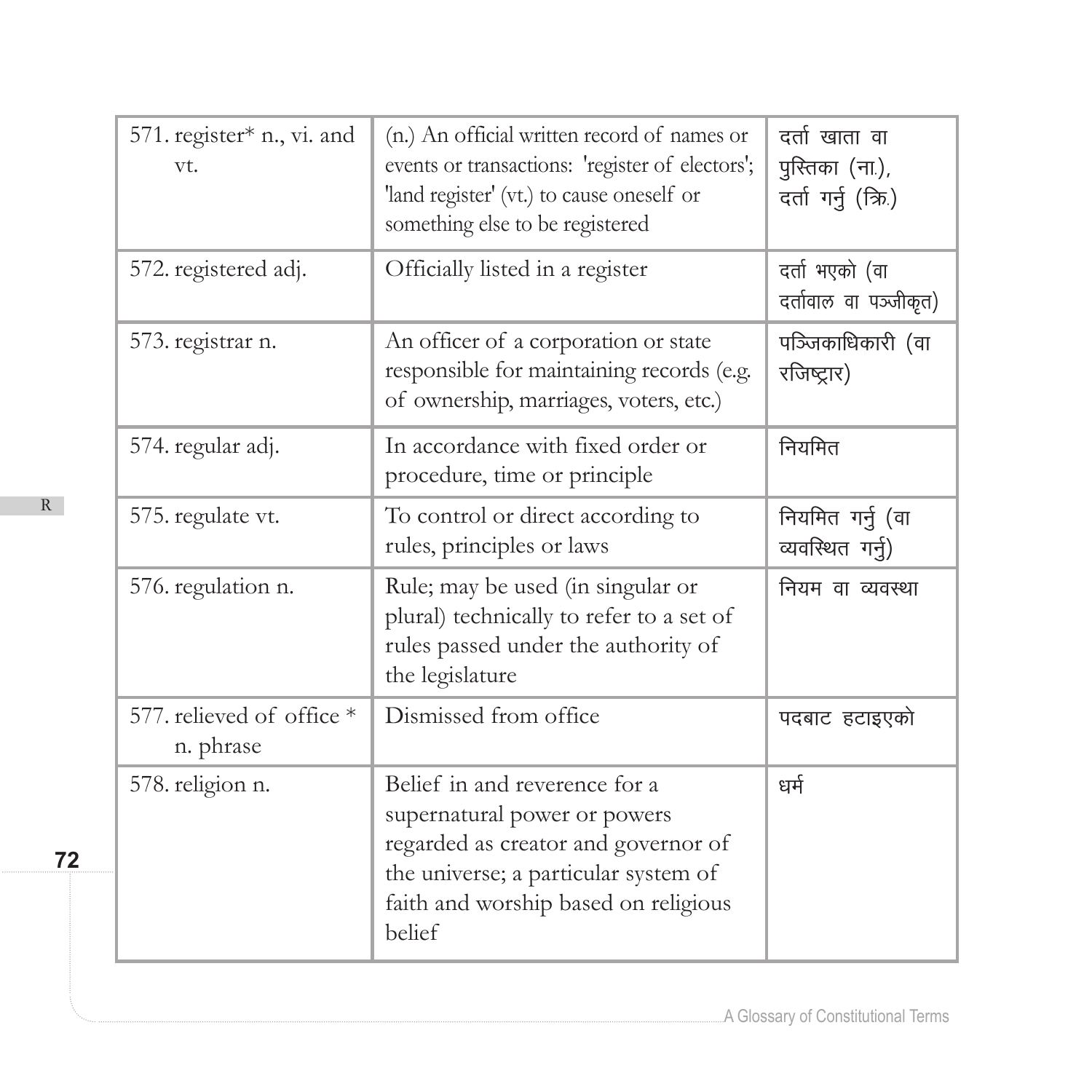| 571. register* n., vi. and vt. | (n.) An official written record of names or events or transactions: 'register of electors'; 'land register' (vt.) to cause oneself or something else to be registered | दर्ता खाता वा पुस्तिका (ना.), दर्ता गर्नु (क्रि.) |
|---|---|---|
| 572. registered adj. | Officially listed in a register | दर्ता भएको (वा दर्तावाल वा पञ्जीकृत) |
| 573. registrar n. | An officer of a corporation or state responsible for maintaining records (e.g. of ownership, marriages, voters, etc.) | पञ्जिकाधिकारी (वा रजिष्ट्रार) |
| 574. regular adj. | In accordance with fixed order or procedure, time or principle | नियमित |
| 575. regulate vt. | To control or direct according to rules, principles or laws | नियमित गर्नु (वा व्यवस्थित गर्नु) |
| 576. regulation n. | Rule; may be used (in singular or plural) technically to refer to a set of rules passed under the authority of the legislature | नियम वा व्यवस्था |
| 577. relieved of office * n. phrase | Dismissed from office | पदबाट हटाइएको |
| 578. religion n. | Belief in and reverence for a supernatural power or powers regarded as creator and governor of the universe; a particular system of faith and worship based on religious belief | धर्म |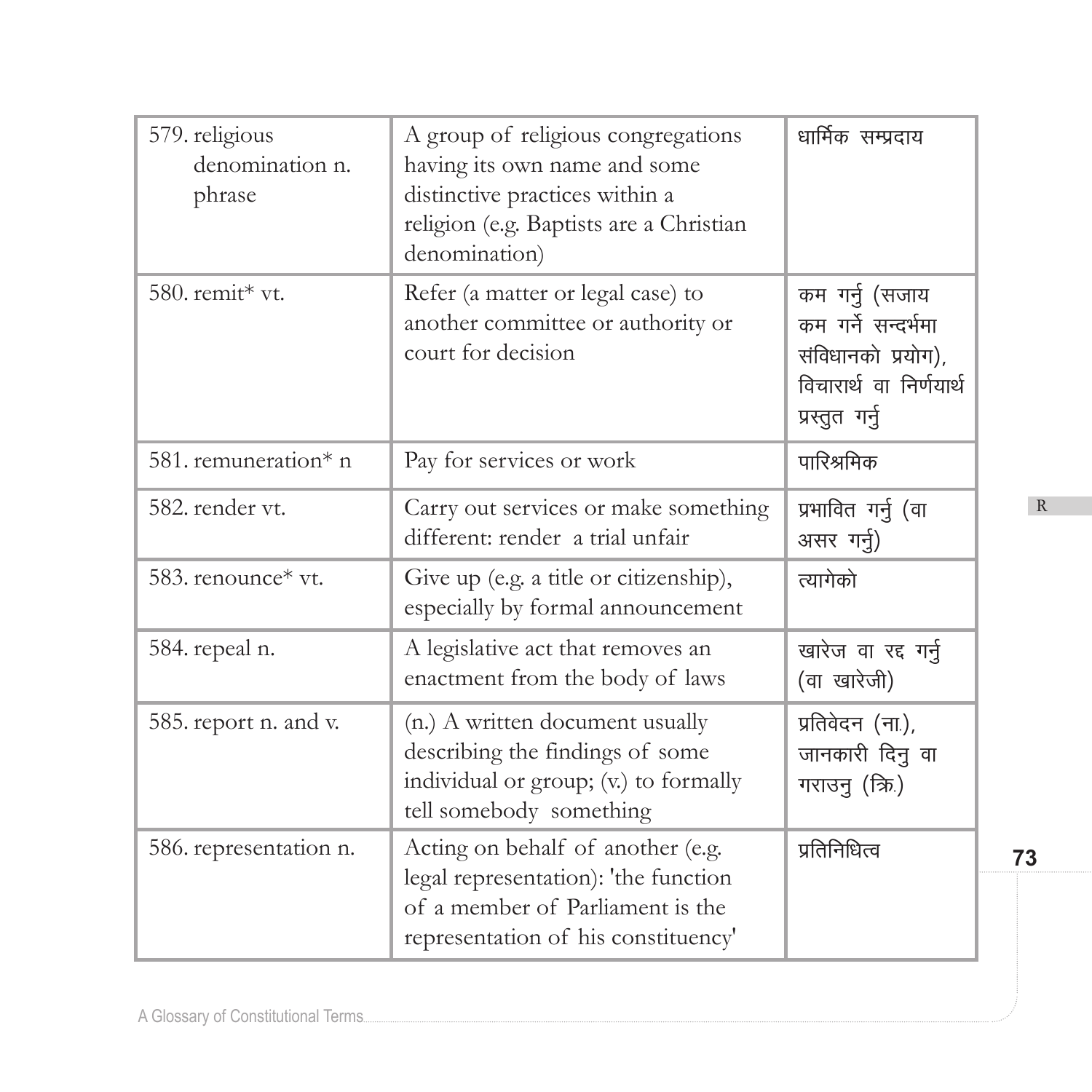| 579. religious denomination n. phrase | A group of religious congregations having its own name and some distinctive practices within a religion (e.g. Baptists are a Christian denomination) | धार्मिक सम्प्रदाय |
|---|---|---|
| 580. remit* vt. | Refer (a matter or legal case) to another committee or authority or court for decision | कम गर्नु (सजाय कम गर्ने सन्दर्भमा संविधानको प्रयोग), विचारार्थ वा निर्णयार्थ प्रस्तुत गर्नु |
| 581. remuneration* n | Pay for services or work | पारिश्रमिक |
| 582. render vt. | Carry out services or make something different: render a trial unfair | प्रभावित गर्नु (वा असर गर्नु) |
| 583. renounce* vt. | Give up (e.g. a title or citizenship), especially by formal announcement | त्यागेको |
| 584. repeal n. | A legislative act that removes an enactment from the body of laws | खारेज वा रद्द गर्नु (वा खारेजी) |
| 585. report n. and v. | (n.) A written document usually describing the findings of some individual or group; (v.) to formally tell somebody something | प्रतिवेदन (ना.), जानकारी दिनु वा गराउनु (क्रि.) |
| 586. representation n. | Acting on behalf of another (e.g. legal representation): 'the function of a member of Parliament is the representation of his constituency' | प्रतिनिधित्व |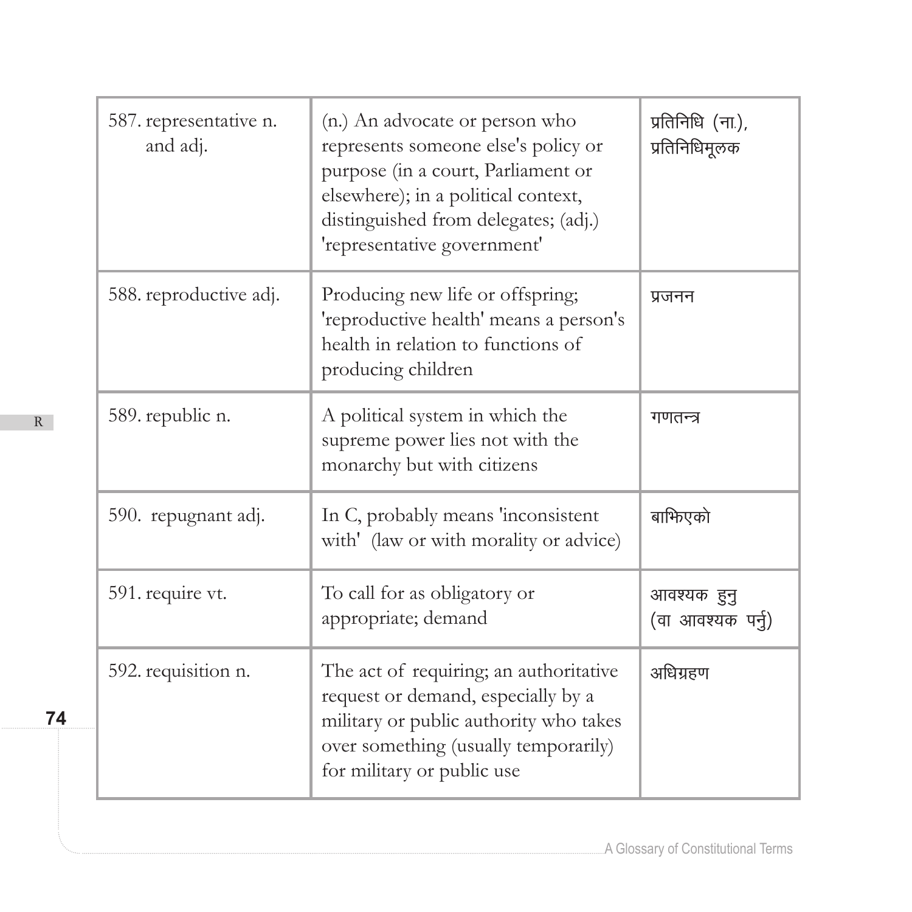| | | |
|---|---|---|
| 587. representative n. and adj. | (n.) An advocate or person who represents someone else's policy or purpose (in a court, Parliament or elsewhere); in a political context, distinguished from delegates; (adj.) 'representative government' | प्रतिनिधि (ना.), प्रतिनिधिमूलक |
| 588. reproductive adj. | Producing new life or offspring; 'reproductive health' means a person's health in relation to functions of producing children | प्रजनन |
| 589. republic n. | A political system in which the supreme power lies not with the monarchy but with citizens | गणतन्त्र |
| 590. repugnant adj. | In C, probably means 'inconsistent with' (law or with morality or advice) | बाझिएको |
| 591. require vt. | To call for as obligatory or appropriate; demand | आवश्यक हुनु (वा आवश्यक पर्नु) |
| 592. requisition n. | The act of requiring; an authoritative request or demand, especially by a military or public authority who takes over something (usually temporarily) for military or public use | अधिग्रहण |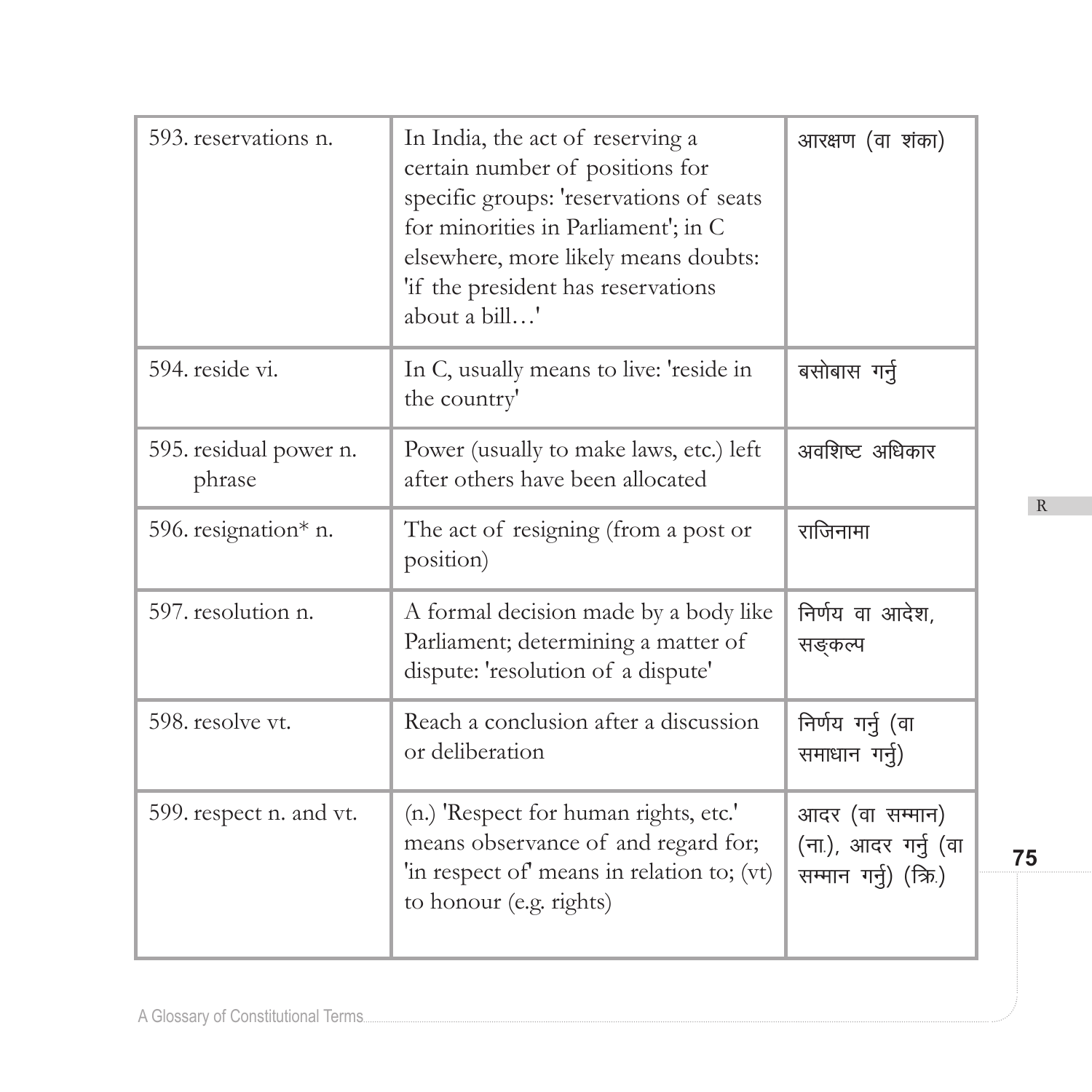| | | |
|---|---|---|
| 593. reservations n. | In India, the act of reserving a certain number of positions for specific groups: 'reservations of seats for minorities in Parliament'; in C elsewhere, more likely means doubts: 'if the president has reservations about a bill…' | आरक्षण (वा शंका) |
| 594. reside vi. | In C, usually means to live: 'reside in the country' | बसोबास गर्नु |
| 595. residual power n. phrase | Power (usually to make laws, etc.) left after others have been allocated | अवशिष्ट अधिकार |
| 596. resignation* n. | The act of resigning (from a post or position) | राजिनामा |
| 597. resolution n. | A formal decision made by a body like Parliament; determining a matter of dispute: 'resolution of a dispute' | निर्णय वा आदेश, सङ्कल्प |
| 598. resolve vt. | Reach a conclusion after a discussion or deliberation | निर्णय गर्नु (वा समाधान गर्नु) |
| 599. respect n. and vt. | (n.) 'Respect for human rights, etc.' means observance of and regard for; 'in respect of' means in relation to; (vt) to honour (e.g. rights) | आदर (वा सम्मान) (ना.), आदर गर्नु (वा सम्मान गर्नु) (क्रि.) |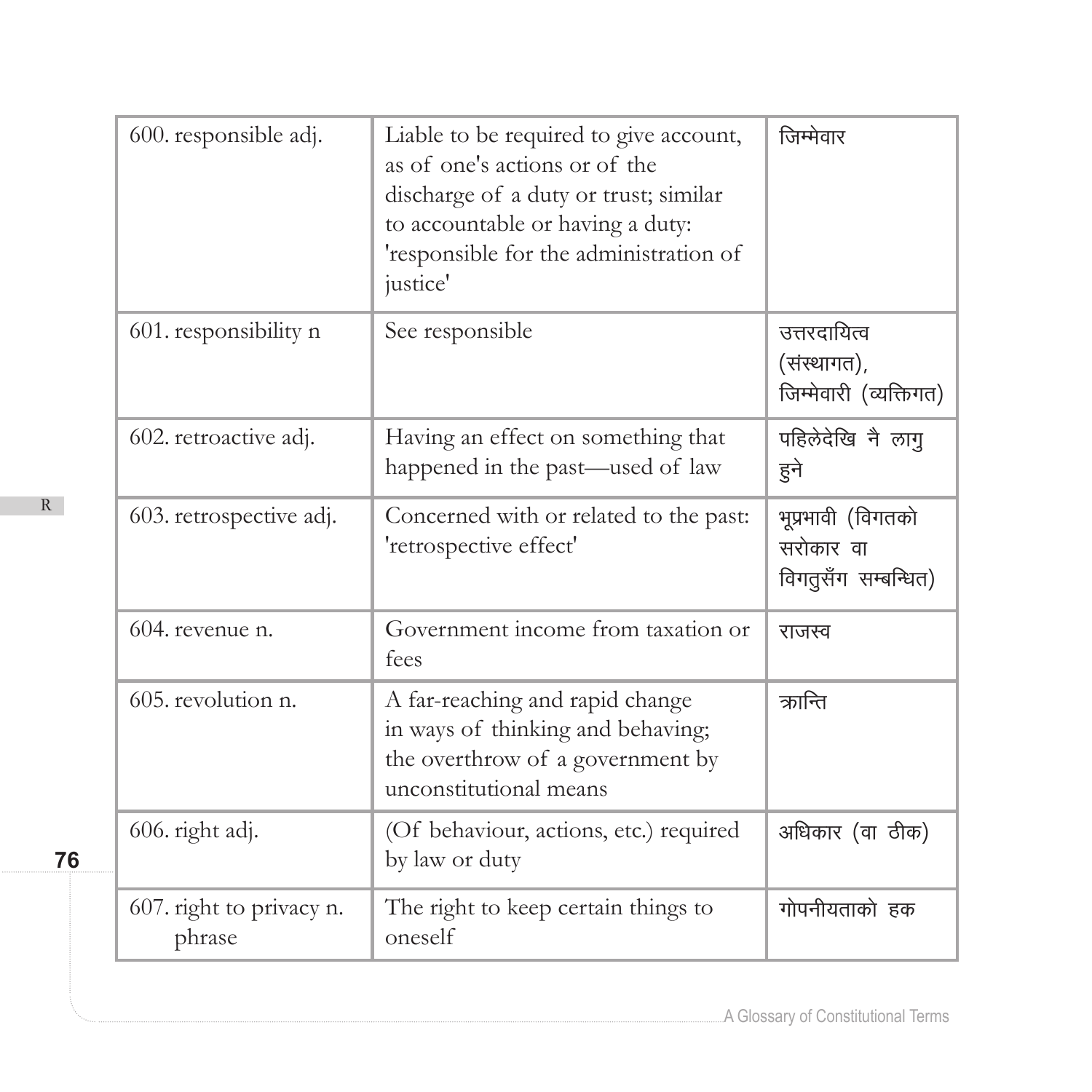| | | |
|---|---|---|
| 600. responsible adj. | Liable to be required to give account, as of one's actions or of the discharge of a duty or trust; similar to accountable or having a duty: 'responsible for the administration of justice' | जिम्मेवार |
| 601. responsibility n | See responsible | उत्तरदायित्व (संस्थागत), जिम्मेवारी (व्यक्तिगत) |
| 602. retroactive adj. | Having an effect on something that happened in the past—used of law | पहिलेदेखि नै लागु हुने |
| 603. retrospective adj. | Concerned with or related to the past: 'retrospective effect' | भूप्रभावी (विगतको सरोकार वा विगतुसँग सम्बन्धित) |
| 604. revenue n. | Government income from taxation or fees | राजस्व |
| 605. revolution n. | A far-reaching and rapid change in ways of thinking and behaving; the overthrow of a government by unconstitutional means | क्रान्ति |
| 606. right adj. | (Of behaviour, actions, etc.) required by law or duty | अधिकार (वा ठीक) |
| 607. right to privacy n. phrase | The right to keep certain things to oneself | गोपनीयताको हक |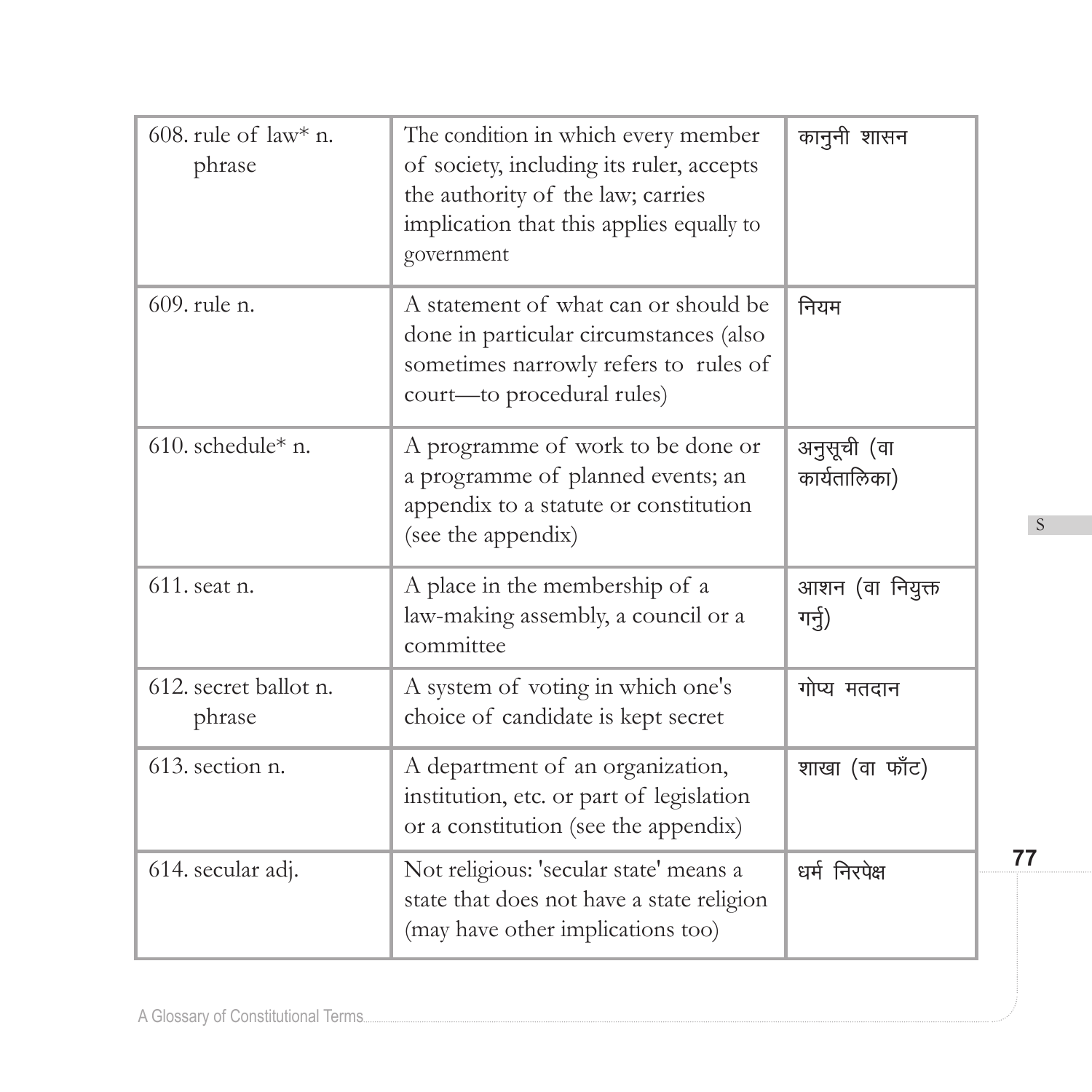| | | |
|---|---|---|
| 608. rule of law* n. phrase | The condition in which every member of society, including its ruler, accepts the authority of the law; carries implication that this applies equally to government | कानुनी शासन |
| 609. rule n. | A statement of what can or should be done in particular circumstances (also sometimes narrowly refers to rules of court—to procedural rules) | नियम |
| 610. schedule* n. | A programme of work to be done or a programme of planned events; an appendix to a statute or constitution (see the appendix) | अनुसूची (वा कार्यतालिका) |
| 611. seat n. | A place in the membership of a law-making assembly, a council or a committee | आशन (वा नियुक्त गर्नु) |
| 612. secret ballot n. phrase | A system of voting in which one's choice of candidate is kept secret | गोप्य मतदान |
| 613. section n. | A department of an organization, institution, etc. or part of legislation or a constitution (see the appendix) | शाखा (वा फाँट) |
| 614. secular adj. | Not religious: 'secular state' means a state that does not have a state religion (may have other implications too) | धर्म निरपेक्ष |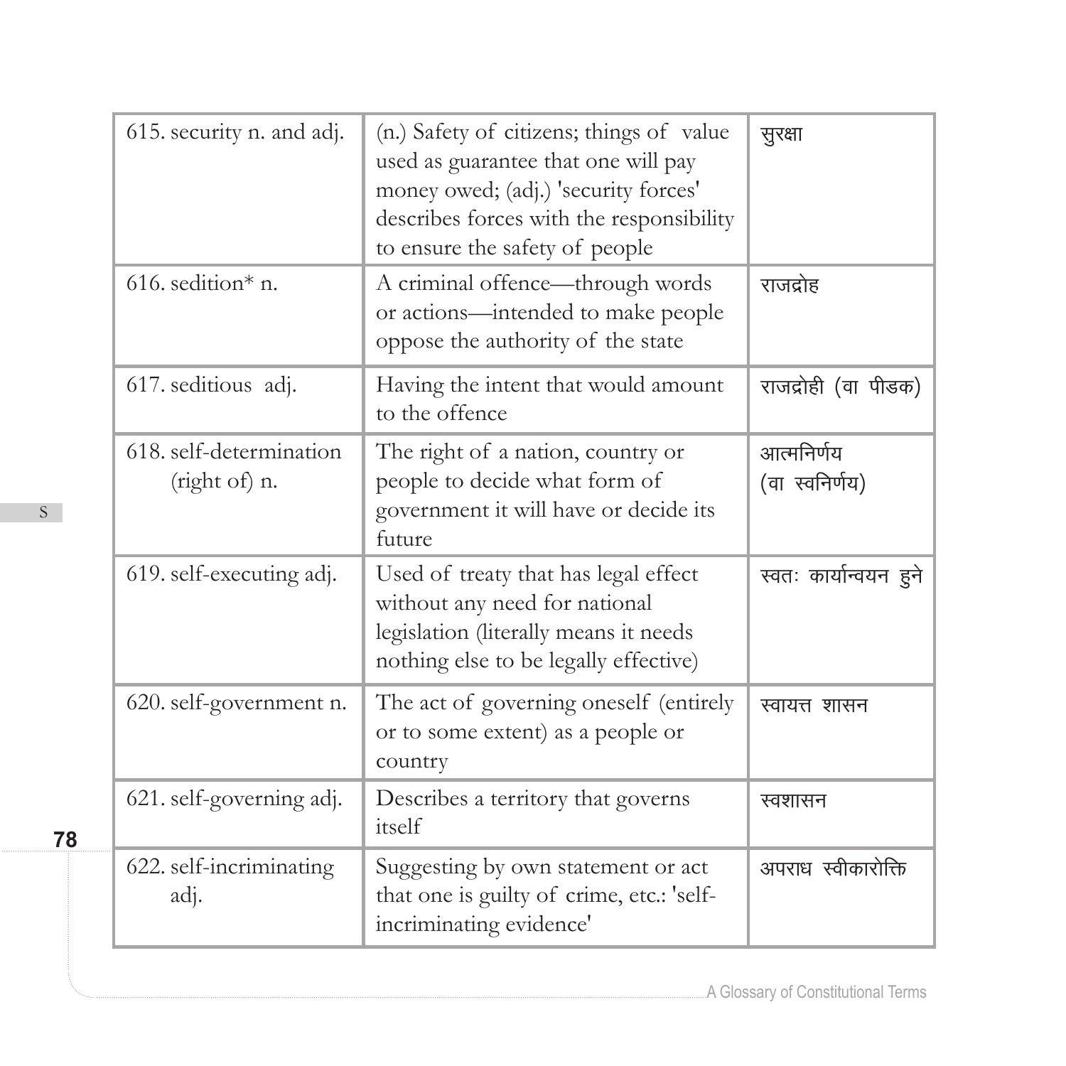| 615. security n. and adj. | (n.) Safety of citizens; things of value used as guarantee that one will pay money owed; (adj.) 'security forces' describes forces with the responsibility to ensure the safety of people | सुरक्षा |
|---|---|---|
| 616. sedition* n. | A criminal offence—through words or actions—intended to make people oppose the authority of the state | राजद्रोह |
| 617. seditious adj. | Having the intent that would amount to the offence | राजद्रोही (वा पीडक) |
| 618. self-determination (right of) n. | The right of a nation, country or people to decide what form of government it will have or decide its future | आत्मनिर्णय (वा स्वनिर्णय) |
| 619. self-executing adj. | Used of treaty that has legal effect without any need for national legislation (literally means it needs nothing else to be legally effective) | स्वतः कार्यान्वयन हुने |
| 620. self-government n. | The act of governing oneself (entirely or to some extent) as a people or country | स्वायत्त शासन |
| 621. self-governing adj. | Describes a territory that governs itself | स्वशासन |
| 622. self-incriminating adj. | Suggesting by own statement or act that one is guilty of crime, etc.: 'self-incriminating evidence' | अपराध स्वीकारोक्ति |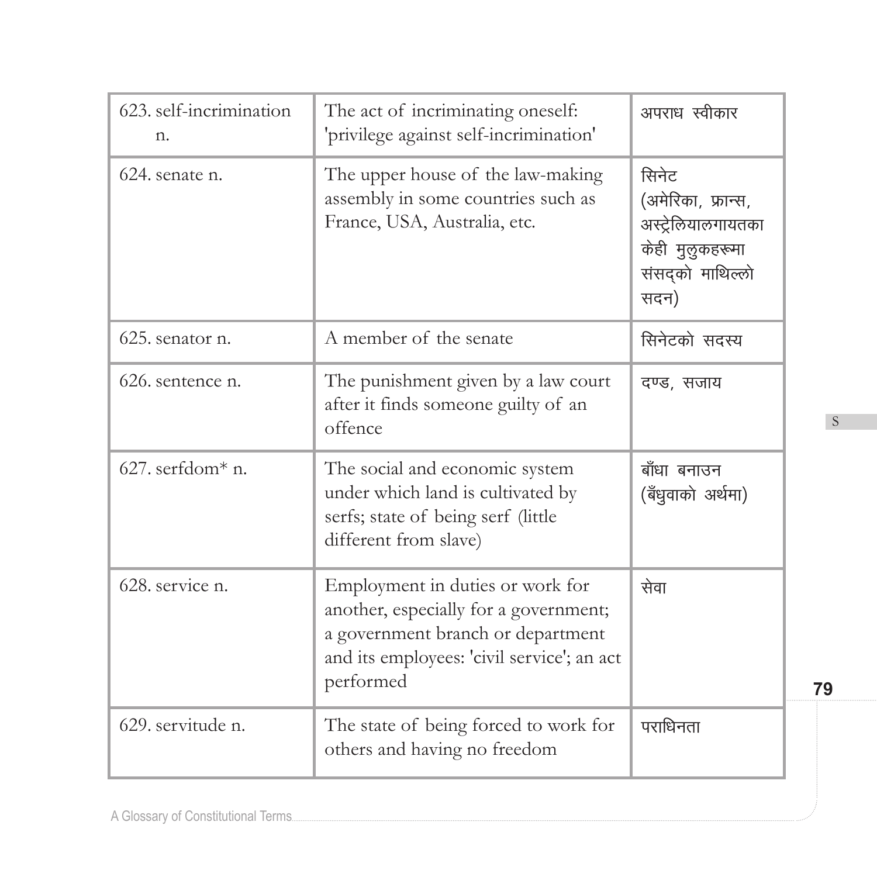| | | |
|---|---|---|
| 623. self-incrimination n. | The act of incriminating oneself: 'privilege against self-incrimination' | अपराध स्वीकार |
| 624. senate n. | The upper house of the law-making assembly in some countries such as France, USA, Australia, etc. | सिनेट (अमेरिका, फ्रान्स, अस्ट्रेलियालगायतका केही मुलुकहरूमा संसद्को माथिल्लो सदन) |
| 625. senator n. | A member of the senate | सिनेटको सदस्य |
| 626. sentence n. | The punishment given by a law court after it finds someone guilty of an offence | दण्ड, सजाय |
| 627. serfdom* n. | The social and economic system under which land is cultivated by serfs; state of being serf (little different from slave) | बाँधा बनाउन (बँधुवाको अर्थमा) |
| 628. service n. | Employment in duties or work for another, especially for a government; a government branch or department and its employees: 'civil service'; an act performed | सेवा |
| 629. servitude n. | The state of being forced to work for others and having no freedom | पराधिनता |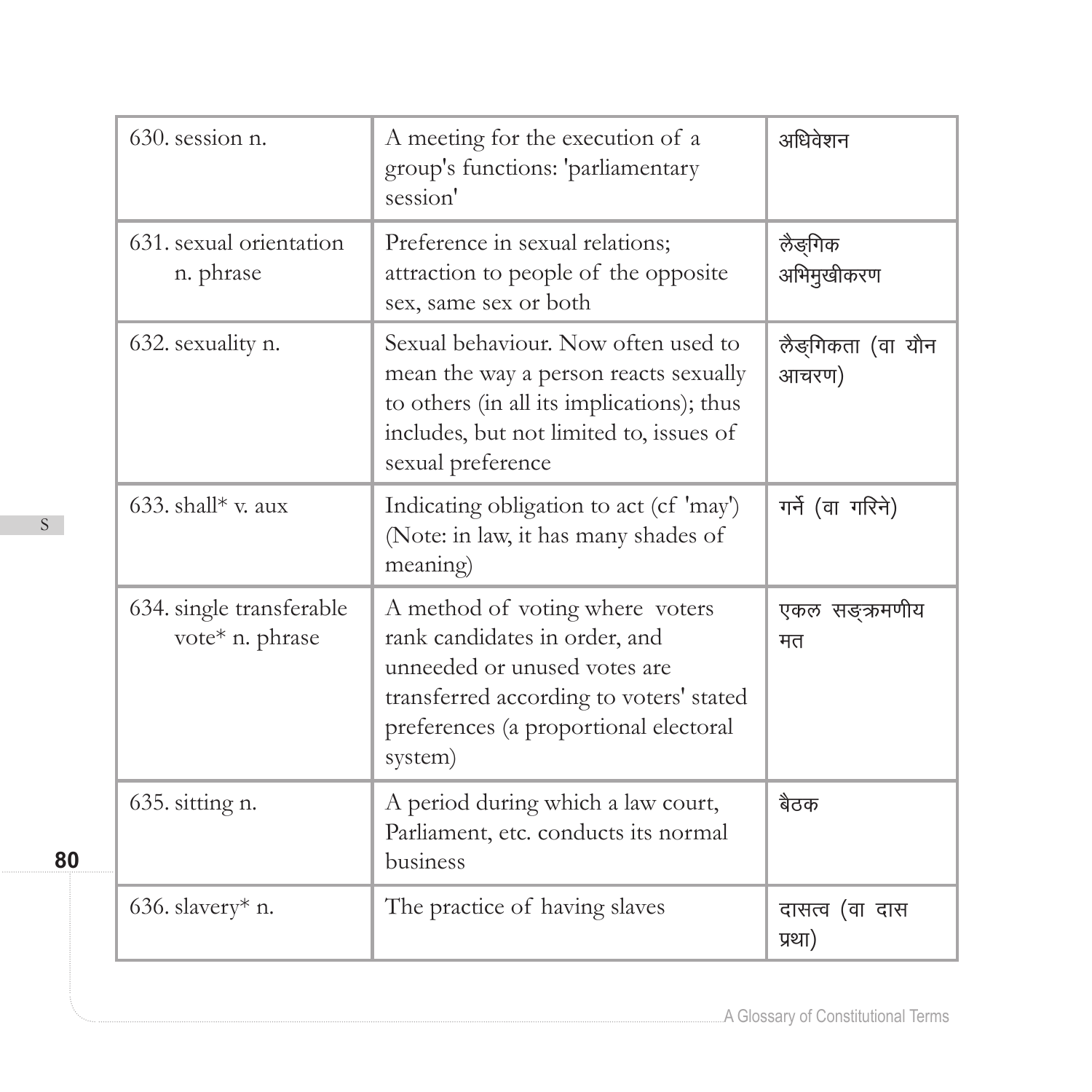| | | |
|---|---|---|
| 630. session n. | A meeting for the execution of a group's functions: 'parliamentary session' | अधिवेशन |
| 631. sexual orientation n. phrase | Preference in sexual relations; attraction to people of the opposite sex, same sex or both | लैङ्गिक अभिमुखीकरण |
| 632. sexuality n. | Sexual behaviour. Now often used to mean the way a person reacts sexually to others (in all its implications); thus includes, but not limited to, issues of sexual preference | लैङ्गिकता (वा यौन आचरण) |
| 633. shall* v. aux | Indicating obligation to act (cf 'may') (Note: in law, it has many shades of meaning) | गर्ने (वा गरिने) |
| 634. single transferable vote* n. phrase | A method of voting where voters rank candidates in order, and unneeded or unused votes are transferred according to voters' stated preferences (a proportional electoral system) | एकल सङ्क्रमणीय मत |
| 635. sitting n. | A period during which a law court, Parliament, etc. conducts its normal business | बैठक |
| 636. slavery* n. | The practice of having slaves | दासत्व (वा दास प्रथा) |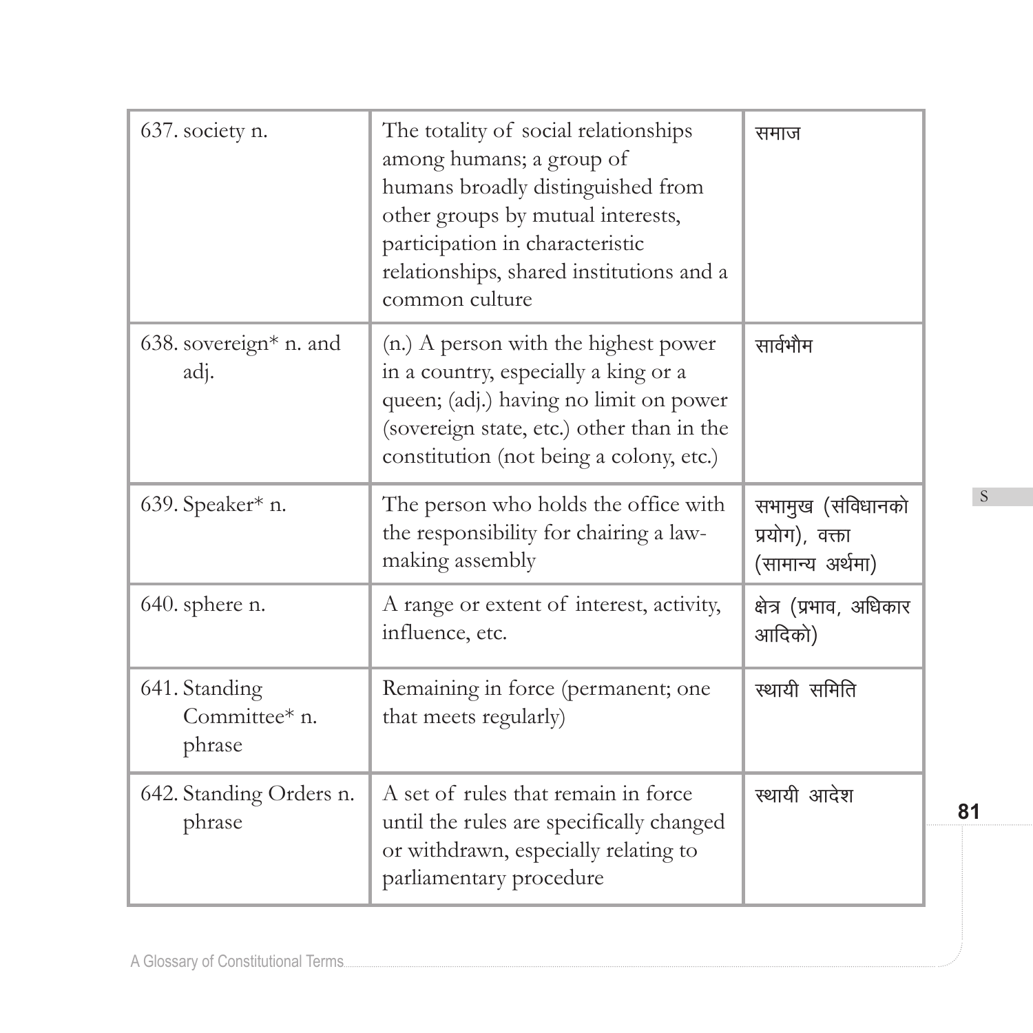| | | |
|---|---|---|
| 637. society n. | The totality of social relationships among humans; a group of humans broadly distinguished from other groups by mutual interests, participation in characteristic relationships, shared institutions and a common culture | समाज |
| 638. sovereign* n. and adj. | (n.) A person with the highest power in a country, especially a king or a queen; (adj.) having no limit on power (sovereign state, etc.) other than in the constitution (not being a colony, etc.) | सार्वभौम |
| 639. Speaker* n. | The person who holds the office with the responsibility for chairing a law-making assembly | सभामुख (संविधानको प्रयोग), वक्ता (सामान्य अर्थमा) |
| 640. sphere n. | A range or extent of interest, activity, influence, etc. | क्षेत्र (प्रभाव, अधिकार आदिको) |
| 641. Standing Committee* n. phrase | Remaining in force (permanent; one that meets regularly) | स्थायी समिति |
| 642. Standing Orders n. phrase | A set of rules that remain in force until the rules are specifically changed or withdrawn, especially relating to parliamentary procedure | स्थायी आदेश |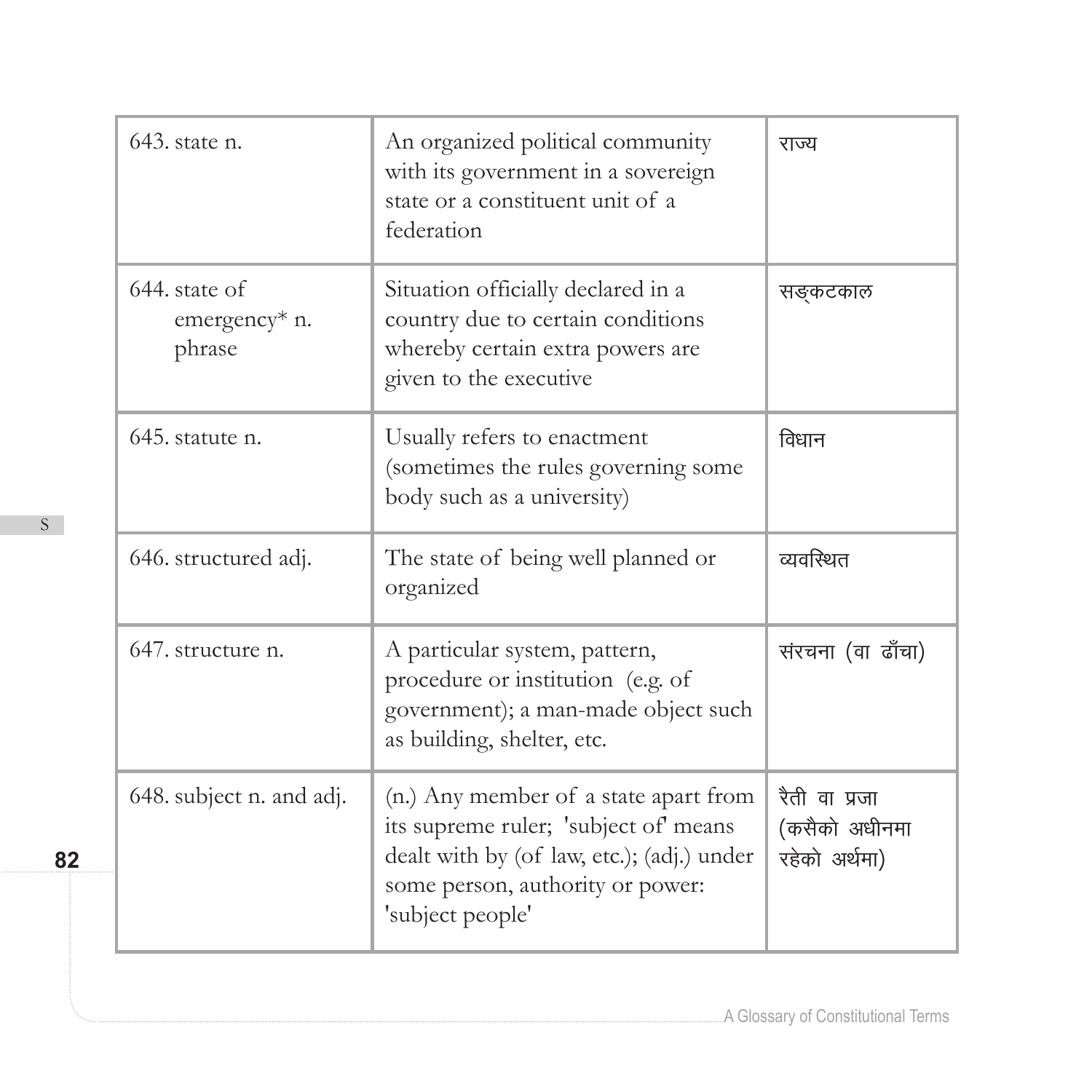| 643. state n. | An organized political community with its government in a sovereign state or a constituent unit of a federation | राज्य |
|---|---|---|
| 644. state of emergency* n. phrase | Situation officially declared in a country due to certain conditions whereby certain extra powers are given to the executive | सङ्कटकाल |
| 645. statute n. | Usually refers to enactment (sometimes the rules governing some body such as a university) | विधान |
| 646. structured adj. | The state of being well planned or organized | व्यवस्थित |
| 647. structure n. | A particular system, pattern, procedure or institution (e.g. of government); a man-made object such as building, shelter, etc. | संरचना (वा ढाँचा) |
| 648. subject n. and adj. | (n.) Any member of a state apart from its supreme ruler; 'subject of' means dealt with by (of law, etc.); (adj.) under some person, authority or power: 'subject people' | रैती वा प्रजा (कसैको अधीनमा रहेको अर्थमा) |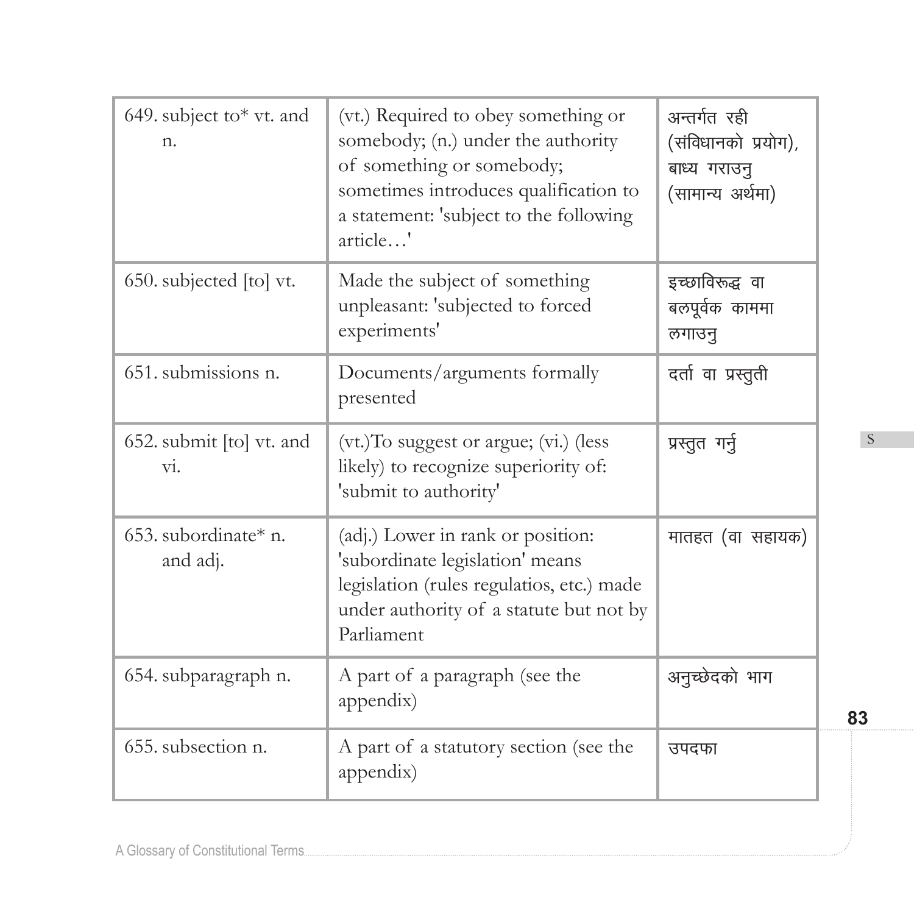| 649. subject to* vt. and n. | (vt.) Required to obey something or somebody; (n.) under the authority of something or somebody; sometimes introduces qualification to a statement: 'subject to the following article…' | अन्तर्गत रही (संविधानको प्रयोग), बाध्य गराउनु (सामान्य अर्थमा) |
|---|---|---|
| 650. subjected [to] vt. | Made the subject of something unpleasant: 'subjected to forced experiments' | इच्छाविरूद्ध वा बलपूर्वक काममा लगाउनु |
| 651. submissions n. | Documents/arguments formally presented | दर्ता वा प्रस्तुती |
| 652. submit [to] vt. and vi. | (vt.)To suggest or argue; (vi.) (less likely) to recognize superiority of: 'submit to authority' | प्रस्तुत गर्नु |
| 653. subordinate* n. and adj. | (adj.) Lower in rank or position: 'subordinate legislation' means legislation (rules regulatios, etc.) made under authority of a statute but not by Parliament | मातहत (वा सहायक) |
| 654. subparagraph n. | A part of a paragraph (see the appendix) | अनुच्छेदको भाग |
| 655. subsection n. | A part of a statutory section (see the appendix) | उपदफा |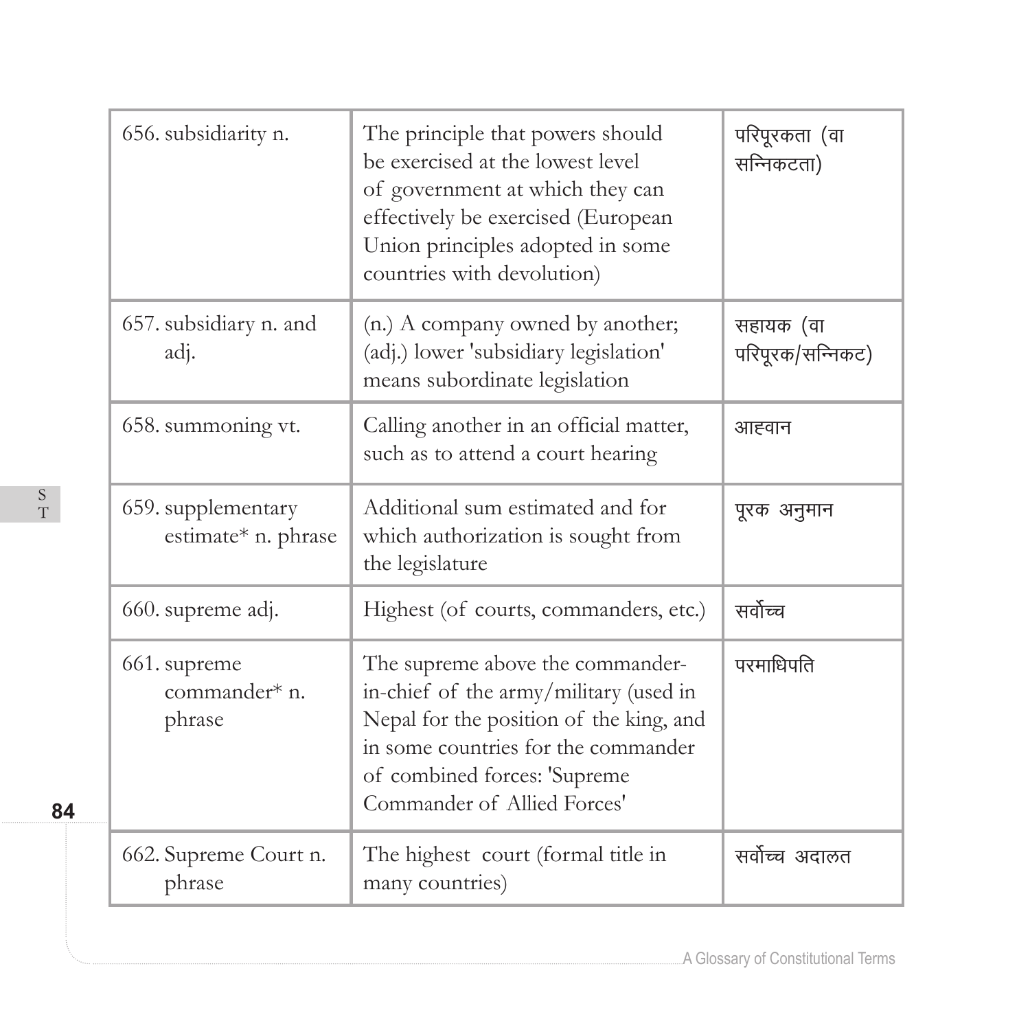| | | |
|---|---|---|
| 656. subsidiarity n. | The principle that powers should be exercised at the lowest level of government at which they can effectively be exercised (European Union principles adopted in some countries with devolution) | परिपूरकता (वा सन्निकटता) |
| 657. subsidiary n. and adj. | (n.) A company owned by another; (adj.) lower 'subsidiary legislation' means subordinate legislation | सहायक (वा परिपूरक/सन्निकट) |
| 658. summoning vt. | Calling another in an official matter, such as to attend a court hearing | आह्वान |
| 659. supplementary estimate* n. phrase | Additional sum estimated and for which authorization is sought from the legislature | पूरक अनुमान |
| 660. supreme adj. | Highest (of courts, commanders, etc.) | सर्वोच्च |
| 661. supreme commander* n. phrase | The supreme above the commander-in-chief of the army/military (used in Nepal for the position of the king, and in some countries for the commander of combined forces: 'Supreme Commander of Allied Forces' | परमाधिपति |
| 662. Supreme Court n. phrase | The highest court (formal title in many countries) | सर्वोच्च अदालत |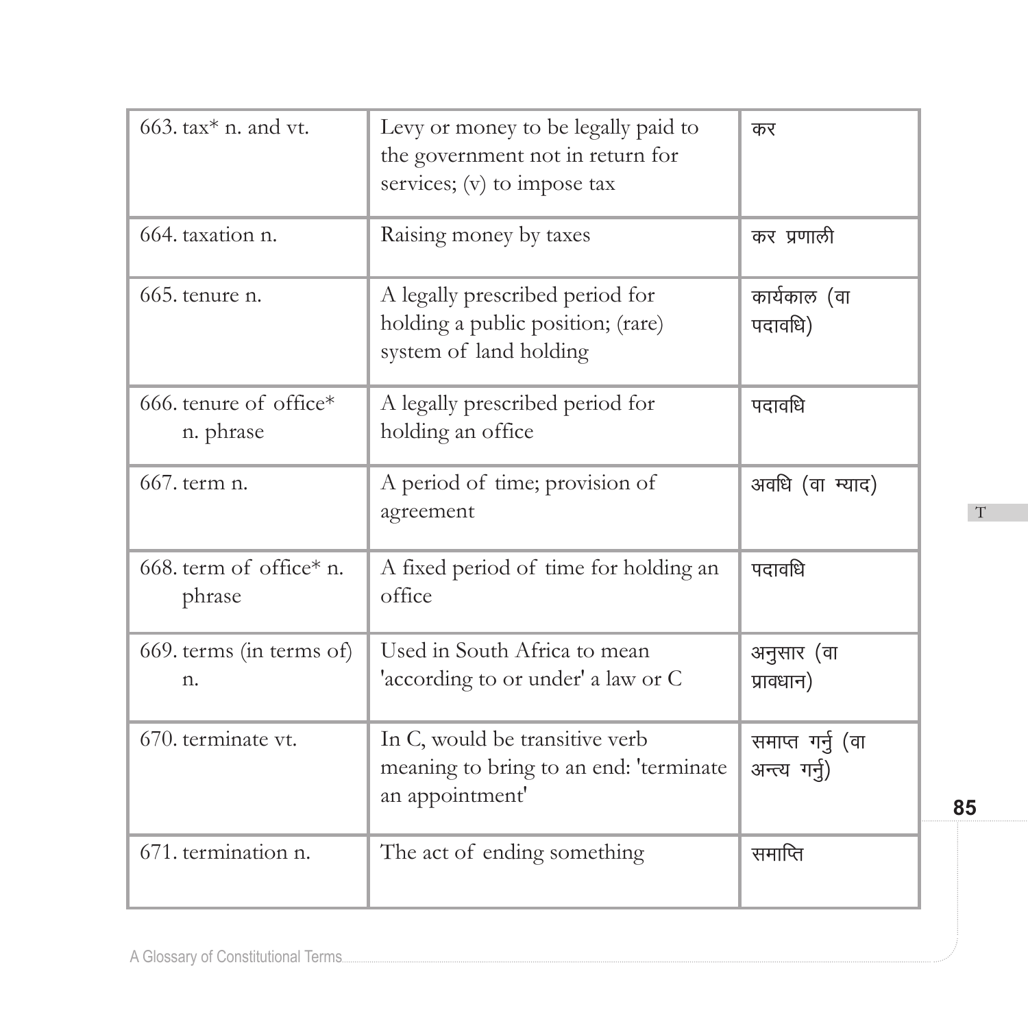| 663. tax* n. and vt. | Levy or money to be legally paid to the government not in return for services; (v) to impose tax | कर |
|---|---|---|
| 664. taxation n. | Raising money by taxes | कर प्रणाली |
| 665. tenure n. | A legally prescribed period for holding a public position; (rare) system of land holding | कार्यकाल (वा पदावधि) |
| 666. tenure of office* n. phrase | A legally prescribed period for holding an office | पदावधि |
| 667. term n. | A period of time; provision of agreement | अवधि (वा म्याद) |
| 668. term of office* n. phrase | A fixed period of time for holding an office | पदावधि |
| 669. terms (in terms of) n. | Used in South Africa to mean 'according to or under' a law or C | अनुसार (वा प्रावधान) |
| 670. terminate vt. | In C, would be transitive verb meaning to bring to an end: 'terminate an appointment' | समाप्त गर्नु (वा अन्त्य गर्नु) |
| 671. termination n. | The act of ending something | समाप्ति |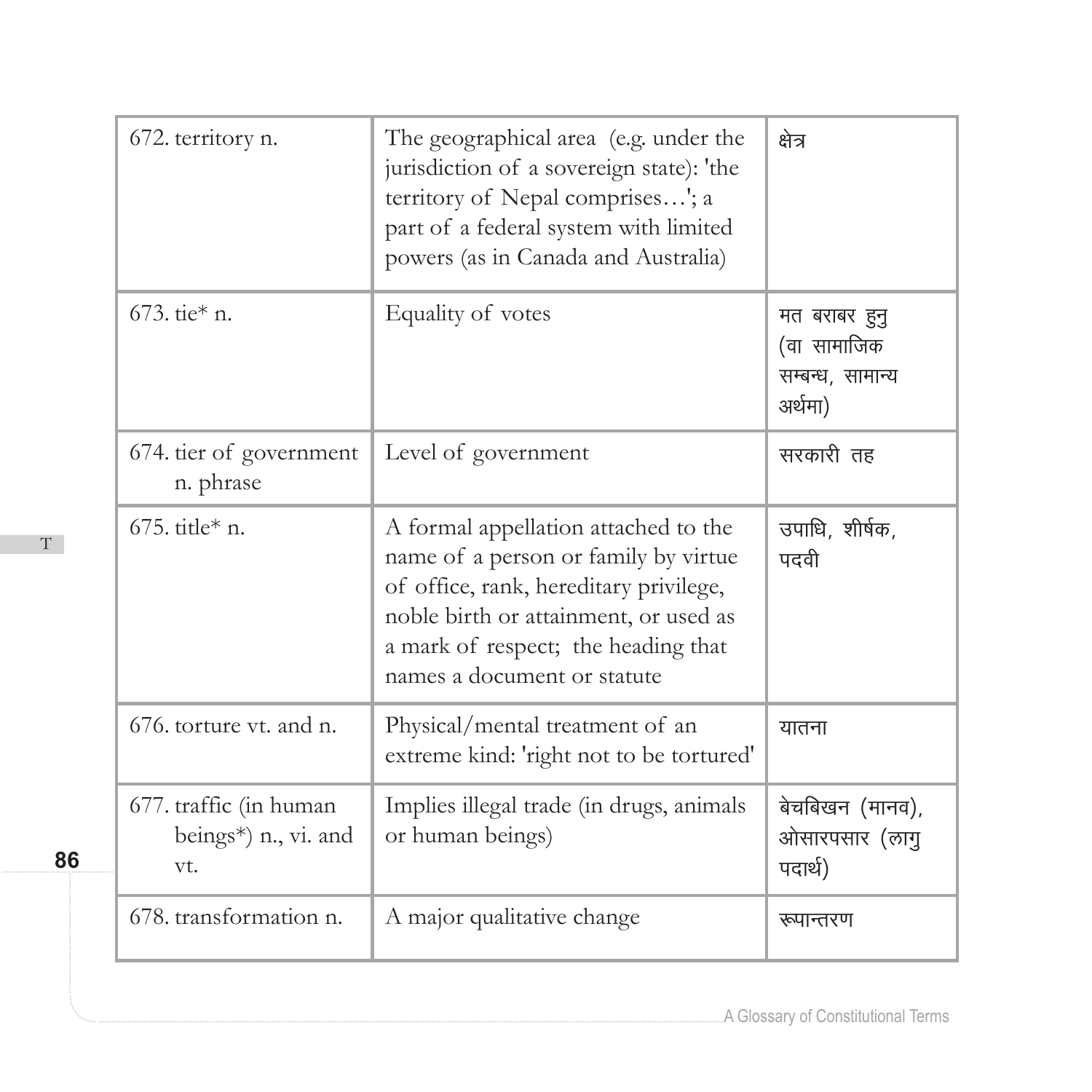| | | |
|---|---|---|
| 672. territory n. | The geographical area (e.g. under the jurisdiction of a sovereign state): 'the territory of Nepal comprises…'; a part of a federal system with limited powers (as in Canada and Australia) | क्षेत्र |
| 673. tie* n. | Equality of votes | मत बराबर हुनु (वा सामाजिक सम्बन्ध, सामान्य अर्थमा) |
| 674. tier of government n. phrase | Level of government | सरकारी तह |
| 675. title* n. | A formal appellation attached to the name of a person or family by virtue of office, rank, hereditary privilege, noble birth or attainment, or used as a mark of respect; the heading that names a document or statute | उपाधि, शीर्षक, पदवी |
| 676. torture vt. and n. | Physical/mental treatment of an extreme kind: 'right not to be tortured' | यातना |
| 677. traffic (in human beings*) n., vi. and vt. | Implies illegal trade (in drugs, animals or human beings) | बेचबिखन (मानव), ओसारपसार (लागु पदार्थ) |
| 678. transformation n. | A major qualitative change | रूपान्तरण |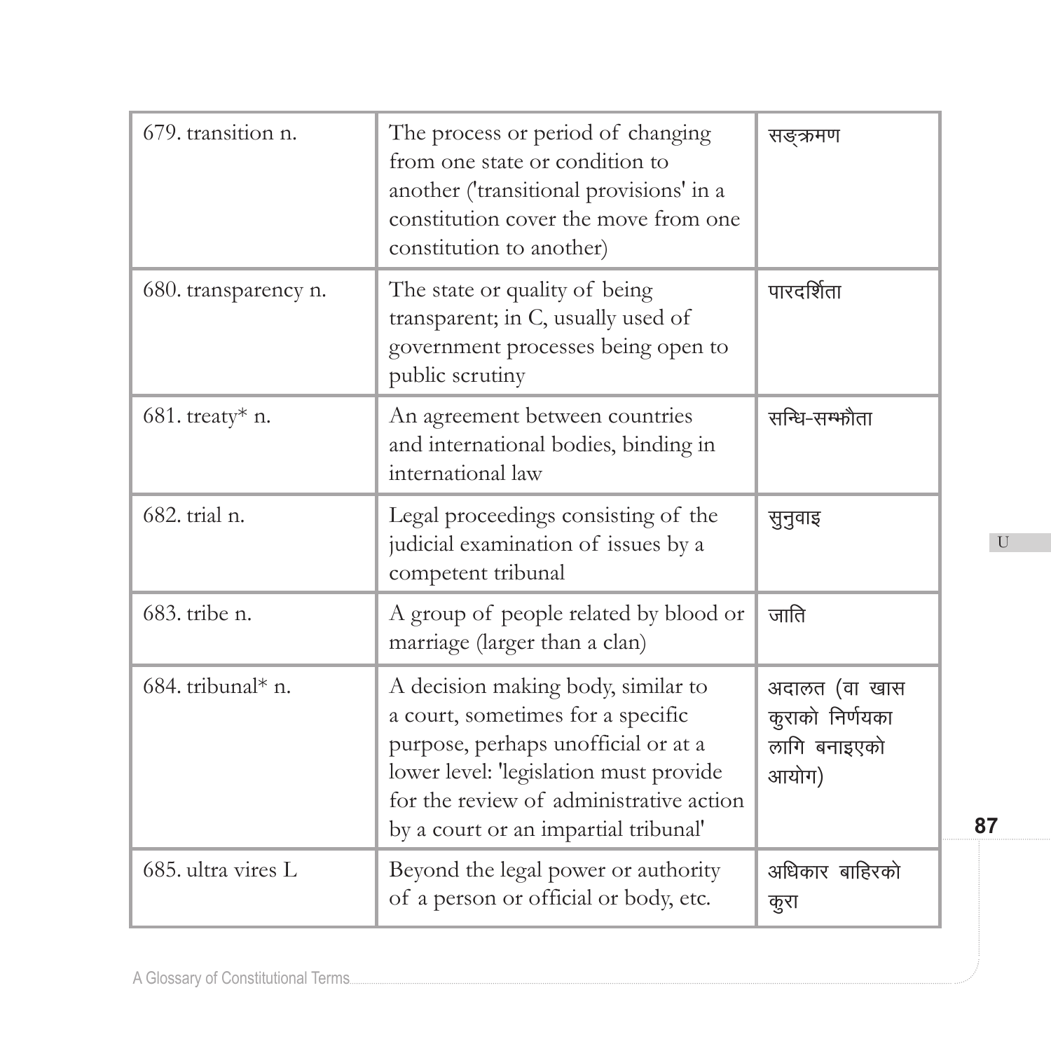| 679. transition n. | The process or period of changing from one state or condition to another ('transitional provisions' in a constitution cover the move from one constitution to another) | सङ्क्रमण |
|---|---|---|
| 680. transparency n. | The state or quality of being transparent; in C, usually used of government processes being open to public scrutiny | पारदर्शिता |
| 681. treaty* n. | An agreement between countries and international bodies, binding in international law | सन्धि-सम्झौता |
| 682. trial n. | Legal proceedings consisting of the judicial examination of issues by a competent tribunal | सुनुवाइ |
| 683. tribe n. | A group of people related by blood or marriage (larger than a clan) | जाति |
| 684. tribunal* n. | A decision making body, similar to a court, sometimes for a specific purpose, perhaps unofficial or at a lower level: 'legislation must provide for the review of administrative action by a court or an impartial tribunal' | अदालत (वा खास कुराको निर्णयका लागि बनाइएको आयोग) |
| 685. ultra vires L | Beyond the legal power or authority of a person or official or body, etc. | अधिकार बाहिरको कुरा |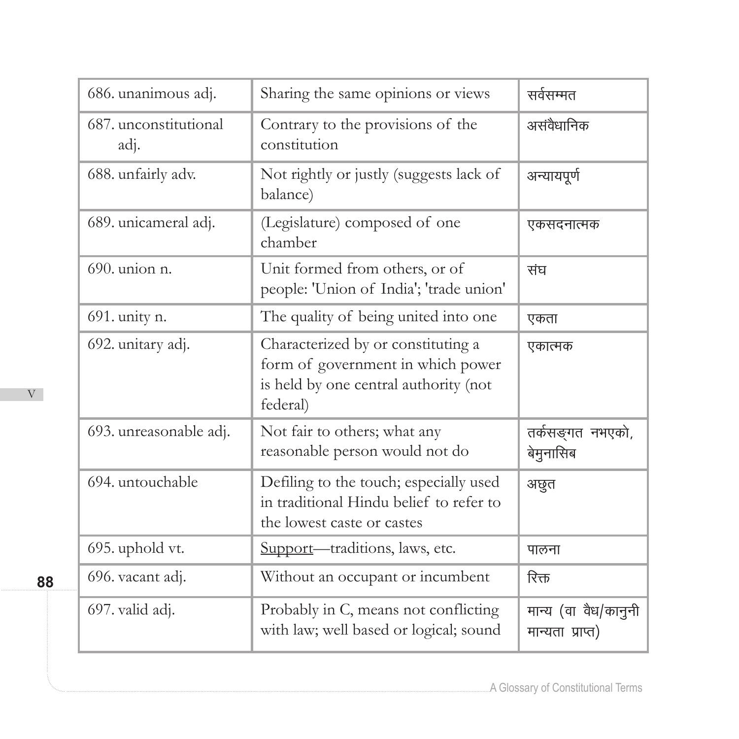| 686. unanimous adj. | Sharing the same opinions or views | सर्वसम्मत |
|---|---|---|
| 687. unconstitutional adj. | Contrary to the provisions of the constitution | असंवैधानिक |
| 688. unfairly adv. | Not rightly or justly (suggests lack of balance) | अन्यायपूर्ण |
| 689. unicameral adj. | (Legislature) composed of one chamber | एकसदनात्मक |
| 690. union n. | Unit formed from others, or of people: 'Union of India'; 'trade union' | संघ |
| 691. unity n. | The quality of being united into one | एकता |
| 692. unitary adj. | Characterized by or constituting a form of government in which power is held by one central authority (not federal) | एकात्मक |
| 693. unreasonable adj. | Not fair to others; what any reasonable person would not do | तर्कसङ्गत नभएको, बेमुनासिब |
| 694. untouchable | Defiling to the touch; especially used in traditional Hindu belief to refer to the lowest caste or castes | अछुत |
| 695. uphold vt. | Support—traditions, laws, etc. | पालना |
| 696. vacant adj. | Without an occupant or incumbent | रिक्त |
| 697. valid adj. | Probably in C, means not conflicting with law; well based or logical; sound | मान्य (वा वैध/कानुनी मान्यता प्राप्त) |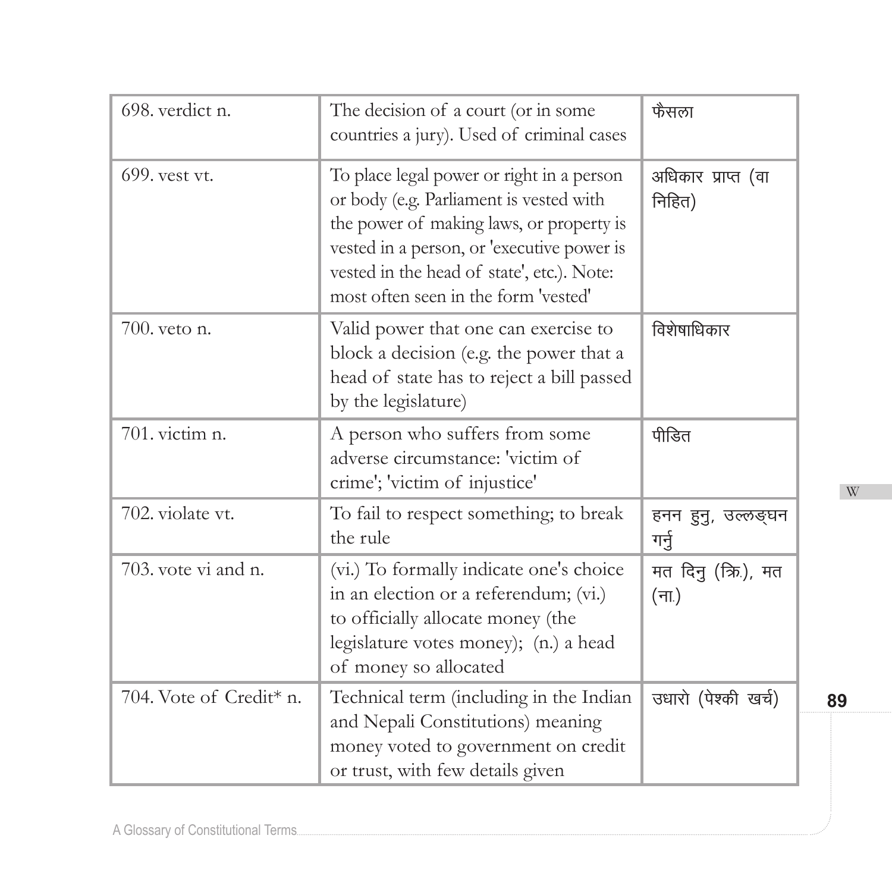| 698. verdict n. | The decision of a court (or in some countries a jury). Used of criminal cases | फैसला |
|---|---|---|
| 699. vest vt. | To place legal power or right in a person or body (e.g. Parliament is vested with the power of making laws, or property is vested in a person, or 'executive power is vested in the head of state', etc.). Note: most often seen in the form 'vested' | अधिकार प्राप्त (वा निहित) |
| 700. veto n. | Valid power that one can exercise to block a decision (e.g. the power that a head of state has to reject a bill passed by the legislature) | विशेषाधिकार |
| 701. victim n. | A person who suffers from some adverse circumstance: 'victim of crime'; 'victim of injustice' | पीडित |
| 702. violate vt. | To fail to respect something; to break the rule | हनन हुनु, उल्लङ्घन गर्नु |
| 703. vote vi and n. | (vi.) To formally indicate one's choice in an election or a referendum; (vi.) to officially allocate money (the legislature votes money); (n.) a head of money so allocated | मत दिनु (क्रि.), मत (ना.) |
| 704. Vote of Credit* n. | Technical term (including in the Indian and Nepali Constitutions) meaning money voted to government on credit or trust, with few details given | उधारो (पेश्की खर्च) |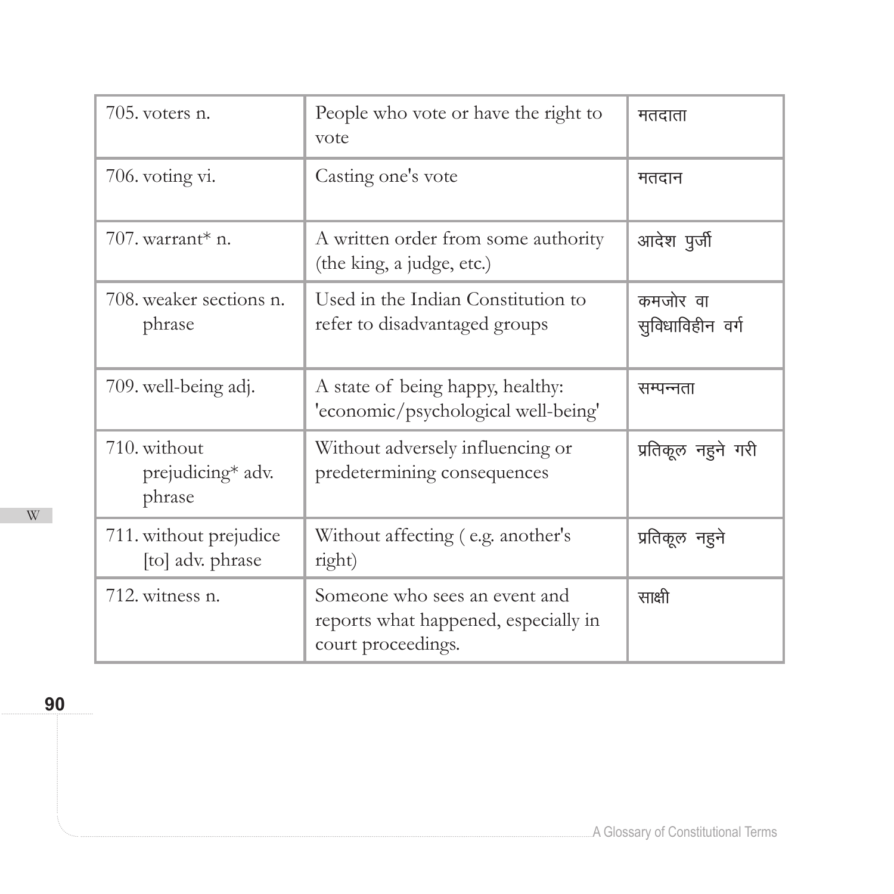| 705. voters n. | People who vote or have the right to vote | मतदाता |
|---|---|---|
| 706. voting vi. | Casting one's vote | मतदान |
| 707. warrant* n. | A written order from some authority (the king, a judge, etc.) | आदेश पुर्जी |
| 708. weaker sections n. phrase | Used in the Indian Constitution to refer to disadvantaged groups | कमजोर वा सुविधाविहीन वर्ग |
| 709. well-being adj. | A state of being happy, healthy: 'economic/psychological well-being' | सम्पन्नता |
| 710. without prejudicing* adv. phrase | Without adversely influencing or predetermining consequences | प्रतिकूल नहुने गरी |
| 711. without prejudice [to] adv. phrase | Without affecting ( e.g. another's right) | प्रतिकूल नहुने |
| 712. witness n. | Someone who sees an event and reports what happened, especially in court proceedings. | साक्षी |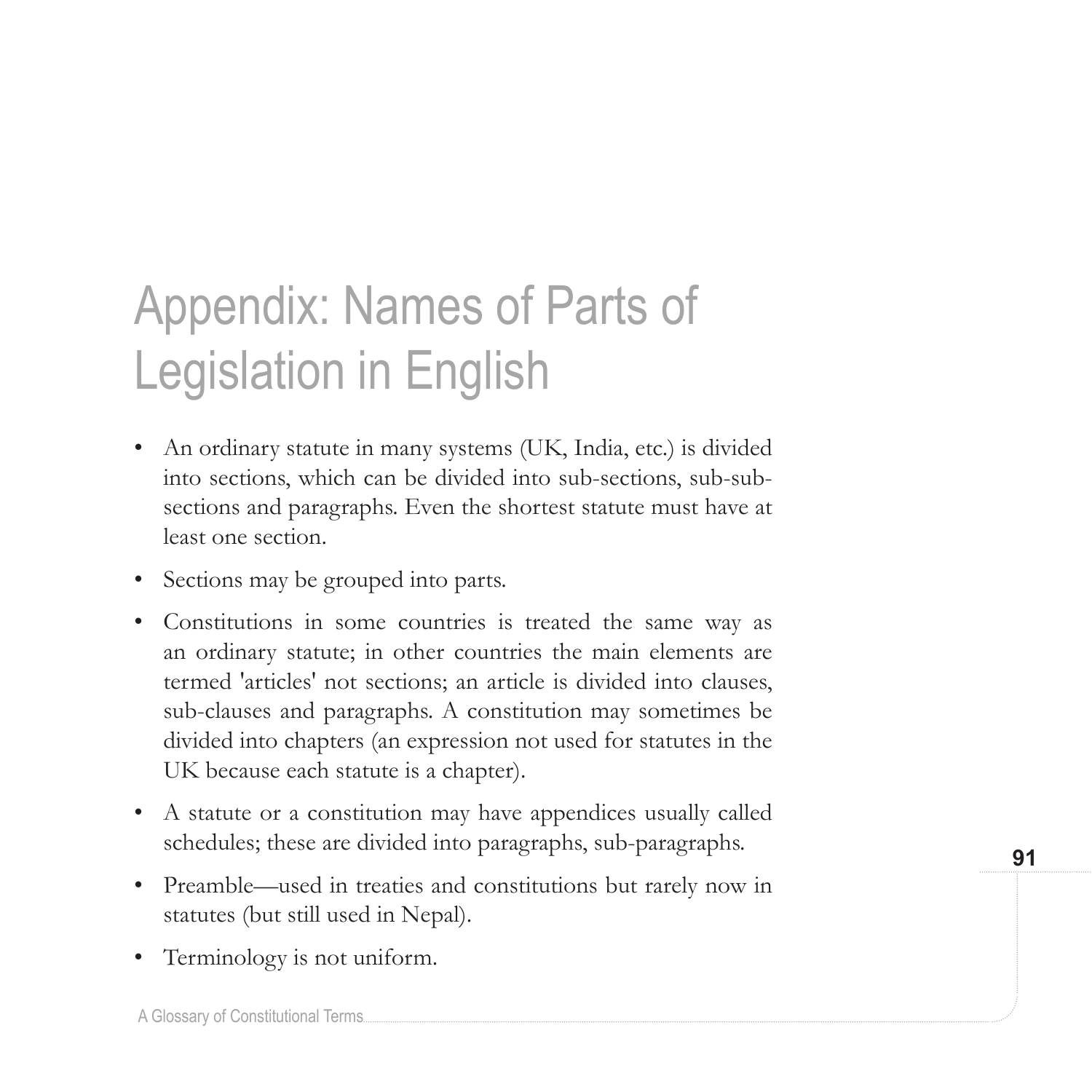# Appendix: Names of Parts of Legislation in English

- An ordinary statute in many systems (UK, India, etc.) is divided into sections, which can be divided into sub-sections, sub-sub-sections and paragraphs. Even the shortest statute must have at least one section.
- Sections may be grouped into parts.
- Constitutions in some countries is treated the same way as an ordinary statute; in other countries the main elements are termed 'articles' not sections; an article is divided into clauses, sub-clauses and paragraphs. A constitution may sometimes be divided into chapters (an expression not used for statutes in the UK because each statute is a chapter).
- A statute or a constitution may have appendices usually called schedules; these are divided into paragraphs, sub-paragraphs.
- Preamble—used in treaties and constitutions but rarely now in statutes (but still used in Nepal).
- Terminology is not uniform.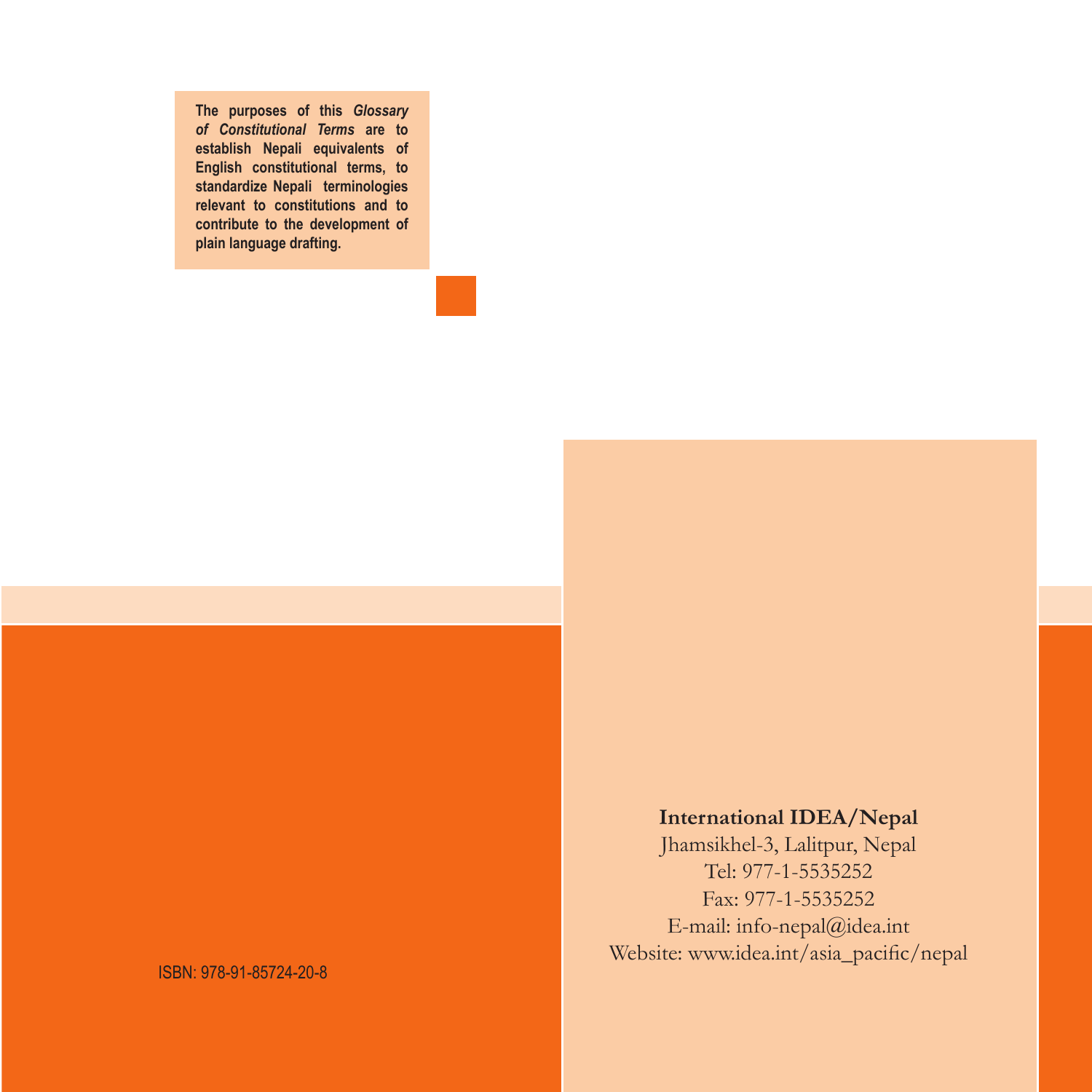**The purposes of this *Glossary of Constitutional Terms* are to establish Nepali equivalents of English constitutional terms, to standardize Nepali terminologies relevant to constitutions and to contribute to the development of plain language drafting.**

ISBN: 978-91-85724-20-8

**International IDEA/Nepal**
Jhamsikhel-3, Lalitpur, Nepal
Tel: 977-1-5535252
Fax: 977-1-5535252
E-mail: info-nepal@idea.int
Website: www.idea.int/asia_pacific/nepal